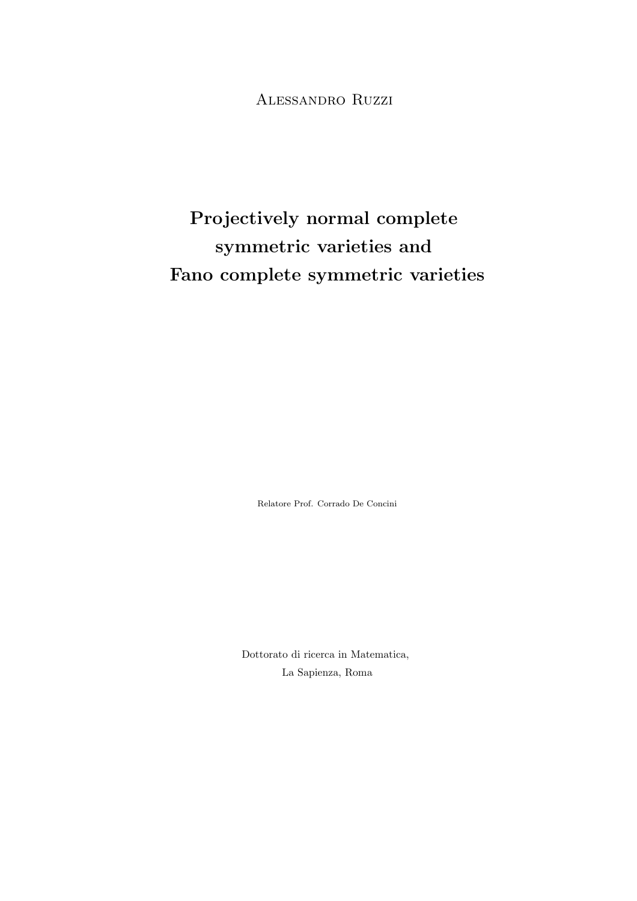Alessandro Ruzzi

# Projectively normal complete symmetric varieties and Fano complete symmetric varieties

Relatore Prof. Corrado De Concini

Dottorato di ricerca in Matematica,

La Sapienza, Roma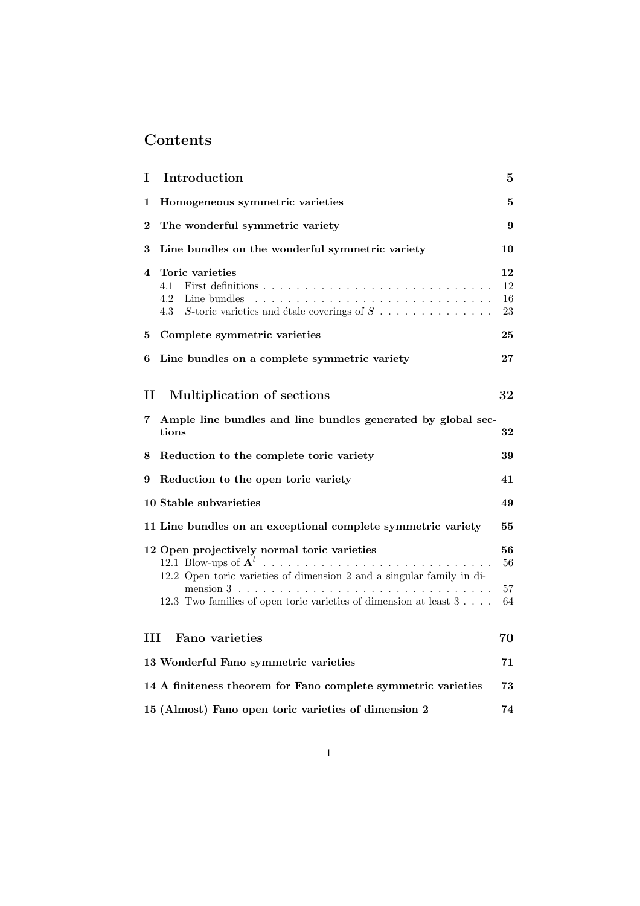# Contents

| | | |
|---|---|---|
| **I** | **Introduction** | **5** |
| **1** | **Homogeneous symmetric varieties** | **5** |
| **2** | **The wonderful symmetric variety** | **9** |
| **3** | **Line bundles on the wonderful symmetric variety** | **10** |
| **4** | **Toric varieties** | **12** |
| | 4.1 First definitions | 12 |
| | 4.2 Line bundles | 16 |
| | 4.3 $S$-toric varieties and étale coverings of $S$ | 23 |
| **5** | **Complete symmetric varieties** | **25** |
| **6** | **Line bundles on a complete symmetric variety** | **27** |
| **II** | **Multiplication of sections** | **32** |
| **7** | **Ample line bundles and line bundles generated by global sections** | **32** |
| **8** | **Reduction to the complete toric variety** | **39** |
| **9** | **Reduction to the open toric variety** | **41** |
| **10** | **Stable subvarieties** | **49** |
| **11** | **Line bundles on an exceptional complete symmetric variety** | **55** |
| **12** | **Open projectively normal toric varieties** | **56** |
| | 12.1 Blow-ups of $\mathbf{A}^l$ | 56 |
| | 12.2 Open toric varieties of dimension 2 and a singular family in dimension 3 | 57 |
| | 12.3 Two families of open toric varieties of dimension at least 3 | 64 |
| **III** | **Fano varieties** | **70** |
| **13** | **Wonderful Fano symmetric varieties** | **71** |
| **14** | **A finiteness theorem for Fano complete symmetric varieties** | **73** |
| **15** | **(Almost) Fano open toric varieties of dimension 2** | **74** |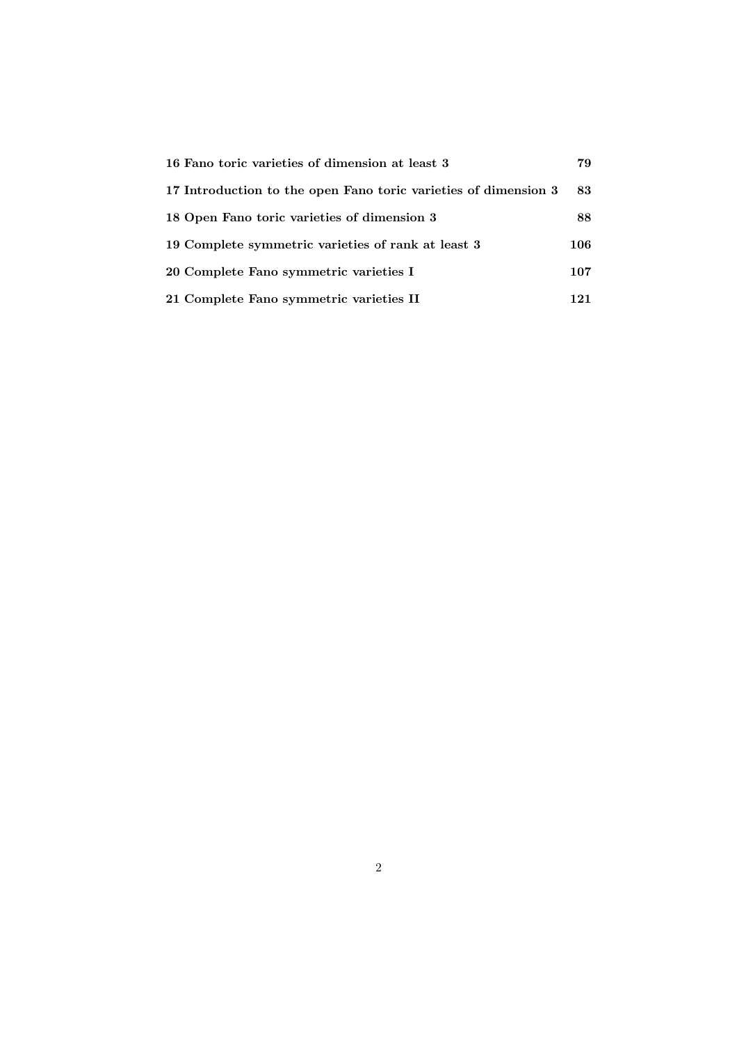**16 Fano toric varieties of dimension at least 3** **79**

**17 Introduction to the open Fano toric varieties of dimension 3** **83**

**18 Open Fano toric varieties of dimension 3** **88**

**19 Complete symmetric varieties of rank at least 3** **106**

**20 Complete Fano symmetric varieties I** **107**

**21 Complete Fano symmetric varieties II** **121**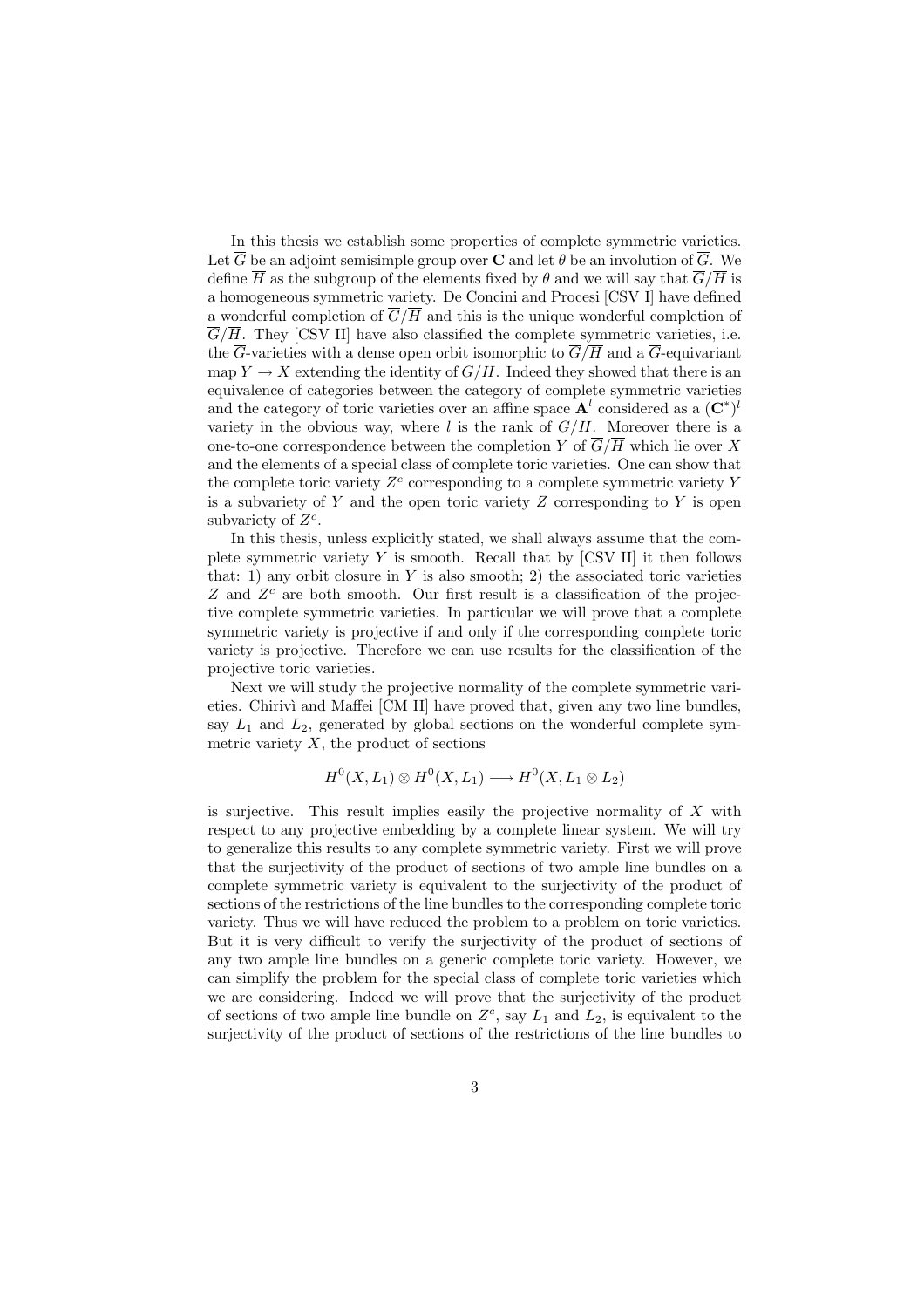In this thesis we establish some properties of complete symmetric varieties. Let $\overline{G}$ be an adjoint semisimple group over $\mathbf{C}$ and let $\theta$ be an involution of $\overline{G}$. We define $\overline{H}$ as the subgroup of the elements fixed by $\theta$ and we will say that $\overline{G}/\overline{H}$ is a homogeneous symmetric variety. De Concini and Procesi [CSV I] have defined a wonderful completion of $\overline{G}/\overline{H}$ and this is the unique wonderful completion of $\overline{G}/\overline{H}$. They [CSV II] have also classified the complete symmetric varieties, i.e. the $\overline{G}$-varieties with a dense open orbit isomorphic to $\overline{G}/\overline{H}$ and a $\overline{G}$-equivariant map $Y \to X$ extending the identity of $\overline{G}/\overline{H}$. Indeed they showed that there is an equivalence of categories between the category of complete symmetric varieties and the category of toric varieties over an affine space $\mathbf{A}^l$ considered as a $(\mathbf{C}^*)^l$ variety in the obvious way, where $l$ is the rank of $G/H$. Moreover there is a one-to-one correspondence between the completion $Y$ of $\overline{G}/\overline{H}$ which lie over $X$ and the elements of a special class of complete toric varieties. One can show that the complete toric variety $Z^c$ corresponding to a complete symmetric variety $Y$ is a subvariety of $Y$ and the open toric variety $Z$ corresponding to $Y$ is open subvariety of $Z^c$.

In this thesis, unless explicitly stated, we shall always assume that the complete symmetric variety $Y$ is smooth. Recall that by [CSV II] it then follows that: 1) any orbit closure in $Y$ is also smooth; 2) the associated toric varieties $Z$ and $Z^c$ are both smooth. Our first result is a classification of the projective complete symmetric varieties. In particular we will prove that a complete symmetric variety is projective if and only if the corresponding complete toric variety is projective. Therefore we can use results for the classification of the projective toric varieties.

Next we will study the projective normality of the complete symmetric varieties. Chirivì and Maffei [CM II] have proved that, given any two line bundles, say $L_1$ and $L_2$, generated by global sections on the wonderful complete symmetric variety $X$, the product of sections

$$H^0(X, L_1) \otimes H^0(X, L_1) \longrightarrow H^0(X, L_1 \otimes L_2)$$

is surjective. This result implies easily the projective normality of $X$ with respect to any projective embedding by a complete linear system. We will try to generalize this results to any complete symmetric variety. First we will prove that the surjectivity of the product of sections of two ample line bundles on a complete symmetric variety is equivalent to the surjectivity of the product of sections of the restrictions of the line bundles to the corresponding complete toric variety. Thus we will have reduced the problem to a problem on toric varieties. But it is very difficult to verify the surjectivity of the product of sections of any two ample line bundles on a generic complete toric variety. However, we can simplify the problem for the special class of complete toric varieties which we are considering. Indeed we will prove that the surjectivity of the product of sections of two ample line bundle on $Z^c$, say $L_1$ and $L_2$, is equivalent to the surjectivity of the product of sections of the restrictions of the line bundles to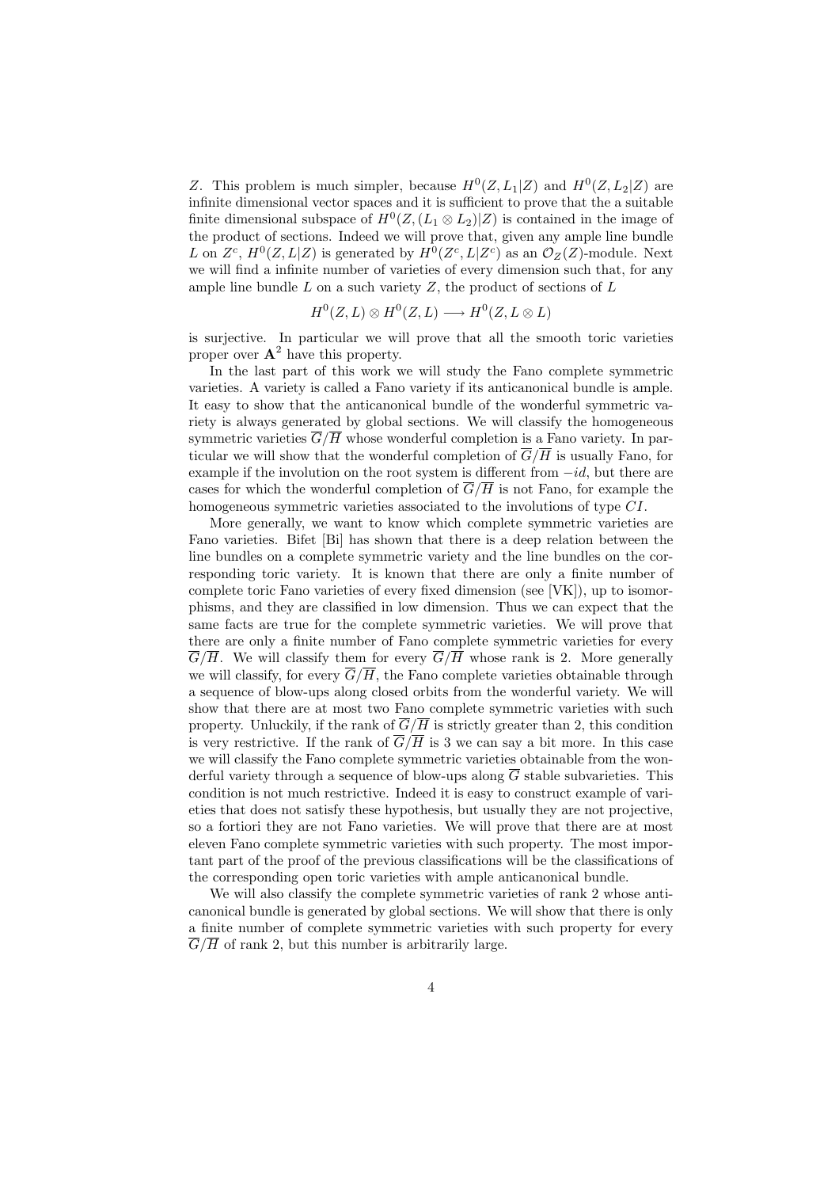$Z$. This problem is much simpler, because $H^0(Z, L_1|Z)$ and $H^0(Z, L_2|Z)$ are infinite dimensional vector spaces and it is sufficient to prove that the a suitable finite dimensional subspace of $H^0(Z, (L_1 \otimes L_2)|Z)$ is contained in the image of the product of sections. Indeed we will prove that, given any ample line bundle $L$ on $Z^c$, $H^0(Z, L|Z)$ is generated by $H^0(Z^c, L|Z^c)$ as an $\mathcal{O}_Z(Z)$-module. Next we will find a infinite number of varieties of every dimension such that, for any ample line bundle $L$ on a such variety $Z$, the product of sections of $L$

$$H^0(Z, L) \otimes H^0(Z, L) \longrightarrow H^0(Z, L \otimes L)$$

is surjective. In particular we will prove that all the smooth toric varieties proper over $\mathbf{A}^2$ have this property.

In the last part of this work we will study the Fano complete symmetric varieties. A variety is called a Fano variety if its anticanonical bundle is ample. It easy to show that the anticanonical bundle of the wonderful symmetric variety is always generated by global sections. We will classify the homogeneous symmetric varieties $\overline{G}/\overline{H}$ whose wonderful completion is a Fano variety. In particular we will show that the wonderful completion of $\overline{G}/\overline{H}$ is usually Fano, for example if the involution on the root system is different from $-id$, but there are cases for which the wonderful completion of $\overline{G}/\overline{H}$ is not Fano, for example the homogeneous symmetric varieties associated to the involutions of type $CI$.

More generally, we want to know which complete symmetric varieties are Fano varieties. Bifet [Bi] has shown that there is a deep relation between the line bundles on a complete symmetric variety and the line bundles on the corresponding toric variety. It is known that there are only a finite number of complete toric Fano varieties of every fixed dimension (see [VK]), up to isomorphisms, and they are classified in low dimension. Thus we can expect that the same facts are true for the complete symmetric varieties. We will prove that there are only a finite number of Fano complete symmetric varieties for every $\overline{G}/\overline{H}$. We will classify them for every $\overline{G}/\overline{H}$ whose rank is 2. More generally we will classify, for every $\overline{G}/\overline{H}$, the Fano complete varieties obtainable through a sequence of blow-ups along closed orbits from the wonderful variety. We will show that there are at most two Fano complete symmetric varieties with such property. Unluckily, if the rank of $\overline{G}/\overline{H}$ is strictly greater than 2, this condition is very restrictive. If the rank of $\overline{G}/\overline{H}$ is 3 we can say a bit more. In this case we will classify the Fano complete symmetric varieties obtainable from the wonderful variety through a sequence of blow-ups along $\overline{G}$ stable subvarieties. This condition is not much restrictive. Indeed it is easy to construct example of varieties that does not satisfy these hypothesis, but usually they are not projective, so a fortiori they are not Fano varieties. We will prove that there are at most eleven Fano complete symmetric varieties with such property. The most important part of the proof of the previous classifications will be the classifications of the corresponding open toric varieties with ample anticanonical bundle.

We will also classify the complete symmetric varieties of rank 2 whose anticanonical bundle is generated by global sections. We will show that there is only a finite number of complete symmetric varieties with such property for every $\overline{G}/\overline{H}$ of rank 2, but this number is arbitrarily large.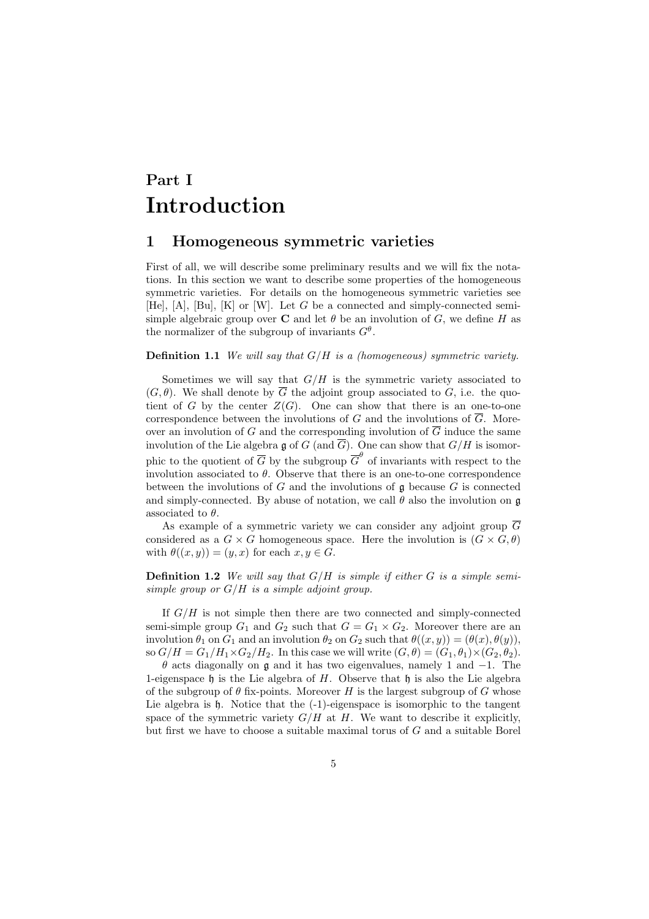# Part I
# Introduction

## 1 Homogeneous symmetric varieties

First of all, we will describe some preliminary results and we will fix the notations. In this section we want to describe some properties of the homogeneous symmetric varieties. For details on the homogeneous symmetric varieties see [He], [A], [Bu], [K] or [W]. Let $G$ be a connected and simply-connected semi-simple algebraic group over $\mathbf{C}$ and let $\theta$ be an involution of $G$, we define $H$ as the normalizer of the subgroup of invariants $G^{\theta}$.

**Definition 1.1** *We will say that $G/H$ is a (homogeneous) symmetric variety.*

Sometimes we will say that $G/H$ is the symmetric variety associated to $(G, \theta)$. We shall denote by $\overline{G}$ the adjoint group associated to $G$, i.e. the quotient of $G$ by the center $Z(G)$. One can show that there is an one-to-one correspondence between the involutions of $G$ and the involutions of $\overline{G}$. Moreover an involution of $G$ and the corresponding involution of $\overline{G}$ induce the same involution of the Lie algebra $\mathfrak{g}$ of $G$ (and $\overline{G}$). One can show that $G/H$ is isomorphic to the quotient of $\overline{G}$ by the subgroup $\overline{G}^{\theta}$ of invariants with respect to the involution associated to $\theta$. Observe that there is an one-to-one correspondence between the involutions of $G$ and the involutions of $\mathfrak{g}$ because $G$ is connected and simply-connected. By abuse of notation, we call $\theta$ also the involution on $\mathfrak{g}$ associated to $\theta$.

As example of a symmetric variety we can consider any adjoint group $\overline{G}$ considered as a $G \times G$ homogeneous space. Here the involution is $(G \times G, \theta)$ with $\theta((x, y)) = (y, x)$ for each $x, y \in G$.

**Definition 1.2** *We will say that $G/H$ is simple if either $G$ is a simple semi-simple group or $G/H$ is a simple adjoint group.*

If $G/H$ is not simple then there are two connected and simply-connected semi-simple group $G_1$ and $G_2$ such that $G = G_1 \times G_2$. Moreover there are an involution $\theta_1$ on $G_1$ and an involution $\theta_2$ on $G_2$ such that $\theta((x, y)) = (\theta(x), \theta(y))$, so $G/H = G_1/H_1 \times G_2/H_2$. In this case we will write $(G, \theta) = (G_1, \theta_1) \times (G_2, \theta_2)$.

$\theta$ acts diagonally on $\mathfrak{g}$ and it has two eigenvalues, namely 1 and $-1$. The 1-eigenspace $\mathfrak{h}$ is the Lie algebra of $H$. Observe that $\mathfrak{h}$ is also the Lie algebra of the subgroup of $\theta$ fix-points. Moreover $H$ is the largest subgroup of $G$ whose Lie algebra is $\mathfrak{h}$. Notice that the (-1)-eigenspace is isomorphic to the tangent space of the symmetric variety $G/H$ at $H$. We want to describe it explicitly, but first we have to choose a suitable maximal torus of $G$ and a suitable Borel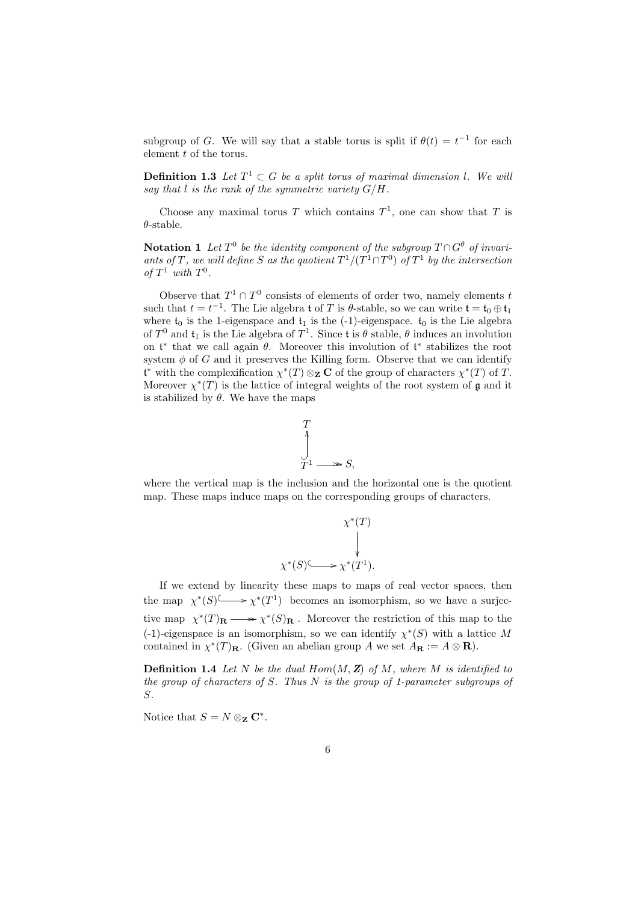subgroup of $G$. We will say that a stable torus is split if $\theta(t) = t^{-1}$ for each element $t$ of the torus.

**Definition 1.3** *Let $T^1 \subset G$ be a split torus of maximal dimension $l$. We will say that $l$ is the rank of the symmetric variety $G/H$.*

Choose any maximal torus $T$ which contains $T^1$, one can show that $T$ is $\theta$-stable.

**Notation 1** *Let $T^0$ be the identity component of the subgroup $T \cap G^\theta$ of invariants of $T$, we will define $S$ as the quotient $T^1/(T^1 \cap T^0)$ of $T^1$ by the intersection of $T^1$ with $T^0$.*

Observe that $T^1 \cap T^0$ consists of elements of order two, namely elements $t$ such that $t = t^{-1}$. The Lie algebra $\mathfrak{t}$ of $T$ is $\theta$-stable, so we can write $\mathfrak{t} = \mathfrak{t}_0 \oplus \mathfrak{t}_1$ where $\mathfrak{t}_0$ is the 1-eigenspace and $\mathfrak{t}_1$ is the (-1)-eigenspace. $\mathfrak{t}_0$ is the Lie algebra of $T^0$ and $\mathfrak{t}_1$ is the Lie algebra of $T^1$. Since $\mathfrak{t}$ is $\theta$ stable, $\theta$ induces an involution on $\mathfrak{t}^*$ that we call again $\theta$. Moreover this involution of $\mathfrak{t}^*$ stabilizes the root system $\phi$ of $G$ and it preserves the Killing form. Observe that we can identify $\mathfrak{t}^*$ with the complexification $\chi^*(T) \otimes_{\mathbf{Z}} \mathbf{C}$ of the group of characters $\chi^*(T)$ of $T$. Moreover $\chi^*(T)$ is the lattice of integral weights of the root system of $\mathfrak{g}$ and it is stabilized by $\theta$. We have the maps

$$
\begin{array}{ccc}
 & & T \\
 & & \uparrow \\
 & & T^1 \twoheadrightarrow S,
\end{array}
$$

where the vertical map is the inclusion and the horizontal one is the quotient map. These maps induce maps on the corresponding groups of characters.

$$
\begin{array}{ccc}
 & & \chi^*(T) \\
 & & \downarrow \\
\chi^*(S) & \hookrightarrow & \chi^*(T^1).
\end{array}
$$

If we extend by linearity these maps to maps of real vector spaces, then the map $\chi^*(S) \hookrightarrow \chi^*(T^1)$ becomes an isomorphism, so we have a surjective map $\chi^*(T)_{\mathbf{R}} \twoheadrightarrow \chi^*(S)_{\mathbf{R}}$. Moreover the restriction of this map to the (-1)-eigenspace is an isomorphism, so we can identify $\chi^*(S)$ with a lattice $M$ contained in $\chi^*(T)_{\mathbf{R}}$. (Given an abelian group $A$ we set $A_{\mathbf{R}} := A \otimes \mathbf{R}$).

**Definition 1.4** *Let $N$ be the dual $Hom(M, \mathbf{Z})$ of $M$, where $M$ is identified to the group of characters of $S$. Thus $N$ is the group of 1-parameter subgroups of $S$.*

Notice that $S = N \otimes_{\mathbf{Z}} \mathbf{C}^*$.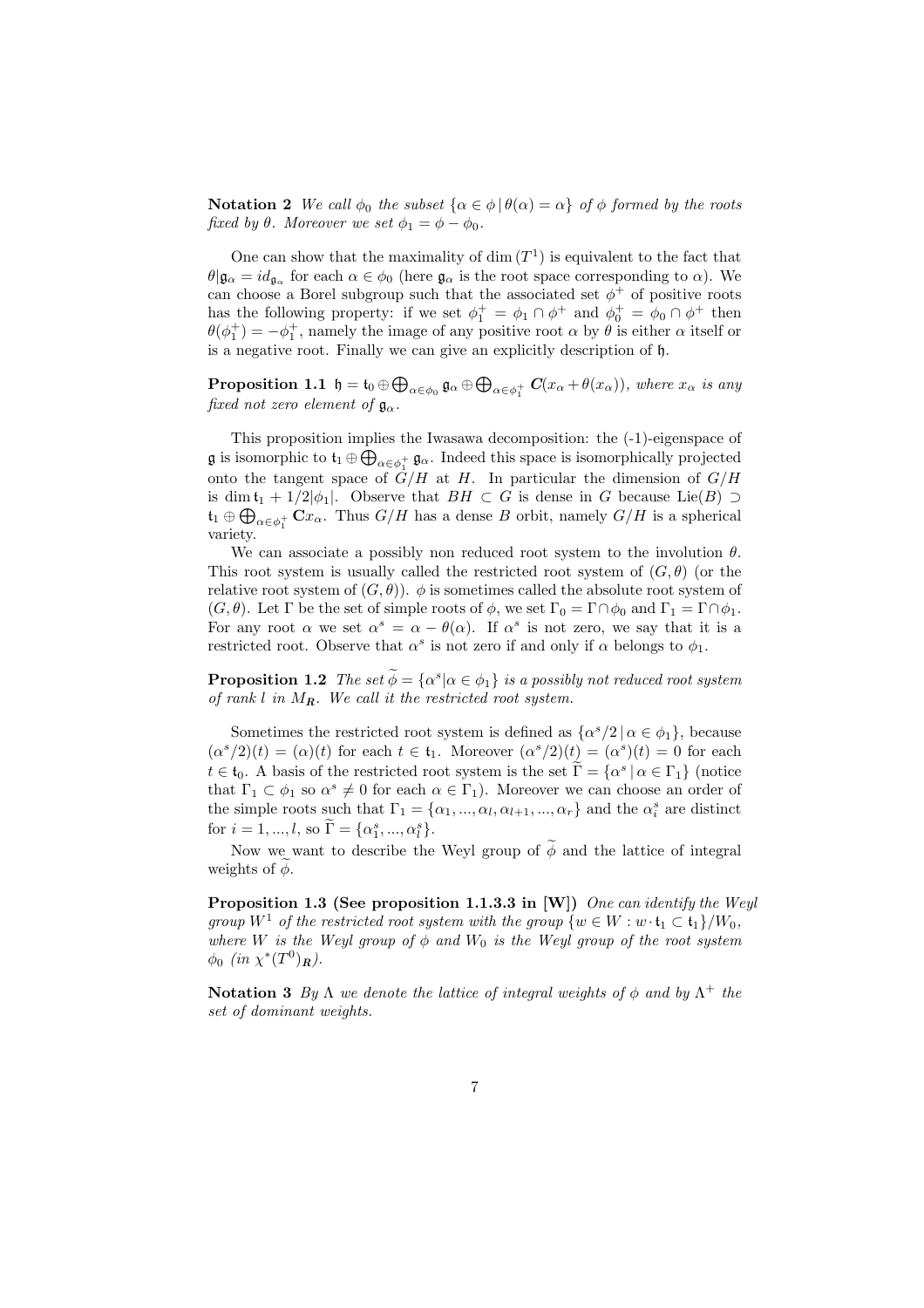**Notation 2** *We call $\phi_0$ the subset $\{\alpha \in \phi \,|\, \theta(\alpha) = \alpha\}$ of $\phi$ formed by the roots fixed by $\theta$. Moreover we set $\phi_1 = \phi - \phi_0$.*

One can show that the maximality of $\dim(T^1)$ is equivalent to the fact that $\theta|\mathfrak{g}_\alpha = id_{\mathfrak{g}_\alpha}$ for each $\alpha \in \phi_0$ (here $\mathfrak{g}_\alpha$ is the root space corresponding to $\alpha$). We can choose a Borel subgroup such that the associated set $\phi^+$ of positive roots has the following property: if we set $\phi_1^+ = \phi_1 \cap \phi^+$ and $\phi_0^+ = \phi_0 \cap \phi^+$ then $\theta(\phi_1^+) = -\phi_1^+$, namely the image of any positive root $\alpha$ by $\theta$ is either $\alpha$ itself or is a negative root. Finally we can give an explicitly description of $\mathfrak{h}$.

**Proposition 1.1** $\mathfrak{h} = \mathfrak{t}_0 \oplus \bigoplus_{\alpha \in \phi_0} \mathfrak{g}_\alpha \oplus \bigoplus_{\alpha \in \phi_1^+} \boldsymbol{C}(x_\alpha + \theta(x_\alpha))$, *where $x_\alpha$ is any fixed not zero element of $\mathfrak{g}_\alpha$.*

This proposition implies the Iwasawa decomposition: the (-1)-eigenspace of $\mathfrak{g}$ is isomorphic to $\mathfrak{t}_1 \oplus \bigoplus_{\alpha \in \phi_1^+} \mathfrak{g}_\alpha$. Indeed this space is isomorphically projected onto the tangent space of $G/H$ at $H$. In particular the dimension of $G/H$ is $\dim \mathfrak{t}_1 + 1/2|\phi_1|$. Observe that $BH \subset G$ is dense in $G$ because $\mathrm{Lie}(B) \supset \mathfrak{t}_1 \oplus \bigoplus_{\alpha \in \phi_1^+} \mathbf{C}x_\alpha$. Thus $G/H$ has a dense $B$ orbit, namely $G/H$ is a spherical variety.

We can associate a possibly non reduced root system to the involution $\theta$. This root system is usually called the restricted root system of $(G, \theta)$ (or the relative root system of $(G, \theta)$). $\phi$ is sometimes called the absolute root system of $(G, \theta)$. Let $\Gamma$ be the set of simple roots of $\phi$, we set $\Gamma_0 = \Gamma \cap \phi_0$ and $\Gamma_1 = \Gamma \cap \phi_1$. For any root $\alpha$ we set $\alpha^s = \alpha - \theta(\alpha)$. If $\alpha^s$ is not zero, we say that it is a restricted root. Observe that $\alpha^s$ is not zero if and only if $\alpha$ belongs to $\phi_1$.

**Proposition 1.2** *The set $\widetilde{\phi} = \{\alpha^s | \alpha \in \phi_1\}$ is a possibly not reduced root system of rank $l$ in $M_{\boldsymbol{R}}$. We call it the restricted root system.*

Sometimes the restricted root system is defined as $\{\alpha^s/2 \,|\, \alpha \in \phi_1\}$, because $(\alpha^s/2)(t) = (\alpha)(t)$ for each $t \in \mathfrak{t}_1$. Moreover $(\alpha^s/2)(t) = (\alpha^s)(t) = 0$ for each $t \in \mathfrak{t}_0$. A basis of the restricted root system is the set $\widetilde{\Gamma} = \{\alpha^s \,|\, \alpha \in \Gamma_1\}$ (notice that $\Gamma_1 \subset \phi_1$ so $\alpha^s \neq 0$ for each $\alpha \in \Gamma_1$). Moreover we can choose an order of the simple roots such that $\Gamma_1 = \{\alpha_1, ..., \alpha_l, \alpha_{l+1}, ..., \alpha_r\}$ and the $\alpha_i^s$ are distinct for $i = 1, ..., l$, so $\widetilde{\Gamma} = \{\alpha_1^s, ..., \alpha_l^s\}$.

Now we want to describe the Weyl group of $\widetilde{\phi}$ and the lattice of integral weights of $\widetilde{\phi}$.

**Proposition 1.3 (See proposition 1.1.3.3 in [W])** *One can identify the Weyl group $W^1$ of the restricted root system with the group $\{w \in W : w \cdot \mathfrak{t}_1 \subset \mathfrak{t}_1\}/W_0$, where $W$ is the Weyl group of $\phi$ and $W_0$ is the Weyl group of the root system $\phi_0$ (in $\chi^*(T^0)_{\boldsymbol{R}}$).*

**Notation 3** *By $\Lambda$ we denote the lattice of integral weights of $\phi$ and by $\Lambda^+$ the set of dominant weights.*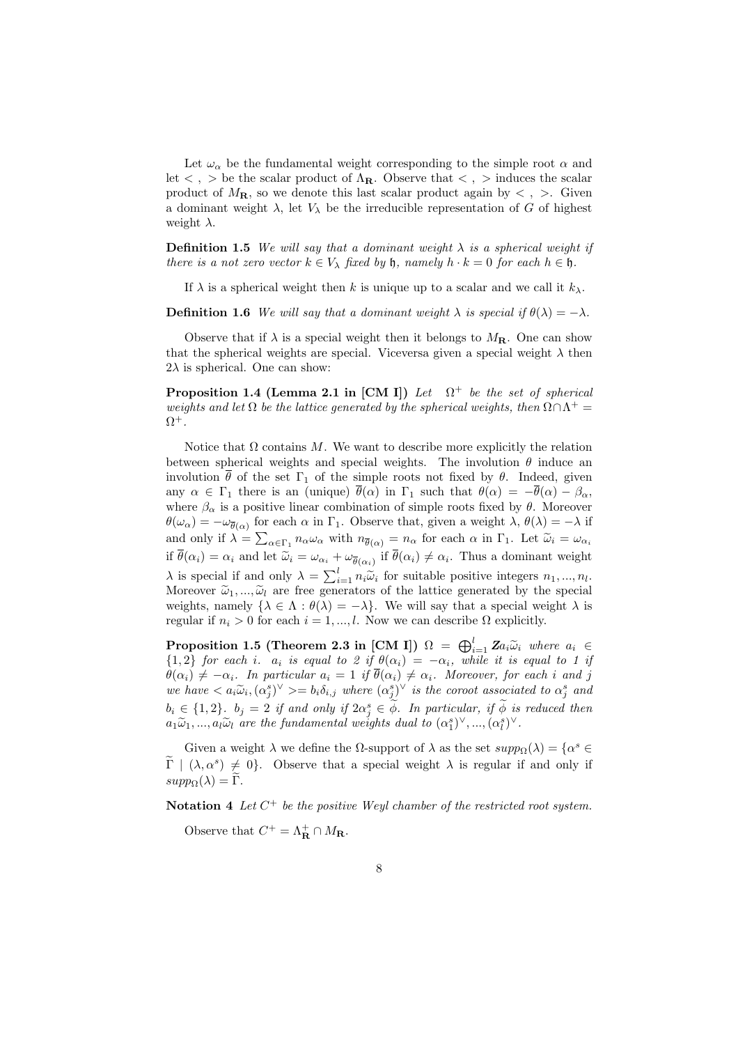Let $\omega_\alpha$ be the fundamental weight corresponding to the simple root $\alpha$ and let $< \, , \, >$ be the scalar product of $\Lambda_{\mathbf{R}}$. Observe that $< \, , \, >$ induces the scalar product of $M_{\mathbf{R}}$, so we denote this last scalar product again by $< \, , \, >$. Given a dominant weight $\lambda$, let $V_\lambda$ be the irreducible representation of $G$ of highest weight $\lambda$.

**Definition 1.5** *We will say that a dominant weight $\lambda$ is a spherical weight if there is a not zero vector $k \in V_\lambda$ fixed by $\mathfrak{h}$, namely $h \cdot k = 0$ for each $h \in \mathfrak{h}$.*

If $\lambda$ is a spherical weight then $k$ is unique up to a scalar and we call it $k_\lambda$.

**Definition 1.6** *We will say that a dominant weight $\lambda$ is special if $\theta(\lambda) = -\lambda$.*

Observe that if $\lambda$ is a special weight then it belongs to $M_{\mathbf{R}}$. One can show that the spherical weights are special. Viceversa given a special weight $\lambda$ then $2\lambda$ is spherical. One can show:

**Proposition 1.4 (Lemma 2.1 in [CM I])** *Let $\Omega^+$ be the set of spherical weights and let $\Omega$ be the lattice generated by the spherical weights, then $\Omega \cap \Lambda^+ = \Omega^+$.*

Notice that $\Omega$ contains $M$. We want to describe more explicitly the relation between spherical weights and special weights. The involution $\theta$ induce an involution $\overline{\theta}$ of the set $\Gamma_1$ of the simple roots not fixed by $\theta$. Indeed, given any $\alpha \in \Gamma_1$ there is an (unique) $\overline{\theta}(\alpha)$ in $\Gamma_1$ such that $\theta(\alpha) = -\overline{\theta}(\alpha) - \beta_\alpha$, where $\beta_\alpha$ is a positive linear combination of simple roots fixed by $\theta$. Moreover $\theta(\omega_\alpha) = -\omega_{\overline{\theta}(\alpha)}$ for each $\alpha$ in $\Gamma_1$. Observe that, given a weight $\lambda$, $\theta(\lambda) = -\lambda$ if and only if $\lambda = \sum_{\alpha \in \Gamma_1} n_\alpha \omega_\alpha$ with $n_{\overline{\theta}(\alpha)} = n_\alpha$ for each $\alpha$ in $\Gamma_1$. Let $\widetilde{\omega}_i = \omega_{\alpha_i}$ if $\overline{\theta}(\alpha_i) = \alpha_i$ and let $\widetilde{\omega}_i = \omega_{\alpha_i} + \omega_{\overline{\theta}(\alpha_i)}$ if $\overline{\theta}(\alpha_i) \neq \alpha_i$. Thus a dominant weight $\lambda$ is special if and only $\lambda = \sum_{i=1}^{l} n_i \widetilde{\omega}_i$ for suitable positive integers $n_1, ..., n_l$. Moreover $\widetilde{\omega}_1, ..., \widetilde{\omega}_l$ are free generators of the lattice generated by the special weights, namely $\{\lambda \in \Lambda : \theta(\lambda) = -\lambda\}$. We will say that a special weight $\lambda$ is regular if $n_i > 0$ for each $i = 1, ..., l$. Now we can describe $\Omega$ explicitly.

**Proposition 1.5 (Theorem 2.3 in [CM I])** *$\Omega = \bigoplus_{i=1}^{l} \mathbf{Z} a_i \widetilde{\omega}_i$ where $a_i \in \{1, 2\}$ for each $i$. $a_i$ is equal to 2 if $\theta(\alpha_i) = -\alpha_i$, while it is equal to 1 if $\theta(\alpha_i) \neq -\alpha_i$. In particular $a_i = 1$ if $\overline{\theta}(\alpha_i) \neq \alpha_i$. Moreover, for each $i$ and $j$ we have $< a_i \widetilde{\omega}_i, (\alpha_j^s)^\vee >= b_i \delta_{i,j}$ where $(\alpha_j^s)^\vee$ is the coroot associated to $\alpha_j^s$ and $b_i \in \{1, 2\}$. $b_j = 2$ if and only if $2\alpha_j^s \in \widetilde{\phi}$. In particular, if $\widetilde{\phi}$ is reduced then $a_1 \widetilde{\omega}_1, ..., a_l \widetilde{\omega}_l$ are the fundamental weights dual to $(\alpha_1^s)^\vee, ..., (\alpha_l^s)^\vee$.*

Given a weight $\lambda$ we define the $\Omega$-support of $\lambda$ as the set $supp_\Omega(\lambda) = \{\alpha^s \in \widetilde{\Gamma} \mid (\lambda, \alpha^s) \neq 0\}$. Observe that a special weight $\lambda$ is regular if and only if $supp_\Omega(\lambda) = \widetilde{\Gamma}$.

**Notation 4** *Let $C^+$ be the positive Weyl chamber of the restricted root system.*

Observe that $C^+ = \Lambda^+_{\mathbf{R}} \cap M_{\mathbf{R}}$.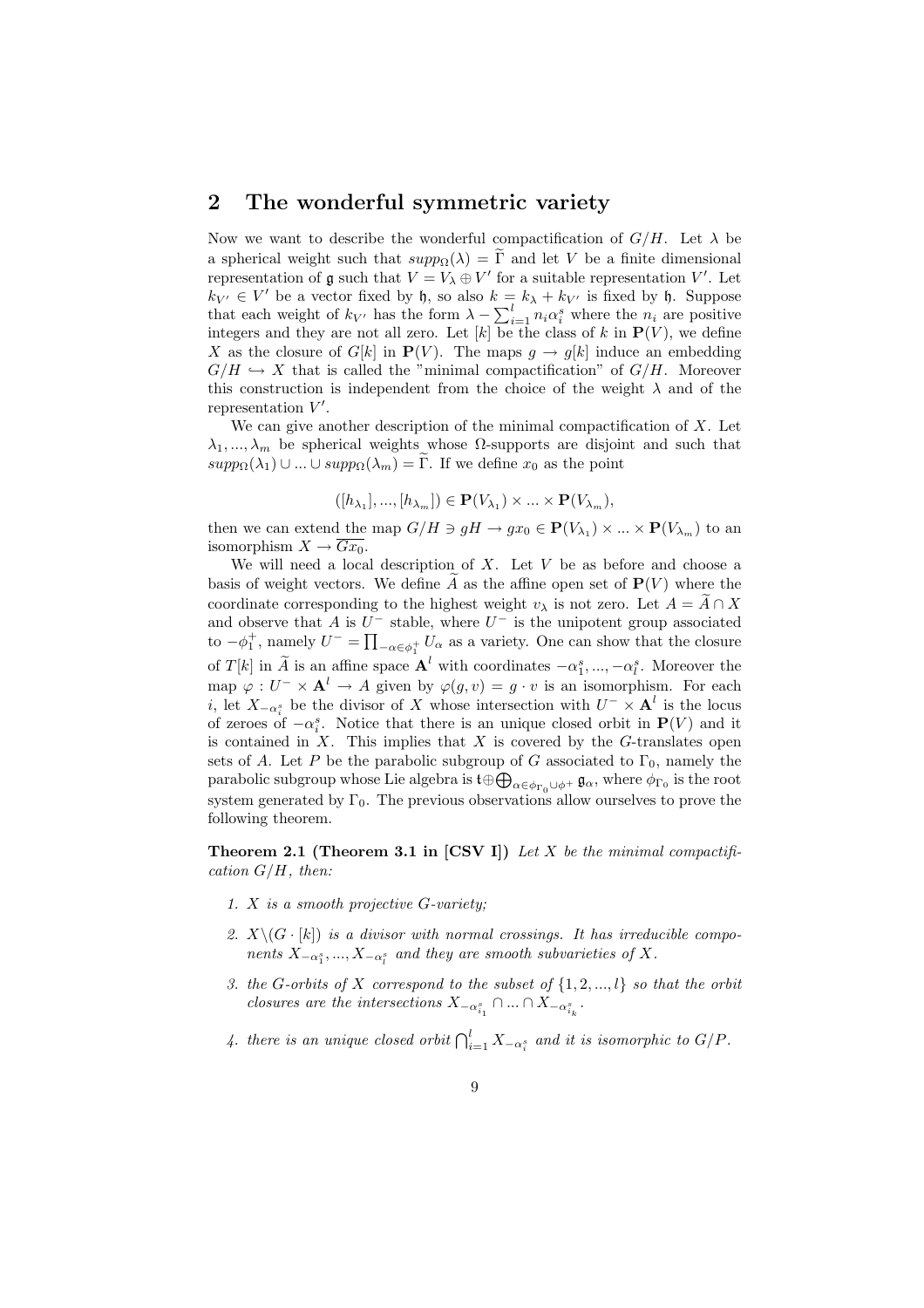## 2 The wonderful symmetric variety

Now we want to describe the wonderful compactification of $G/H$. Let $\lambda$ be a spherical weight such that $supp_\Omega(\lambda) = \widetilde{\Gamma}$ and let $V$ be a finite dimensional representation of $\mathfrak{g}$ such that $V = V_\lambda \oplus V'$ for a suitable representation $V'$. Let $k_{V'} \in V'$ be a vector fixed by $\mathfrak{h}$, so also $k = k_\lambda + k_{V'}$ is fixed by $\mathfrak{h}$. Suppose that each weight of $k_{V'}$ has the form $\lambda - \sum_{i=1}^{l} n_i \alpha_i^s$ where the $n_i$ are positive integers and they are not all zero. Let $[k]$ be the class of $k$ in $\mathbf{P}(V)$, we define $X$ as the closure of $G[k]$ in $\mathbf{P}(V)$. The maps $g \to g[k]$ induce an embedding $G/H \hookrightarrow X$ that is called the "minimal compactification" of $G/H$. Moreover this construction is independent from the choice of the weight $\lambda$ and of the representation $V'$.

We can give another description of the minimal compactification of $X$. Let $\lambda_1, ..., \lambda_m$ be spherical weights whose $\Omega$-supports are disjoint and such that $supp_\Omega(\lambda_1) \cup ... \cup supp_\Omega(\lambda_m) = \widetilde{\Gamma}$. If we define $x_0$ as the point

$$([h_{\lambda_1}], ..., [h_{\lambda_m}]) \in \mathbf{P}(V_{\lambda_1}) \times ... \times \mathbf{P}(V_{\lambda_m}),$$

then we can extend the map $G/H \ni gH \to gx_0 \in \mathbf{P}(V_{\lambda_1}) \times ... \times \mathbf{P}(V_{\lambda_m})$ to an isomorphism $X \to \overline{Gx_0}$.

We will need a local description of $X$. Let $V$ be as before and choose a basis of weight vectors. We define $\widetilde{A}$ as the affine open set of $\mathbf{P}(V)$ where the coordinate corresponding to the highest weight $v_\lambda$ is not zero. Let $A = \widetilde{A} \cap X$ and observe that $A$ is $U^-$ stable, where $U^-$ is the unipotent group associated to $-\phi_1^+$, namely $U^- = \prod_{-\alpha \in \phi_1^+} U_\alpha$ as a variety. One can show that the closure of $T[k]$ in $\widetilde{A}$ is an affine space $\mathbf{A}^l$ with coordinates $-\alpha_1^s, ..., -\alpha_l^s$. Moreover the map $\varphi : U^- \times \mathbf{A}^l \to A$ given by $\varphi(g, v) = g \cdot v$ is an isomorphism. For each $i$, let $X_{-\alpha_i^s}$ be the divisor of $X$ whose intersection with $U^- \times \mathbf{A}^l$ is the locus of zeroes of $-\alpha_i^s$. Notice that there is an unique closed orbit in $\mathbf{P}(V)$ and it is contained in $X$. This implies that $X$ is covered by the $G$-translates open sets of $A$. Let $P$ be the parabolic subgroup of $G$ associated to $\Gamma_0$, namely the parabolic subgroup whose Lie algebra is $\mathfrak{t} \oplus \bigoplus_{\alpha \in \phi_{\Gamma_0} \cup \phi^+} \mathfrak{g}_\alpha$, where $\phi_{\Gamma_0}$ is the root system generated by $\Gamma_0$. The previous observations allow ourselves to prove the following theorem.

**Theorem 2.1 (Theorem 3.1 in [CSV I])** *Let $X$ be the minimal compactification $G/H$, then:*

1. *$X$ is a smooth projective $G$-variety;*
2. *$X \backslash (G \cdot [k])$ is a divisor with normal crossings. It has irreducible components $X_{-\alpha_1^s}, ..., X_{-\alpha_l^s}$ and they are smooth subvarieties of $X$.*
3. *the $G$-orbits of $X$ correspond to the subset of $\{1, 2, ..., l\}$ so that the orbit closures are the intersections $X_{-\alpha_{i_1}^s} \cap ... \cap X_{-\alpha_{i_k}^s}$.*
4. *there is an unique closed orbit $\bigcap_{i=1}^{l} X_{-\alpha_i^s}$ and it is isomorphic to $G/P$.*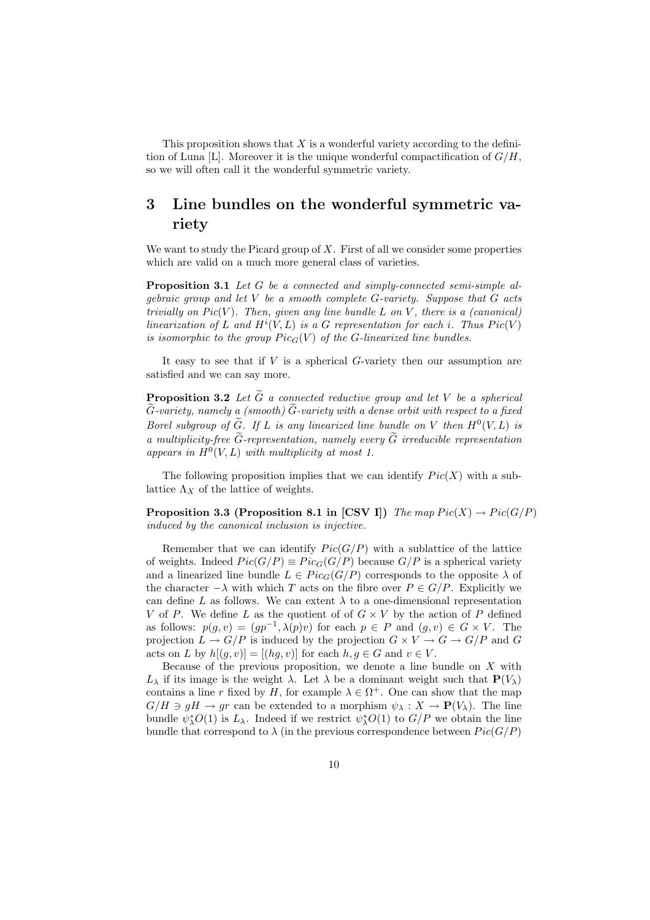This proposition shows that $X$ is a wonderful variety according to the definition of Luna [L]. Moreover it is the unique wonderful compactification of $G/H$, so we will often call it the wonderful symmetric variety.

# 3 Line bundles on the wonderful symmetric variety

We want to study the Picard group of $X$. First of all we consider some properties which are valid on a much more general class of varieties.

**Proposition 3.1** *Let $G$ be a connected and simply-connected semi-simple algebraic group and let $V$ be a smooth complete $G$-variety. Suppose that $G$ acts trivially on $Pic(V)$. Then, given any line bundle $L$ on $V$, there is a (canonical) linearization of $L$ and $H^i(V, L)$ is a $G$ representation for each $i$. Thus $Pic(V)$ is isomorphic to the group $Pic_G(V)$ of the $G$-linearized line bundles.*

It easy to see that if $V$ is a spherical $G$-variety then our assumption are satisfied and we can say more.

**Proposition 3.2** *Let $\widetilde{G}$ a connected reductive group and let $V$ be a spherical $\widetilde{G}$-variety, namely a (smooth) $\widetilde{G}$-variety with a dense orbit with respect to a fixed Borel subgroup of $\widetilde{G}$. If $L$ is any linearized line bundle on $V$ then $H^0(V, L)$ is a multiplicity-free $\widetilde{G}$-representation, namely every $\widetilde{G}$ irreducible representation appears in $H^0(V, L)$ with multiplicity at most 1.*

The following proposition implies that we can identify $Pic(X)$ with a sublattice $\Lambda_X$ of the lattice of weights.

**Proposition 3.3 (Proposition 8.1 in [CSV I])** *The map $Pic(X) \to Pic(G/P)$ induced by the canonical inclusion is injective.*

Remember that we can identify $Pic(G/P)$ with a sublattice of the lattice of weights. Indeed $Pic(G/P) \equiv Pic_G(G/P)$ because $G/P$ is a spherical variety and a linearized line bundle $L \in Pic_G(G/P)$ corresponds to the opposite $\lambda$ of the character $-\lambda$ with which $T$ acts on the fibre over $P \in G/P$. Explicitly we can define $L$ as follows. We can extent $\lambda$ to a one-dimensional representation $V$ of $P$. We define $L$ as the quotient of of $G \times V$ by the action of $P$ defined as follows: $p(g, v) = (gp^{-1}, \lambda(p)v)$ for each $p \in P$ and $(g, v) \in G \times V$. The projection $L \to G/P$ is induced by the projection $G \times V \to G \to G/P$ and $G$ acts on $L$ by $h[(g, v)] = [(hg, v)]$ for each $h, g \in G$ and $v \in V$.

Because of the previous proposition, we denote a line bundle on $X$ with $L_\lambda$ if its image is the weight $\lambda$. Let $\lambda$ be a dominant weight such that $\mathbf{P}(V_\lambda)$ contains a line $r$ fixed by $H$, for example $\lambda \in \Omega^+$. One can show that the map $G/H \ni gH \to gr$ can be extended to a morphism $\psi_\lambda : X \to \mathbf{P}(V_\lambda)$. The line bundle $\psi_\lambda^* O(1)$ is $L_\lambda$. Indeed if we restrict $\psi_\lambda^* O(1)$ to $G/P$ we obtain the line bundle that correspond to $\lambda$ (in the previous correspondence between $Pic(G/P)$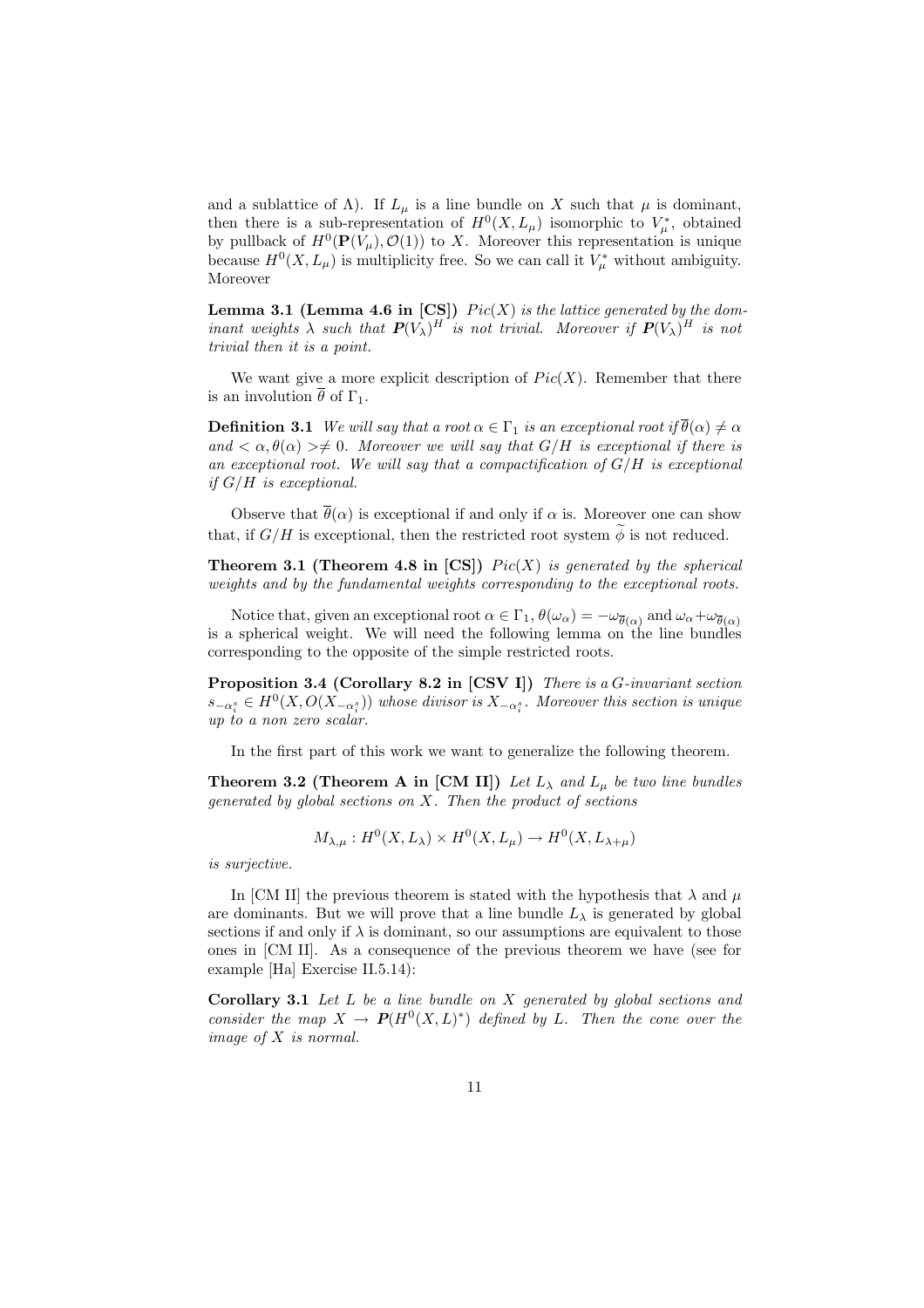and a sublattice of $\Lambda$). If $L_\mu$ is a line bundle on $X$ such that $\mu$ is dominant, then there is a sub-representation of $H^0(X, L_\mu)$ isomorphic to $V_\mu^*$, obtained by pullback of $H^0(\mathbf{P}(V_\mu), \mathcal{O}(1))$ to $X$. Moreover this representation is unique because $H^0(X, L_\mu)$ is multiplicity free. So we can call it $V_\mu^*$ without ambiguity. Moreover

**Lemma 3.1 (Lemma 4.6 in [CS])** *$Pic(X)$ is the lattice generated by the dominant weights $\lambda$ such that $\boldsymbol{P}(V_\lambda)^H$ is not trivial. Moreover if $\boldsymbol{P}(V_\lambda)^H$ is not trivial then it is a point.*

We want give a more explicit description of $Pic(X)$. Remember that there is an involution $\overline{\theta}$ of $\Gamma_1$.

**Definition 3.1** *We will say that a root $\alpha \in \Gamma_1$ is an exceptional root if $\overline{\theta}(\alpha) \neq \alpha$ and $< \alpha, \theta(\alpha) > \neq 0$. Moreover we will say that $G/H$ is exceptional if there is an exceptional root. We will say that a compactification of $G/H$ is exceptional if $G/H$ is exceptional.*

Observe that $\overline{\theta}(\alpha)$ is exceptional if and only if $\alpha$ is. Moreover one can show that, if $G/H$ is exceptional, then the restricted root system $\widetilde{\phi}$ is not reduced.

**Theorem 3.1 (Theorem 4.8 in [CS])** *$Pic(X)$ is generated by the spherical weights and by the fundamental weights corresponding to the exceptional roots.*

Notice that, given an exceptional root $\alpha \in \Gamma_1$, $\theta(\omega_\alpha) = -\omega_{\overline{\theta}(\alpha)}$ and $\omega_\alpha + \omega_{\overline{\theta}(\alpha)}$ is a spherical weight. We will need the following lemma on the line bundles corresponding to the opposite of the simple restricted roots.

**Proposition 3.4 (Corollary 8.2 in [CSV I])** *There is a $G$-invariant section $s_{-\alpha_i^s} \in H^0(X, O(X_{-\alpha_i^s}))$ whose divisor is $X_{-\alpha_i^s}$. Moreover this section is unique up to a non zero scalar.*

In the first part of this work we want to generalize the following theorem.

**Theorem 3.2 (Theorem A in [CM II])** *Let $L_\lambda$ and $L_\mu$ be two line bundles generated by global sections on $X$. Then the product of sections*

$$M_{\lambda,\mu} : H^0(X, L_\lambda) \times H^0(X, L_\mu) \to H^0(X, L_{\lambda+\mu})$$

*is surjective.*

In [CM II] the previous theorem is stated with the hypothesis that $\lambda$ and $\mu$ are dominants. But we will prove that a line bundle $L_\lambda$ is generated by global sections if and only if $\lambda$ is dominant, so our assumptions are equivalent to those ones in [CM II]. As a consequence of the previous theorem we have (see for example [Ha] Exercise II.5.14):

**Corollary 3.1** *Let $L$ be a line bundle on $X$ generated by global sections and consider the map $X \to \boldsymbol{P}(H^0(X, L)^*)$ defined by $L$. Then the cone over the image of $X$ is normal.*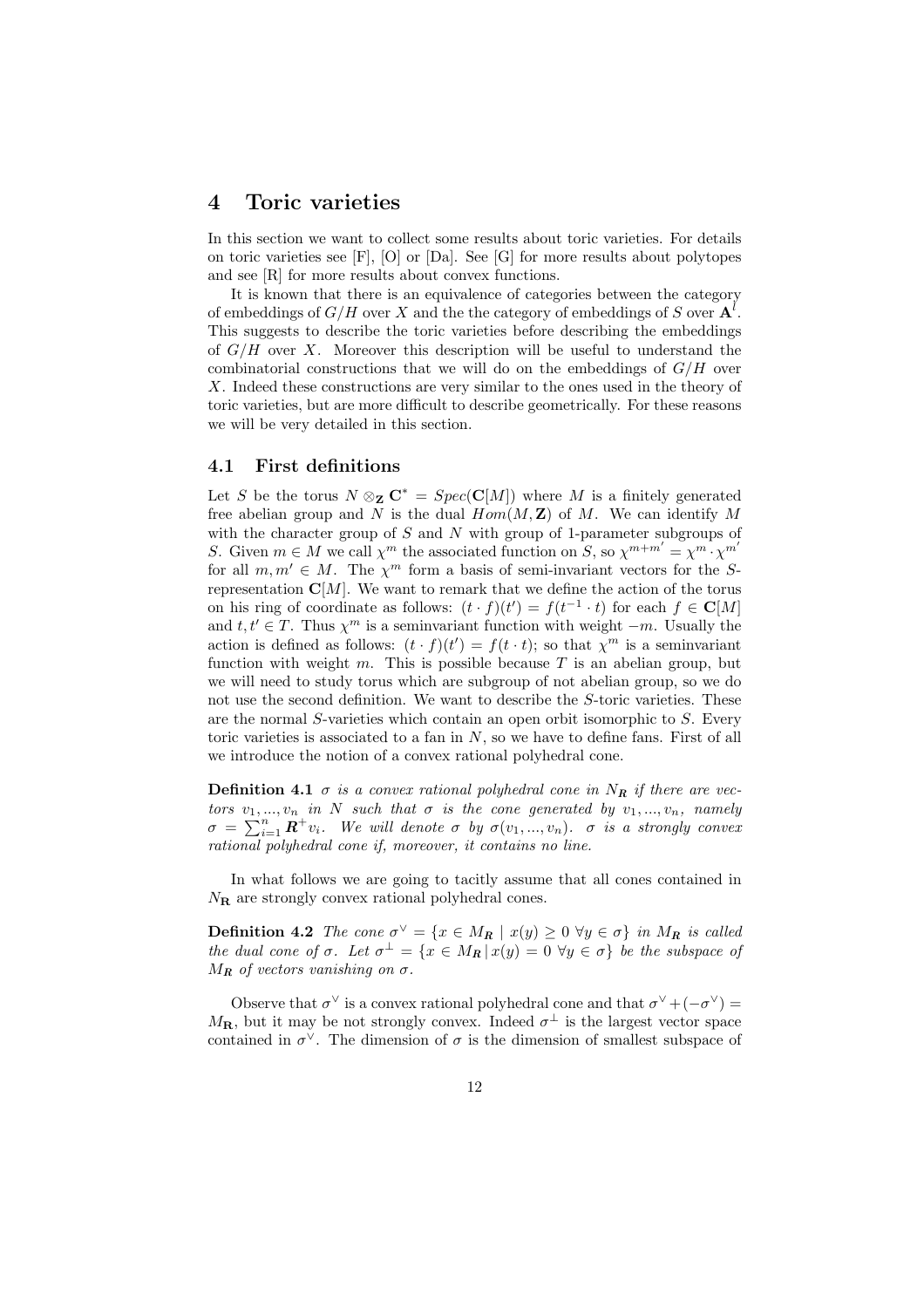# 4 Toric varieties

In this section we want to collect some results about toric varieties. For details on toric varieties see [F], [O] or [Da]. See [G] for more results about polytopes and see [R] for more results about convex functions.

It is known that there is an equivalence of categories between the category of embeddings of $G/H$ over $X$ and the the category of embeddings of $S$ over $\mathbf{A}^l$. This suggests to describe the toric varieties before describing the embeddings of $G/H$ over $X$. Moreover this description will be useful to understand the combinatorial constructions that we will do on the embeddings of $G/H$ over $X$. Indeed these constructions are very similar to the ones used in the theory of toric varieties, but are more difficult to describe geometrically. For these reasons we will be very detailed in this section.

## 4.1 First definitions

Let $S$ be the torus $N \otimes_{\mathbf{Z}} \mathbf{C}^* = Spec(\mathbf{C}[M])$ where $M$ is a finitely generated free abelian group and $N$ is the dual $Hom(M, \mathbf{Z})$ of $M$. We can identify $M$ with the character group of $S$ and $N$ with group of 1-parameter subgroups of $S$. Given $m \in M$ we call $\chi^m$ the associated function on $S$, so $\chi^{m+m'} = \chi^m \cdot \chi^{m'}$ for all $m, m' \in M$. The $\chi^m$ form a basis of semi-invariant vectors for the $S$-representation $\mathbf{C}[M]$. We want to remark that we define the action of the torus on his ring of coordinate as follows: $(t \cdot f)(t') = f(t^{-1} \cdot t)$ for each $f \in \mathbf{C}[M]$ and $t, t' \in T$. Thus $\chi^m$ is a seminvariant function with weight $-m$. Usually the action is defined as follows: $(t \cdot f)(t') = f(t \cdot t)$; so that $\chi^m$ is a seminvariant function with weight $m$. This is possible because $T$ is an abelian group, but we will need to study torus which are subgroup of not abelian group, so we do not use the second definition. We want to describe the $S$-toric varieties. These are the normal $S$-varieties which contain an open orbit isomorphic to $S$. Every toric varieties is associated to a fan in $N$, so we have to define fans. First of all we introduce the notion of a convex rational polyhedral cone.

**Definition 4.1** *$\sigma$ is a convex rational polyhedral cone in $N_{\boldsymbol{R}}$ if there are vectors $v_1, ..., v_n$ in $N$ such that $\sigma$ is the cone generated by $v_1, ..., v_n$, namely $\sigma = \sum_{i=1}^{n} \boldsymbol{R}^+ v_i$. We will denote $\sigma$ by $\sigma(v_1, ..., v_n)$. $\sigma$ is a strongly convex rational polyhedral cone if, moreover, it contains no line.*

In what follows we are going to tacitly assume that all cones contained in $N_{\mathbf{R}}$ are strongly convex rational polyhedral cones.

**Definition 4.2** *The cone $\sigma^\vee = \{x \in M_{\boldsymbol{R}} \mid x(y) \geq 0 \ \forall y \in \sigma\}$ in $M_{\boldsymbol{R}}$ is called the dual cone of $\sigma$. Let $\sigma^\perp = \{x \in M_{\boldsymbol{R}} \,|\, x(y) = 0 \ \forall y \in \sigma\}$ be the subspace of $M_{\boldsymbol{R}}$ of vectors vanishing on $\sigma$.*

Observe that $\sigma^\vee$ is a convex rational polyhedral cone and that $\sigma^\vee + (-\sigma^\vee) = M_{\mathbf{R}}$, but it may be not strongly convex. Indeed $\sigma^\perp$ is the largest vector space contained in $\sigma^\vee$. The dimension of $\sigma$ is the dimension of smallest subspace of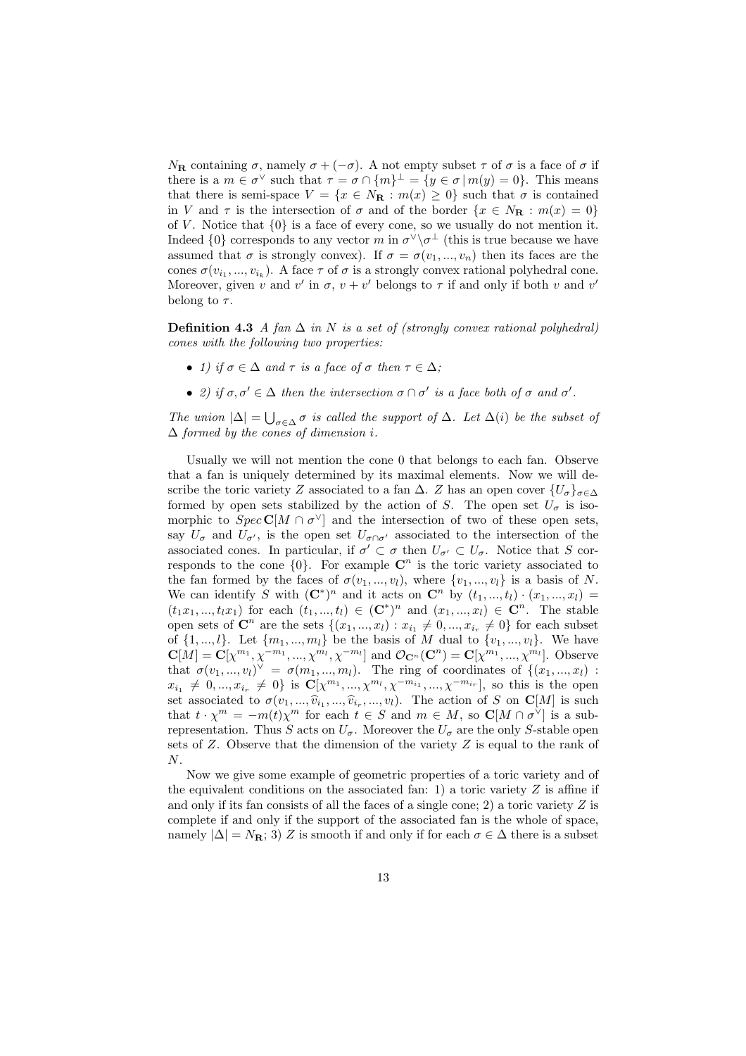$N_{\mathbf{R}}$ containing $\sigma$, namely $\sigma + (-\sigma)$. A not empty subset $\tau$ of $\sigma$ is a face of $\sigma$ if there is a $m \in \sigma^\vee$ such that $\tau = \sigma \cap \{m\}^\perp = \{y \in \sigma \,|\, m(y) = 0\}$. This means that there is semi-space $V = \{x \in N_{\mathbf{R}} : m(x) \geq 0\}$ such that $\sigma$ is contained in $V$ and $\tau$ is the intersection of $\sigma$ and of the border $\{x \in N_{\mathbf{R}} : m(x) = 0\}$ of $V$. Notice that $\{0\}$ is a face of every cone, so we usually do not mention it. Indeed $\{0\}$ corresponds to any vector $m$ in $\sigma^\vee \backslash \sigma^\perp$ (this is true because we have assumed that $\sigma$ is strongly convex). If $\sigma = \sigma(v_1, ..., v_n)$ then its faces are the cones $\sigma(v_{i_1}, ..., v_{i_k})$. A face $\tau$ of $\sigma$ is a strongly convex rational polyhedral cone. Moreover, given $v$ and $v'$ in $\sigma$, $v + v'$ belongs to $\tau$ if and only if both $v$ and $v'$ belong to $\tau$.

**Definition 4.3** *A fan $\Delta$ in $N$ is a set of (strongly convex rational polyhedral) cones with the following two properties:*

- *1) if $\sigma \in \Delta$ and $\tau$ is a face of $\sigma$ then $\tau \in \Delta$;*
- *2) if $\sigma, \sigma' \in \Delta$ then the intersection $\sigma \cap \sigma'$ is a face both of $\sigma$ and $\sigma'$.*

*The union $|\Delta| = \bigcup_{\sigma \in \Delta} \sigma$ is called the support of $\Delta$. Let $\Delta(i)$ be the subset of $\Delta$ formed by the cones of dimension $i$.*

Usually we will not mention the cone 0 that belongs to each fan. Observe that a fan is uniquely determined by its maximal elements. Now we will describe the toric variety $Z$ associated to a fan $\Delta$. $Z$ has an open cover $\{U_\sigma\}_{\sigma \in \Delta}$ formed by open sets stabilized by the action of $S$. The open set $U_\sigma$ is isomorphic to $Spec\, \mathbf{C}[M \cap \sigma^\vee]$ and the intersection of two of these open sets, say $U_\sigma$ and $U_{\sigma'}$, is the open set $U_{\sigma \cap \sigma'}$ associated to the intersection of the associated cones. In particular, if $\sigma' \subset \sigma$ then $U_{\sigma'} \subset U_\sigma$. Notice that $S$ corresponds to the cone $\{0\}$. For example $\mathbf{C}^n$ is the toric variety associated to the fan formed by the faces of $\sigma(v_1, ..., v_l)$, where $\{v_1, ..., v_l\}$ is a basis of $N$. We can identify $S$ with $(\mathbf{C}^*)^n$ and it acts on $\mathbf{C}^n$ by $(t_1, ..., t_l) \cdot (x_1, ..., x_l) = (t_1 x_1, ..., t_l x_1)$ for each $(t_1, ..., t_l) \in (\mathbf{C}^*)^n$ and $(x_1, ..., x_l) \in \mathbf{C}^n$. The stable open sets of $\mathbf{C}^n$ are the sets $\{(x_1, ..., x_l) : x_{i_1} \neq 0, ..., x_{i_r} \neq 0\}$ for each subset of $\{1, ..., l\}$. Let $\{m_1, ..., m_l\}$ be the basis of $M$ dual to $\{v_1, ..., v_l\}$. We have $\mathbf{C}[M] = \mathbf{C}[\chi^{m_1}, \chi^{-m_1}, ..., \chi^{m_l}, \chi^{-m_l}]$ and $\mathcal{O}_{\mathbf{C}^n}(\mathbf{C}^n) = \mathbf{C}[\chi^{m_1}, ..., \chi^{m_l}]$. Observe that $\sigma(v_1, ..., v_l)^\vee = \sigma(m_1, ..., m_l)$. The ring of coordinates of $\{(x_1, ..., x_l) : x_{i_1} \neq 0, ..., x_{i_r} \neq 0\}$ is $\mathbf{C}[\chi^{m_1}, ..., \chi^{m_l}, \chi^{-m_{i_1}}, ..., \chi^{-m_{i_r}}]$, so this is the open set associated to $\sigma(v_1, ..., \widehat{v}_{i_1}, ..., \widehat{v}_{i_r}, ..., v_l)$. The action of $S$ on $\mathbf{C}[M]$ is such that $t \cdot \chi^m = -m(t)\chi^m$ for each $t \in S$ and $m \in M$, so $\mathbf{C}[M \cap \sigma^\vee]$ is a subrepresentation. Thus $S$ acts on $U_\sigma$. Moreover the $U_\sigma$ are the only $S$-stable open sets of $Z$. Observe that the dimension of the variety $Z$ is equal to the rank of $N$.

Now we give some example of geometric properties of a toric variety and of the equivalent conditions on the associated fan: 1) a toric variety $Z$ is affine if and only if its fan consists of all the faces of a single cone; 2) a toric variety $Z$ is complete if and only if the support of the associated fan is the whole of space, namely $|\Delta| = N_{\mathbf{R}}$; 3) $Z$ is smooth if and only if for each $\sigma \in \Delta$ there is a subset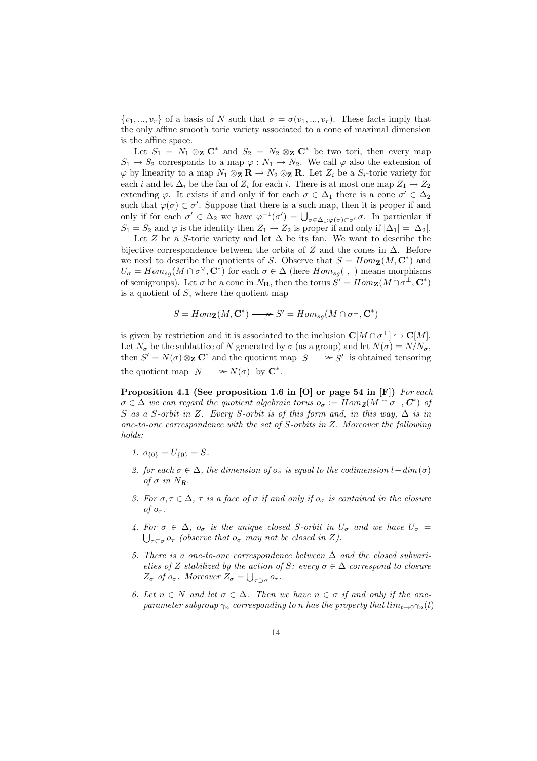$\{v_1, ..., v_r\}$ of a basis of $N$ such that $\sigma = \sigma(v_1, ..., v_r)$. These facts imply that the only affine smooth toric variety associated to a cone of maximal dimension is the affine space.

Let $S_1 = N_1 \otimes_{\mathbf{Z}} \mathbf{C}^*$ and $S_2 = N_2 \otimes_{\mathbf{Z}} \mathbf{C}^*$ be two tori, then every map $S_1 \to S_2$ corresponds to a map $\varphi : N_1 \to N_2$. We call $\varphi$ also the extension of $\varphi$ by linearity to a map $N_1 \otimes_{\mathbf{Z}} \mathbf{R} \to N_2 \otimes_{\mathbf{Z}} \mathbf{R}$. Let $Z_i$ be a $S_i$-toric variety for each $i$ and let $\Delta_i$ be the fan of $Z_i$ for each $i$. There is at most one map $Z_1 \to Z_2$ extending $\varphi$. It exists if and only if for each $\sigma \in \Delta_1$ there is a cone $\sigma' \in \Delta_2$ such that $\varphi(\sigma) \subset \sigma'$. Suppose that there is a such map, then it is proper if and only if for each $\sigma' \in \Delta_2$ we have $\varphi^{-1}(\sigma') = \bigcup_{\sigma \in \Delta_1 : \varphi(\sigma) \subset \sigma'} \sigma$. In particular if $S_1 = S_2$ and $\varphi$ is the identity then $Z_1 \to Z_2$ is proper if and only if $|\Delta_1| = |\Delta_2|$.

Let $Z$ be a $S$-toric variety and let $\Delta$ be its fan. We want to describe the bijective correspondence between the orbits of $Z$ and the cones in $\Delta$. Before we need to describe the quotients of $S$. Observe that $S = Hom_{\mathbf{Z}}(M, \mathbf{C}^*)$ and $U_\sigma = Hom_{sg}(M \cap \sigma^\vee, \mathbf{C}^*)$ for each $\sigma \in \Delta$ (here $Hom_{sg}(\ ,\ )$ means morphisms of semigroups). Let $\sigma$ be a cone in $N_{\mathbf{R}}$, then the torus $S' = Hom_{\mathbf{Z}}(M \cap \sigma^\perp, \mathbf{C}^*)$ is a quotient of $S$, where the quotient map

$$S = Hom_{\mathbf{Z}}(M, \mathbf{C}^*) \longrightarrow\!\!\!\!\!\rightarrow S' = Hom_{sg}(M \cap \sigma^\perp, \mathbf{C}^*)$$

is given by restriction and it is associated to the inclusion $\mathbf{C}[M \cap \sigma^\perp] \hookrightarrow \mathbf{C}[M]$. Let $N_\sigma$ be the sublattice of $N$ generated by $\sigma$ (as a group) and let $N(\sigma) = N/N_\sigma$, then $S' = N(\sigma) \otimes_{\mathbf{Z}} \mathbf{C}^*$ and the quotient map $S \longrightarrow\!\!\!\!\!\rightarrow S'$ is obtained tensoring the quotient map $N \longrightarrow\!\!\!\!\!\rightarrow N(\sigma)$ by $\mathbf{C}^*$.

**Proposition 4.1 (See proposition 1.6 in [O] or page 54 in [F])** *For each $\sigma \in \Delta$ we can regard the quotient algebraic torus $o_\sigma := Hom_{\mathbf{Z}}(M \cap \sigma^\perp, \mathbf{C}^*)$ of $S$ as a $S$-orbit in $Z$. Every $S$-orbit is of this form and, in this way, $\Delta$ is in one-to-one correspondence with the set of $S$-orbits in $Z$. Moreover the following holds:*

1. *$o_{\{0\}} = U_{\{0\}} = S$.*
2. *for each $\sigma \in \Delta$, the dimension of $o_\sigma$ is equal to the codimension $l - dim(\sigma)$ of $\sigma$ in $N_{\mathbf{R}}$.*
3. *For $\sigma, \tau \in \Delta$, $\tau$ is a face of $\sigma$ if and only if $o_\sigma$ is contained in the closure of $o_\tau$.*
4. *For $\sigma \in \Delta$, $o_\sigma$ is the unique closed $S$-orbit in $U_\sigma$ and we have $U_\sigma = \bigcup_{\tau \subset \sigma} o_\tau$ (observe that $o_\sigma$ may not be closed in $Z$).*
5. *There is a one-to-one correspondence between $\Delta$ and the closed subvarieties of $Z$ stabilized by the action of $S$: every $\sigma \in \Delta$ correspond to closure $Z_\sigma$ of $o_\sigma$. Moreover $Z_\sigma = \bigcup_{\tau \supset \sigma} o_\tau$.*
6. *Let $n \in N$ and let $\sigma \in \Delta$. Then we have $n \in \sigma$ if and only if the one-parameter subgroup $\gamma_n$ corresponding to $n$ has the property that $lim_{t \to 0} \gamma_n(t)$*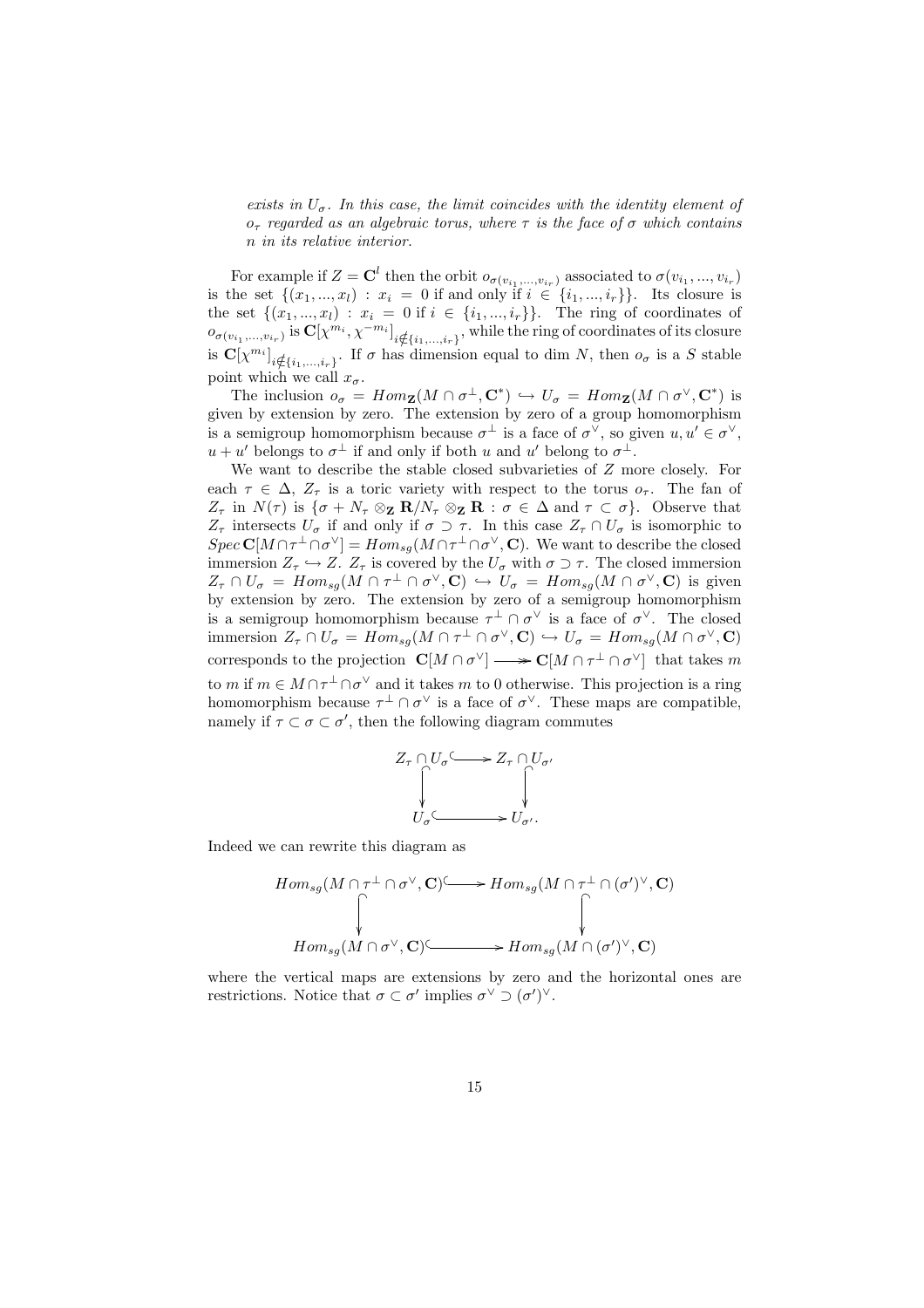*exists in $U_\sigma$. In this case, the limit coincides with the identity element of $o_\tau$ regarded as an algebraic torus, where $\tau$ is the face of $\sigma$ which contains $n$ in its relative interior.*

For example if $Z = \mathbf{C}^l$ then the orbit $o_{\sigma(v_{i_1},...,v_{i_r})}$ associated to $\sigma(v_{i_1},...,v_{i_r})$ is the set $\{(x_1,...,x_l) : x_i = 0 \text{ if and only if } i \in \{i_1,...,i_r\}\}$. Its closure is the set $\{(x_1,...,x_l) : x_i = 0 \text{ if } i \in \{i_1,...,i_r\}\}$. The ring of coordinates of $o_{\sigma(v_{i_1},...,v_{i_r})}$ is $\mathbf{C}[\chi^{m_i},\chi^{-m_i}]_{i \notin \{i_1,...,i_r\}}$, while the ring of coordinates of its closure is $\mathbf{C}[\chi^{m_i}]_{i \notin \{i_1,...,i_r\}}$. If $\sigma$ has dimension equal to dim $N$, then $o_\sigma$ is a $S$ stable point which we call $x_\sigma$.

The inclusion $o_\sigma = Hom_{\mathbf{Z}}(M \cap \sigma^\perp, \mathbf{C}^*) \hookrightarrow U_\sigma = Hom_{\mathbf{Z}}(M \cap \sigma^\vee, \mathbf{C}^*)$ is given by extension by zero. The extension by zero of a group homomorphism is a semigroup homomorphism because $\sigma^\perp$ is a face of $\sigma^\vee$, so given $u, u' \in \sigma^\vee$, $u + u'$ belongs to $\sigma^\perp$ if and only if both $u$ and $u'$ belong to $\sigma^\perp$.

We want to describe the stable closed subvarieties of $Z$ more closely. For each $\tau \in \Delta$, $Z_\tau$ is a toric variety with respect to the torus $o_\tau$. The fan of $Z_\tau$ in $N(\tau)$ is $\{\sigma + N_\tau \otimes_{\mathbf{Z}} \mathbf{R}/N_\tau \otimes_{\mathbf{Z}} \mathbf{R} : \sigma \in \Delta \text{ and } \tau \subset \sigma\}$. Observe that $Z_\tau$ intersects $U_\sigma$ if and only if $\sigma \supset \tau$. In this case $Z_\tau \cap U_\sigma$ is isomorphic to $Spec\, \mathbf{C}[M \cap \tau^\perp \cap \sigma^\vee] = Hom_{sg}(M \cap \tau^\perp \cap \sigma^\vee, \mathbf{C})$. We want to describe the closed immersion $Z_\tau \hookrightarrow Z$. $Z_\tau$ is covered by the $U_\sigma$ with $\sigma \supset \tau$. The closed immersion $Z_\tau \cap U_\sigma = Hom_{sg}(M \cap \tau^\perp \cap \sigma^\vee, \mathbf{C}) \hookrightarrow U_\sigma = Hom_{sg}(M \cap \sigma^\vee, \mathbf{C})$ is given by extension by zero. The extension by zero of a semigroup homomorphism is a semigroup homomorphism because $\tau^\perp \cap \sigma^\vee$ is a face of $\sigma^\vee$. The closed immersion $Z_\tau \cap U_\sigma = Hom_{sg}(M \cap \tau^\perp \cap \sigma^\vee, \mathbf{C}) \hookrightarrow U_\sigma = Hom_{sg}(M \cap \sigma^\vee, \mathbf{C})$ corresponds to the projection $\mathbf{C}[M \cap \sigma^\vee] \twoheadrightarrow \mathbf{C}[M \cap \tau^\perp \cap \sigma^\vee]$ that takes $m$ to $m$ if $m \in M \cap \tau^\perp \cap \sigma^\vee$ and it takes $m$ to 0 otherwise. This projection is a ring homomorphism because $\tau^\perp \cap \sigma^\vee$ is a face of $\sigma^\vee$. These maps are compatible, namely if $\tau \subset \sigma \subset \sigma'$, then the following diagram commutes

$$\begin{array}{ccc} Z_\tau \cap U_\sigma & \hookrightarrow & Z_\tau \cap U_{\sigma'} \\ \downarrow & & \downarrow \\ U_\sigma & \hookrightarrow & U_{\sigma'}. \end{array}$$

Indeed we can rewrite this diagram as

$$\begin{array}{ccc} Hom_{sg}(M \cap \tau^\perp \cap \sigma^\vee, \mathbf{C}) & \hookrightarrow & Hom_{sg}(M \cap \tau^\perp \cap (\sigma')^\vee, \mathbf{C}) \\ \downarrow & & \downarrow \\ Hom_{sg}(M \cap \sigma^\vee, \mathbf{C}) & \hookrightarrow & Hom_{sg}(M \cap (\sigma')^\vee, \mathbf{C}) \end{array}$$

where the vertical maps are extensions by zero and the horizontal ones are restrictions. Notice that $\sigma \subset \sigma'$ implies $\sigma^\vee \supset (\sigma')^\vee$.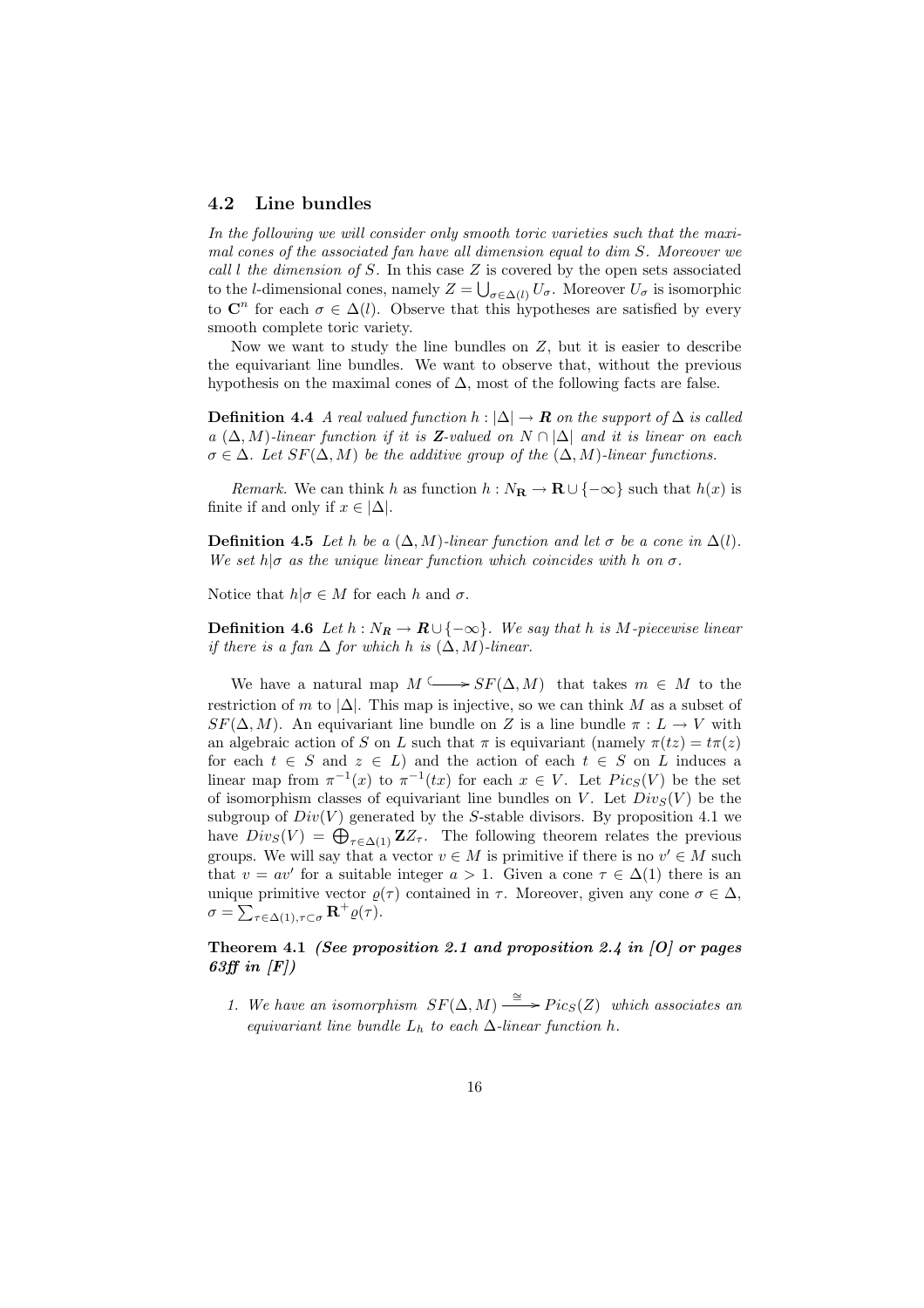### 4.2 Line bundles

*In the following we will consider only smooth toric varieties such that the maximal cones of the associated fan have all dimension equal to dim $S$. Moreover we call $l$ the dimension of $S$.* In this case $Z$ is covered by the open sets associated to the $l$-dimensional cones, namely $Z = \bigcup_{\sigma \in \Delta(l)} U_\sigma$. Moreover $U_\sigma$ is isomorphic to $\mathbf{C}^n$ for each $\sigma \in \Delta(l)$. Observe that this hypotheses are satisfied by every smooth complete toric variety.

Now we want to study the line bundles on $Z$, but it is easier to describe the equivariant line bundles. We want to observe that, without the previous hypothesis on the maximal cones of $\Delta$, most of the following facts are false.

**Definition 4.4** *A real valued function $h : |\Delta| \to \boldsymbol{R}$ on the support of $\Delta$ is called a $(\Delta, M)$-linear function if it is $\boldsymbol{Z}$-valued on $N \cap |\Delta|$ and it is linear on each $\sigma \in \Delta$. Let $SF(\Delta, M)$ be the additive group of the $(\Delta, M)$-linear functions.*

*Remark.* We can think $h$ as function $h : N_{\mathbf{R}} \to \mathbf{R} \cup \{-\infty\}$ such that $h(x)$ is finite if and only if $x \in |\Delta|$.

**Definition 4.5** *Let $h$ be a $(\Delta, M)$-linear function and let $\sigma$ be a cone in $\Delta(l)$. We set $h|\sigma$ as the unique linear function which coincides with $h$ on $\sigma$.*

Notice that $h|\sigma \in M$ for each $h$ and $\sigma$.

**Definition 4.6** *Let $h : N_{\boldsymbol{R}} \to \boldsymbol{R} \cup \{-\infty\}$. We say that $h$ is $M$-piecewise linear if there is a fan $\Delta$ for which $h$ is $(\Delta, M)$-linear.*

We have a natural map $M \hookrightarrow SF(\Delta, M)$ that takes $m \in M$ to the restriction of $m$ to $|\Delta|$. This map is injective, so we can think $M$ as a subset of $SF(\Delta, M)$. An equivariant line bundle on $Z$ is a line bundle $\pi : L \to V$ with an algebraic action of $S$ on $L$ such that $\pi$ is equivariant (namely $\pi(tz) = t\pi(z)$ for each $t \in S$ and $z \in L$) and the action of each $t \in S$ on $L$ induces a linear map from $\pi^{-1}(x)$ to $\pi^{-1}(tx)$ for each $x \in V$. Let $Pic_S(V)$ be the set of isomorphism classes of equivariant line bundles on $V$. Let $Div_S(V)$ be the subgroup of $Div(V)$ generated by the $S$-stable divisors. By proposition 4.1 we have $Div_S(V) = \bigoplus_{\tau \in \Delta(1)} \mathbf{Z} Z_\tau$. The following theorem relates the previous groups. We will say that a vector $v \in M$ is primitive if there is no $v' \in M$ such that $v = av'$ for a suitable integer $a > 1$. Given a cone $\tau \in \Delta(1)$ there is an unique primitive vector $\varrho(\tau)$ contained in $\tau$. Moreover, given any cone $\sigma \in \Delta$, $\sigma = \sum_{\tau \in \Delta(1), \tau \subset \sigma} \mathbf{R}^+ \varrho(\tau)$.

**Theorem 4.1** ***(See proposition 2.1 and proposition 2.4 in [O] or pages 63ff in [F])***

1. *We have an isomorphism $SF(\Delta, M) \xrightarrow{\cong} Pic_S(Z)$ which associates an equivariant line bundle $L_h$ to each $\Delta$-linear function $h$.*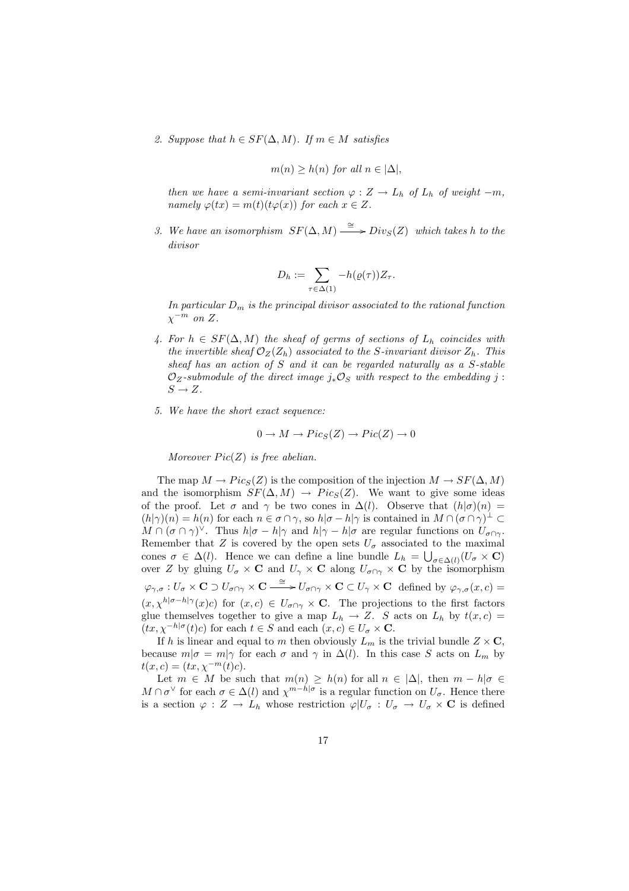2. *Suppose that $h \in SF(\Delta, M)$. If $m \in M$ satisfies*

$$m(n) \geq h(n) \text{ for all } n \in |\Delta|,$$

*then we have a semi-invariant section $\varphi : Z \to L_h$ of $L_h$ of weight $-m$, namely $\varphi(tx) = m(t)(t\varphi(x))$ for each $x \in Z$.*

3. *We have an isomorphism $SF(\Delta, M) \xrightarrow{\cong} Div_S(Z)$ which takes $h$ to the divisor*

$$D_h := \sum_{\tau \in \Delta(1)} -h(\varrho(\tau))Z_\tau.$$

*In particular $D_m$ is the principal divisor associated to the rational function $\chi^{-m}$ on $Z$.*

4. *For $h \in SF(\Delta, M)$ the sheaf of germs of sections of $L_h$ coincides with the invertible sheaf $\mathcal{O}_Z(Z_h)$ associated to the $S$-invariant divisor $Z_h$. This sheaf has an action of $S$ and it can be regarded naturally as a $S$-stable $\mathcal{O}_Z$-submodule of the direct image $j_*\mathcal{O}_S$ with respect to the embedding $j : S \to Z$.*

5. *We have the short exact sequence:*

$$0 \to M \to Pic_S(Z) \to Pic(Z) \to 0$$

*Moreover $Pic(Z)$ is free abelian.*

The map $M \to Pic_S(Z)$ is the composition of the injection $M \to SF(\Delta, M)$ and the isomorphism $SF(\Delta, M) \to Pic_S(Z)$. We want to give some ideas of the proof. Let $\sigma$ and $\gamma$ be two cones in $\Delta(l)$. Observe that $(h|\sigma)(n) = (h|\gamma)(n) = h(n)$ for each $n \in \sigma \cap \gamma$, so $h|\sigma - h|\gamma$ is contained in $M \cap (\sigma \cap \gamma)^\perp \subset M \cap (\sigma \cap \gamma)^\vee$. Thus $h|\sigma - h|\gamma$ and $h|\gamma - h|\sigma$ are regular functions on $U_{\sigma\cap\gamma}$. Remember that $Z$ is covered by the open sets $U_\sigma$ associated to the maximal cones $\sigma \in \Delta(l)$. Hence we can define a line bundle $L_h = \bigcup_{\sigma\in\Delta(l)}(U_\sigma \times \mathbf{C})$ over $Z$ by gluing $U_\sigma \times \mathbf{C}$ and $U_\gamma \times \mathbf{C}$ along $U_{\sigma\cap\gamma} \times \mathbf{C}$ by the isomorphism $\varphi_{\gamma,\sigma} : U_\sigma \times \mathbf{C} \supset U_{\sigma\cap\gamma} \times \mathbf{C} \xrightarrow{\cong} U_{\sigma\cap\gamma} \times \mathbf{C} \subset U_\gamma \times \mathbf{C}$ defined by $\varphi_{\gamma,\sigma}(x, c) = (x, \chi^{h|\sigma - h|\gamma}(x)c)$ for $(x, c) \in U_{\sigma\cap\gamma} \times \mathbf{C}$. The projections to the first factors glue themselves together to give a map $L_h \to Z$. $S$ acts on $L_h$ by $t(x, c) = (tx, \chi^{-h|\sigma}(t)c)$ for each $t \in S$ and each $(x, c) \in U_\sigma \times \mathbf{C}$.

If $h$ is linear and equal to $m$ then obviously $L_m$ is the trivial bundle $Z \times \mathbf{C}$, because $m|\sigma = m|\gamma$ for each $\sigma$ and $\gamma$ in $\Delta(l)$. In this case $S$ acts on $L_m$ by $t(x, c) = (tx, \chi^{-m}(t)c)$.

Let $m \in M$ be such that $m(n) \geq h(n)$ for all $n \in |\Delta|$, then $m - h|\sigma \in M \cap \sigma^\vee$ for each $\sigma \in \Delta(l)$ and $\chi^{m-h|\sigma}$ is a regular function on $U_\sigma$. Hence there is a section $\varphi : Z \to L_h$ whose restriction $\varphi|U_\sigma : U_\sigma \to U_\sigma \times \mathbf{C}$ is defined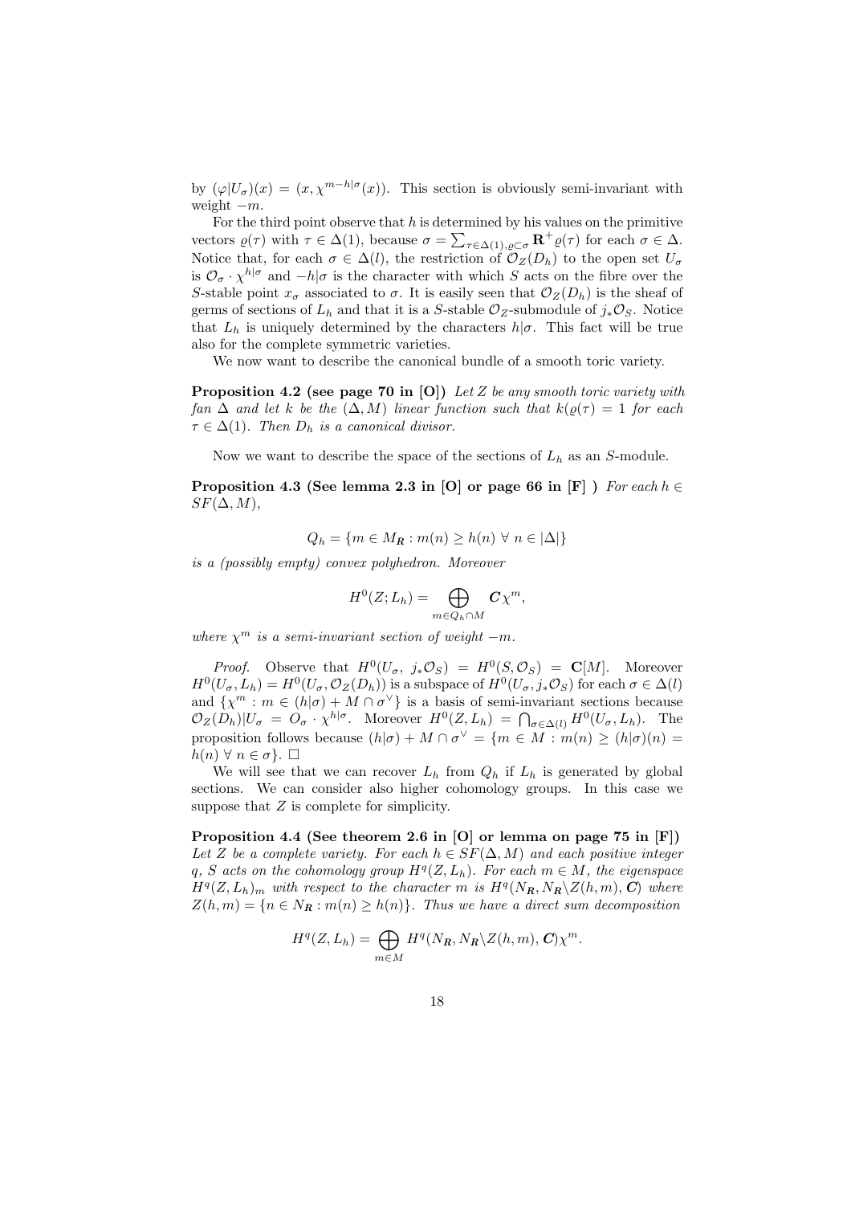by $(\varphi|U_\sigma)(x) = (x, \chi^{m-h|\sigma}(x))$. This section is obviously semi-invariant with weight $-m$.

For the third point observe that $h$ is determined by his values on the primitive vectors $\varrho(\tau)$ with $\tau \in \Delta(1)$, because $\sigma = \sum_{\tau\in\Delta(1),\varrho\subset\sigma} \mathbf{R}^+\varrho(\tau)$ for each $\sigma \in \Delta$. Notice that, for each $\sigma \in \Delta(l)$, the restriction of $\mathcal{O}_Z(D_h)$ to the open set $U_\sigma$ is $\mathcal{O}_\sigma \cdot \chi^{h|\sigma}$ and $-h|\sigma$ is the character with which $S$ acts on the fibre over the $S$-stable point $x_\sigma$ associated to $\sigma$. It is easily seen that $\mathcal{O}_Z(D_h)$ is the sheaf of germs of sections of $L_h$ and that it is a $S$-stable $\mathcal{O}_Z$-submodule of $j_*\mathcal{O}_S$. Notice that $L_h$ is uniquely determined by the characters $h|\sigma$. This fact will be true also for the complete symmetric varieties.

We now want to describe the canonical bundle of a smooth toric variety.

**Proposition 4.2 (see page 70 in [O])** *Let $Z$ be any smooth toric variety with fan $\Delta$ and let $k$ be the $(\Delta, M)$ linear function such that $k(\varrho(\tau) = 1$ for each $\tau \in \Delta(1)$. Then $D_h$ is a canonical divisor.*

Now we want to describe the space of the sections of $L_h$ as an $S$-module.

**Proposition 4.3 (See lemma 2.3 in [O] or page 66 in [F] )** *For each $h \in SF(\Delta, M)$,*

$$Q_h = \{m \in M_{\boldsymbol{R}} : m(n) \geq h(n) \ \forall \ n \in |\Delta|\}$$

*is a (possibly empty) convex polyhedron. Moreover*

$$H^0(Z; L_h) = \bigoplus_{m\in Q_h\cap M} \boldsymbol{C}\chi^m,$$

*where $\chi^m$ is a semi-invariant section of weight $-m$.*

*Proof.* Observe that $H^0(U_\sigma, \ j_*\mathcal{O}_S) = H^0(S, \mathcal{O}_S) = \mathbf{C}[M]$. Moreover $H^0(U_\sigma, L_h) = H^0(U_\sigma, \mathcal{O}_Z(D_h))$ is a subspace of $H^0(U_\sigma, j_*\mathcal{O}_S)$ for each $\sigma \in \Delta(l)$ and $\{\chi^m : m \in (h|\sigma) + M \cap \sigma^\vee\}$ is a basis of semi-invariant sections because $\mathcal{O}_Z(D_h)|U_\sigma = O_\sigma \cdot \chi^{h|\sigma}$. Moreover $H^0(Z, L_h) = \bigcap_{\sigma\in\Delta(l)} H^0(U_\sigma, L_h)$. The proposition follows because $(h|\sigma) + M \cap \sigma^\vee = \{m \in M : m(n) \geq (h|\sigma)(n) = h(n) \ \forall \ n \in \sigma\}$. $\square$

We will see that we can recover $L_h$ from $Q_h$ if $L_h$ is generated by global sections. We can consider also higher cohomology groups. In this case we suppose that $Z$ is complete for simplicity.

**Proposition 4.4 (See theorem 2.6 in [O] or lemma on page 75 in [F])** *Let $Z$ be a complete variety. For each $h \in SF(\Delta, M)$ and each positive integer $q$, $S$ acts on the cohomology group $H^q(Z, L_h)$. For each $m \in M$, the eigenspace $H^q(Z, L_h)_m$ with respect to the character $m$ is $H^q(N_{\boldsymbol{R}}, N_{\boldsymbol{R}}\backslash Z(h, m), \boldsymbol{C})$ where $Z(h, m) = \{n \in N_{\boldsymbol{R}} : m(n) \geq h(n)\}$. Thus we have a direct sum decomposition*

$$H^q(Z, L_h) = \bigoplus_{m\in M} H^q(N_{\boldsymbol{R}}, N_{\boldsymbol{R}}\backslash Z(h, m), \boldsymbol{C})\chi^m.$$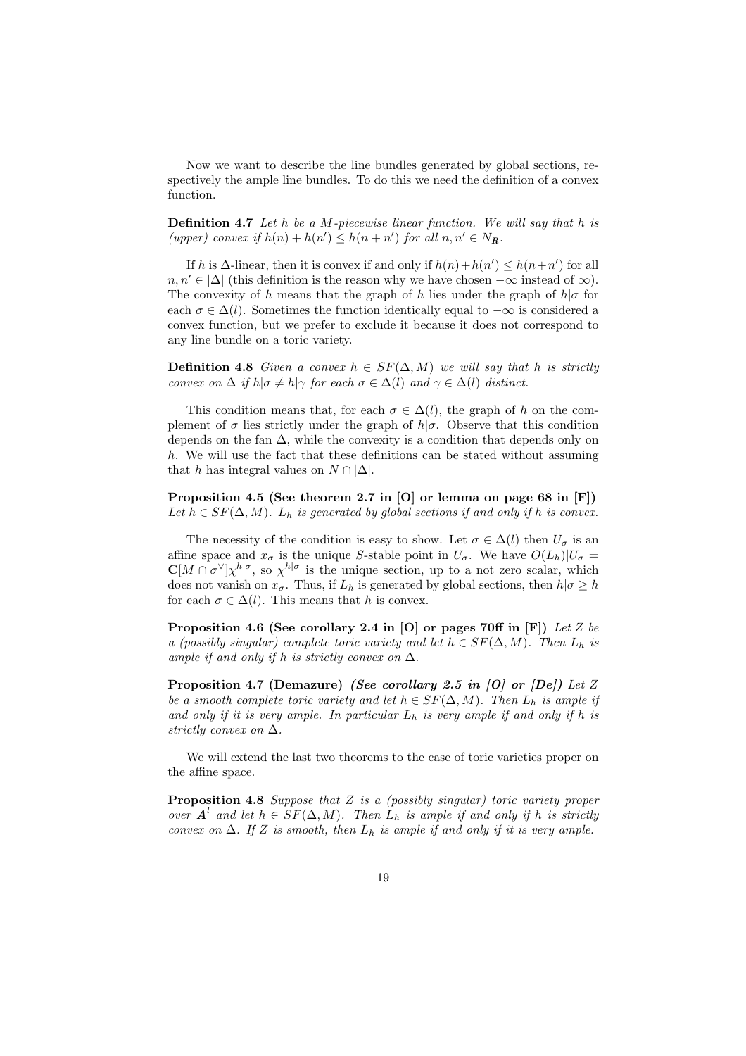Now we want to describe the line bundles generated by global sections, respectively the ample line bundles. To do this we need the definition of a convex function.

**Definition 4.7** *Let $h$ be a $M$-piecewise linear function. We will say that $h$ is (upper) convex if $h(n) + h(n') \leq h(n + n')$ for all $n, n' \in N_{\boldsymbol{R}}$.*

If $h$ is $\Delta$-linear, then it is convex if and only if $h(n)+h(n') \leq h(n+n')$ for all $n, n' \in |\Delta|$ (this definition is the reason why we have chosen $-\infty$ instead of $\infty$). The convexity of $h$ means that the graph of $h$ lies under the graph of $h|\sigma$ for each $\sigma \in \Delta(l)$. Sometimes the function identically equal to $-\infty$ is considered a convex function, but we prefer to exclude it because it does not correspond to any line bundle on a toric variety.

**Definition 4.8** *Given a convex $h \in SF(\Delta, M)$ we will say that $h$ is strictly convex on $\Delta$ if $h|\sigma \neq h|\gamma$ for each $\sigma \in \Delta(l)$ and $\gamma \in \Delta(l)$ distinct.*

This condition means that, for each $\sigma \in \Delta(l)$, the graph of $h$ on the complement of $\sigma$ lies strictly under the graph of $h|\sigma$. Observe that this condition depends on the fan $\Delta$, while the convexity is a condition that depends only on $h$. We will use the fact that these definitions can be stated without assuming that $h$ has integral values on $N \cap |\Delta|$.

**Proposition 4.5 (See theorem 2.7 in [O] or lemma on page 68 in [F])** *Let $h \in SF(\Delta, M)$. $L_h$ is generated by global sections if and only if $h$ is convex.*

The necessity of the condition is easy to show. Let $\sigma \in \Delta(l)$ then $U_\sigma$ is an affine space and $x_\sigma$ is the unique $S$-stable point in $U_\sigma$. We have $O(L_h)|U_\sigma = \mathbf{C}[M \cap \sigma^\vee]\chi^{h|\sigma}$, so $\chi^{h|\sigma}$ is the unique section, up to a not zero scalar, which does not vanish on $x_\sigma$. Thus, if $L_h$ is generated by global sections, then $h|\sigma \geq h$ for each $\sigma \in \Delta(l)$. This means that $h$ is convex.

**Proposition 4.6 (See corollary 2.4 in [O] or pages 70ff in [F])** *Let $Z$ be a (possibly singular) complete toric variety and let $h \in SF(\Delta, M)$. Then $L_h$ is ample if and only if $h$ is strictly convex on $\Delta$.*

**Proposition 4.7 (Demazure)** ***(See corollary 2.5 in [O] or [De])*** *Let $Z$ be a smooth complete toric variety and let $h \in SF(\Delta, M)$. Then $L_h$ is ample if and only if it is very ample. In particular $L_h$ is very ample if and only if $h$ is strictly convex on $\Delta$.*

We will extend the last two theorems to the case of toric varieties proper on the affine space.

**Proposition 4.8** *Suppose that $Z$ is a (possibly singular) toric variety proper over $\boldsymbol{A}^l$ and let $h \in SF(\Delta, M)$. Then $L_h$ is ample if and only if $h$ is strictly convex on $\Delta$. If $Z$ is smooth, then $L_h$ is ample if and only if it is very ample.*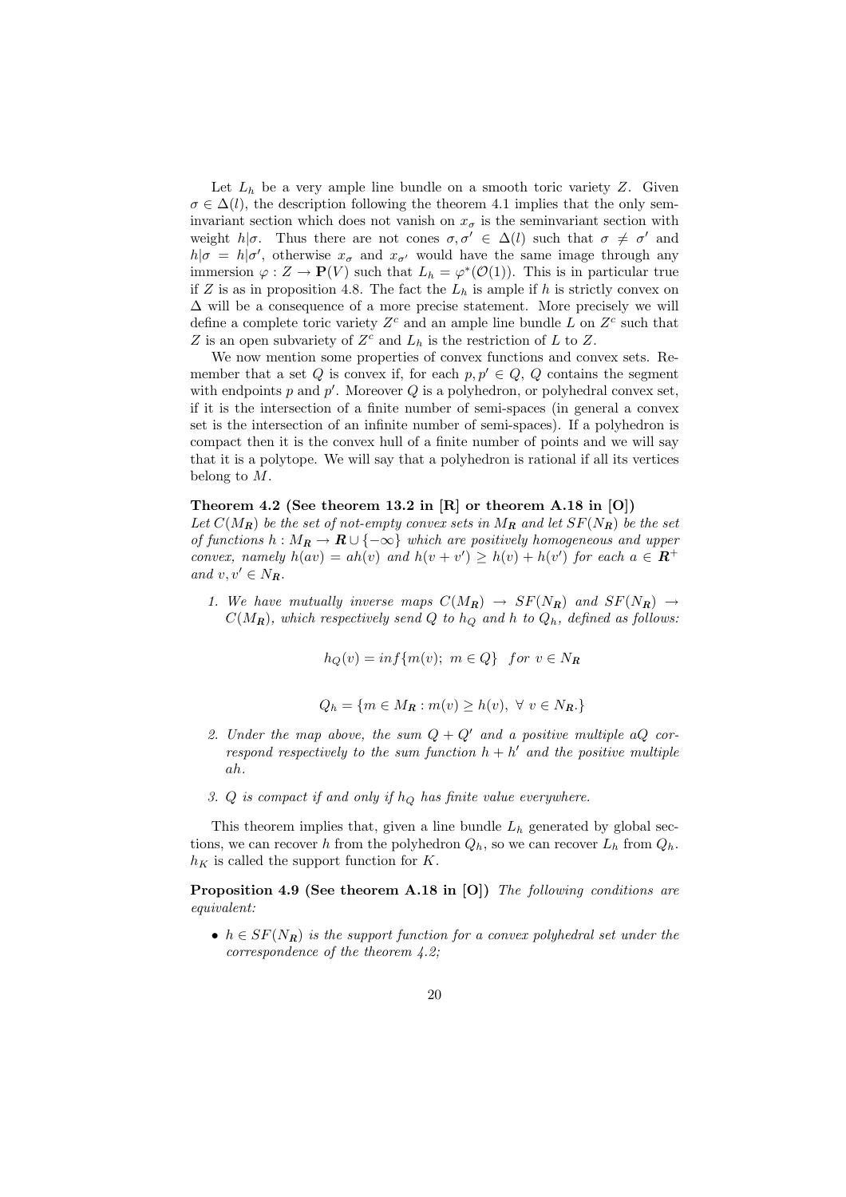Let $L_h$ be a very ample line bundle on a smooth toric variety $Z$. Given $\sigma \in \Delta(l)$, the description following the theorem 4.1 implies that the only seminvariant section which does not vanish on $x_\sigma$ is the seminvariant section with weight $h|\sigma$. Thus there are not cones $\sigma, \sigma' \in \Delta(l)$ such that $\sigma \neq \sigma'$ and $h|\sigma = h|\sigma'$, otherwise $x_\sigma$ and $x_{\sigma'}$ would have the same image through any immersion $\varphi : Z \to \mathbf{P}(V)$ such that $L_h = \varphi^*(\mathcal{O}(1))$. This is in particular true if $Z$ is as in proposition 4.8. The fact the $L_h$ is ample if $h$ is strictly convex on $\Delta$ will be a consequence of a more precise statement. More precisely we will define a complete toric variety $Z^c$ and an ample line bundle $L$ on $Z^c$ such that $Z$ is an open subvariety of $Z^c$ and $L_h$ is the restriction of $L$ to $Z$.

We now mention some properties of convex functions and convex sets. Remember that a set $Q$ is convex if, for each $p, p' \in Q$, $Q$ contains the segment with endpoints $p$ and $p'$. Moreover $Q$ is a polyhedron, or polyhedral convex set, if it is the intersection of a finite number of semi-spaces (in general a convex set is the intersection of an infinite number of semi-spaces). If a polyhedron is compact then it is the convex hull of a finite number of points and we will say that it is a polytope. We will say that a polyhedron is rational if all its vertices belong to $M$.

**Theorem 4.2 (See theorem 13.2 in [R] or theorem A.18 in [O])** *Let $C(M_{\mathbf{R}})$ be the set of not-empty convex sets in $M_{\mathbf{R}}$ and let $SF(N_{\mathbf{R}})$ be the set of functions $h : M_{\mathbf{R}} \to \mathbf{R} \cup \{-\infty\}$ which are positively homogeneous and upper convex, namely $h(av) = ah(v)$ and $h(v + v') \geq h(v) + h(v')$ for each $a \in \mathbf{R}^+$ and $v, v' \in N_{\mathbf{R}}$.*

1. *We have mutually inverse maps $C(M_{\mathbf{R}}) \to SF(N_{\mathbf{R}})$ and $SF(N_{\mathbf{R}}) \to C(M_{\mathbf{R}})$, which respectively send $Q$ to $h_Q$ and $h$ to $Q_h$, defined as follows:*

$$h_Q(v) = inf\{m(v);\ m \in Q\} \quad for\ v \in N_{\mathbf{R}}$$

$$Q_h = \{m \in M_{\mathbf{R}} : m(v) \geq h(v),\ \forall\ v \in N_{\mathbf{R}}.\}$$

2. *Under the map above, the sum $Q + Q'$ and a positive multiple $aQ$ correspond respectively to the sum function $h + h'$ and the positive multiple $ah$.*

3. *$Q$ is compact if and only if $h_Q$ has finite value everywhere.*

This theorem implies that, given a line bundle $L_h$ generated by global sections, we can recover $h$ from the polyhedron $Q_h$, so we can recover $L_h$ from $Q_h$. $h_K$ is called the support function for $K$.

**Proposition 4.9 (See theorem A.18 in [O])** *The following conditions are equivalent:*

- *$h \in SF(N_{\mathbf{R}})$ is the support function for a convex polyhedral set under the correspondence of the theorem 4.2;*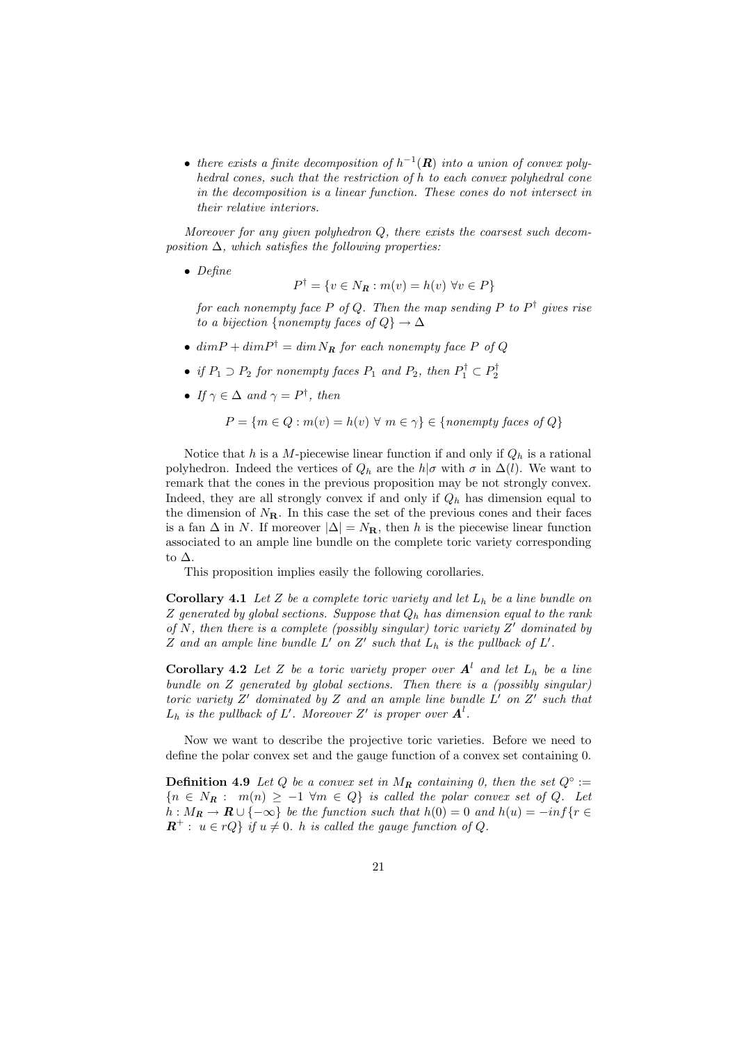- *there exists a finite decomposition of $h^{-1}(\boldsymbol{R})$ into a union of convex polyhedral cones, such that the restriction of $h$ to each convex polyhedral cone in the decomposition is a linear function. These cones do not intersect in their relative interiors.*

*Moreover for any given polyhedron $Q$, there exists the coarsest such decomposition $\Delta$, which satisfies the following properties:*

- *Define*

$$P^{\dagger} = \{v \in N_{\boldsymbol{R}} : m(v) = h(v) \ \forall v \in P\}$$

*for each nonempty face $P$ of $Q$. Then the map sending $P$ to $P^{\dagger}$ gives rise to a bijection $\{nonempty\ faces\ of\ Q\} \to \Delta$*

- *$dim P + dim P^{\dagger} = dim\, N_{\boldsymbol{R}}$ for each nonempty face $P$ of $Q$*

- *if $P_1 \supset P_2$ for nonempty faces $P_1$ and $P_2$, then $P_1^{\dagger} \subset P_2^{\dagger}$*

- *If $\gamma \in \Delta$ and $\gamma = P^{\dagger}$, then*

$$P = \{m \in Q : m(v) = h(v) \ \forall \ m \in \gamma\} \in \{nonempty\ faces\ of\ Q\}$$

Notice that $h$ is a $M$-piecewise linear function if and only if $Q_h$ is a rational polyhedron. Indeed the vertices of $Q_h$ are the $h|\sigma$ with $\sigma$ in $\Delta(l)$. We want to remark that the cones in the previous proposition may be not strongly convex. Indeed, they are all strongly convex if and only if $Q_h$ has dimension equal to the dimension of $N_{\mathbf{R}}$. In this case the set of the previous cones and their faces is a fan $\Delta$ in $N$. If moreover $|\Delta| = N_{\mathbf{R}}$, then $h$ is the piecewise linear function associated to an ample line bundle on the complete toric variety corresponding to $\Delta$.

This proposition implies easily the following corollaries.

**Corollary 4.1** *Let $Z$ be a complete toric variety and let $L_h$ be a line bundle on $Z$ generated by global sections. Suppose that $Q_h$ has dimension equal to the rank of $N$, then there is a complete (possibly singular) toric variety $Z'$ dominated by $Z$ and an ample line bundle $L'$ on $Z'$ such that $L_h$ is the pullback of $L'$.*

**Corollary 4.2** *Let $Z$ be a toric variety proper over $\boldsymbol{A}^l$ and let $L_h$ be a line bundle on $Z$ generated by global sections. Then there is a (possibly singular) toric variety $Z'$ dominated by $Z$ and an ample line bundle $L'$ on $Z'$ such that $L_h$ is the pullback of $L'$. Moreover $Z'$ is proper over $\boldsymbol{A}^l$.*

Now we want to describe the projective toric varieties. Before we need to define the polar convex set and the gauge function of a convex set containing 0.

**Definition 4.9** *Let $Q$ be a convex set in $M_{\boldsymbol{R}}$ containing 0, then the set $Q^{\circ} := \{n \in N_{\boldsymbol{R}} : \ m(n) \geq -1 \ \forall m \in Q\}$ is called the polar convex set of $Q$. Let $h : M_{\boldsymbol{R}} \to \boldsymbol{R} \cup \{-\infty\}$ be the function such that $h(0) = 0$ and $h(u) = -inf\{r \in \boldsymbol{R}^+ : \ u \in rQ\}$ if $u \neq 0$. $h$ is called the gauge function of $Q$.*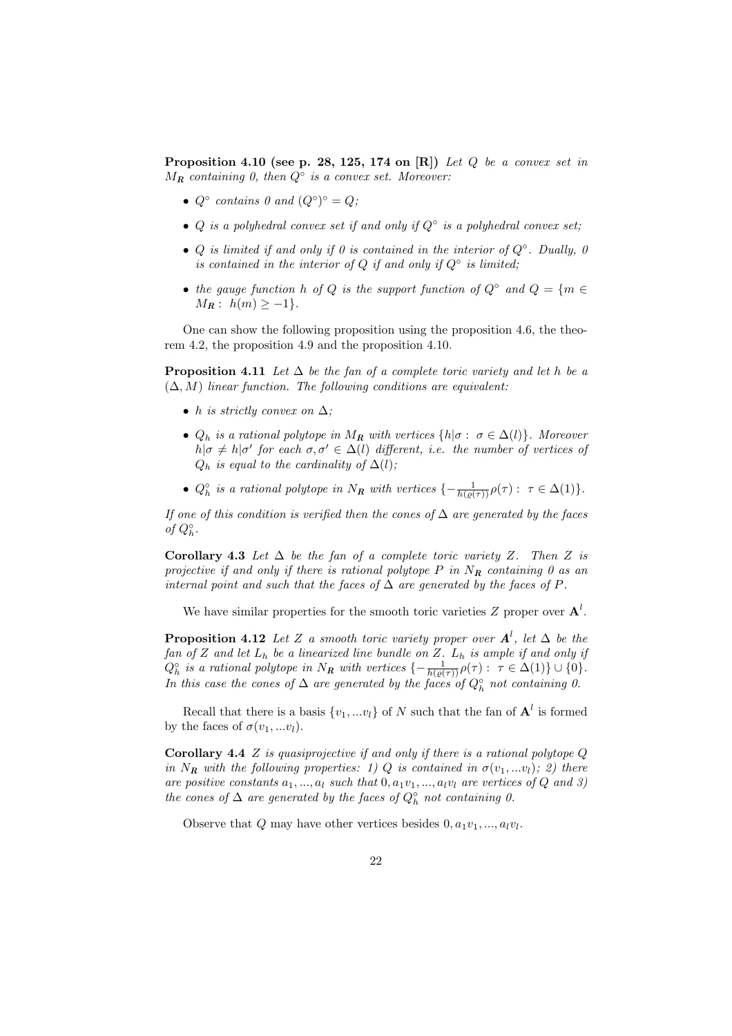**Proposition 4.10 (see p. 28, 125, 174 on [R])** *Let $Q$ be a convex set in $M_{\mathbf{R}}$ containing 0, then $Q^\circ$ is a convex set. Moreover:*

- *$Q^\circ$ contains 0 and $(Q^\circ)^\circ = Q$;*
- *$Q$ is a polyhedral convex set if and only if $Q^\circ$ is a polyhedral convex set;*
- *$Q$ is limited if and only if 0 is contained in the interior of $Q^\circ$. Dually, 0 is contained in the interior of $Q$ if and only if $Q^\circ$ is limited;*
- *the gauge function $h$ of $Q$ is the support function of $Q^\circ$ and $Q = \{m \in M_{\mathbf{R}} : \ h(m) \geq -1\}$.*

One can show the following proposition using the proposition 4.6, the theorem 4.2, the proposition 4.9 and the proposition 4.10.

**Proposition 4.11** *Let $\Delta$ be the fan of a complete toric variety and let $h$ be a $(\Delta, M)$ linear function. The following conditions are equivalent:*

- *$h$ is strictly convex on $\Delta$;*
- *$Q_h$ is a rational polytope in $M_{\mathbf{R}}$ with vertices $\{h|\sigma : \ \sigma \in \Delta(l)\}$. Moreover $h|\sigma \neq h|\sigma'$ for each $\sigma, \sigma' \in \Delta(l)$ different, i.e. the number of vertices of $Q_h$ is equal to the cardinality of $\Delta(l)$;*
- *$Q_h^\circ$ is a rational polytope in $N_{\mathbf{R}}$ with vertices $\{-\frac{1}{h(\varrho(\tau))}\rho(\tau) : \ \tau \in \Delta(1)\}$.*

*If one of this condition is verified then the cones of $\Delta$ are generated by the faces of $Q_h^\circ$.*

**Corollary 4.3** *Let $\Delta$ be the fan of a complete toric variety $Z$. Then $Z$ is projective if and only if there is rational polytope $P$ in $N_{\mathbf{R}}$ containing 0 as an internal point and such that the faces of $\Delta$ are generated by the faces of $P$.*

We have similar properties for the smooth toric varieties $Z$ proper over $\mathbf{A}^l$.

**Proposition 4.12** *Let $Z$ a smooth toric variety proper over $\mathbf{A}^l$, let $\Delta$ be the fan of $Z$ and let $L_h$ be a linearized line bundle on $Z$. $L_h$ is ample if and only if $Q_h^\circ$ is a rational polytope in $N_{\mathbf{R}}$ with vertices $\{-\frac{1}{h(\varrho(\tau))}\rho(\tau) : \ \tau \in \Delta(1)\} \cup \{0\}$. In this case the cones of $\Delta$ are generated by the faces of $Q_h^\circ$ not containing 0.*

Recall that there is a basis $\{v_1, ...v_l\}$ of $N$ such that the fan of $\mathbf{A}^l$ is formed by the faces of $\sigma(v_1, ...v_l)$.

**Corollary 4.4** *$Z$ is quasiprojective if and only if there is a rational polytope $Q$ in $N_{\mathbf{R}}$ with the following properties: 1) $Q$ is contained in $\sigma(v_1, ...v_l)$; 2) there are positive constants $a_1, ..., a_l$ such that $0, a_1v_1, ..., a_lv_l$ are vertices of $Q$ and 3) the cones of $\Delta$ are generated by the faces of $Q_h^\circ$ not containing 0.*

Observe that $Q$ may have other vertices besides $0, a_1v_1, ..., a_lv_l$.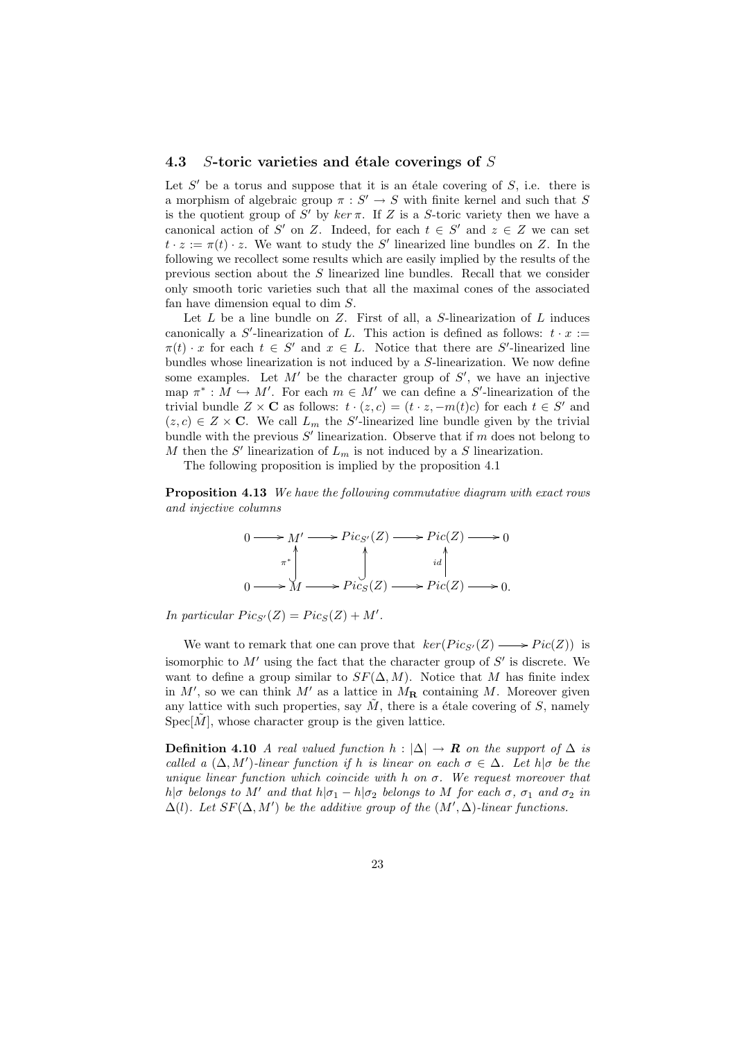### 4.3 $S$-toric varieties and étale coverings of $S$

Let $S'$ be a torus and suppose that it is an étale covering of $S$, i.e. there is a morphism of algebraic group $\pi : S' \to S$ with finite kernel and such that $S$ is the quotient group of $S'$ by $ker\,\pi$. If $Z$ is a $S$-toric variety then we have a canonical action of $S'$ on $Z$. Indeed, for each $t \in S'$ and $z \in Z$ we can set $t \cdot z := \pi(t) \cdot z$. We want to study the $S'$ linearized line bundles on $Z$. In the following we recollect some results which are easily implied by the results of the previous section about the $S$ linearized line bundles. Recall that we consider only smooth toric varieties such that all the maximal cones of the associated fan have dimension equal to dim $S$.

Let $L$ be a line bundle on $Z$. First of all, a $S$-linearization of $L$ induces canonically a $S'$-linearization of $L$. This action is defined as follows: $t \cdot x := \pi(t) \cdot x$ for each $t \in S'$ and $x \in L$. Notice that there are $S'$-linearized line bundles whose linearization is not induced by a $S$-linearization. We now define some examples. Let $M'$ be the character group of $S'$, we have an injective map $\pi^* : M \hookrightarrow M'$. For each $m \in M'$ we can define a $S'$-linearization of the trivial bundle $Z \times \mathbf{C}$ as follows: $t \cdot (z, c) = (t \cdot z, -m(t)c)$ for each $t \in S'$ and $(z, c) \in Z \times \mathbf{C}$. We call $L_m$ the $S'$-linearized line bundle given by the trivial bundle with the previous $S'$ linearization. Observe that if $m$ does not belong to $M$ then the $S'$ linearization of $L_m$ is not induced by a $S$ linearization.

The following proposition is implied by the proposition 4.1

**Proposition 4.13** *We have the following commutative diagram with exact rows and injective columns*

$$\begin{array}{ccccccccc}
0 & \longrightarrow & M' & \longrightarrow & Pic_{S'}(Z) & \longrightarrow & Pic(Z) & \longrightarrow & 0 \\
 & & \uparrow{\scriptstyle \pi^*} & & \uparrow & & \uparrow{\scriptstyle id} & & \\
0 & \longrightarrow & M & \longrightarrow & Pic_S(Z) & \longrightarrow & Pic(Z) & \longrightarrow & 0.
\end{array}$$

*In particular $Pic_{S'}(Z) = Pic_S(Z) + M'$.*

We want to remark that one can prove that $ker(Pic_{S'}(Z) \longrightarrow Pic(Z))$ is isomorphic to $M'$ using the fact that the character group of $S'$ is discrete. We want to define a group similar to $SF(\Delta, M)$. Notice that $M$ has finite index in $M'$, so we can think $M'$ as a lattice in $M_{\mathbf{R}}$ containing $M$. Moreover given any lattice with such properties, say $\tilde{M}$, there is a étale covering of $S$, namely $\mathrm{Spec}[\tilde{M}]$, whose character group is the given lattice.

**Definition 4.10** *A real valued function $h : |\Delta| \to \boldsymbol{R}$ on the support of $\Delta$ is called a $(\Delta, M')$-linear function if $h$ is linear on each $\sigma \in \Delta$. Let $h|\sigma$ be the unique linear function which coincide with $h$ on $\sigma$. We request moreover that $h|\sigma$ belongs to $M'$ and that $h|\sigma_1 - h|\sigma_2$ belongs to $M$ for each $\sigma$, $\sigma_1$ and $\sigma_2$ in $\Delta(l)$. Let $SF(\Delta, M')$ be the additive group of the $(M', \Delta)$-linear functions.*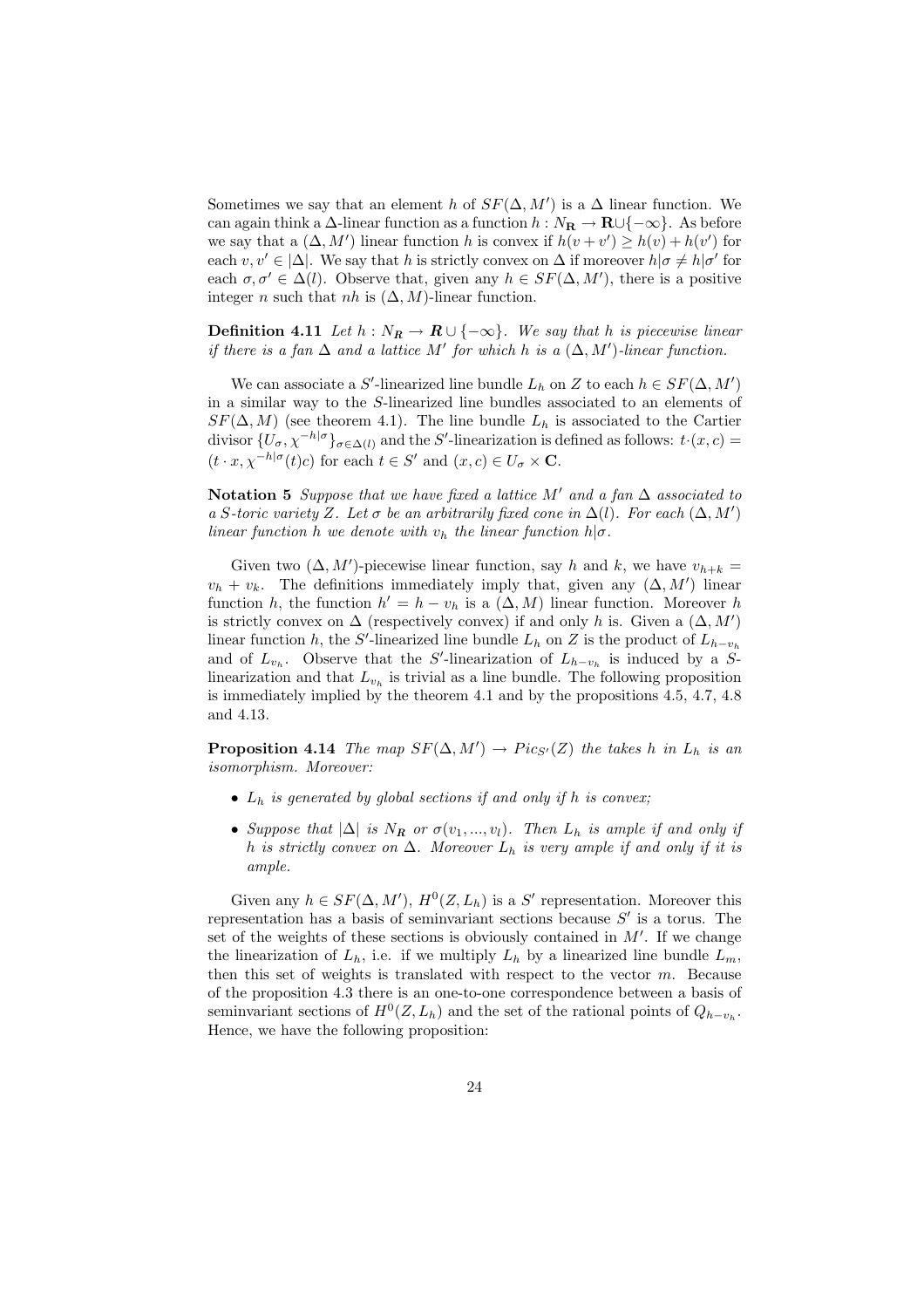Sometimes we say that an element $h$ of $SF(\Delta, M')$ is a $\Delta$ linear function. We can again think a $\Delta$-linear function as a function $h : N_{\mathbf{R}} \to \mathbf{R} \cup \{-\infty\}$. As before we say that a $(\Delta, M')$ linear function $h$ is convex if $h(v + v') \geq h(v) + h(v')$ for each $v, v' \in |\Delta|$. We say that $h$ is strictly convex on $\Delta$ if moreover $h|\sigma \neq h|\sigma'$ for each $\sigma, \sigma' \in \Delta(l)$. Observe that, given any $h \in SF(\Delta, M')$, there is a positive integer $n$ such that $nh$ is $(\Delta, M)$-linear function.

**Definition 4.11** *Let $h : N_{\mathbf{R}} \to \mathbf{R} \cup \{-\infty\}$. We say that $h$ is piecewise linear if there is a fan $\Delta$ and a lattice $M'$ for which $h$ is a $(\Delta, M')$-linear function.*

We can associate a $S'$-linearized line bundle $L_h$ on $Z$ to each $h \in SF(\Delta, M')$ in a similar way to the $S$-linearized line bundles associated to an elements of $SF(\Delta, M)$ (see theorem 4.1). The line bundle $L_h$ is associated to the Cartier divisor $\{U_\sigma, \chi^{-h|\sigma}\}_{\sigma \in \Delta(l)}$ and the $S'$-linearization is defined as follows: $t \cdot (x, c) = (t \cdot x, \chi^{-h|\sigma}(t)c)$ for each $t \in S'$ and $(x, c) \in U_\sigma \times \mathbf{C}$.

**Notation 5** *Suppose that we have fixed a lattice $M'$ and a fan $\Delta$ associated to a $S$-toric variety $Z$. Let $\sigma$ be an arbitrarily fixed cone in $\Delta(l)$. For each $(\Delta, M')$ linear function $h$ we denote with $v_h$ the linear function $h|\sigma$.*

Given two $(\Delta, M')$-piecewise linear function, say $h$ and $k$, we have $v_{h+k} = v_h + v_k$. The definitions immediately imply that, given any $(\Delta, M')$ linear function $h$, the function $h' = h - v_h$ is a $(\Delta, M)$ linear function. Moreover $h$ is strictly convex on $\Delta$ (respectively convex) if and only $h$ is. Given a $(\Delta, M')$ linear function $h$, the $S'$-linearized line bundle $L_h$ on $Z$ is the product of $L_{h-v_h}$ and of $L_{v_h}$. Observe that the $S'$-linearization of $L_{h-v_h}$ is induced by a $S$-linearization and that $L_{v_h}$ is trivial as a line bundle. The following proposition is immediately implied by the theorem 4.1 and by the propositions 4.5, 4.7, 4.8 and 4.13.

**Proposition 4.14** *The map $SF(\Delta, M') \to Pic_{S'}(Z)$ the takes $h$ in $L_h$ is an isomorphism. Moreover:*

- *$L_h$ is generated by global sections if and only if $h$ is convex;*
- *Suppose that $|\Delta|$ is $N_{\mathbf{R}}$ or $\sigma(v_1, ..., v_l)$. Then $L_h$ is ample if and only if $h$ is strictly convex on $\Delta$. Moreover $L_h$ is very ample if and only if it is ample.*

Given any $h \in SF(\Delta, M')$, $H^0(Z, L_h)$ is a $S'$ representation. Moreover this representation has a basis of seminvariant sections because $S'$ is a torus. The set of the weights of these sections is obviously contained in $M'$. If we change the linearization of $L_h$, i.e. if we multiply $L_h$ by a linearized line bundle $L_m$, then this set of weights is translated with respect to the vector $m$. Because of the proposition 4.3 there is an one-to-one correspondence between a basis of seminvariant sections of $H^0(Z, L_h)$ and the set of the rational points of $Q_{h-v_h}$. Hence, we have the following proposition: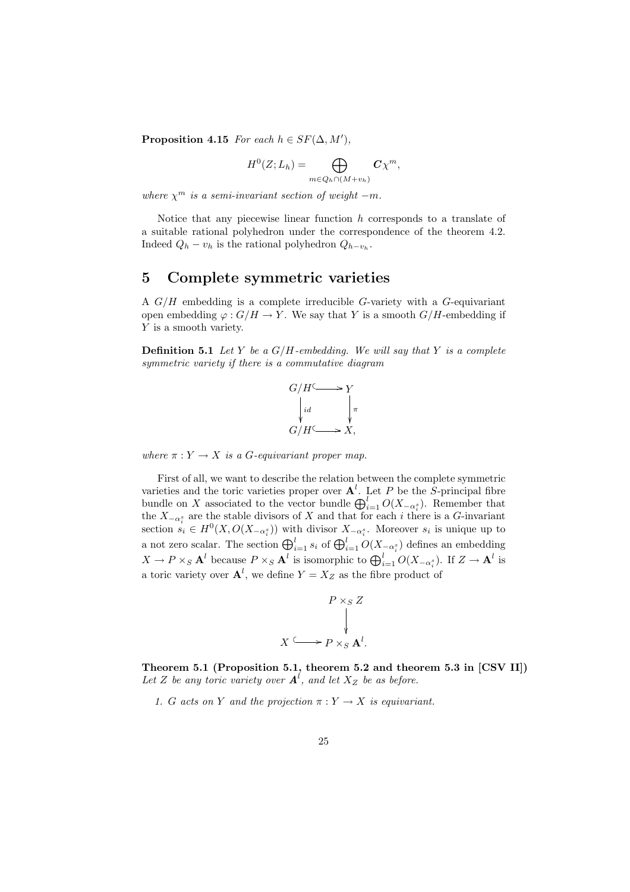**Proposition 4.15** *For each $h \in SF(\Delta, M')$,*

$$H^0(Z; L_h) = \bigoplus_{m \in Q_h \cap (M + v_h)} \mathbf{C}\chi^m,$$

*where $\chi^m$ is a semi-invariant section of weight $-m$.*

Notice that any piecewise linear function $h$ corresponds to a translate of a suitable rational polyhedron under the correspondence of the theorem 4.2. Indeed $Q_h - v_h$ is the rational polyhedron $Q_{h-v_h}$.

# 5 Complete symmetric varieties

A $G/H$ embedding is a complete irreducible $G$-variety with a $G$-equivariant open embedding $\varphi : G/H \to Y$. We say that $Y$ is a smooth $G/H$-embedding if $Y$ is a smooth variety.

**Definition 5.1** *Let $Y$ be a $G/H$-embedding. We will say that $Y$ is a complete symmetric variety if there is a commutative diagram*

$$\begin{array}{ccc} G/H & \hookrightarrow & Y \\ \downarrow{\scriptstyle id} & & \downarrow{\scriptstyle \pi} \\ G/H & \hookrightarrow & X, \end{array}$$

*where $\pi : Y \to X$ is a $G$-equivariant proper map.*

First of all, we want to describe the relation between the complete symmetric varieties and the toric varieties proper over $\mathbf{A}^l$. Let $P$ be the $S$-principal fibre bundle on $X$ associated to the vector bundle $\bigoplus_{i=1}^{l} O(X_{-\alpha_i^s})$. Remember that the $X_{-\alpha_i^s}$ are the stable divisors of $X$ and that for each $i$ there is a $G$-invariant section $s_i \in H^0(X, O(X_{-\alpha_i^s}))$ with divisor $X_{-\alpha_i^s}$. Moreover $s_i$ is unique up to a not zero scalar. The section $\bigoplus_{i=1}^{l} s_i$ of $\bigoplus_{i=1}^{l} O(X_{-\alpha_i^s})$ defines an embedding $X \to P \times_S \mathbf{A}^l$ because $P \times_S \mathbf{A}^l$ is isomorphic to $\bigoplus_{i=1}^{l} O(X_{-\alpha_i^s})$. If $Z \to \mathbf{A}^l$ is a toric variety over $\mathbf{A}^l$, we define $Y = X_Z$ as the fibre product of

$$\begin{array}{ccc} & & P \times_S Z \\ & & \downarrow \\ X & \hookrightarrow & P \times_S \mathbf{A}^l. \end{array}$$

**Theorem 5.1 (Proposition 5.1, theorem 5.2 and theorem 5.3 in [CSV II])** *Let $Z$ be any toric variety over $\mathbf{A}^l$, and let $X_Z$ be as before.*

1. *$G$ acts on $Y$ and the projection $\pi : Y \to X$ is equivariant.*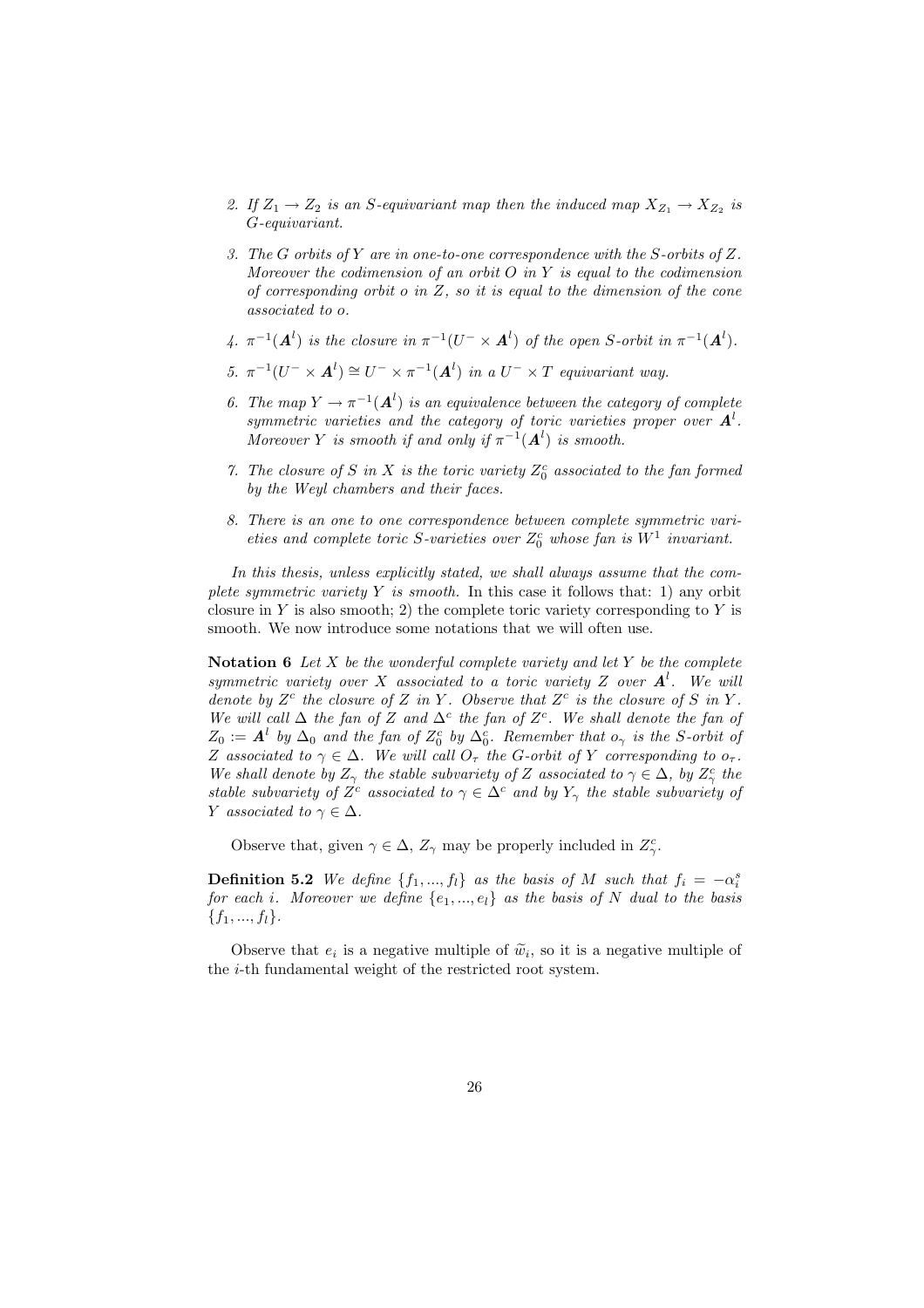2. *If $Z_1 \to Z_2$ is an $S$-equivariant map then the induced map $X_{Z_1} \to X_{Z_2}$ is $G$-equivariant.*

3. *The $G$ orbits of $Y$ are in one-to-one correspondence with the $S$-orbits of $Z$. Moreover the codimension of an orbit $O$ in $Y$ is equal to the codimension of corresponding orbit $o$ in $Z$, so it is equal to the dimension of the cone associated to $o$.*

4. *$\pi^{-1}(\boldsymbol{A}^l)$ is the closure in $\pi^{-1}(U^- \times \boldsymbol{A}^l)$ of the open $S$-orbit in $\pi^{-1}(\boldsymbol{A}^l)$.*

5. *$\pi^{-1}(U^- \times \boldsymbol{A}^l) \cong U^- \times \pi^{-1}(\boldsymbol{A}^l)$ in a $U^- \times T$ equivariant way.*

6. *The map $Y \to \pi^{-1}(\boldsymbol{A}^l)$ is an equivalence between the category of complete symmetric varieties and the category of toric varieties proper over $\boldsymbol{A}^l$. Moreover $Y$ is smooth if and only if $\pi^{-1}(\boldsymbol{A}^l)$ is smooth.*

7. *The closure of $S$ in $X$ is the toric variety $Z_0^c$ associated to the fan formed by the Weyl chambers and their faces.*

8. *There is an one to one correspondence between complete symmetric varieties and complete toric $S$-varieties over $Z_0^c$ whose fan is $W^1$ invariant.*

*In this thesis, unless explicitly stated, we shall always assume that the complete symmetric variety $Y$ is smooth.* In this case it follows that: 1) any orbit closure in $Y$ is also smooth; 2) the complete toric variety corresponding to $Y$ is smooth. We now introduce some notations that we will often use.

**Notation 6** *Let $X$ be the wonderful complete variety and let $Y$ be the complete symmetric variety over $X$ associated to a toric variety $Z$ over $\boldsymbol{A}^l$. We will denote by $Z^c$ the closure of $Z$ in $Y$. Observe that $Z^c$ is the closure of $S$ in $Y$. We will call $\Delta$ the fan of $Z$ and $\Delta^c$ the fan of $Z^c$. We shall denote the fan of $Z_0 := \boldsymbol{A}^l$ by $\Delta_0$ and the fan of $Z_0^c$ by $\Delta_0^c$. Remember that $o_\gamma$ is the $S$-orbit of $Z$ associated to $\gamma \in \Delta$. We will call $O_\tau$ the $G$-orbit of $Y$ corresponding to $o_\tau$. We shall denote by $Z_\gamma$ the stable subvariety of $Z$ associated to $\gamma \in \Delta$, by $Z_\gamma^c$ the stable subvariety of $Z^c$ associated to $\gamma \in \Delta^c$ and by $Y_\gamma$ the stable subvariety of $Y$ associated to $\gamma \in \Delta$.*

Observe that, given $\gamma \in \Delta$, $Z_\gamma$ may be properly included in $Z_\gamma^c$.

**Definition 5.2** *We define $\{f_1, ..., f_l\}$ as the basis of $M$ such that $f_i = -\alpha_i^s$ for each $i$. Moreover we define $\{e_1, ..., e_l\}$ as the basis of $N$ dual to the basis $\{f_1, ..., f_l\}$.*

Observe that $e_i$ is a negative multiple of $\widetilde{w}_i$, so it is a negative multiple of the $i$-th fundamental weight of the restricted root system.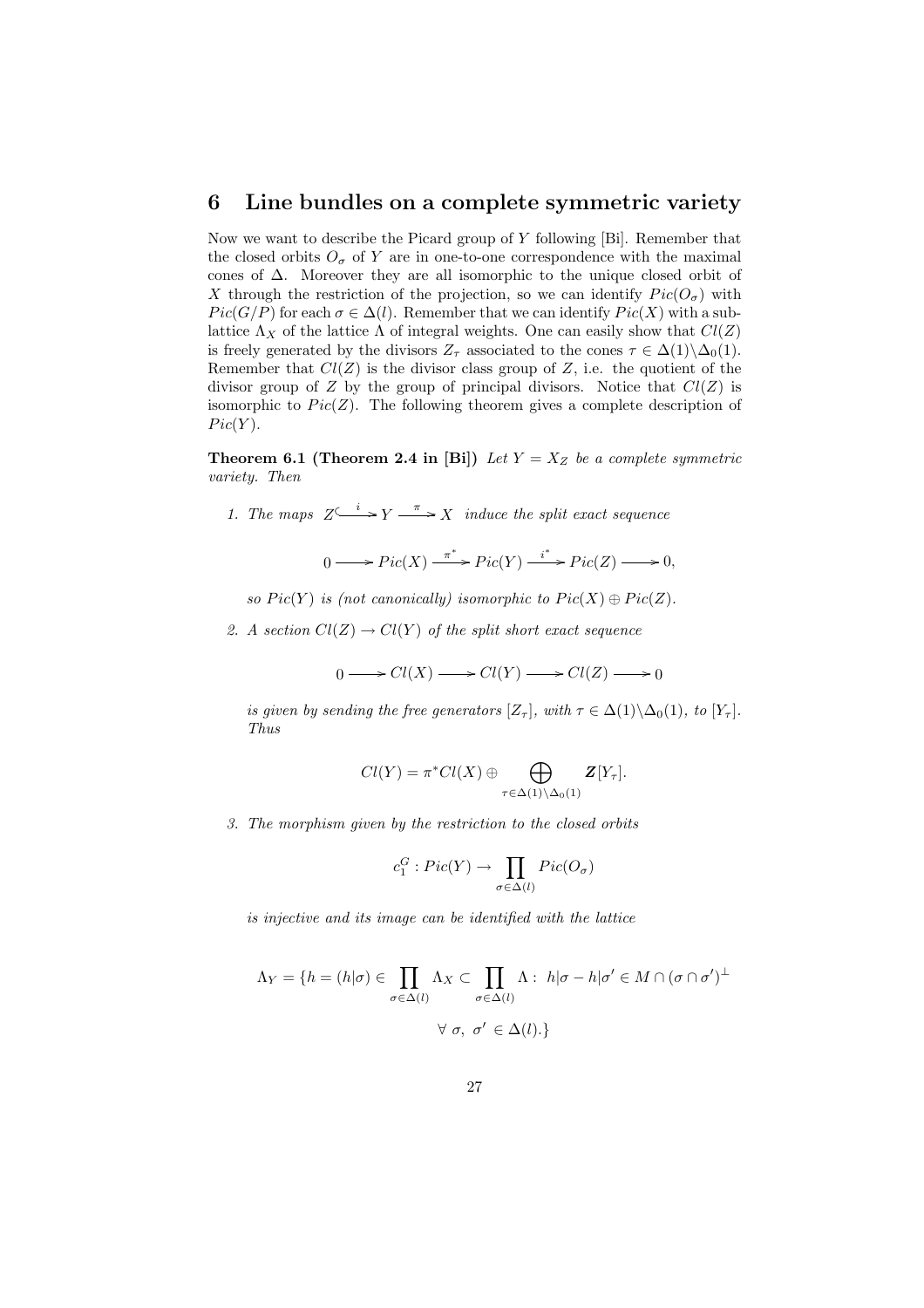## 6 Line bundles on a complete symmetric variety

Now we want to describe the Picard group of $Y$ following [Bi]. Remember that the closed orbits $O_\sigma$ of $Y$ are in one-to-one correspondence with the maximal cones of $\Delta$. Moreover they are all isomorphic to the unique closed orbit of $X$ through the restriction of the projection, so we can identify $Pic(O_\sigma)$ with $Pic(G/P)$ for each $\sigma \in \Delta(l)$. Remember that we can identify $Pic(X)$ with a sublattice $\Lambda_X$ of the lattice $\Lambda$ of integral weights. One can easily show that $Cl(Z)$ is freely generated by the divisors $Z_\tau$ associated to the cones $\tau \in \Delta(1) \backslash \Delta_0(1)$. Remember that $Cl(Z)$ is the divisor class group of $Z$, i.e. the quotient of the divisor group of $Z$ by the group of principal divisors. Notice that $Cl(Z)$ is isomorphic to $Pic(Z)$. The following theorem gives a complete description of $Pic(Y)$.

**Theorem 6.1 (Theorem 2.4 in [Bi])** *Let $Y = X_Z$ be a complete symmetric variety. Then*

1. *The maps* $Z \xhookrightarrow{i} Y \xrightarrow{\pi} X$ *induce the split exact sequence*

$$0 \longrightarrow Pic(X) \xrightarrow{\pi^*} Pic(Y) \xrightarrow{i^*} Pic(Z) \longrightarrow 0,$$

*so $Pic(Y)$ is (not canonically) isomorphic to $Pic(X) \oplus Pic(Z)$.*

2. *A section $Cl(Z) \to Cl(Y)$ of the split short exact sequence*

$$0 \longrightarrow Cl(X) \longrightarrow Cl(Y) \longrightarrow Cl(Z) \longrightarrow 0$$

*is given by sending the free generators $[Z_\tau]$, with $\tau \in \Delta(1) \backslash \Delta_0(1)$, to $[Y_\tau]$. Thus*

$$Cl(Y) = \pi^* Cl(X) \oplus \bigoplus_{\tau \in \Delta(1) \backslash \Delta_0(1)} \boldsymbol{Z}[Y_\tau].$$

3. *The morphism given by the restriction to the closed orbits*

$$c_1^G : Pic(Y) \to \prod_{\sigma \in \Delta(l)} Pic(O_\sigma)$$

*is injective and its image can be identified with the lattice*

$$\Lambda_Y = \{h = (h|\sigma) \in \prod_{\sigma \in \Delta(l)} \Lambda_X \subset \prod_{\sigma \in \Delta(l)} \Lambda : \; h|\sigma - h|\sigma' \in M \cap (\sigma \cap \sigma')^\perp$$

$$\forall \; \sigma, \; \sigma' \in \Delta(l).\}$$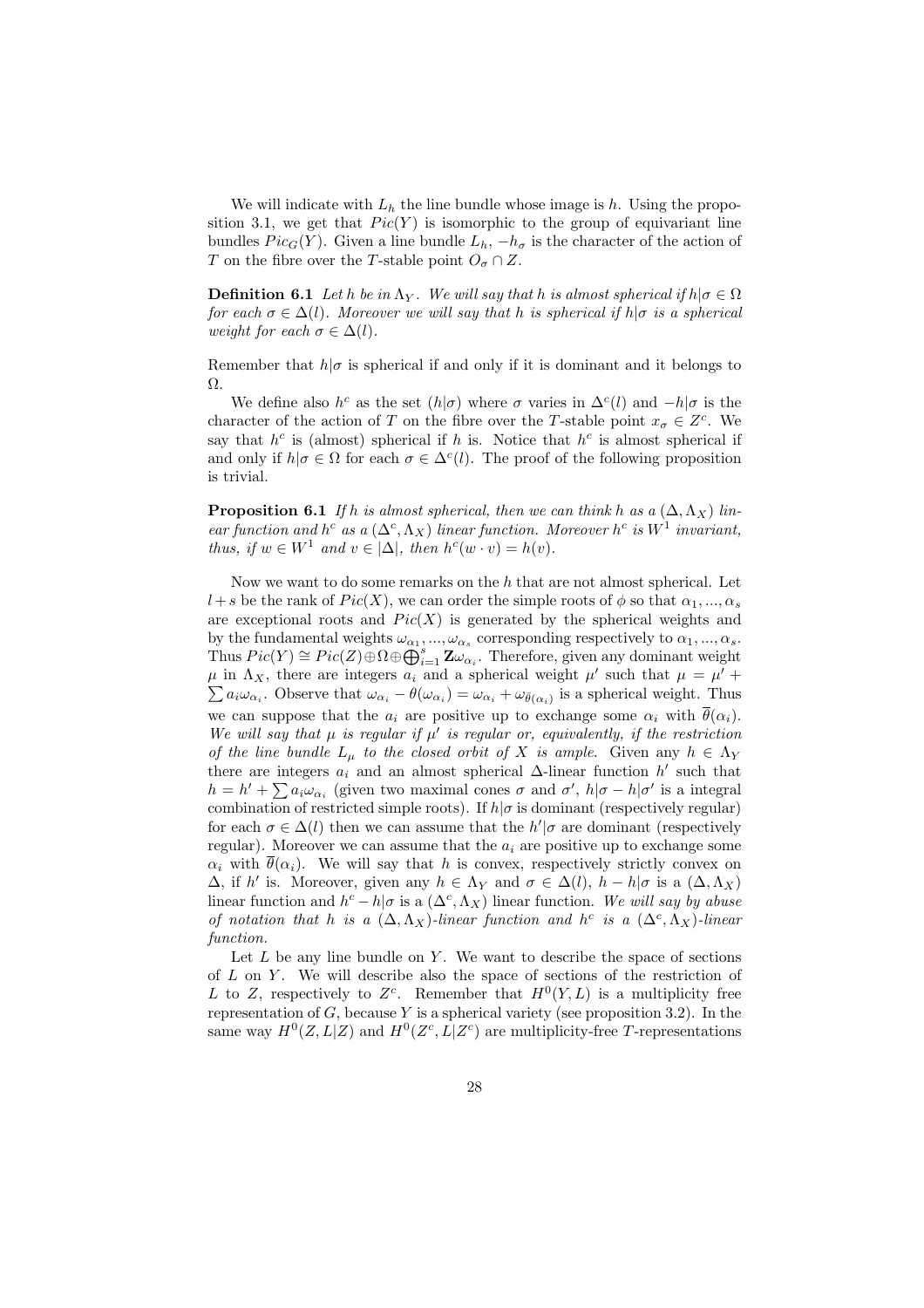We will indicate with $L_h$ the line bundle whose image is $h$. Using the proposition 3.1, we get that $Pic(Y)$ is isomorphic to the group of equivariant line bundles $Pic_G(Y)$. Given a line bundle $L_h$, $-h_\sigma$ is the character of the action of $T$ on the fibre over the $T$-stable point $O_\sigma \cap Z$.

**Definition 6.1** *Let $h$ be in $\Lambda_Y$. We will say that $h$ is almost spherical if $h|\sigma \in \Omega$ for each $\sigma \in \Delta(l)$. Moreover we will say that $h$ is spherical if $h|\sigma$ is a spherical weight for each $\sigma \in \Delta(l)$.*

Remember that $h|\sigma$ is spherical if and only if it is dominant and it belongs to $\Omega$.

We define also $h^c$ as the set $(h|\sigma)$ where $\sigma$ varies in $\Delta^c(l)$ and $-h|\sigma$ is the character of the action of $T$ on the fibre over the $T$-stable point $x_\sigma \in Z^c$. We say that $h^c$ is (almost) spherical if $h$ is. Notice that $h^c$ is almost spherical if and only if $h|\sigma \in \Omega$ for each $\sigma \in \Delta^c(l)$. The proof of the following proposition is trivial.

**Proposition 6.1** *If $h$ is almost spherical, then we can think $h$ as a $(\Delta, \Lambda_X)$ linear function and $h^c$ as a $(\Delta^c, \Lambda_X)$ linear function. Moreover $h^c$ is $W^1$ invariant, thus, if $w \in W^1$ and $v \in |\Delta|$, then $h^c(w \cdot v) = h(v)$.*

Now we want to do some remarks on the $h$ that are not almost spherical. Let $l+s$ be the rank of $Pic(X)$, we can order the simple roots of $\phi$ so that $\alpha_1, ..., \alpha_s$ are exceptional roots and $Pic(X)$ is generated by the spherical weights and by the fundamental weights $\omega_{\alpha_1}, ..., \omega_{\alpha_s}$ corresponding respectively to $\alpha_1, ..., \alpha_s$. Thus $Pic(Y) \cong Pic(Z) \oplus \Omega \oplus \bigoplus_{i=1}^{s} \mathbf{Z}\omega_{\alpha_i}$. Therefore, given any dominant weight $\mu$ in $\Lambda_X$, there are integers $a_i$ and a spherical weight $\mu'$ such that $\mu = \mu' + \sum a_i \omega_{\alpha_i}$. Observe that $\omega_{\alpha_i} - \theta(\omega_{\alpha_i}) = \omega_{\alpha_i} + \omega_{\bar{\theta}(\alpha_i)}$ is a spherical weight. Thus we can suppose that the $a_i$ are positive up to exchange some $\alpha_i$ with $\overline{\theta}(\alpha_i)$. *We will say that $\mu$ is regular if $\mu'$ is regular or, equivalently, if the restriction of the line bundle $L_\mu$ to the closed orbit of $X$ is ample.* Given any $h \in \Lambda_Y$ there are integers $a_i$ and an almost spherical $\Delta$-linear function $h'$ such that $h = h' + \sum a_i \omega_{\alpha_i}$ (given two maximal cones $\sigma$ and $\sigma'$, $h|\sigma - h|\sigma'$ is a integral combination of restricted simple roots). If $h|\sigma$ is dominant (respectively regular) for each $\sigma \in \Delta(l)$ then we can assume that the $h'|\sigma$ are dominant (respectively regular). Moreover we can assume that the $a_i$ are positive up to exchange some $\alpha_i$ with $\overline{\theta}(\alpha_i)$. We will say that $h$ is convex, respectively strictly convex on $\Delta$, if $h'$ is. Moreover, given any $h \in \Lambda_Y$ and $\sigma \in \Delta(l)$, $h - h|\sigma$ is a $(\Delta, \Lambda_X)$ linear function and $h^c - h|\sigma$ is a $(\Delta^c, \Lambda_X)$ linear function. *We will say by abuse of notation that $h$ is a $(\Delta, \Lambda_X)$-linear function and $h^c$ is a $(\Delta^c, \Lambda_X)$-linear function.*

Let $L$ be any line bundle on $Y$. We want to describe the space of sections of $L$ on $Y$. We will describe also the space of sections of the restriction of $L$ to $Z$, respectively to $Z^c$. Remember that $H^0(Y, L)$ is a multiplicity free representation of $G$, because $Y$ is a spherical variety (see proposition 3.2). In the same way $H^0(Z, L|Z)$ and $H^0(Z^c, L|Z^c)$ are multiplicity-free $T$-representations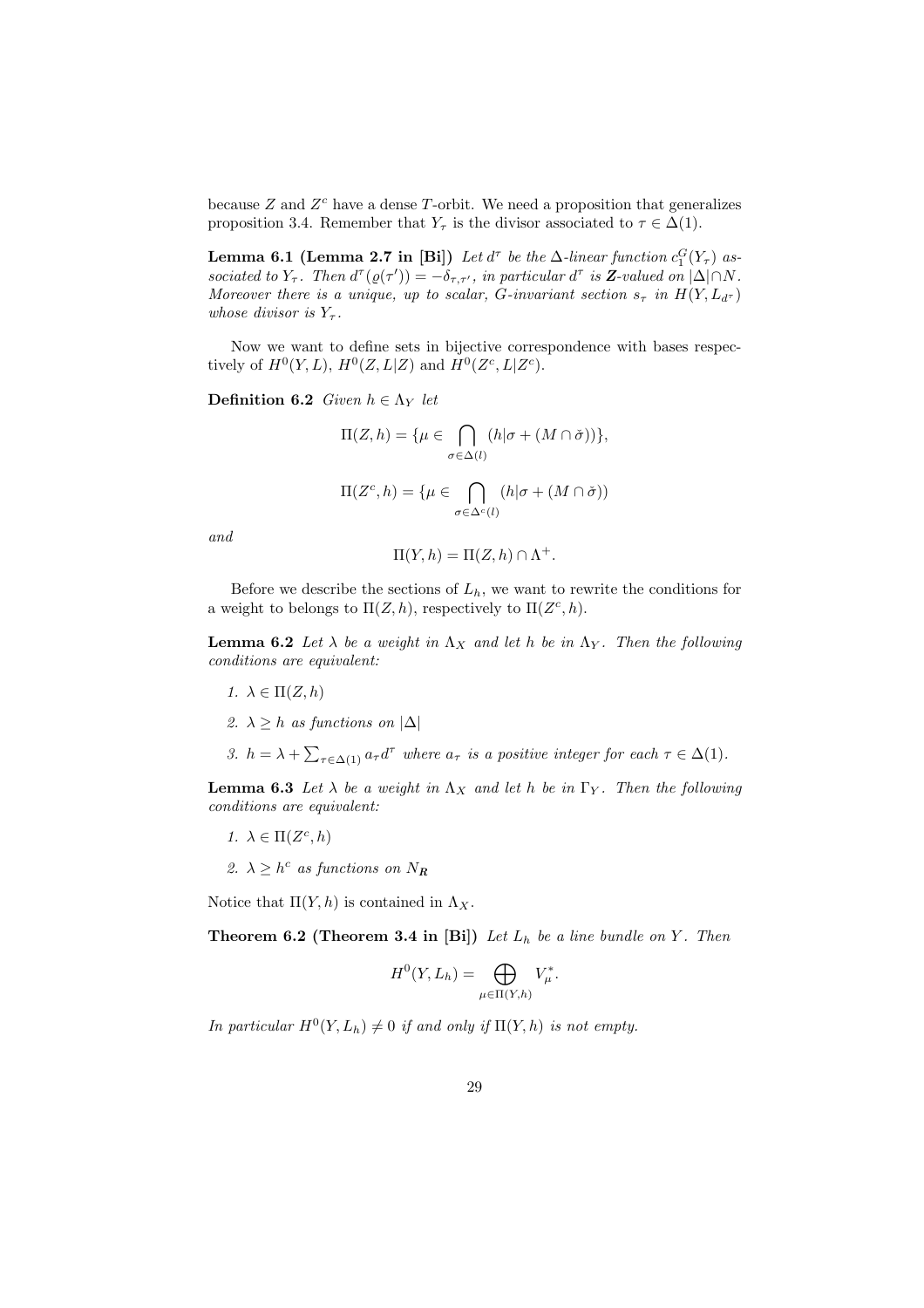because $Z$ and $Z^c$ have a dense $T$-orbit. We need a proposition that generalizes proposition 3.4. Remember that $Y_\tau$ is the divisor associated to $\tau \in \Delta(1)$.

**Lemma 6.1 (Lemma 2.7 in [Bi])** *Let $d^\tau$ be the $\Delta$-linear function $c_1^G(Y_\tau)$ associated to $Y_\tau$. Then $d^\tau(\varrho(\tau')) = -\delta_{\tau,\tau'}$, in particular $d^\tau$ is $\boldsymbol{Z}$-valued on $|\Delta| \cap N$. Moreover there is a unique, up to scalar, $G$-invariant section $s_\tau$ in $H(Y, L_{d^\tau})$ whose divisor is $Y_\tau$.*

Now we want to define sets in bijective correspondence with bases respectively of $H^0(Y, L)$, $H^0(Z, L|Z)$ and $H^0(Z^c, L|Z^c)$.

**Definition 6.2** *Given $h \in \Lambda_Y$ let*

$$\Pi(Z, h) = \{\mu \in \bigcap_{\sigma \in \Delta(l)} (h|\sigma + (M \cap \check{\sigma}))\},$$

$$\Pi(Z^c, h) = \{\mu \in \bigcap_{\sigma \in \Delta^c(l)} (h|\sigma + (M \cap \check{\sigma}))$$

*and*

$$\Pi(Y, h) = \Pi(Z, h) \cap \Lambda^+.$$

Before we describe the sections of $L_h$, we want to rewrite the conditions for a weight to belongs to $\Pi(Z, h)$, respectively to $\Pi(Z^c, h)$.

**Lemma 6.2** *Let $\lambda$ be a weight in $\Lambda_X$ and let $h$ be in $\Lambda_Y$. Then the following conditions are equivalent:*

1. *$\lambda \in \Pi(Z, h)$*
2. *$\lambda \geq h$ as functions on $|\Delta|$*
3. *$h = \lambda + \sum_{\tau \in \Delta(1)} a_\tau d^\tau$ where $a_\tau$ is a positive integer for each $\tau \in \Delta(1)$.*

**Lemma 6.3** *Let $\lambda$ be a weight in $\Lambda_X$ and let $h$ be in $\Gamma_Y$. Then the following conditions are equivalent:*

1. *$\lambda \in \Pi(Z^c, h)$*
2. *$\lambda \geq h^c$ as functions on $N_{\boldsymbol{R}}$*

Notice that $\Pi(Y, h)$ is contained in $\Lambda_X$.

**Theorem 6.2 (Theorem 3.4 in [Bi])** *Let $L_h$ be a line bundle on $Y$. Then*

$$H^0(Y, L_h) = \bigoplus_{\mu \in \Pi(Y,h)} V_\mu^*.$$

*In particular $H^0(Y, L_h) \neq 0$ if and only if $\Pi(Y, h)$ is not empty.*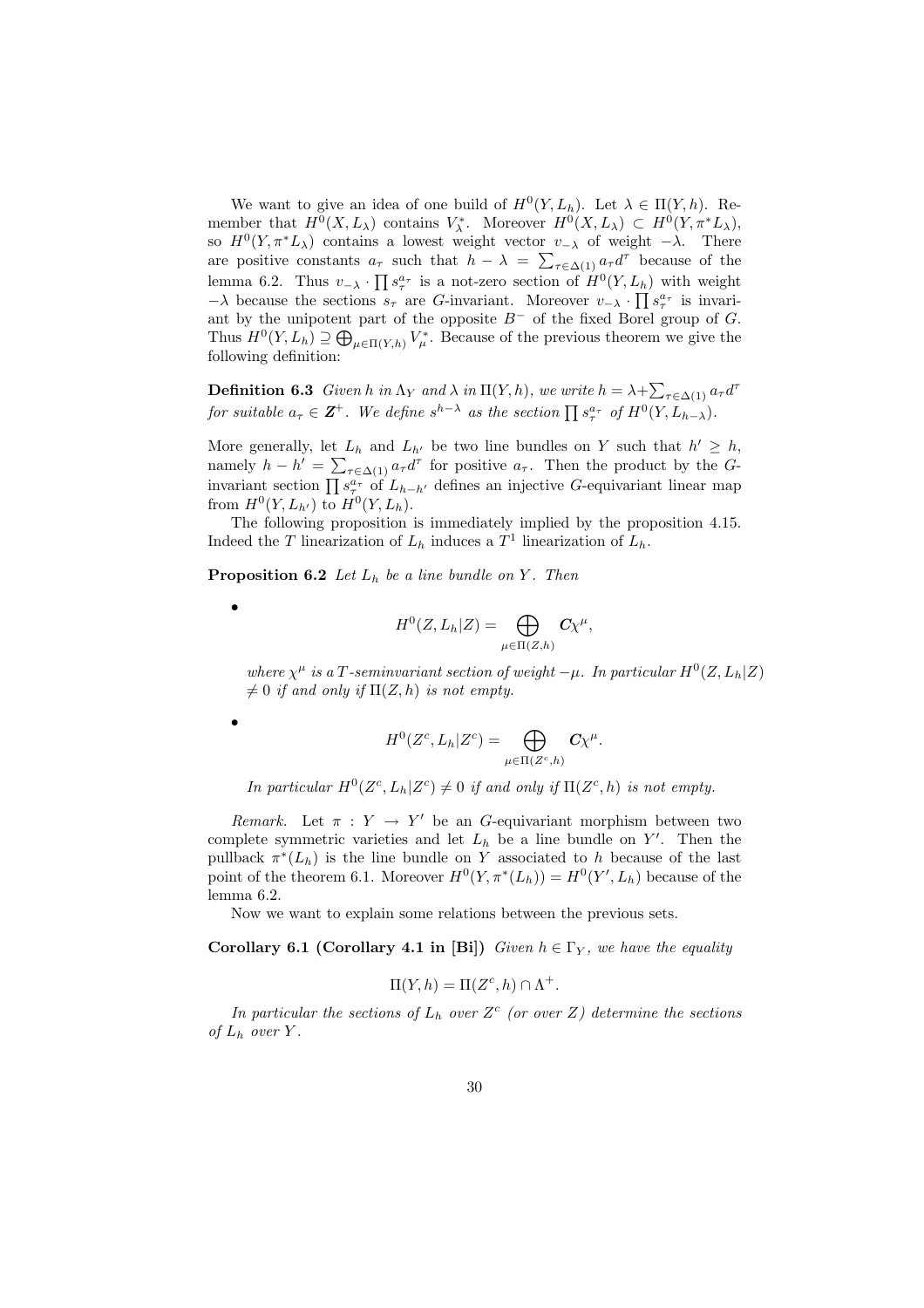We want to give an idea of one build of $H^0(Y, L_h)$. Let $\lambda \in \Pi(Y, h)$. Remember that $H^0(X, L_\lambda)$ contains $V_\lambda^*$. Moreover $H^0(X, L_\lambda) \subset H^0(Y, \pi^* L_\lambda)$, so $H^0(Y, \pi^* L_\lambda)$ contains a lowest weight vector $v_{-\lambda}$ of weight $-\lambda$. There are positive constants $a_\tau$ such that $h - \lambda = \sum_{\tau \in \Delta(1)} a_\tau d^\tau$ because of the lemma 6.2. Thus $v_{-\lambda} \cdot \prod s_\tau^{a_\tau}$ is a not-zero section of $H^0(Y, L_h)$ with weight $-\lambda$ because the sections $s_\tau$ are $G$-invariant. Moreover $v_{-\lambda} \cdot \prod s_\tau^{a_\tau}$ is invariant by the unipotent part of the opposite $B^-$ of the fixed Borel group of $G$. Thus $H^0(Y, L_h) \supseteq \bigoplus_{\mu \in \Pi(Y,h)} V_\mu^*$. Because of the previous theorem we give the following definition:

**Definition 6.3** *Given $h$ in $\Lambda_Y$ and $\lambda$ in $\Pi(Y, h)$, we write $h = \lambda + \sum_{\tau \in \Delta(1)} a_\tau d^\tau$ for suitable $a_\tau \in \mathbf{Z}^+$. We define $s^{h-\lambda}$ as the section $\prod s_\tau^{a_\tau}$ of $H^0(Y, L_{h-\lambda})$.*

More generally, let $L_h$ and $L_{h'}$ be two line bundles on $Y$ such that $h' \geq h$, namely $h - h' = \sum_{\tau \in \Delta(1)} a_\tau d^\tau$ for positive $a_\tau$. Then the product by the $G$-invariant section $\prod s_\tau^{a_\tau}$ of $L_{h-h'}$ defines an injective $G$-equivariant linear map from $H^0(Y, L_{h'})$ to $H^0(Y, L_h)$.

The following proposition is immediately implied by the proposition 4.15. Indeed the $T$ linearization of $L_h$ induces a $T^1$ linearization of $L_h$.

**Proposition 6.2** *Let $L_h$ be a line bundle on $Y$. Then*

- $$H^0(Z, L_h|Z) = \bigoplus_{\mu \in \Pi(Z,h)} \mathbf{C}\chi^\mu,$$

  *where $\chi^\mu$ is a $T$-seminvariant section of weight $-\mu$. In particular $H^0(Z, L_h|Z) \neq 0$ if and only if $\Pi(Z, h)$ is not empty.*

- $$H^0(Z^c, L_h|Z^c) = \bigoplus_{\mu \in \Pi(Z^c,h)} \mathbf{C}\chi^\mu.$$

  *In particular $H^0(Z^c, L_h|Z^c) \neq 0$ if and only if $\Pi(Z^c, h)$ is not empty.*

*Remark.* Let $\pi : Y \to Y'$ be an $G$-equivariant morphism between two complete symmetric varieties and let $L_h$ be a line bundle on $Y'$. Then the pullback $\pi^*(L_h)$ is the line bundle on $Y$ associated to $h$ because of the last point of the theorem 6.1. Moreover $H^0(Y, \pi^*(L_h)) = H^0(Y', L_h)$ because of the lemma 6.2.

Now we want to explain some relations between the previous sets.

**Corollary 6.1 (Corollary 4.1 in [Bi])** *Given $h \in \Gamma_Y$, we have the equality*

$$\Pi(Y, h) = \Pi(Z^c, h) \cap \Lambda^+.$$

*In particular the sections of $L_h$ over $Z^c$ (or over $Z$) determine the sections of $L_h$ over $Y$.*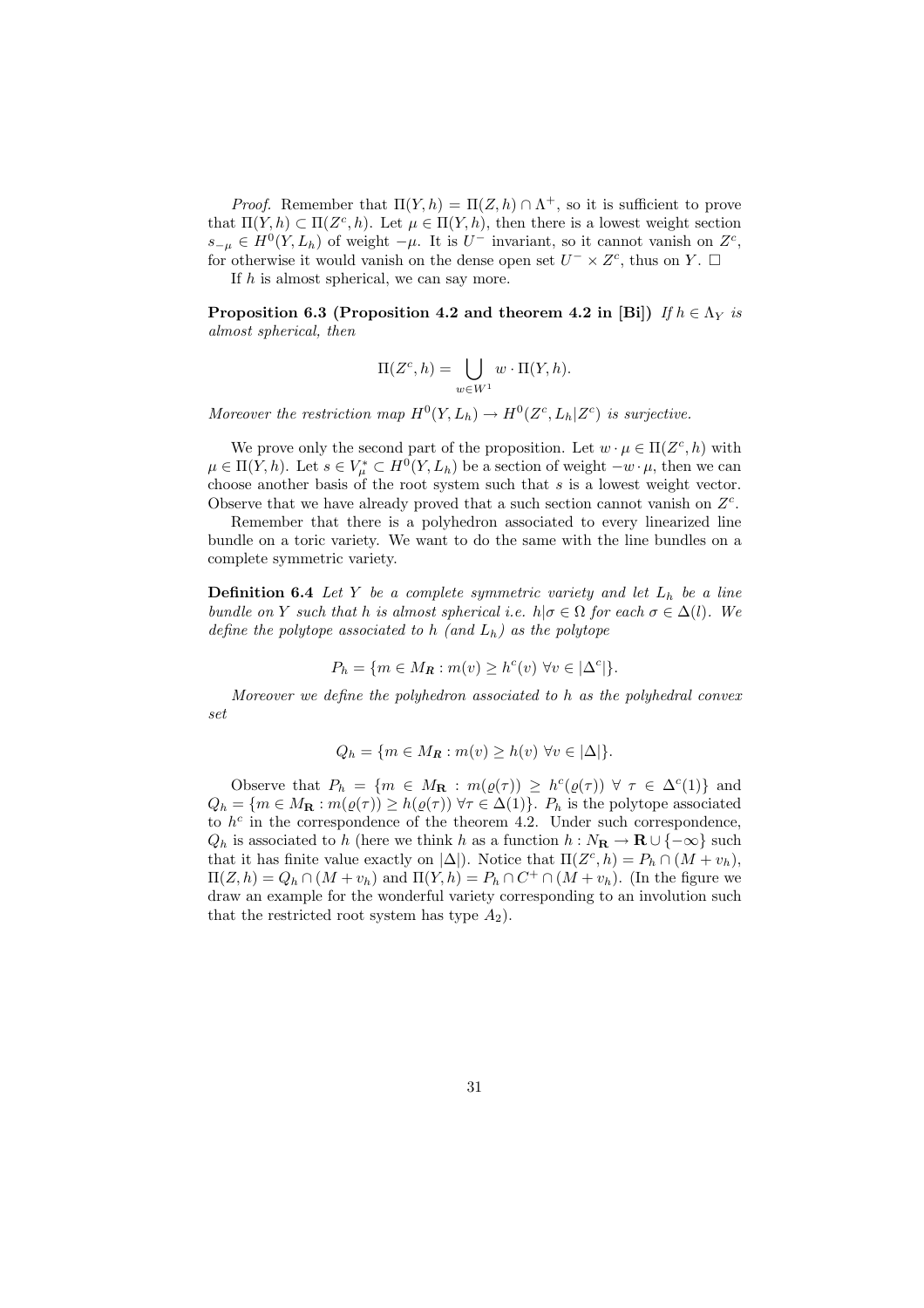*Proof.* Remember that $\Pi(Y,h) = \Pi(Z,h) \cap \Lambda^+$, so it is sufficient to prove that $\Pi(Y,h) \subset \Pi(Z^c,h)$. Let $\mu \in \Pi(Y,h)$, then there is a lowest weight section $s_{-\mu} \in H^0(Y, L_h)$ of weight $-\mu$. It is $U^-$ invariant, so it cannot vanish on $Z^c$, for otherwise it would vanish on the dense open set $U^- \times Z^c$, thus on $Y$. $\square$

If $h$ is almost spherical, we can say more.

**Proposition 6.3 (Proposition 4.2 and theorem 4.2 in [Bi])** *If $h \in \Lambda_Y$ is almost spherical, then*

$$\Pi(Z^c,h) = \bigcup_{w \in W^1} w \cdot \Pi(Y,h).$$

*Moreover the restriction map $H^0(Y, L_h) \to H^0(Z^c, L_h|Z^c)$ is surjective.*

We prove only the second part of the proposition. Let $w \cdot \mu \in \Pi(Z^c,h)$ with $\mu \in \Pi(Y,h)$. Let $s \in V^*_\mu \subset H^0(Y, L_h)$ be a section of weight $-w \cdot \mu$, then we can choose another basis of the root system such that $s$ is a lowest weight vector. Observe that we have already proved that a such section cannot vanish on $Z^c$.

Remember that there is a polyhedron associated to every linearized line bundle on a toric variety. We want to do the same with the line bundles on a complete symmetric variety.

**Definition 6.4** *Let $Y$ be a complete symmetric variety and let $L_h$ be a line bundle on $Y$ such that $h$ is almost spherical i.e. $h|\sigma \in \Omega$ for each $\sigma \in \Delta(l)$. We define the polytope associated to $h$ (and $L_h$) as the polytope*

$$P_h = \{m \in M_{\mathbf{R}} : m(v) \geq h^c(v) \ \forall v \in |\Delta^c|\}.$$

*Moreover we define the polyhedron associated to $h$ as the polyhedral convex set*

$$Q_h = \{m \in M_{\mathbf{R}} : m(v) \geq h(v) \ \forall v \in |\Delta|\}.$$

Observe that $P_h = \{m \in M_{\mathbf{R}} : m(\varrho(\tau)) \geq h^c(\varrho(\tau)) \ \forall \ \tau \in \Delta^c(1)\}$ and $Q_h = \{m \in M_{\mathbf{R}} : m(\varrho(\tau)) \geq h(\varrho(\tau)) \ \forall \tau \in \Delta(1)\}$. $P_h$ is the polytope associated to $h^c$ in the correspondence of the theorem 4.2. Under such correspondence, $Q_h$ is associated to $h$ (here we think $h$ as a function $h : N_{\mathbf{R}} \to \mathbf{R} \cup \{-\infty\}$ such that it has finite value exactly on $|\Delta|$). Notice that $\Pi(Z^c,h) = P_h \cap (M + v_h)$, $\Pi(Z,h) = Q_h \cap (M + v_h)$ and $\Pi(Y,h) = P_h \cap C^+ \cap (M + v_h)$. (In the figure we draw an example for the wonderful variety corresponding to an involution such that the restricted root system has type $A_2$).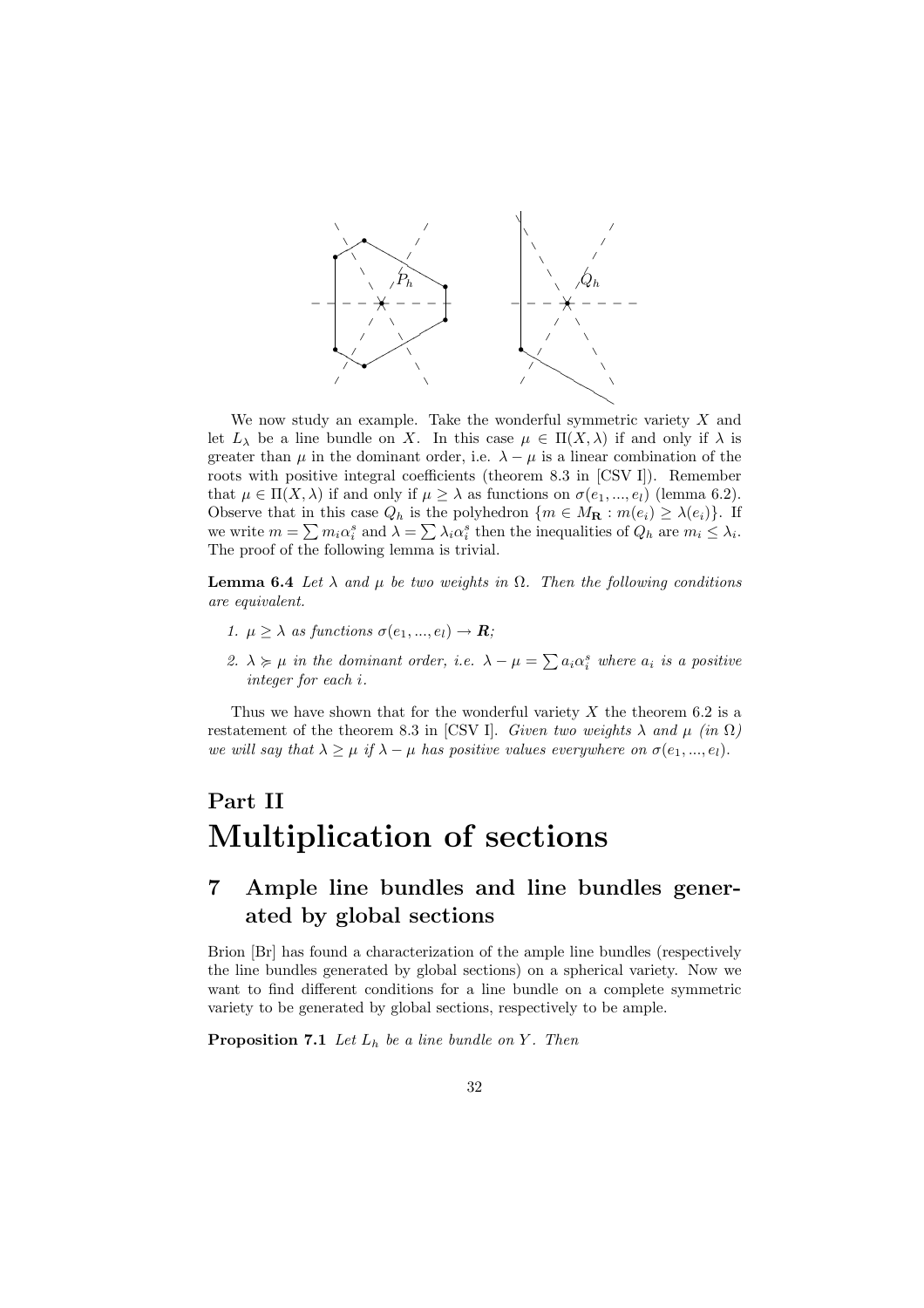We now study an example. Take the wonderful symmetric variety $X$ and let $L_\lambda$ be a line bundle on $X$. In this case $\mu \in \Pi(X, \lambda)$ if and only if $\lambda$ is greater than $\mu$ in the dominant order, i.e. $\lambda - \mu$ is a linear combination of the roots with positive integral coefficients (theorem 8.3 in [CSV I]). Remember that $\mu \in \Pi(X, \lambda)$ if and only if $\mu \geq \lambda$ as functions on $\sigma(e_1, ..., e_l)$ (lemma 6.2). Observe that in this case $Q_h$ is the polyhedron $\{m \in M_{\mathbf{R}} : m(e_i) \geq \lambda(e_i)\}$. If we write $m = \sum m_i \alpha_i^s$ and $\lambda = \sum \lambda_i \alpha_i^s$ then the inequalities of $Q_h$ are $m_i \leq \lambda_i$. The proof of the following lemma is trivial.

**Lemma 6.4** *Let $\lambda$ and $\mu$ be two weights in $\Omega$. Then the following conditions are equivalent.*

1. *$\mu \geq \lambda$ as functions $\sigma(e_1, ..., e_l) \to \mathbf{R}$;*
2. *$\lambda \succcurlyeq \mu$ in the dominant order, i.e. $\lambda - \mu = \sum a_i \alpha_i^s$ where $a_i$ is a positive integer for each $i$.*

Thus we have shown that for the wonderful variety $X$ the theorem 6.2 is a restatement of the theorem 8.3 in [CSV I]. *Given two weights $\lambda$ and $\mu$ (in $\Omega$) we will say that $\lambda \geq \mu$ if $\lambda - \mu$ has positive values everywhere on $\sigma(e_1, ..., e_l)$.*

# Part II
# Multiplication of sections

## 7 Ample line bundles and line bundles generated by global sections

Brion [Br] has found a characterization of the ample line bundles (respectively the line bundles generated by global sections) on a spherical variety. Now we want to find different conditions for a line bundle on a complete symmetric variety to be generated by global sections, respectively to be ample.

**Proposition 7.1** *Let $L_h$ be a line bundle on $Y$. Then*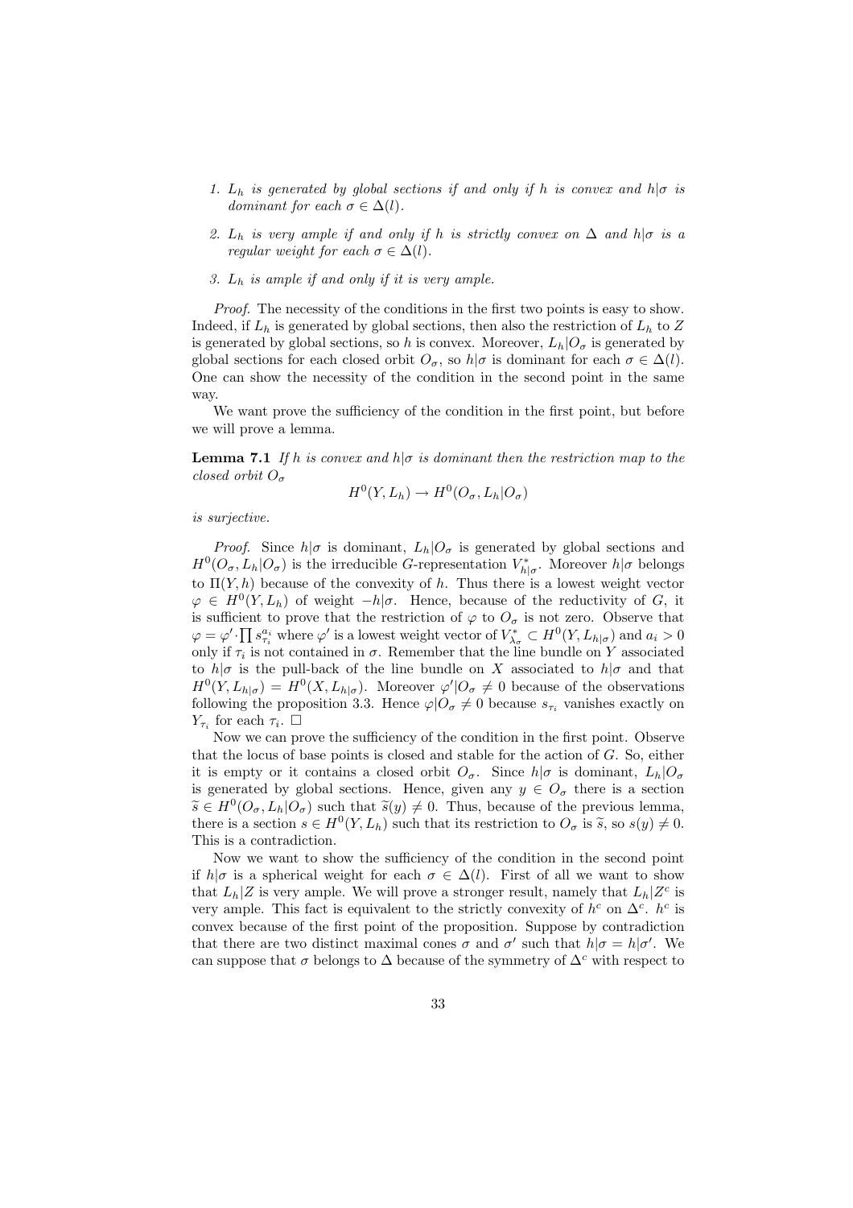1. *$L_h$ is generated by global sections if and only if $h$ is convex and $h|\sigma$ is dominant for each $\sigma \in \Delta(l)$.*

2. *$L_h$ is very ample if and only if $h$ is strictly convex on $\Delta$ and $h|\sigma$ is a regular weight for each $\sigma \in \Delta(l)$.*

3. *$L_h$ is ample if and only if it is very ample.*

*Proof.* The necessity of the conditions in the first two points is easy to show. Indeed, if $L_h$ is generated by global sections, then also the restriction of $L_h$ to $Z$ is generated by global sections, so $h$ is convex. Moreover, $L_h|O_\sigma$ is generated by global sections for each closed orbit $O_\sigma$, so $h|\sigma$ is dominant for each $\sigma \in \Delta(l)$. One can show the necessity of the condition in the second point in the same way.

We want prove the sufficiency of the condition in the first point, but before we will prove a lemma.

**Lemma 7.1** *If $h$ is convex and $h|\sigma$ is dominant then the restriction map to the closed orbit $O_\sigma$*

$$H^0(Y, L_h) \to H^0(O_\sigma, L_h|O_\sigma)$$

*is surjective.*

*Proof.* Since $h|\sigma$ is dominant, $L_h|O_\sigma$ is generated by global sections and $H^0(O_\sigma, L_h|O_\sigma)$ is the irreducible $G$-representation $V^*_{h|\sigma}$. Moreover $h|\sigma$ belongs to $\Pi(Y, h)$ because of the convexity of $h$. Thus there is a lowest weight vector $\varphi \in H^0(Y, L_h)$ of weight $-h|\sigma$. Hence, because of the reductivity of $G$, it is sufficient to prove that the restriction of $\varphi$ to $O_\sigma$ is not zero. Observe that $\varphi = \varphi' \cdot \prod s_{\tau_i}^{a_i}$ where $\varphi'$ is a lowest weight vector of $V^*_{\lambda_\sigma} \subset H^0(Y, L_{h|\sigma})$ and $a_i > 0$ only if $\tau_i$ is not contained in $\sigma$. Remember that the line bundle on $Y$ associated to $h|\sigma$ is the pull-back of the line bundle on $X$ associated to $h|\sigma$ and that $H^0(Y, L_{h|\sigma}) = H^0(X, L_{h|\sigma})$. Moreover $\varphi'|O_\sigma \neq 0$ because of the observations following the proposition 3.3. Hence $\varphi|O_\sigma \neq 0$ because $s_{\tau_i}$ vanishes exactly on $Y_{\tau_i}$ for each $\tau_i$. $\square$

Now we can prove the sufficiency of the condition in the first point. Observe that the locus of base points is closed and stable for the action of $G$. So, either it is empty or it contains a closed orbit $O_\sigma$. Since $h|\sigma$ is dominant, $L_h|O_\sigma$ is generated by global sections. Hence, given any $y \in O_\sigma$ there is a section $\widetilde{s} \in H^0(O_\sigma, L_h|O_\sigma)$ such that $\widetilde{s}(y) \neq 0$. Thus, because of the previous lemma, there is a section $s \in H^0(Y, L_h)$ such that its restriction to $O_\sigma$ is $\widetilde{s}$, so $s(y) \neq 0$. This is a contradiction.

Now we want to show the sufficiency of the condition in the second point if $h|\sigma$ is a spherical weight for each $\sigma \in \Delta(l)$. First of all we want to show that $L_h|Z$ is very ample. We will prove a stronger result, namely that $L_h|Z^c$ is very ample. This fact is equivalent to the strictly convexity of $h^c$ on $\Delta^c$. $h^c$ is convex because of the first point of the proposition. Suppose by contradiction that there are two distinct maximal cones $\sigma$ and $\sigma'$ such that $h|\sigma = h|\sigma'$. We can suppose that $\sigma$ belongs to $\Delta$ because of the symmetry of $\Delta^c$ with respect to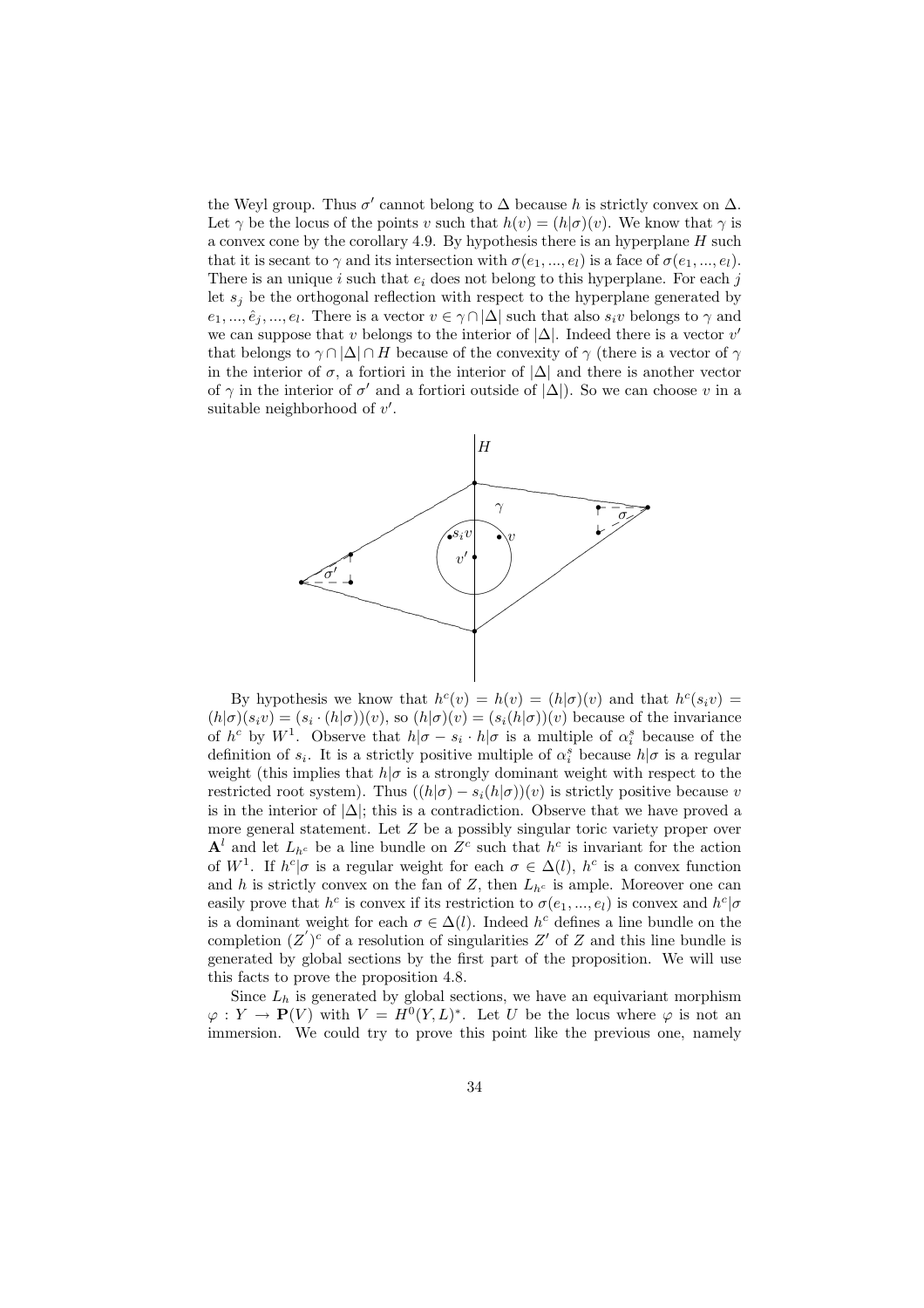the Weyl group. Thus $\sigma'$ cannot belong to $\Delta$ because $h$ is strictly convex on $\Delta$. Let $\gamma$ be the locus of the points $v$ such that $h(v) = (h|\sigma)(v)$. We know that $\gamma$ is a convex cone by the corollary 4.9. By hypothesis there is an hyperplane $H$ such that it is secant to $\gamma$ and its intersection with $\sigma(e_1, ..., e_l)$ is a face of $\sigma(e_1, ..., e_l)$. There is an unique $i$ such that $e_i$ does not belong to this hyperplane. For each $j$ let $s_j$ be the orthogonal reflection with respect to the hyperplane generated by $e_1, ..., \hat{e}_j, ..., e_l$. There is a vector $v \in \gamma \cap |\Delta|$ such that also $s_i v$ belongs to $\gamma$ and we can suppose that $v$ belongs to the interior of $|\Delta|$. Indeed there is a vector $v'$ that belongs to $\gamma \cap |\Delta| \cap H$ because of the convexity of $\gamma$ (there is a vector of $\gamma$ in the interior of $\sigma$, a fortiori in the interior of $|\Delta|$ and there is another vector of $\gamma$ in the interior of $\sigma'$ and a fortiori outside of $|\Delta|$). So we can choose $v$ in a suitable neighborhood of $v'$.

By hypothesis we know that $h^c(v) = h(v) = (h|\sigma)(v)$ and that $h^c(s_i v) = (h|\sigma)(s_i v) = (s_i \cdot (h|\sigma))(v)$, so $(h|\sigma)(v) = (s_i(h|\sigma))(v)$ because of the invariance of $h^c$ by $W^1$. Observe that $h|\sigma - s_i \cdot h|\sigma$ is a multiple of $\alpha_i^s$ because of the definition of $s_i$. It is a strictly positive multiple of $\alpha_i^s$ because $h|\sigma$ is a regular weight (this implies that $h|\sigma$ is a strongly dominant weight with respect to the restricted root system). Thus $((h|\sigma) - s_i(h|\sigma))(v)$ is strictly positive because $v$ is in the interior of $|\Delta|$; this is a contradiction. Observe that we have proved a more general statement. Let $Z$ be a possibly singular toric variety proper over $\mathbf{A}^l$ and let $L_{h^c}$ be a line bundle on $Z^c$ such that $h^c$ is invariant for the action of $W^1$. If $h^c|\sigma$ is a regular weight for each $\sigma \in \Delta(l)$, $h^c$ is a convex function and $h$ is strictly convex on the fan of $Z$, then $L_{h^c}$ is ample. Moreover one can easily prove that $h^c$ is convex if its restriction to $\sigma(e_1, ..., e_l)$ is convex and $h^c|\sigma$ is a dominant weight for each $\sigma \in \Delta(l)$. Indeed $h^c$ defines a line bundle on the completion $(Z')^c$ of a resolution of singularities $Z'$ of $Z$ and this line bundle is generated by global sections by the first part of the proposition. We will use this facts to prove the proposition 4.8.

Since $L_h$ is generated by global sections, we have an equivariant morphism $\varphi : Y \to \mathbf{P}(V)$ with $V = H^0(Y, L)^*$. Let $U$ be the locus where $\varphi$ is not an immersion. We could try to prove this point like the previous one, namely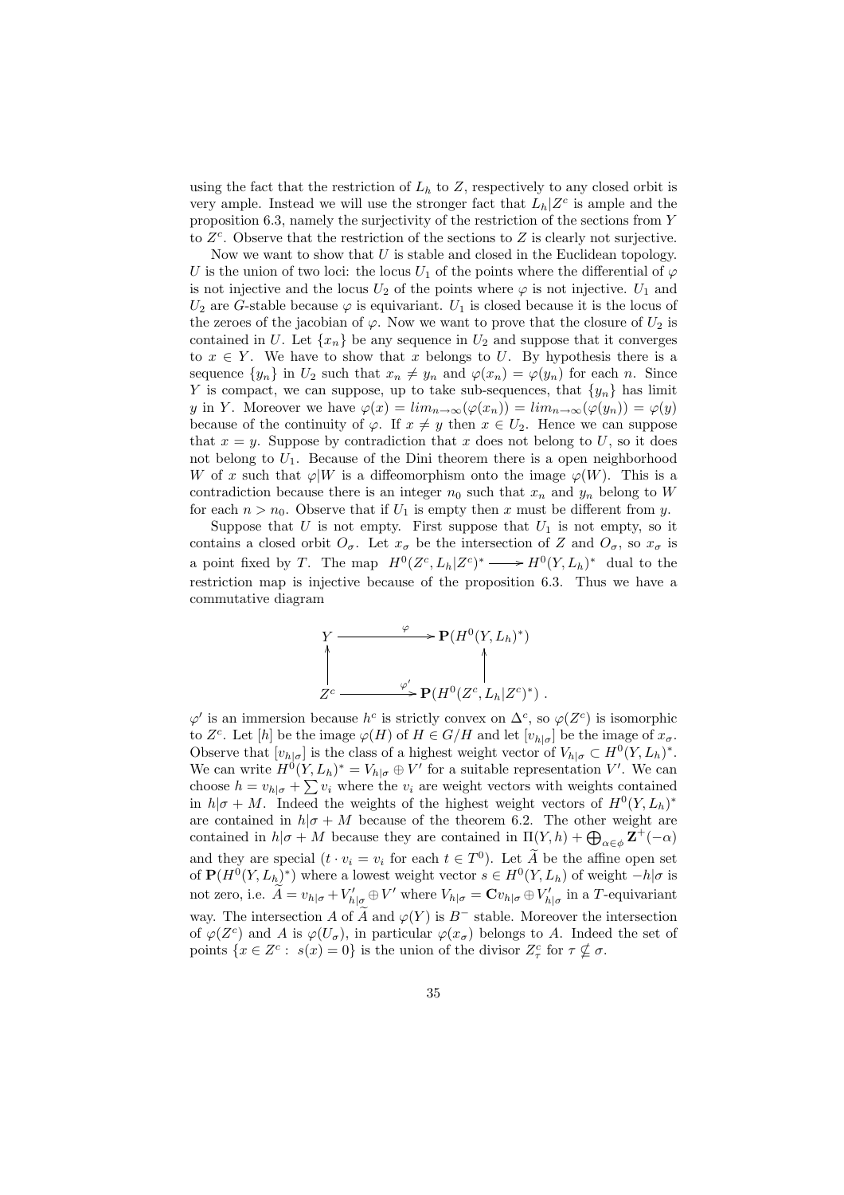using the fact that the restriction of $L_h$ to $Z$, respectively to any closed orbit is very ample. Instead we will use the stronger fact that $L_h|Z^c$ is ample and the proposition 6.3, namely the surjectivity of the restriction of the sections from $Y$ to $Z^c$. Observe that the restriction of the sections to $Z$ is clearly not surjective.

Now we want to show that $U$ is stable and closed in the Euclidean topology. $U$ is the union of two loci: the locus $U_1$ of the points where the differential of $\varphi$ is not injective and the locus $U_2$ of the points where $\varphi$ is not injective. $U_1$ and $U_2$ are $G$-stable because $\varphi$ is equivariant. $U_1$ is closed because it is the locus of the zeroes of the jacobian of $\varphi$. Now we want to prove that the closure of $U_2$ is contained in $U$. Let $\{x_n\}$ be any sequence in $U_2$ and suppose that it converges to $x \in Y$. We have to show that $x$ belongs to $U$. By hypothesis there is a sequence $\{y_n\}$ in $U_2$ such that $x_n \neq y_n$ and $\varphi(x_n) = \varphi(y_n)$ for each $n$. Since $Y$ is compact, we can suppose, up to take sub-sequences, that $\{y_n\}$ has limit $y$ in $Y$. Moreover we have $\varphi(x) = lim_{n\to\infty}(\varphi(x_n)) = lim_{n\to\infty}(\varphi(y_n)) = \varphi(y)$ because of the continuity of $\varphi$. If $x \neq y$ then $x \in U_2$. Hence we can suppose that $x = y$. Suppose by contradiction that $x$ does not belong to $U$, so it does not belong to $U_1$. Because of the Dini theorem there is a open neighborhood $W$ of $x$ such that $\varphi|W$ is a diffeomorphism onto the image $\varphi(W)$. This is a contradiction because there is an integer $n_0$ such that $x_n$ and $y_n$ belong to $W$ for each $n > n_0$. Observe that if $U_1$ is empty then $x$ must be different from $y$.

Suppose that $U$ is not empty. First suppose that $U_1$ is not empty, so it contains a closed orbit $O_\sigma$. Let $x_\sigma$ be the intersection of $Z$ and $O_\sigma$, so $x_\sigma$ is a point fixed by $T$. The map $H^0(Z^c, L_h|Z^c)^* \longrightarrow H^0(Y, L_h)^*$ dual to the restriction map is injective because of the proposition 6.3. Thus we have a commutative diagram

$$\begin{array}{ccc} Y & \xrightarrow{\varphi} & \mathbf{P}(H^0(Y, L_h)^*) \\ \uparrow & & \uparrow \\ Z^c & \xrightarrow{\varphi'} & \mathbf{P}(H^0(Z^c, L_h|Z^c)^*) \end{array}.$$

$\varphi'$ is an immersion because $h^c$ is strictly convex on $\Delta^c$, so $\varphi(Z^c)$ is isomorphic to $Z^c$. Let $[h]$ be the image $\varphi(H)$ of $H \in G/H$ and let $[v_{h|\sigma}]$ be the image of $x_\sigma$. Observe that $[v_{h|\sigma}]$ is the class of a highest weight vector of $V_{h|\sigma} \subset H^0(Y, L_h)^*$. We can write $H^0(Y, L_h)^* = V_{h|\sigma} \oplus V'$ for a suitable representation $V'$. We can choose $h = v_{h|\sigma} + \sum v_i$ where the $v_i$ are weight vectors with weights contained in $h|\sigma + M$. Indeed the weights of the highest weight vectors of $H^0(Y, L_h)^*$ are contained in $h|\sigma + M$ because of the theorem 6.2. The other weight are contained in $h|\sigma + M$ because they are contained in $\Pi(Y, h) + \bigoplus_{\alpha\in\phi} \mathbf{Z}^+(-\alpha)$ and they are special ($t \cdot v_i = v_i$ for each $t \in T^0$). Let $\widetilde{A}$ be the affine open set of $\mathbf{P}(H^0(Y, L_h)^*)$ where a lowest weight vector $s \in H^0(Y, L_h)$ of weight $-h|\sigma$ is not zero, i.e. $\widetilde{A} = v_{h|\sigma} + V'_{h|\sigma} \oplus V'$ where $V_{h|\sigma} = \mathbf{C}v_{h|\sigma} \oplus V'_{h|\sigma}$ in a $T$-equivariant way. The intersection $A$ of $\widetilde{A}$ and $\varphi(Y)$ is $B^-$ stable. Moreover the intersection of $\varphi(Z^c)$ and $A$ is $\varphi(U_\sigma)$, in particular $\varphi(x_\sigma)$ belongs to $A$. Indeed the set of points $\{x \in Z^c : \ s(x) = 0\}$ is the union of the divisor $Z^c_\tau$ for $\tau \nsubseteq \sigma$.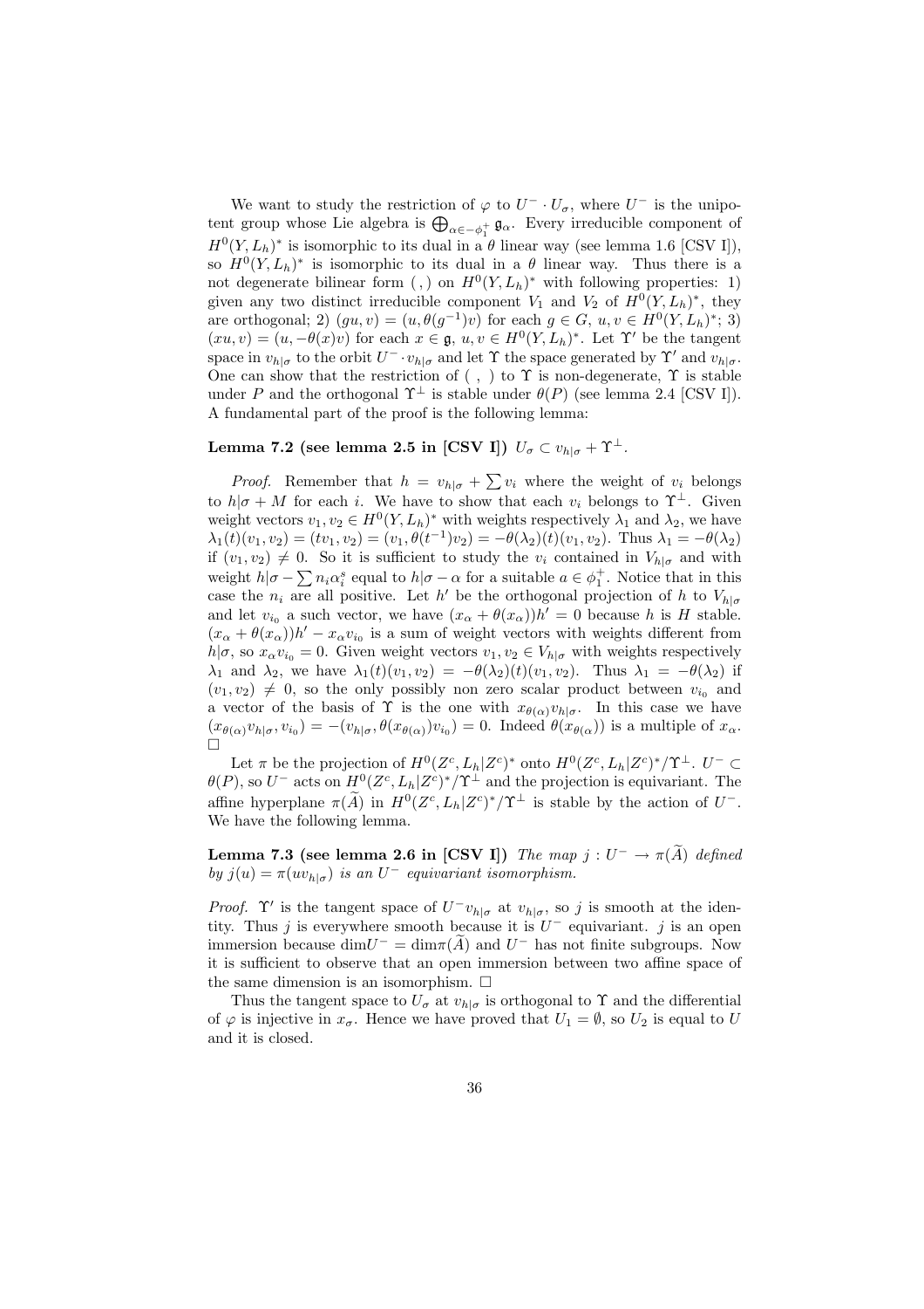We want to study the restriction of $\varphi$ to $U^- \cdot U_\sigma$, where $U^-$ is the unipotent group whose Lie algebra is $\bigoplus_{\alpha \in -\phi_1^+} \mathfrak{g}_\alpha$. Every irreducible component of $H^0(Y, L_h)^*$ is isomorphic to its dual in a $\theta$ linear way (see lemma 1.6 [CSV I]), so $H^0(Y, L_h)^*$ is isomorphic to its dual in a $\theta$ linear way. Thus there is a not degenerate bilinear form $( , )$ on $H^0(Y, L_h)^*$ with following properties: 1) given any two distinct irreducible component $V_1$ and $V_2$ of $H^0(Y, L_h)^*$, they are orthogonal; 2) $(gu, v) = (u, \theta(g^{-1})v)$ for each $g \in G$, $u, v \in H^0(Y, L_h)^*$; 3) $(xu, v) = (u, -\theta(x)v)$ for each $x \in \mathfrak{g}$, $u, v \in H^0(Y, L_h)^*$. Let $\Upsilon'$ be the tangent space in $v_{h|\sigma}$ to the orbit $U^- \cdot v_{h|\sigma}$ and let $\Upsilon$ the space generated by $\Upsilon'$ and $v_{h|\sigma}$. One can show that the restriction of $( \ , \ )$ to $\Upsilon$ is non-degenerate, $\Upsilon$ is stable under $P$ and the orthogonal $\Upsilon^\perp$ is stable under $\theta(P)$ (see lemma 2.4 [CSV I]). A fundamental part of the proof is the following lemma:

**Lemma 7.2 (see lemma 2.5 in [CSV I])** *$U_\sigma \subset v_{h|\sigma} + \Upsilon^\perp$.*

*Proof.* Remember that $h = v_{h|\sigma} + \sum v_i$ where the weight of $v_i$ belongs to $h|\sigma + M$ for each $i$. We have to show that each $v_i$ belongs to $\Upsilon^\perp$. Given weight vectors $v_1, v_2 \in H^0(Y, L_h)^*$ with weights respectively $\lambda_1$ and $\lambda_2$, we have $\lambda_1(t)(v_1, v_2) = (tv_1, v_2) = (v_1, \theta(t^{-1})v_2) = -\theta(\lambda_2)(t)(v_1, v_2)$. Thus $\lambda_1 = -\theta(\lambda_2)$ if $(v_1, v_2) \neq 0$. So it is sufficient to study the $v_i$ contained in $V_{h|\sigma}$ and with weight $h|\sigma - \sum n_i \alpha_i^s$ equal to $h|\sigma - \alpha$ for a suitable $a \in \phi_1^+$. Notice that in this case the $n_i$ are all positive. Let $h'$ be the orthogonal projection of $h$ to $V_{h|\sigma}$ and let $v_{i_0}$ a such vector, we have $(x_\alpha + \theta(x_\alpha))h' = 0$ because $h$ is $H$ stable. $(x_\alpha + \theta(x_\alpha))h' - x_\alpha v_{i_0}$ is a sum of weight vectors with weights different from $h|\sigma$, so $x_\alpha v_{i_0} = 0$. Given weight vectors $v_1, v_2 \in V_{h|\sigma}$ with weights respectively $\lambda_1$ and $\lambda_2$, we have $\lambda_1(t)(v_1, v_2) = -\theta(\lambda_2)(t)(v_1, v_2)$. Thus $\lambda_1 = -\theta(\lambda_2)$ if $(v_1, v_2) \neq 0$, so the only possibly non zero scalar product between $v_{i_0}$ and a vector of the basis of $\Upsilon$ is the one with $x_{\theta(\alpha)} v_{h|\sigma}$. In this case we have $(x_{\theta(\alpha)} v_{h|\sigma}, v_{i_0}) = -(v_{h|\sigma}, \theta(x_{\theta(\alpha)}) v_{i_0}) = 0$. Indeed $\theta(x_{\theta(\alpha)})$ is a multiple of $x_\alpha$. $\square$

Let $\pi$ be the projection of $H^0(Z^c, L_h|Z^c)^*$ onto $H^0(Z^c, L_h|Z^c)^*/\Upsilon^\perp$. $U^- \subset \theta(P)$, so $U^-$ acts on $H^0(Z^c, L_h|Z^c)^*/\Upsilon^\perp$ and the projection is equivariant. The affine hyperplane $\pi(\widetilde{A})$ in $H^0(Z^c, L_h|Z^c)^*/\Upsilon^\perp$ is stable by the action of $U^-$. We have the following lemma.

**Lemma 7.3 (see lemma 2.6 in [CSV I])** *The map $j : U^- \to \pi(\widetilde{A})$ defined by $j(u) = \pi(uv_{h|\sigma})$ is an $U^-$ equivariant isomorphism.*

*Proof.* $\Upsilon'$ is the tangent space of $U^- v_{h|\sigma}$ at $v_{h|\sigma}$, so $j$ is smooth at the identity. Thus $j$ is everywhere smooth because it is $U^-$ equivariant. $j$ is an open immersion because $\dim U^- = \dim \pi(\widetilde{A})$ and $U^-$ has not finite subgroups. Now it is sufficient to observe that an open immersion between two affine space of the same dimension is an isomorphism. $\square$

Thus the tangent space to $U_\sigma$ at $v_{h|\sigma}$ is orthogonal to $\Upsilon$ and the differential of $\varphi$ is injective in $x_\sigma$. Hence we have proved that $U_1 = \emptyset$, so $U_2$ is equal to $U$ and it is closed.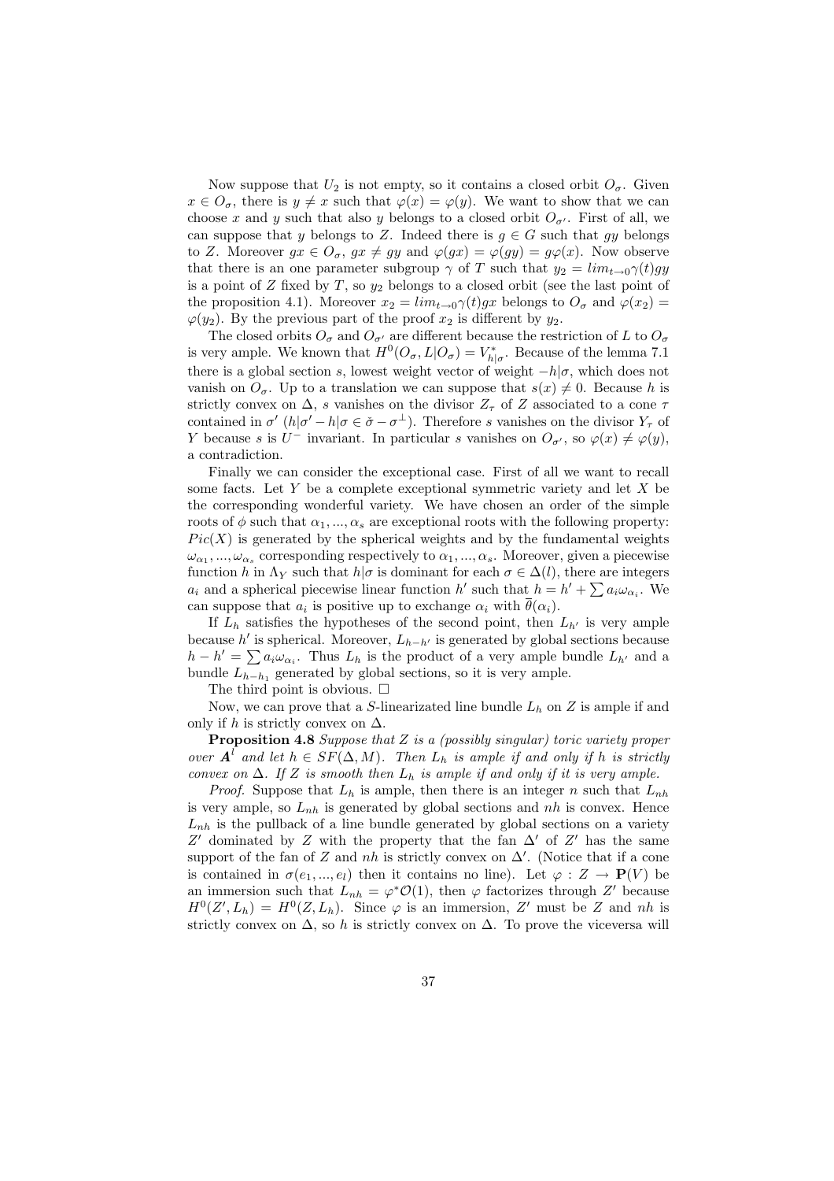Now suppose that $U_2$ is not empty, so it contains a closed orbit $O_\sigma$. Given $x \in O_\sigma$, there is $y \neq x$ such that $\varphi(x) = \varphi(y)$. We want to show that we can choose $x$ and $y$ such that also $y$ belongs to a closed orbit $O_{\sigma'}$. First of all, we can suppose that $y$ belongs to $Z$. Indeed there is $g \in G$ such that $gy$ belongs to $Z$. Moreover $gx \in O_\sigma$, $gx \neq gy$ and $\varphi(gx) = \varphi(gy) = g\varphi(x)$. Now observe that there is an one parameter subgroup $\gamma$ of $T$ such that $y_2 = lim_{t \to 0}\gamma(t)gy$ is a point of $Z$ fixed by $T$, so $y_2$ belongs to a closed orbit (see the last point of the proposition 4.1). Moreover $x_2 = lim_{t\to 0}\gamma(t)gx$ belongs to $O_\sigma$ and $\varphi(x_2) = \varphi(y_2)$. By the previous part of the proof $x_2$ is different by $y_2$.

The closed orbits $O_\sigma$ and $O_{\sigma'}$ are different because the restriction of $L$ to $O_\sigma$ is very ample. We known that $H^0(O_\sigma, L|O_\sigma) = V^*_{h|\sigma}$. Because of the lemma 7.1 there is a global section $s$, lowest weight vector of weight $-h|\sigma$, which does not vanish on $O_\sigma$. Up to a translation we can suppose that $s(x) \neq 0$. Because $h$ is strictly convex on $\Delta$, $s$ vanishes on the divisor $Z_\tau$ of $Z$ associated to a cone $\tau$ contained in $\sigma'$ ($h|\sigma' - h|\sigma \in \check{\sigma} - \sigma^\perp$). Therefore $s$ vanishes on the divisor $Y_\tau$ of $Y$ because $s$ is $U^-$ invariant. In particular $s$ vanishes on $O_{\sigma'}$, so $\varphi(x) \neq \varphi(y)$, a contradiction.

Finally we can consider the exceptional case. First of all we want to recall some facts. Let $Y$ be a complete exceptional symmetric variety and let $X$ be the corresponding wonderful variety. We have chosen an order of the simple roots of $\phi$ such that $\alpha_1, ..., \alpha_s$ are exceptional roots with the following property: $Pic(X)$ is generated by the spherical weights and by the fundamental weights $\omega_{\alpha_1}, ..., \omega_{\alpha_s}$ corresponding respectively to $\alpha_1, ..., \alpha_s$. Moreover, given a piecewise function $h$ in $\Lambda_Y$ such that $h|\sigma$ is dominant for each $\sigma \in \Delta(l)$, there are integers $a_i$ and a spherical piecewise linear function $h'$ such that $h = h' + \sum a_i \omega_{\alpha_i}$. We can suppose that $a_i$ is positive up to exchange $\alpha_i$ with $\overline{\theta}(\alpha_i)$.

If $L_h$ satisfies the hypotheses of the second point, then $L_{h'}$ is very ample because $h'$ is spherical. Moreover, $L_{h-h'}$ is generated by global sections because $h - h' = \sum a_i \omega_{\alpha_i}$. Thus $L_h$ is the product of a very ample bundle $L_{h'}$ and a bundle $L_{h-h_1}$ generated by global sections, so it is very ample.

The third point is obvious. $\square$

Now, we can prove that a $S$-linearizated line bundle $L_h$ on $Z$ is ample if and only if $h$ is strictly convex on $\Delta$.

**Proposition 4.8** *Suppose that $Z$ is a (possibly singular) toric variety proper over $\boldsymbol{A}^l$ and let $h \in SF(\Delta, M)$. Then $L_h$ is ample if and only if $h$ is strictly convex on $\Delta$. If $Z$ is smooth then $L_h$ is ample if and only if it is very ample.*

*Proof.* Suppose that $L_h$ is ample, then there is an integer $n$ such that $L_{nh}$ is very ample, so $L_{nh}$ is generated by global sections and $nh$ is convex. Hence $L_{nh}$ is the pullback of a line bundle generated by global sections on a variety $Z'$ dominated by $Z$ with the property that the fan $\Delta'$ of $Z'$ has the same support of the fan of $Z$ and $nh$ is strictly convex on $\Delta'$. (Notice that if a cone is contained in $\sigma(e_1, ..., e_l)$ then it contains no line). Let $\varphi : Z \to \mathbf{P}(V)$ be an immersion such that $L_{nh} = \varphi^*\mathcal{O}(1)$, then $\varphi$ factorizes through $Z'$ because $H^0(Z', L_h) = H^0(Z, L_h)$. Since $\varphi$ is an immersion, $Z'$ must be $Z$ and $nh$ is strictly convex on $\Delta$, so $h$ is strictly convex on $\Delta$. To prove the viceversa will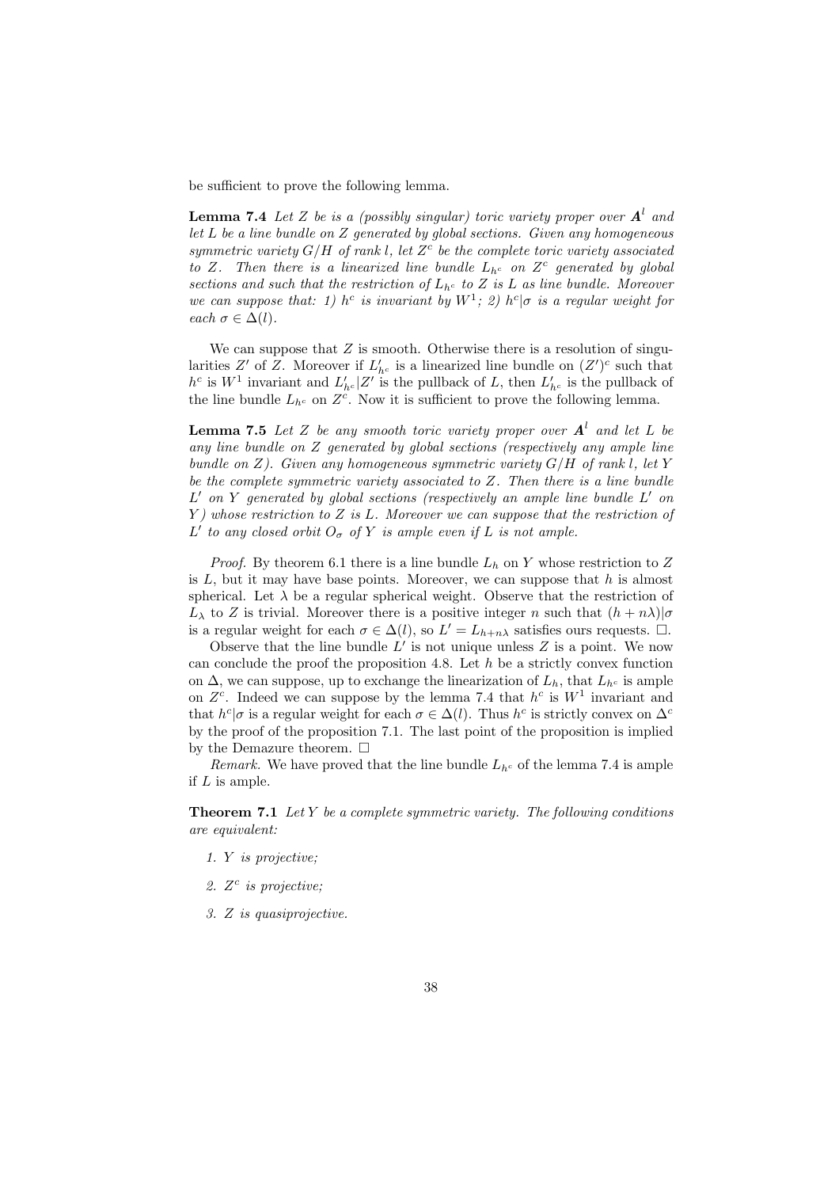be sufficient to prove the following lemma.

**Lemma 7.4** *Let $Z$ be is a (possibly singular) toric variety proper over $\boldsymbol{A}^l$ and let $L$ be a line bundle on $Z$ generated by global sections. Given any homogeneous symmetric variety $G/H$ of rank $l$, let $Z^c$ be the complete toric variety associated to $Z$. Then there is a linearized line bundle $L_{h^c}$ on $Z^c$ generated by global sections and such that the restriction of $L_{h^c}$ to $Z$ is $L$ as line bundle. Moreover we can suppose that: 1) $h^c$ is invariant by $W^1$; 2) $h^c|\sigma$ is a regular weight for each $\sigma \in \Delta(l)$.*

We can suppose that $Z$ is smooth. Otherwise there is a resolution of singularities $Z'$ of $Z$. Moreover if $L'_{h^c}$ is a linearized line bundle on $(Z')^c$ such that $h^c$ is $W^1$ invariant and $L'_{h^c}|Z'$ is the pullback of $L$, then $L'_{h^c}$ is the pullback of the line bundle $L_{h^c}$ on $Z^c$. Now it is sufficient to prove the following lemma.

**Lemma 7.5** *Let $Z$ be any smooth toric variety proper over $\boldsymbol{A}^l$ and let $L$ be any line bundle on $Z$ generated by global sections (respectively any ample line bundle on $Z$). Given any homogeneous symmetric variety $G/H$ of rank $l$, let $Y$ be the complete symmetric variety associated to $Z$. Then there is a line bundle $L'$ on $Y$ generated by global sections (respectively an ample line bundle $L'$ on $Y$) whose restriction to $Z$ is $L$. Moreover we can suppose that the restriction of $L'$ to any closed orbit $O_\sigma$ of $Y$ is ample even if $L$ is not ample.*

*Proof.* By theorem 6.1 there is a line bundle $L_h$ on $Y$ whose restriction to $Z$ is $L$, but it may have base points. Moreover, we can suppose that $h$ is almost spherical. Let $\lambda$ be a regular spherical weight. Observe that the restriction of $L_\lambda$ to $Z$ is trivial. Moreover there is a positive integer $n$ such that $(h + n\lambda)|\sigma$ is a regular weight for each $\sigma \in \Delta(l)$, so $L' = L_{h+n\lambda}$ satisfies ours requests. $\square$.

Observe that the line bundle $L'$ is not unique unless $Z$ is a point. We now can conclude the proof the proposition 4.8. Let $h$ be a strictly convex function on $\Delta$, we can suppose, up to exchange the linearization of $L_h$, that $L_{h^c}$ is ample on $Z^c$. Indeed we can suppose by the lemma 7.4 that $h^c$ is $W^1$ invariant and that $h^c|\sigma$ is a regular weight for each $\sigma \in \Delta(l)$. Thus $h^c$ is strictly convex on $\Delta^c$ by the proof of the proposition 7.1. The last point of the proposition is implied by the Demazure theorem. $\square$

*Remark.* We have proved that the line bundle $L_{h^c}$ of the lemma 7.4 is ample if $L$ is ample.

**Theorem 7.1** *Let $Y$ be a complete symmetric variety. The following conditions are equivalent:*

1. *$Y$ is projective;*
2. *$Z^c$ is projective;*
3. *$Z$ is quasiprojective.*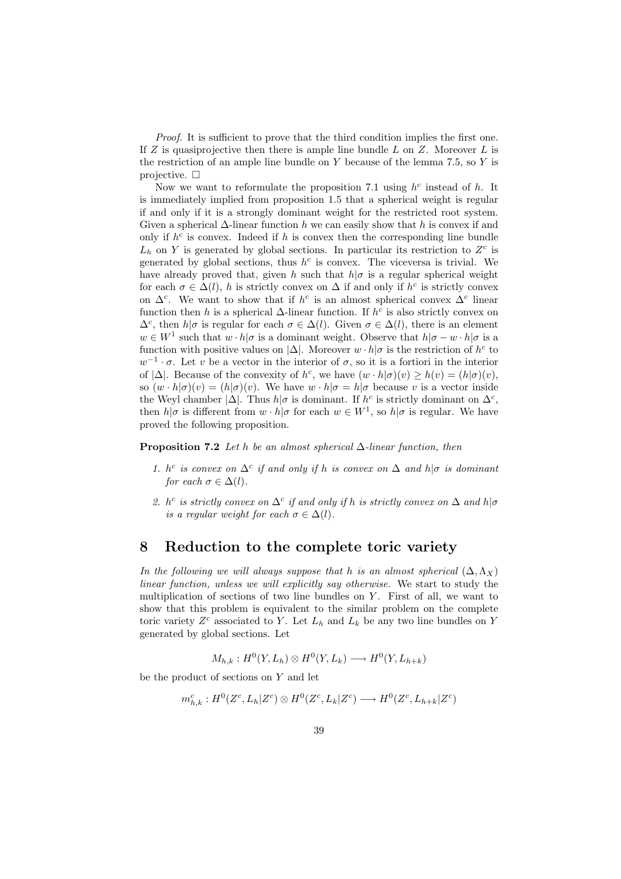*Proof.* It is sufficient to prove that the third condition implies the first one. If $Z$ is quasiprojective then there is ample line bundle $L$ on $Z$. Moreover $L$ is the restriction of an ample line bundle on $Y$ because of the lemma 7.5, so $Y$ is projective. □

Now we want to reformulate the proposition 7.1 using $h^c$ instead of $h$. It is immediately implied from proposition 1.5 that a spherical weight is regular if and only if it is a strongly dominant weight for the restricted root system. Given a spherical $\Delta$-linear function $h$ we can easily show that $h$ is convex if and only if $h^c$ is convex. Indeed if $h$ is convex then the corresponding line bundle $L_h$ on $Y$ is generated by global sections. In particular its restriction to $Z^c$ is generated by global sections, thus $h^c$ is convex. The viceversa is trivial. We have already proved that, given $h$ such that $h|\sigma$ is a regular spherical weight for each $\sigma \in \Delta(l)$, $h$ is strictly convex on $\Delta$ if and only if $h^c$ is strictly convex on $\Delta^c$. We want to show that if $h^c$ is an almost spherical convex $\Delta^c$ linear function then $h$ is a spherical $\Delta$-linear function. If $h^c$ is also strictly convex on $\Delta^c$, then $h|\sigma$ is regular for each $\sigma \in \Delta(l)$. Given $\sigma \in \Delta(l)$, there is an element $w \in W^1$ such that $w \cdot h|\sigma$ is a dominant weight. Observe that $h|\sigma - w \cdot h|\sigma$ is a function with positive values on $|\Delta|$. Moreover $w \cdot h|\sigma$ is the restriction of $h^c$ to $w^{-1} \cdot \sigma$. Let $v$ be a vector in the interior of $\sigma$, so it is a fortiori in the interior of $|\Delta|$. Because of the convexity of $h^c$, we have $(w \cdot h|\sigma)(v) \geq h(v) = (h|\sigma)(v)$, so $(w \cdot h|\sigma)(v) = (h|\sigma)(v)$. We have $w \cdot h|\sigma = h|\sigma$ because $v$ is a vector inside the Weyl chamber $|\Delta|$. Thus $h|\sigma$ is dominant. If $h^c$ is strictly dominant on $\Delta^c$, then $h|\sigma$ is different from $w \cdot h|\sigma$ for each $w \in W^1$, so $h|\sigma$ is regular. We have proved the following proposition.

**Proposition 7.2** *Let $h$ be an almost spherical $\Delta$-linear function, then*

1. *$h^c$ is convex on $\Delta^c$ if and only if $h$ is convex on $\Delta$ and $h|\sigma$ is dominant for each $\sigma \in \Delta(l)$.*

2. *$h^c$ is strictly convex on $\Delta^c$ if and only if $h$ is strictly convex on $\Delta$ and $h|\sigma$ is a regular weight for each $\sigma \in \Delta(l)$.*

# 8 Reduction to the complete toric variety

*In the following we will always suppose that $h$ is an almost spherical $(\Delta, \Lambda_X)$ linear function, unless we will explicitly say otherwise.* We start to study the multiplication of sections of two line bundles on $Y$. First of all, we want to show that this problem is equivalent to the similar problem on the complete toric variety $Z^c$ associated to $Y$. Let $L_h$ and $L_k$ be any two line bundles on $Y$ generated by global sections. Let

$$M_{h,k} : H^0(Y, L_h) \otimes H^0(Y, L_k) \longrightarrow H^0(Y, L_{h+k})$$

be the product of sections on $Y$ and let

$$m^c_{h,k} : H^0(Z^c, L_h|Z^c) \otimes H^0(Z^c, L_k|Z^c) \longrightarrow H^0(Z^c, L_{h+k}|Z^c)$$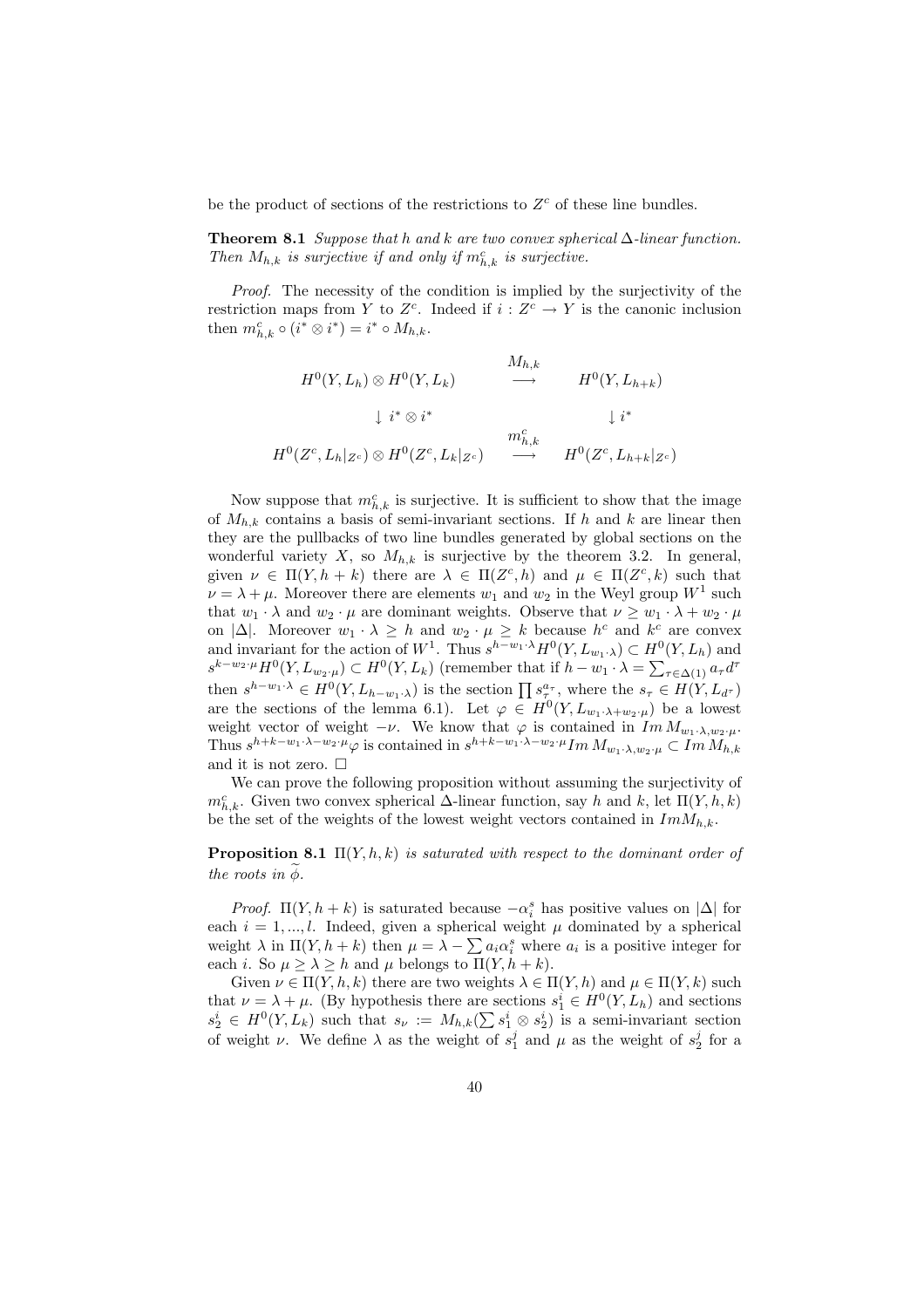be the product of sections of the restrictions to $Z^c$ of these line bundles.

**Theorem 8.1** *Suppose that $h$ and $k$ are two convex spherical $\Delta$-linear function. Then $M_{h,k}$ is surjective if and only if $m^c_{h,k}$ is surjective.*

*Proof.* The necessity of the condition is implied by the surjectivity of the restriction maps from $Y$ to $Z^c$. Indeed if $i : Z^c \to Y$ is the canonic inclusion then $m^c_{h,k} \circ (i^* \otimes i^*) = i^* \circ M_{h,k}$.

$$
\begin{array}{ccc}
H^0(Y, L_h) \otimes H^0(Y, L_k) & \overset{M_{h,k}}{\longrightarrow} & H^0(Y, L_{h+k}) \\
\downarrow i^* \otimes i^* & & \downarrow i^* \\
H^0(Z^c, L_h|_{Z^c}) \otimes H^0(Z^c, L_k|_{Z^c}) & \overset{m^c_{h,k}}{\longrightarrow} & H^0(Z^c, L_{h+k}|_{Z^c})
\end{array}
$$

Now suppose that $m^c_{h,k}$ is surjective. It is sufficient to show that the image of $M_{h,k}$ contains a basis of semi-invariant sections. If $h$ and $k$ are linear then they are the pullbacks of two line bundles generated by global sections on the wonderful variety $X$, so $M_{h,k}$ is surjective by the theorem 3.2. In general, given $\nu \in \Pi(Y, h+k)$ there are $\lambda \in \Pi(Z^c, h)$ and $\mu \in \Pi(Z^c, k)$ such that $\nu = \lambda + \mu$. Moreover there are elements $w_1$ and $w_2$ in the Weyl group $W^1$ such that $w_1 \cdot \lambda$ and $w_2 \cdot \mu$ are dominant weights. Observe that $\nu \geq w_1 \cdot \lambda + w_2 \cdot \mu$ on $|\Delta|$. Moreover $w_1 \cdot \lambda \geq h$ and $w_2 \cdot \mu \geq k$ because $h^c$ and $k^c$ are convex and invariant for the action of $W^1$. Thus $s^{h - w_1 \cdot \lambda} H^0(Y, L_{w_1 \cdot \lambda}) \subset H^0(Y, L_h)$ and $s^{k - w_2 \cdot \mu} H^0(Y, L_{w_2 \cdot \mu}) \subset H^0(Y, L_k)$ (remember that if $h - w_1 \cdot \lambda = \sum_{\tau \in \Delta(1)} a_\tau d^\tau$ then $s^{h - w_1 \cdot \lambda} \in H^0(Y, L_{h - w_1 \cdot \lambda})$ is the section $\prod s_\tau^{a_\tau}$, where the $s_\tau \in H(Y, L_{d^\tau})$ are the sections of the lemma 6.1). Let $\varphi \in H^0(Y, L_{w_1 \cdot \lambda + w_2 \cdot \mu})$ be a lowest weight vector of weight $-\nu$. We know that $\varphi$ is contained in $Im\, M_{w_1 \cdot \lambda, w_2 \cdot \mu}$. Thus $s^{h+k-w_1 \cdot \lambda - w_2 \cdot \mu} \varphi$ is contained in $s^{h+k-w_1 \cdot \lambda - w_2 \cdot \mu} Im\, M_{w_1 \cdot \lambda, w_2 \cdot \mu} \subset Im\, M_{h,k}$ and it is not zero. $\square$

We can prove the following proposition without assuming the surjectivity of $m^c_{h,k}$. Given two convex spherical $\Delta$-linear function, say $h$ and $k$, let $\Pi(Y, h, k)$ be the set of the weights of the lowest weight vectors contained in $Im M_{h,k}$.

**Proposition 8.1** *$\Pi(Y, h, k)$ is saturated with respect to the dominant order of the roots in $\widetilde{\phi}$.*

*Proof.* $\Pi(Y, h+k)$ is saturated because $-\alpha^s_i$ has positive values on $|\Delta|$ for each $i = 1, ..., l$. Indeed, given a spherical weight $\mu$ dominated by a spherical weight $\lambda$ in $\Pi(Y, h+k)$ then $\mu = \lambda - \sum a_i \alpha^s_i$ where $a_i$ is a positive integer for each $i$. So $\mu \geq \lambda \geq h$ and $\mu$ belongs to $\Pi(Y, h+k)$.

Given $\nu \in \Pi(Y, h, k)$ there are two weights $\lambda \in \Pi(Y, h)$ and $\mu \in \Pi(Y, k)$ such that $\nu = \lambda + \mu$. (By hypothesis there are sections $s^i_1 \in H^0(Y, L_h)$ and sections $s^i_2 \in H^0(Y, L_k)$ such that $s_\nu := M_{h,k}(\sum s^i_1 \otimes s^i_2)$ is a semi-invariant section of weight $\nu$. We define $\lambda$ as the weight of $s^j_1$ and $\mu$ as the weight of $s^j_2$ for a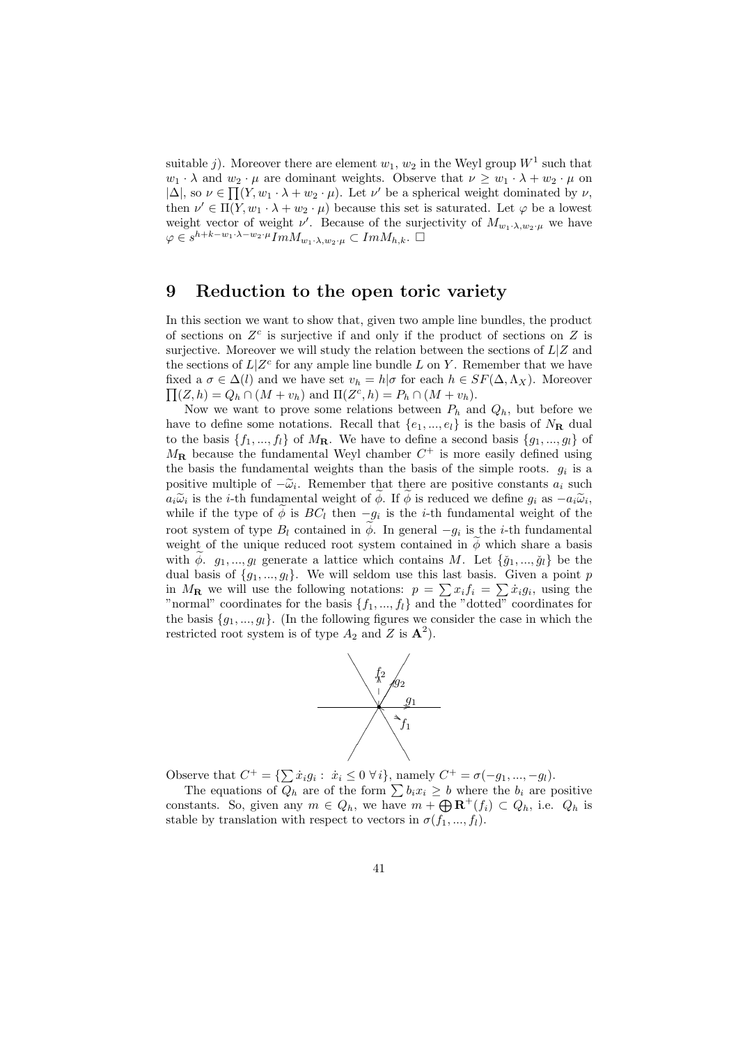suitable $j$). Moreover there are element $w_1$, $w_2$ in the Weyl group $W^1$ such that $w_1 \cdot \lambda$ and $w_2 \cdot \mu$ are dominant weights. Observe that $\nu \geq w_1 \cdot \lambda + w_2 \cdot \mu$ on $|\Delta|$, so $\nu \in \prod(Y, w_1 \cdot \lambda + w_2 \cdot \mu)$. Let $\nu'$ be a spherical weight dominated by $\nu$, then $\nu' \in \Pi(Y, w_1 \cdot \lambda + w_2 \cdot \mu)$ because this set is saturated. Let $\varphi$ be a lowest weight vector of weight $\nu'$. Because of the surjectivity of $M_{w_1 \cdot \lambda, w_2 \cdot \mu}$ we have $\varphi \in s^{h+k-w_1 \cdot \lambda - w_2 \cdot \mu} Im M_{w_1 \cdot \lambda, w_2 \cdot \mu} \subset Im M_{h,k}$. $\square$

# 9 Reduction to the open toric variety

In this section we want to show that, given two ample line bundles, the product of sections on $Z^c$ is surjective if and only if the product of sections on $Z$ is surjective. Moreover we will study the relation between the sections of $L|Z$ and the sections of $L|Z^c$ for any ample line bundle $L$ on $Y$. Remember that we have fixed a $\sigma \in \Delta(l)$ and we have set $v_h = h|\sigma$ for each $h \in SF(\Delta, \Lambda_X)$. Moreover $\prod(Z, h) = Q_h \cap (M + v_h)$ and $\Pi(Z^c, h) = P_h \cap (M + v_h)$.

Now we want to prove some relations between $P_h$ and $Q_h$, but before we have to define some notations. Recall that $\{e_1, ..., e_l\}$ is the basis of $N_{\mathbf{R}}$ dual to the basis $\{f_1, ..., f_l\}$ of $M_{\mathbf{R}}$. We have to define a second basis $\{g_1, ..., g_l\}$ of $M_{\mathbf{R}}$ because the fundamental Weyl chamber $C^+$ is more easily defined using the basis the fundamental weights than the basis of the simple roots. $g_i$ is a positive multiple of $-\widetilde{\omega}_i$. Remember that there are positive constants $a_i$ such $a_i \widetilde{\omega}_i$ is the $i$-th fundamental weight of $\widetilde{\phi}$. If $\widetilde{\phi}$ is reduced we define $g_i$ as $-a_i \widetilde{\omega}_i$, while if the type of $\widetilde{\phi}$ is $BC_l$ then $-g_i$ is the $i$-th fundamental weight of the root system of type $B_l$ contained in $\widetilde{\phi}$. In general $-g_i$ is the $i$-th fundamental weight of the unique reduced root system contained in $\widetilde{\phi}$ which share a basis with $\widetilde{\phi}$. $g_1, ..., g_l$ generate a lattice which contains $M$. Let $\{\check{g}_1, ..., \check{g}_l\}$ be the dual basis of $\{g_1, ..., g_l\}$. We will seldom use this last basis. Given a point $p$ in $M_{\mathbf{R}}$ we will use the following notations: $p = \sum x_i f_i = \sum \dot{x}_i g_i$, using the "normal" coordinates for the basis $\{f_1, ..., f_l\}$ and the "dotted" coordinates for the basis $\{g_1, ..., g_l\}$. (In the following figures we consider the case in which the restricted root system is of type $A_2$ and $Z$ is $\mathbf{A}^2$).

Observe that $C^+ = \{\sum \dot{x}_i g_i : \dot{x}_i \leq 0 \; \forall \, i\}$, namely $C^+ = \sigma(-g_1, ..., -g_l)$.

The equations of $Q_h$ are of the form $\sum b_i x_i \geq b$ where the $b_i$ are positive constants. So, given any $m \in Q_h$, we have $m + \bigoplus \mathbf{R}^+(f_i) \subset Q_h$, i.e. $Q_h$ is stable by translation with respect to vectors in $\sigma(f_1, ..., f_l)$.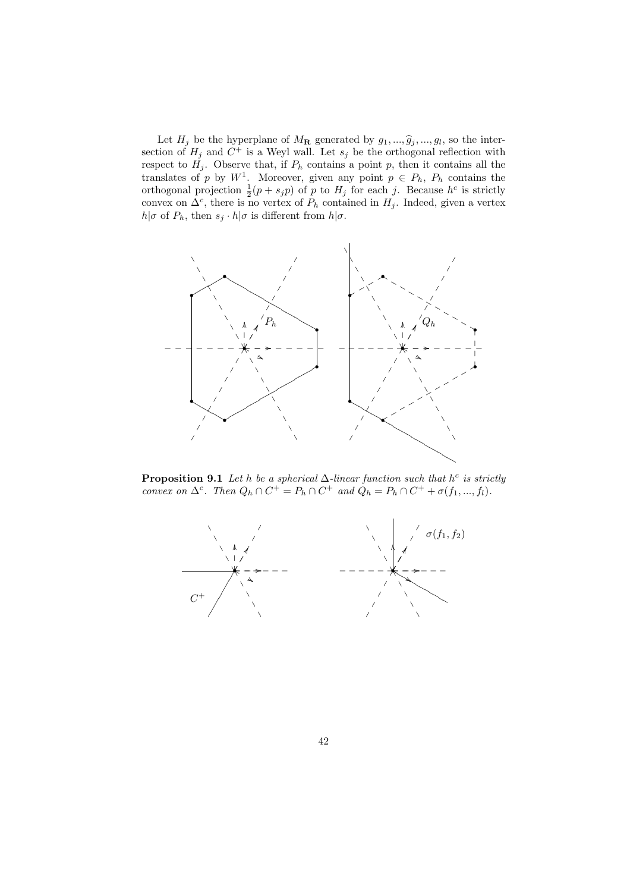Let $H_j$ be the hyperplane of $M_{\mathbf{R}}$ generated by $g_1, ..., \widehat{g}_j, ..., g_l$, so the intersection of $H_j$ and $C^+$ is a Weyl wall. Let $s_j$ be the orthogonal reflection with respect to $H_j$. Observe that, if $P_h$ contains a point $p$, then it contains all the translates of $p$ by $W^1$. Moreover, given any point $p \in P_h$, $P_h$ contains the orthogonal projection $\frac{1}{2}(p + s_j p)$ of $p$ to $H_j$ for each $j$. Because $h^c$ is strictly convex on $\Delta^c$, there is no vertex of $P_h$ contained in $H_j$. Indeed, given a vertex $h|\sigma$ of $P_h$, then $s_j \cdot h|\sigma$ is different from $h|\sigma$.

**Proposition 9.1** *Let $h$ be a spherical $\Delta$-linear function such that $h^c$ is strictly convex on $\Delta^c$. Then $Q_h \cap C^+ = P_h \cap C^+$ and $Q_h = P_h \cap C^+ + \sigma(f_1, ..., f_l)$.*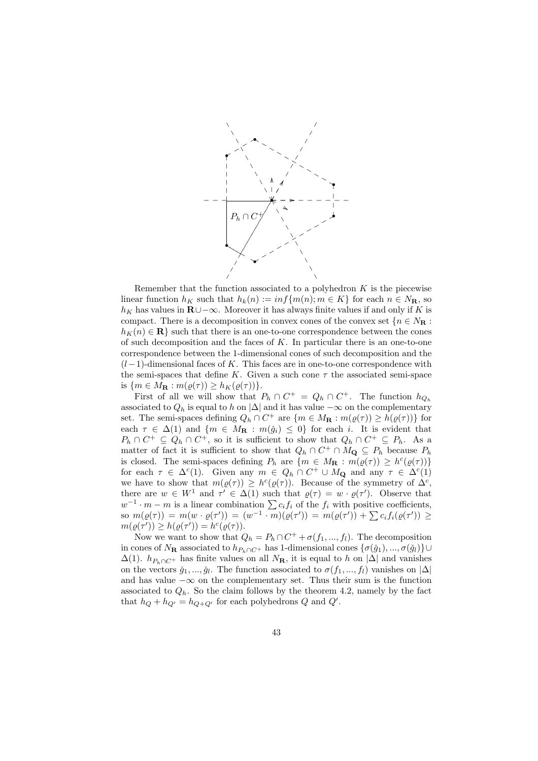$P_h \cap C^+$

Remember that the function associated to a polyhedron $K$ is the piecewise linear function $h_K$ such that $h_k(n) := inf\{m(n); m \in K\}$ for each $n \in N_{\mathbf{R}}$, so $h_K$ has values in $\mathbf{R} \cup -\infty$. Moreover it has always finite values if and only if $K$ is compact. There is a decomposition in convex cones of the convex set $\{n \in N_{\mathbf{R}} : h_K(n) \in \mathbf{R}\}$ such that there is an one-to-one correspondence between the cones of such decomposition and the faces of $K$. In particular there is an one-to-one correspondence between the 1-dimensional cones of such decomposition and the $(l-1)$-dimensional faces of $K$. This faces are in one-to-one correspondence with the semi-spaces that define $K$. Given a such cone $\tau$ the associated semi-space is $\{m \in M_{\mathbf{R}} : m(\varrho(\tau)) \geq h_K(\varrho(\tau))\}$.

First of all we will show that $P_h \cap C^+ = Q_h \cap C^+$. The function $h_{Q_h}$ associated to $Q_h$ is equal to $h$ on $|\Delta|$ and it has value $-\infty$ on the complementary set. The semi-spaces defining $Q_h \cap C^+$ are $\{m \in M_{\mathbf{R}} : m(\varrho(\tau)) \geq h(\varrho(\tau))\}$ for each $\tau \in \Delta(1)$ and $\{m \in M_{\mathbf{R}} : m(\check{g}_i) \leq 0\}$ for each $i$. It is evident that $P_h \cap C^+ \subseteq Q_h \cap C^+$, so it is sufficient to show that $Q_h \cap C^+ \subseteq P_h$. As a matter of fact it is sufficient to show that $Q_h \cap C^+ \cap M_{\mathbf{Q}} \subseteq P_h$ because $P_h$ is closed. The semi-spaces defining $P_h$ are $\{m \in M_{\mathbf{R}} : m(\varrho(\tau)) \geq h^c(\varrho(\tau))\}$ for each $\tau \in \Delta^c(1)$. Given any $m \in Q_h \cap C^+ \cup M_{\mathbf{Q}}$ and any $\tau \in \Delta^c(1)$ we have to show that $m(\varrho(\tau)) \geq h^c(\varrho(\tau))$. Because of the symmetry of $\Delta^c$, there are $w \in W^1$ and $\tau' \in \Delta(1)$ such that $\varrho(\tau) = w \cdot \varrho(\tau')$. Observe that $w^{-1} \cdot m - m$ is a linear combination $\sum c_i f_i$ of the $f_i$ with positive coefficients, so $m(\varrho(\tau)) = m(w \cdot \varrho(\tau')) = (w^{-1} \cdot m)(\varrho(\tau')) = m(\varrho(\tau')) + \sum c_i f_i(\varrho(\tau')) \geq m(\varrho(\tau')) \geq h(\varrho(\tau')) = h^c(\varrho(\tau))$.

Now we want to show that $Q_h = P_h \cap C^+ + \sigma(f_1, ..., f_l)$. The decomposition in cones of $N_{\mathbf{R}}$ associated to $h_{P_h \cap C^+}$ has 1-dimensional cones $\{\sigma(\check{g}_1), ..., \sigma(\check{g}_l)\} \cup \Delta(1)$. $h_{P_h \cap C^+}$ has finite values on all $N_{\mathbf{R}}$, it is equal to $h$ on $|\Delta|$ and vanishes on the vectors $\check{g}_1, ..., \check{g}_l$. The function associated to $\sigma(f_1, ..., f_l)$ vanishes on $|\Delta|$ and has value $-\infty$ on the complementary set. Thus their sum is the function associated to $Q_h$. So the claim follows by the theorem 4.2, namely by the fact that $h_Q + h_{Q'} = h_{Q+Q'}$ for each polyhedrons $Q$ and $Q'$.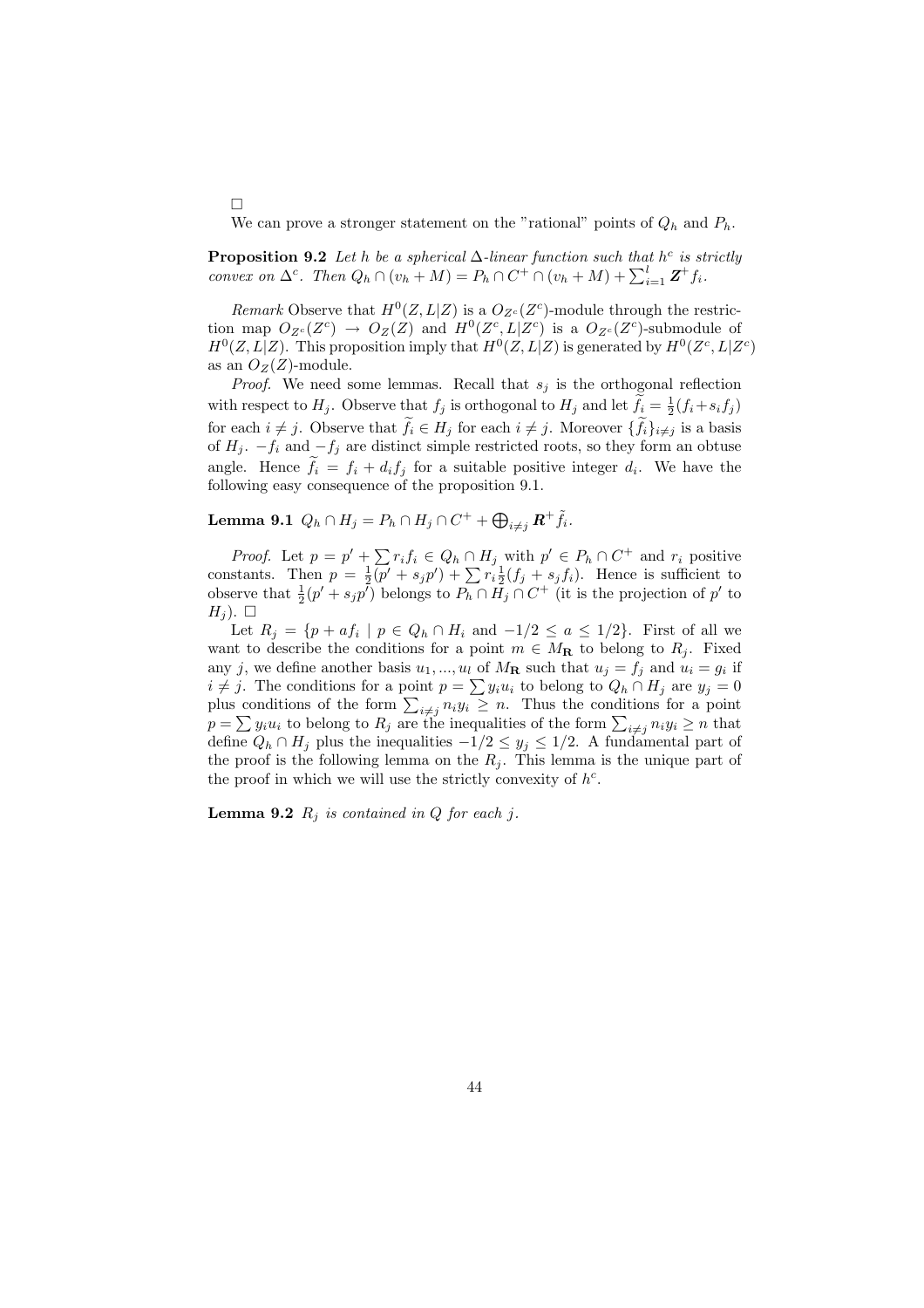□

We can prove a stronger statement on the "rational" points of $Q_h$ and $P_h$.

**Proposition 9.2** *Let $h$ be a spherical $\Delta$-linear function such that $h^c$ is strictly convex on $\Delta^c$. Then $Q_h \cap (v_h + M) = P_h \cap C^+ \cap (v_h + M) + \sum_{i=1}^{l} \boldsymbol{Z}^+ f_i$.*

*Remark* Observe that $H^0(Z, L|Z)$ is a $O_{Z^c}(Z^c)$-module through the restriction map $O_{Z^c}(Z^c) \to O_Z(Z)$ and $H^0(Z^c, L|Z^c)$ is a $O_{Z^c}(Z^c)$-submodule of $H^0(Z, L|Z)$. This proposition imply that $H^0(Z, L|Z)$ is generated by $H^0(Z^c, L|Z^c)$ as an $O_Z(Z)$-module.

*Proof.* We need some lemmas. Recall that $s_j$ is the orthogonal reflection with respect to $H_j$. Observe that $f_j$ is orthogonal to $H_j$ and let $\widetilde{f}_i = \frac{1}{2}(f_i + s_i f_j)$ for each $i \neq j$. Observe that $\widetilde{f}_i \in H_j$ for each $i \neq j$. Moreover $\{\widetilde{f}_i\}_{i \neq j}$ is a basis of $H_j$. $-f_i$ and $-f_j$ are distinct simple restricted roots, so they form an obtuse angle. Hence $\widetilde{f}_i = f_i + d_i f_j$ for a suitable positive integer $d_i$. We have the following easy consequence of the proposition 9.1.

**Lemma 9.1** $Q_h \cap H_j = P_h \cap H_j \cap C^+ + \bigoplus_{i \neq j} \boldsymbol{R}^+ \tilde{f}_i$.

*Proof.* Let $p = p' + \sum r_i f_i \in Q_h \cap H_j$ with $p' \in P_h \cap C^+$ and $r_i$ positive constants. Then $p = \frac{1}{2}(p' + s_j p') + \sum r_i \frac{1}{2}(f_j + s_j f_i)$. Hence is sufficient to observe that $\frac{1}{2}(p' + s_j p')$ belongs to $P_h \cap H_j \cap C^+$ (it is the projection of $p'$ to $H_j$). □

Let $R_j = \{p + a f_i \mid p \in Q_h \cap H_i \text{ and } -1/2 \leq a \leq 1/2\}$. First of all we want to describe the conditions for a point $m \in M_{\mathbf{R}}$ to belong to $R_j$. Fixed any $j$, we define another basis $u_1, ..., u_l$ of $M_{\mathbf{R}}$ such that $u_j = f_j$ and $u_i = g_i$ if $i \neq j$. The conditions for a point $p = \sum y_i u_i$ to belong to $Q_h \cap H_j$ are $y_j = 0$ plus conditions of the form $\sum_{i \neq j} n_i y_i \geq n$. Thus the conditions for a point $p = \sum y_i u_i$ to belong to $R_j$ are the inequalities of the form $\sum_{i \neq j} n_i y_i \geq n$ that define $Q_h \cap H_j$ plus the inequalities $-1/2 \leq y_j \leq 1/2$. A fundamental part of the proof is the following lemma on the $R_j$. This lemma is the unique part of the proof in which we will use the strictly convexity of $h^c$.

**Lemma 9.2** *$R_j$ is contained in $Q$ for each $j$.*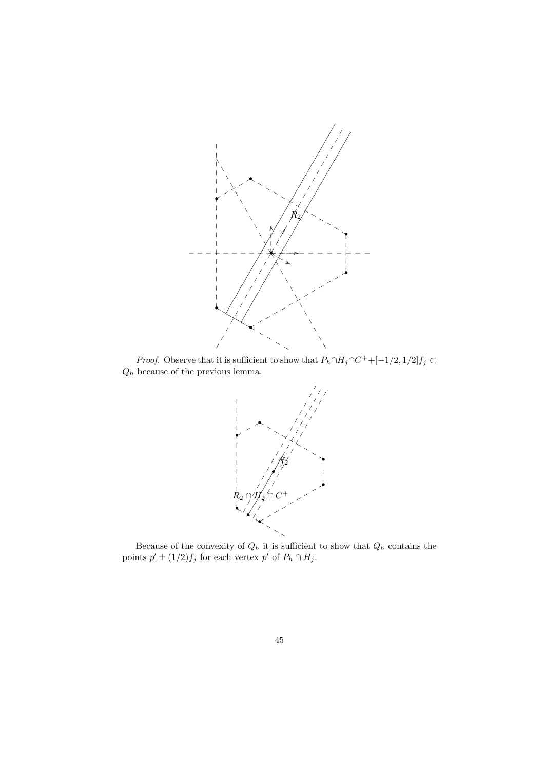*Proof.* Observe that it is sufficient to show that $P_h \cap H_j \cap C^+ + [-1/2, 1/2]f_j \subset Q_h$ because of the previous lemma.

Because of the convexity of $Q_h$ it is sufficient to show that $Q_h$ contains the points $p' \pm (1/2)f_j$ for each vertex $p'$ of $P_h \cap H_j$.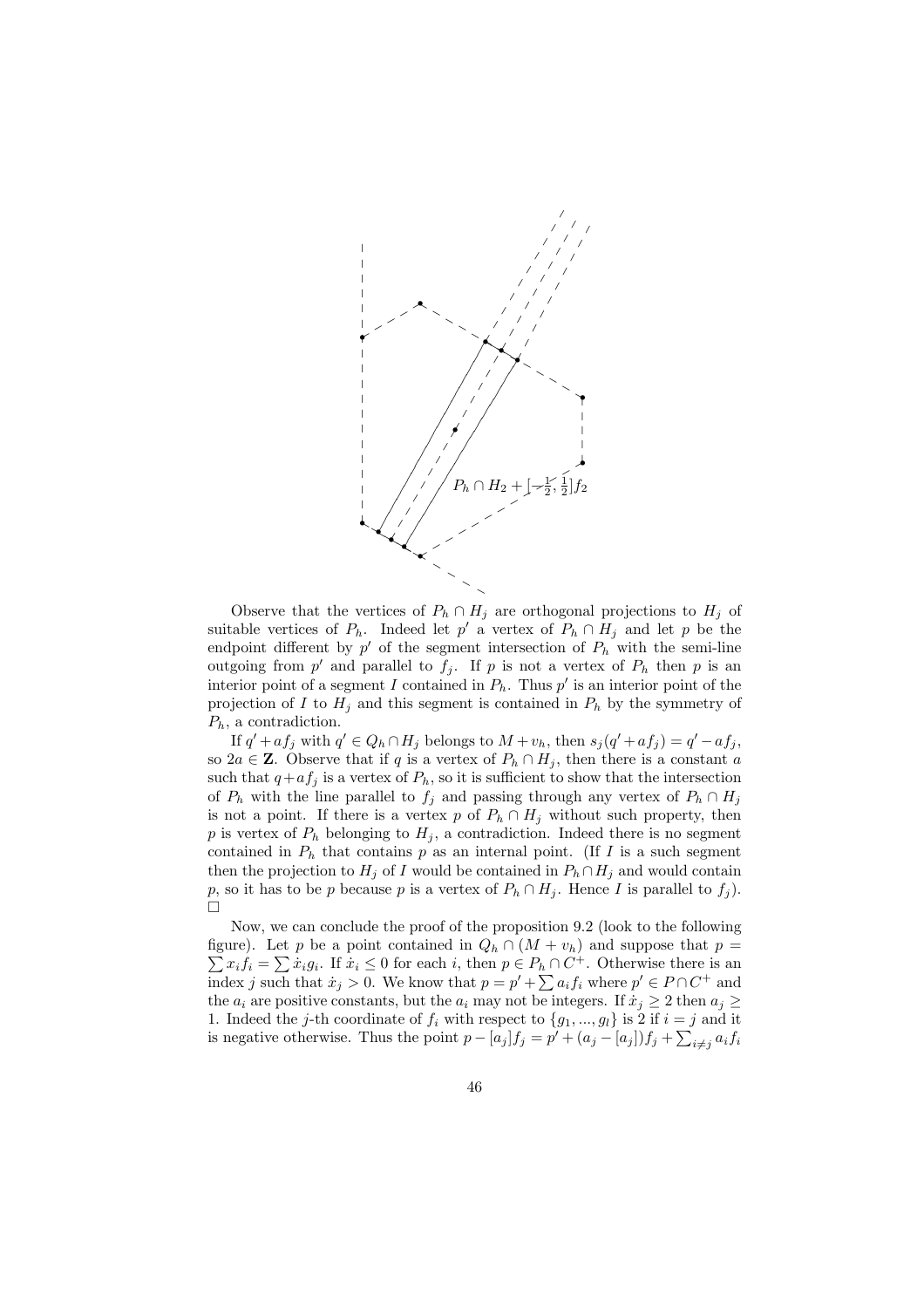$P_h \cap H_2 + [-\frac{1}{2}, \frac{1}{2}]f_2$

Observe that the vertices of $P_h \cap H_j$ are orthogonal projections to $H_j$ of suitable vertices of $P_h$. Indeed let $p'$ a vertex of $P_h \cap H_j$ and let $p$ be the endpoint different by $p'$ of the segment intersection of $P_h$ with the semi-line outgoing from $p'$ and parallel to $f_j$. If $p$ is not a vertex of $P_h$ then $p$ is an interior point of a segment $I$ contained in $P_h$. Thus $p'$ is an interior point of the projection of $I$ to $H_j$ and this segment is contained in $P_h$ by the symmetry of $P_h$, a contradiction.

If $q' + af_j$ with $q' \in Q_h \cap H_j$ belongs to $M + v_h$, then $s_j(q' + af_j) = q' - af_j$, so $2a \in \mathbf{Z}$. Observe that if $q$ is a vertex of $P_h \cap H_j$, then there is a constant $a$ such that $q + af_j$ is a vertex of $P_h$, so it is sufficient to show that the intersection of $P_h$ with the line parallel to $f_j$ and passing through any vertex of $P_h \cap H_j$ is not a point. If there is a vertex $p$ of $P_h \cap H_j$ without such property, then $p$ is vertex of $P_h$ belonging to $H_j$, a contradiction. Indeed there is no segment contained in $P_h$ that contains $p$ as an internal point. (If $I$ is a such segment then the projection to $H_j$ of $I$ would be contained in $P_h \cap H_j$ and would contain $p$, so it has to be $p$ because $p$ is a vertex of $P_h \cap H_j$. Hence $I$ is parallel to $f_j$). $\square$

Now, we can conclude the proof of the proposition 9.2 (look to the following figure). Let $p$ be a point contained in $Q_h \cap (M + v_h)$ and suppose that $p = \sum x_i f_i = \sum \dot{x}_i g_i$. If $\dot{x}_i \leq 0$ for each $i$, then $p \in P_h \cap C^+$. Otherwise there is an index $j$ such that $\dot{x}_j > 0$. We know that $p = p' + \sum a_i f_i$ where $p' \in P \cap C^+$ and the $a_i$ are positive constants, but the $a_i$ may not be integers. If $\dot{x}_j \geq 2$ then $a_j \geq 1$. Indeed the $j$-th coordinate of $f_i$ with respect to $\{g_1, ..., g_l\}$ is 2 if $i = j$ and it is negative otherwise. Thus the point $p - [a_j]f_j = p' + (a_j - [a_j])f_j + \sum_{i \neq j} a_i f_i$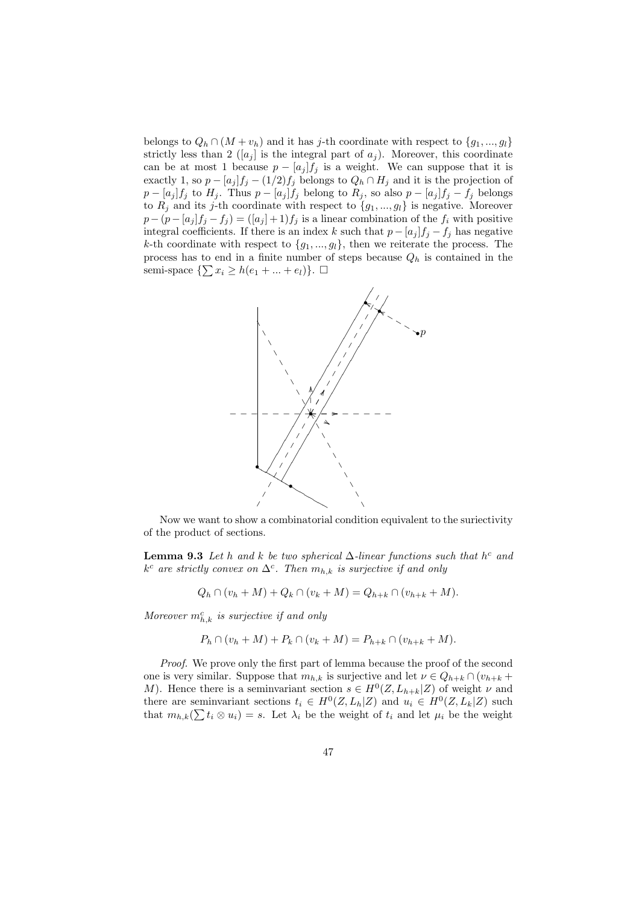belongs to $Q_h \cap (M + v_h)$ and it has $j$-th coordinate with respect to $\{g_1, ..., g_l\}$ strictly less than 2 ($[a_j]$ is the integral part of $a_j$). Moreover, this coordinate can be at most 1 because $p - [a_j]f_j$ is a weight. We can suppose that it is exactly 1, so $p - [a_j]f_j - (1/2)f_j$ belongs to $Q_h \cap H_j$ and it is the projection of $p - [a_j]f_j$ to $H_j$. Thus $p - [a_j]f_j$ belong to $R_j$, so also $p - [a_j]f_j - f_j$ belongs to $R_j$ and its $j$-th coordinate with respect to $\{g_1, ..., g_l\}$ is negative. Moreover $p - (p - [a_j]f_j - f_j) = ([a_j] + 1)f_j$ is a linear combination of the $f_i$ with positive integral coefficients. If there is an index $k$ such that $p - [a_j]f_j - f_j$ has negative $k$-th coordinate with respect to $\{g_1, ..., g_l\}$, then we reiterate the process. The process has to end in a finite number of steps because $Q_h$ is contained in the semi-space $\{\sum x_i \geq h(e_1 + ... + e_l)\}$. □

Now we want to show a combinatorial condition equivalent to the suriectivity of the product of sections.

**Lemma 9.3** *Let $h$ and $k$ be two spherical $\Delta$-linear functions such that $h^c$ and $k^c$ are strictly convex on $\Delta^c$. Then $m_{h,k}$ is surjective if and only*

$$Q_h \cap (v_h + M) + Q_k \cap (v_k + M) = Q_{h+k} \cap (v_{h+k} + M).$$

*Moreover $m^c_{h,k}$ is surjective if and only*

$$P_h \cap (v_h + M) + P_k \cap (v_k + M) = P_{h+k} \cap (v_{h+k} + M).$$

*Proof.* We prove only the first part of lemma because the proof of the second one is very similar. Suppose that $m_{h,k}$ is surjective and let $\nu \in Q_{h+k} \cap (v_{h+k} + M)$. Hence there is a seminvariant section $s \in H^0(Z, L_{h+k}|Z)$ of weight $\nu$ and there are seminvariant sections $t_i \in H^0(Z, L_h|Z)$ and $u_i \in H^0(Z, L_k|Z)$ such that $m_{h,k}(\sum t_i \otimes u_i) = s$. Let $\lambda_i$ be the weight of $t_i$ and let $\mu_i$ be the weight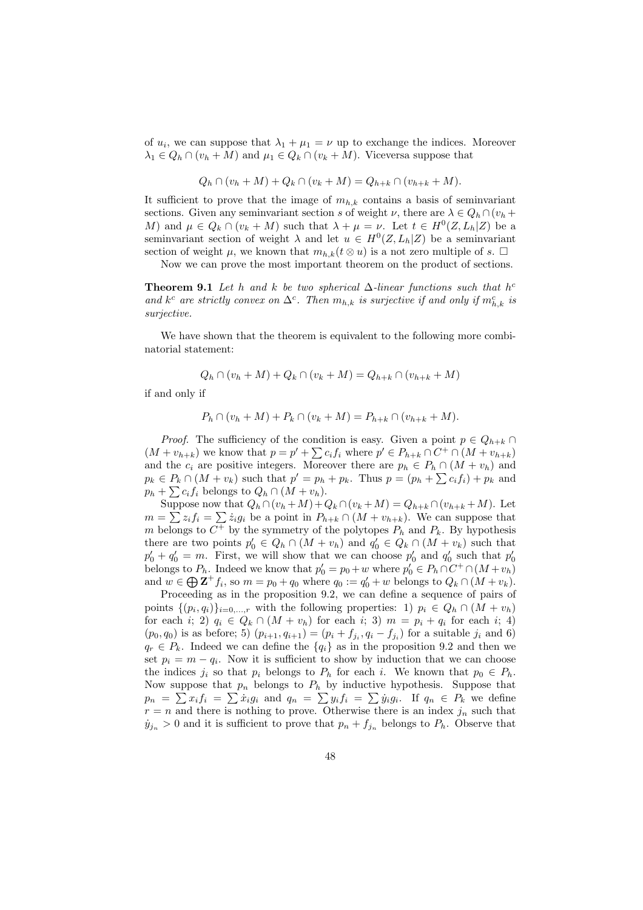of $u_i$, we can suppose that $\lambda_1 + \mu_1 = \nu$ up to exchange the indices. Moreover $\lambda_1 \in Q_h \cap (v_h + M)$ and $\mu_1 \in Q_k \cap (v_k + M)$. Viceversa suppose that

$$Q_h \cap (v_h + M) + Q_k \cap (v_k + M) = Q_{h+k} \cap (v_{h+k} + M).$$

It sufficient to prove that the image of $m_{h,k}$ contains a basis of seminvariant sections. Given any seminvariant section $s$ of weight $\nu$, there are $\lambda \in Q_h \cap (v_h + M)$ and $\mu \in Q_k \cap (v_k + M)$ such that $\lambda + \mu = \nu$. Let $t \in H^0(Z, L_h|Z)$ be a seminvariant section of weight $\lambda$ and let $u \in H^0(Z, L_h|Z)$ be a seminvariant section of weight $\mu$, we known that $m_{h,k}(t \otimes u)$ is a not zero multiple of $s$. $\square$

Now we can prove the most important theorem on the product of sections.

**Theorem 9.1** *Let $h$ and $k$ be two spherical $\Delta$-linear functions such that $h^c$ and $k^c$ are strictly convex on $\Delta^c$. Then $m_{h,k}$ is surjective if and only if $m^c_{h,k}$ is surjective.*

We have shown that the theorem is equivalent to the following more combinatorial statement:

$$Q_h \cap (v_h + M) + Q_k \cap (v_k + M) = Q_{h+k} \cap (v_{h+k} + M)$$

if and only if

$$P_h \cap (v_h + M) + P_k \cap (v_k + M) = P_{h+k} \cap (v_{h+k} + M).$$

*Proof.* The sufficiency of the condition is easy. Given a point $p \in Q_{h+k} \cap (M + v_{h+k})$ we know that $p = p' + \sum c_i f_i$ where $p' \in P_{h+k} \cap C^+ \cap (M + v_{h+k})$ and the $c_i$ are positive integers. Moreover there are $p_h \in P_h \cap (M + v_h)$ and $p_k \in P_k \cap (M + v_k)$ such that $p' = p_h + p_k$. Thus $p = (p_h + \sum c_i f_i) + p_k$ and $p_h + \sum c_i f_i$ belongs to $Q_h \cap (M + v_h)$.

Suppose now that $Q_h \cap (v_h + M) + Q_k \cap (v_k + M) = Q_{h+k} \cap (v_{h+k} + M)$. Let $m = \sum z_i f_i = \sum \dot{z}_i g_i$ be a point in $P_{h+k} \cap (M + v_{h+k})$. We can suppose that $m$ belongs to $C^+$ by the symmetry of the polytopes $P_h$ and $P_k$. By hypothesis there are two points $p'_0 \in Q_h \cap (M + v_h)$ and $q'_0 \in Q_k \cap (M + v_k)$ such that $p'_0 + q'_0 = m$. First, we will show that we can choose $p'_0$ and $q'_0$ such that $p'_0$ belongs to $P_h$. Indeed we know that $p'_0 = p_0 + w$ where $p'_0 \in P_h \cap C^+ \cap (M + v_h)$ and $w \in \bigoplus \mathbf{Z}^+ f_i$, so $m = p_0 + q_0$ where $q_0 := q'_0 + w$ belongs to $Q_k \cap (M + v_k)$.

Proceeding as in the proposition 9.2, we can define a sequence of pairs of points $\{(p_i, q_i)\}_{i=0,\ldots,r}$ with the following properties: 1) $p_i \in Q_h \cap (M + v_h)$ for each $i$; 2) $q_i \in Q_k \cap (M + v_h)$ for each $i$; 3) $m = p_i + q_i$ for each $i$; 4) $(p_0, q_0)$ is as before; 5) $(p_{i+1}, q_{i+1}) = (p_i + f_{j_i}, q_i - f_{j_i})$ for a suitable $j_i$ and 6) $q_r \in P_k$. Indeed we can define the $\{q_i\}$ as in the proposition 9.2 and then we set $p_i = m - q_i$. Now it is sufficient to show by induction that we can choose the indices $j_i$ so that $p_i$ belongs to $P_h$ for each $i$. We known that $p_0 \in P_h$. Now suppose that $p_n$ belongs to $P_h$ by inductive hypothesis. Suppose that $p_n = \sum x_i f_i = \sum \dot{x}_i g_i$ and $q_n = \sum y_i f_i = \sum \dot{y}_i g_i$. If $q_n \in P_k$ we define $r = n$ and there is nothing to prove. Otherwise there is an index $j_n$ such that $\dot{y}_{j_n} > 0$ and it is sufficient to prove that $p_n + f_{j_n}$ belongs to $P_h$. Observe that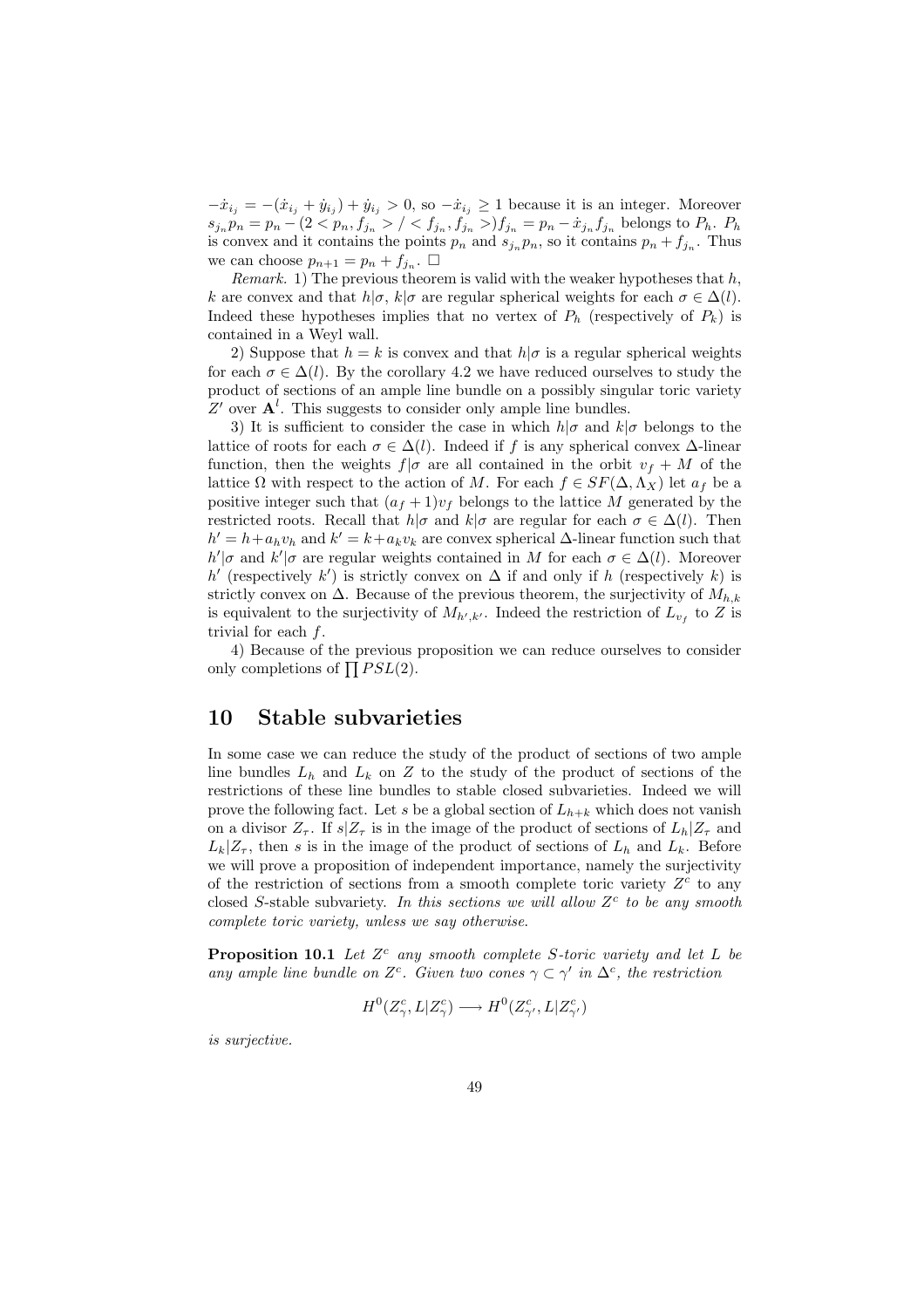$-\dot{x}_{i_j} = -(\dot{x}_{i_j} + \dot{y}_{i_j}) + \dot{y}_{i_j} > 0$, so $-\dot{x}_{i_j} \geq 1$ because it is an integer. Moreover $s_{j_n} p_n = p_n - (2 < p_n, f_{j_n} > / < f_{j_n}, f_{j_n} >) f_{j_n} = p_n - \dot{x}_{j_n} f_{j_n}$ belongs to $P_h$. $P_h$ is convex and it contains the points $p_n$ and $s_{j_n} p_n$, so it contains $p_n + f_{j_n}$. Thus we can choose $p_{n+1} = p_n + f_{j_n}$. □

*Remark.* 1) The previous theorem is valid with the weaker hypotheses that $h$, $k$ are convex and that $h|\sigma$, $k|\sigma$ are regular spherical weights for each $\sigma \in \Delta(l)$. Indeed these hypotheses implies that no vertex of $P_h$ (respectively of $P_k$) is contained in a Weyl wall.

2) Suppose that $h = k$ is convex and that $h|\sigma$ is a regular spherical weights for each $\sigma \in \Delta(l)$. By the corollary 4.2 we have reduced ourselves to study the product of sections of an ample line bundle on a possibly singular toric variety $Z'$ over $\mathbf{A}^l$. This suggests to consider only ample line bundles.

3) It is sufficient to consider the case in which $h|\sigma$ and $k|\sigma$ belongs to the lattice of roots for each $\sigma \in \Delta(l)$. Indeed if $f$ is any spherical convex $\Delta$-linear function, then the weights $f|\sigma$ are all contained in the orbit $v_f + M$ of the lattice $\Omega$ with respect to the action of $M$. For each $f \in SF(\Delta, \Lambda_X)$ let $a_f$ be a positive integer such that $(a_f + 1)v_f$ belongs to the lattice $M$ generated by the restricted roots. Recall that $h|\sigma$ and $k|\sigma$ are regular for each $\sigma \in \Delta(l)$. Then $h' = h + a_h v_h$ and $k' = k + a_k v_k$ are convex spherical $\Delta$-linear function such that $h'|\sigma$ and $k'|\sigma$ are regular weights contained in $M$ for each $\sigma \in \Delta(l)$. Moreover $h'$ (respectively $k'$) is strictly convex on $\Delta$ if and only if $h$ (respectively $k$) is strictly convex on $\Delta$. Because of the previous theorem, the surjectivity of $M_{h,k}$ is equivalent to the surjectivity of $M_{h',k'}$. Indeed the restriction of $L_{v_f}$ to $Z$ is trivial for each $f$.

4) Because of the previous proposition we can reduce ourselves to consider only completions of $\prod PSL(2)$.

## 10 Stable subvarieties

In some case we can reduce the study of the product of sections of two ample line bundles $L_h$ and $L_k$ on $Z$ to the study of the product of sections of the restrictions of these line bundles to stable closed subvarieties. Indeed we will prove the following fact. Let $s$ be a global section of $L_{h+k}$ which does not vanish on a divisor $Z_\tau$. If $s|Z_\tau$ is in the image of the product of sections of $L_h|Z_\tau$ and $L_k|Z_\tau$, then $s$ is in the image of the product of sections of $L_h$ and $L_k$. Before we will prove a proposition of independent importance, namely the surjectivity of the restriction of sections from a smooth complete toric variety $Z^c$ to any closed $S$-stable subvariety. *In this sections we will allow $Z^c$ to be any smooth complete toric variety, unless we say otherwise.*

**Proposition 10.1** *Let $Z^c$ any smooth complete $S$-toric variety and let $L$ be any ample line bundle on $Z^c$. Given two cones $\gamma \subset \gamma'$ in $\Delta^c$, the restriction*

$$H^0(Z^c_\gamma, L|Z^c_\gamma) \longrightarrow H^0(Z^c_{\gamma'}, L|Z^c_{\gamma'})$$

*is surjective.*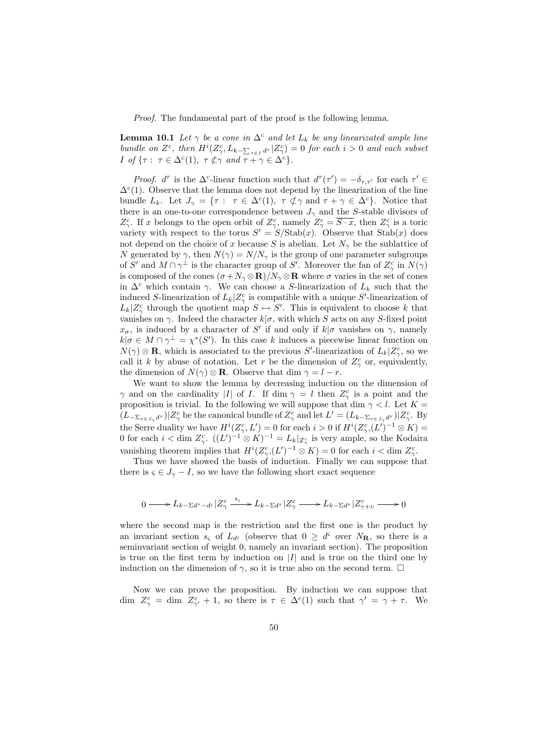*Proof.* The fundamental part of the proof is the following lemma.

**Lemma 10.1** *Let $\gamma$ be a cone in $\Delta^c$ and let $L_k$ be any linearizated ample line bundle on $Z^c$, then $H^i(Z^c_\gamma, L_{k-\sum_{\tau\in I} d^\tau}|Z^c_\gamma) = 0$ for each $i > 0$ and each subset $I$ of $\{\tau :\ \tau \in \Delta^c(1),\ \tau \not\subset \gamma$ and $\tau + \gamma \in \Delta^c\}$.*

*Proof.* $d^\tau$ is the $\Delta^c$-linear function such that $d^\tau(\tau') = -\delta_{\tau,\tau'}$ for each $\tau' \in \Delta^c(1)$. Observe that the lemma does not depend by the linearization of the line bundle $L_k$. Let $J_\gamma = \{\tau :\ \tau \in \Delta^c(1),\ \tau \not\subset \gamma$ and $\tau + \gamma \in \Delta^c\}$. Notice that there is an one-to-one correspondence between $J_\gamma$ and the $S$-stable divisors of $Z^c_\gamma$. If $x$ belongs to the open orbit of $Z^c_\gamma$, namely $Z^c_\gamma = \overline{S \cdot x}$, then $Z^c_\gamma$ is a toric variety with respect to the torus $S' = S/\mathrm{Stab}(x)$. Observe that $\mathrm{Stab}(x)$ does not depend on the choice of $x$ because $S$ is abelian. Let $N_\gamma$ be the sublattice of $N$ generated by $\gamma$, then $N(\gamma) = N/N_\gamma$ is the group of one parameter subgroups of $S'$ and $M \cap \gamma^\perp$ is the character group of $S'$. Moreover the fan of $Z^c_\gamma$ in $N(\gamma)$ is composed of the cones $(\sigma + N_\gamma \otimes \mathbf{R})/N_\gamma \otimes \mathbf{R}$ where $\sigma$ varies in the set of cones in $\Delta^c$ which contain $\gamma$. We can choose a $S$-linearization of $L_k$ such that the induced $S$-linearization of $L_k|Z^c_\gamma$ is compatible with a unique $S'$-linearization of $L_k|Z^c_\gamma$ through the quotient map $S \mapsto S'$. This is equivalent to choose $k$ that vanishes on $\gamma$. Indeed the character $k|\sigma$, with which $S$ acts on any $S$-fixed point $x_\sigma$, is induced by a character of $S'$ if and only if $k|\sigma$ vanishes on $\gamma$, namely $k|\sigma \in M \cap \gamma^\perp = \chi^*(S')$. In this case $k$ induces a piecewise linear function on $N(\gamma) \otimes \mathbf{R}$, which is associated to the previous $S'$-linearization of $L_k|Z^c_\gamma$, so we call it $k$ by abuse of notation. Let $r$ be the dimension of $Z^c_\gamma$ or, equivalently, the dimension of $N(\gamma) \otimes \mathbf{R}$. Observe that $\dim \gamma = l - r$.

We want to show the lemma by decreasing induction on the dimension of $\gamma$ and on the cardinality $|I|$ of $I$. If $\dim \gamma = l$ then $Z^c_\gamma$ is a point and the proposition is trivial. In the following we will suppose that $\dim \gamma < l$. Let $K = (L_{-\Sigma_{\tau\in J_\gamma} d^\tau})|Z^c_\gamma$ be the canonical bundle of $Z^c_\gamma$ and let $L' = (L_{k-\Sigma_{\tau\in J_\gamma} d^\tau})|Z^c_\gamma$. By the Serre duality we have $H^i(Z^c_\gamma, L') = 0$ for each $i > 0$ if $H^i(Z^c_\gamma, (L')^{-1} \otimes K) = 0$ for each $i < \dim Z^c_\gamma$. $((L')^{-1} \otimes K)^{-1} = L_k|_{Z^c_\gamma}$ is very ample, so the Kodaira vanishing theorem implies that $H^i(Z^c_\gamma, (L')^{-1} \otimes K) = 0$ for each $i < \dim Z^c_\gamma$.

Thus we have showed the basis of induction. Finally we can suppose that there is $\varsigma \in J_\gamma - I$, so we have the following short exact sequence

$$0 \longrightarrow L_{k-\Sigma d^\tau - d^\varsigma}|Z^c_\gamma \xrightarrow{s_\varsigma} L_{k-\Sigma d^\tau}|Z^c_\gamma \longrightarrow L_{k-\Sigma d^\tau}|Z^c_{\gamma+\upsilon} \longrightarrow 0$$

where the second map is the restriction and the first one is the product by an invariant section $s_\varsigma$ of $L_{d^\varsigma}$ (observe that $0 \geq d^\varsigma$ over $N_\mathbf{R}$, so there is a seminvariant section of weight 0, namely an invariant section). The proposition is true on the first term by induction on $|I|$ and is true on the third one by induction on the dimension of $\gamma$, so it is true also on the second term. $\square$

Now we can prove the proposition. By induction we can suppose that $\dim\ Z^c_\gamma = \dim\ Z^c_{\gamma'} + 1$, so there is $\tau \in \Delta^c(1)$ such that $\gamma' = \gamma + \tau$. We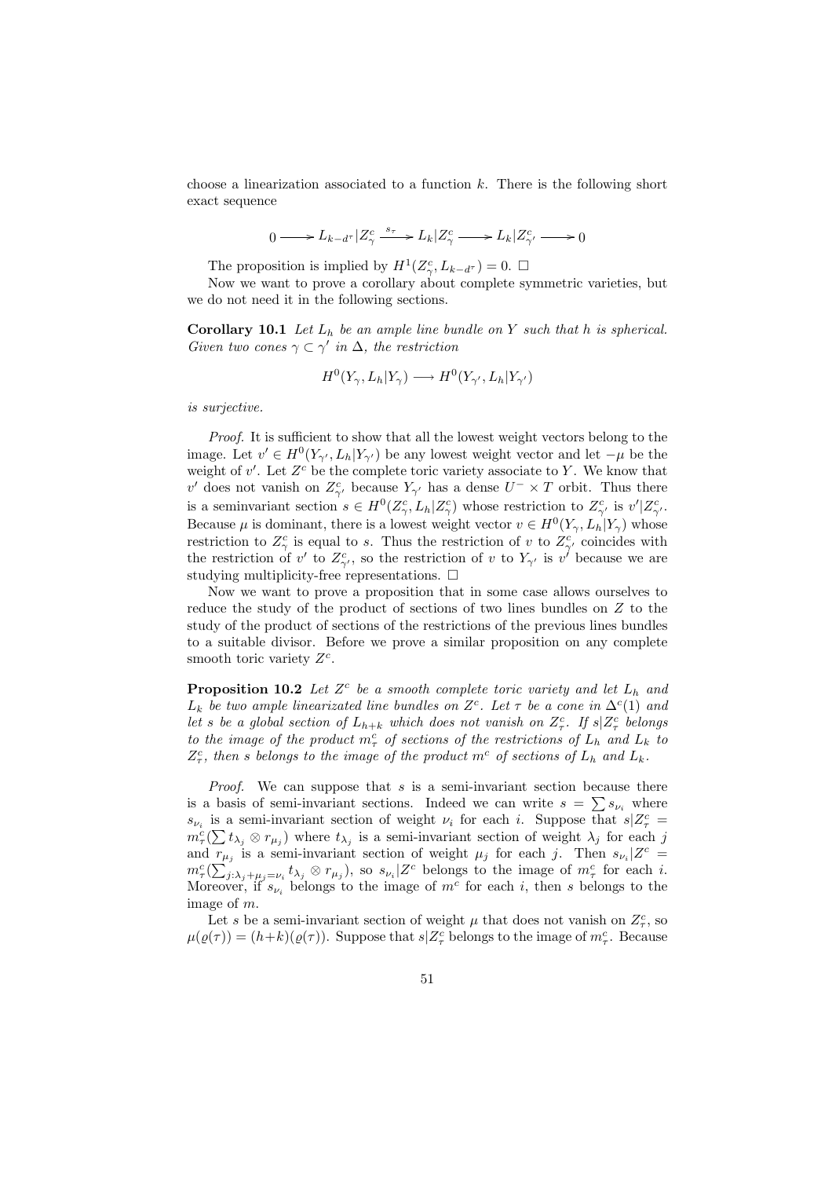choose a linearization associated to a function $k$. There is the following short exact sequence

$$0 \longrightarrow L_{k-d^\tau}|Z^c_\gamma \xrightarrow{s_\tau} L_k|Z^c_\gamma \longrightarrow L_k|Z^c_{\gamma'} \longrightarrow 0$$

The proposition is implied by $H^1(Z^c_\gamma, L_{k-d^\tau}) = 0$. $\square$

Now we want to prove a corollary about complete symmetric varieties, but we do not need it in the following sections.

**Corollary 10.1** *Let $L_h$ be an ample line bundle on $Y$ such that $h$ is spherical. Given two cones $\gamma \subset \gamma'$ in $\Delta$, the restriction*

$$H^0(Y_\gamma, L_h|Y_\gamma) \longrightarrow H^0(Y_{\gamma'}, L_h|Y_{\gamma'})$$

*is surjective.*

*Proof.* It is sufficient to show that all the lowest weight vectors belong to the image. Let $v' \in H^0(Y_{\gamma'}, L_h|Y_{\gamma'})$ be any lowest weight vector and let $-\mu$ be the weight of $v'$. Let $Z^c$ be the complete toric variety associate to $Y$. We know that $v'$ does not vanish on $Z^c_{\gamma'}$ because $Y_{\gamma'}$ has a dense $U^- \times T$ orbit. Thus there is a seminvariant section $s \in H^0(Z^c_\gamma, L_h|Z^c_\gamma)$ whose restriction to $Z^c_{\gamma'}$ is $v'|Z^c_{\gamma'}$. Because $\mu$ is dominant, there is a lowest weight vector $v \in H^0(Y_\gamma, L_h|Y_\gamma)$ whose restriction to $Z^c_\gamma$ is equal to $s$. Thus the restriction of $v$ to $Z^c_{\gamma'}$ coincides with the restriction of $v'$ to $Z^c_{\gamma'}$, so the restriction of $v$ to $Y_{\gamma'}$ is $v'$ because we are studying multiplicity-free representations. $\square$

Now we want to prove a proposition that in some case allows ourselves to reduce the study of the product of sections of two lines bundles on $Z$ to the study of the product of sections of the restrictions of the previous lines bundles to a suitable divisor. Before we prove a similar proposition on any complete smooth toric variety $Z^c$.

**Proposition 10.2** *Let $Z^c$ be a smooth complete toric variety and let $L_h$ and $L_k$ be two ample linearizated line bundles on $Z^c$. Let $\tau$ be a cone in $\Delta^c(1)$ and let $s$ be a global section of $L_{h+k}$ which does not vanish on $Z^c_\tau$. If $s|Z^c_\tau$ belongs to the image of the product $m^c_\tau$ of sections of the restrictions of $L_h$ and $L_k$ to $Z^c_\tau$, then $s$ belongs to the image of the product $m^c$ of sections of $L_h$ and $L_k$.*

*Proof.* We can suppose that $s$ is a semi-invariant section because there is a basis of semi-invariant sections. Indeed we can write $s = \sum s_{\nu_i}$ where $s_{\nu_i}$ is a semi-invariant section of weight $\nu_i$ for each $i$. Suppose that $s|Z^c_\tau = m^c_\tau(\sum t_{\lambda_j} \otimes r_{\mu_j})$ where $t_{\lambda_j}$ is a semi-invariant section of weight $\lambda_j$ for each $j$ and $r_{\mu_j}$ is a semi-invariant section of weight $\mu_j$ for each $j$. Then $s_{\nu_i}|Z^c = m^c_\tau(\sum_{j:\lambda_j+\mu_j=\nu_i} t_{\lambda_j} \otimes r_{\mu_j})$, so $s_{\nu_i}|Z^c$ belongs to the image of $m^c_\tau$ for each $i$. Moreover, if $s_{\nu_i}$ belongs to the image of $m^c$ for each $i$, then $s$ belongs to the image of $m$.

Let $s$ be a semi-invariant section of weight $\mu$ that does not vanish on $Z^c_\tau$, so $\mu(\varrho(\tau)) = (h+k)(\varrho(\tau))$. Suppose that $s|Z^c_\tau$ belongs to the image of $m^c_\tau$. Because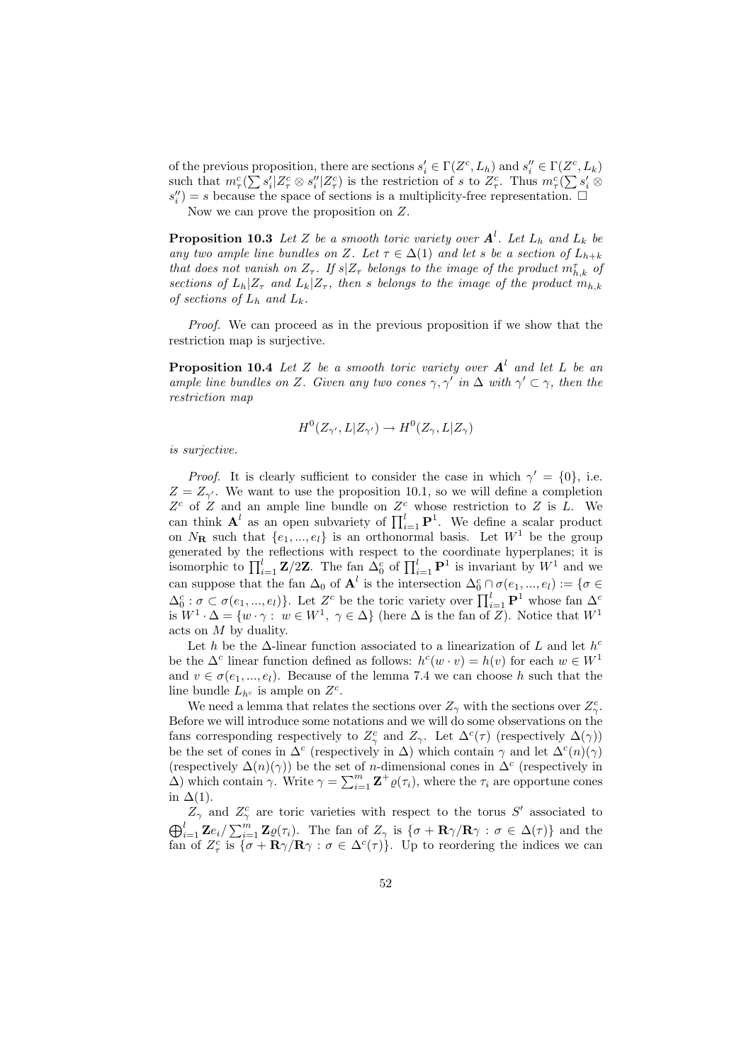of the previous proposition, there are sections $s'_i \in \Gamma(Z^c, L_h)$ and $s''_i \in \Gamma(Z^c, L_k)$ such that $m^c_\tau(\sum s'_i|Z^c_\tau \otimes s''_i|Z^c_\tau)$ is the restriction of $s$ to $Z^c_\tau$. Thus $m^c_\tau(\sum s'_i \otimes s''_i) = s$ because the space of sections is a multiplicity-free representation. $\square$

Now we can prove the proposition on $Z$.

**Proposition 10.3** *Let $Z$ be a smooth toric variety over $\mathbf{A}^l$. Let $L_h$ and $L_k$ be any two ample line bundles on $Z$. Let $\tau \in \Delta(1)$ and let $s$ be a section of $L_{h+k}$ that does not vanish on $Z_\tau$. If $s|Z_\tau$ belongs to the image of the product $m^\tau_{h,k}$ of sections of $L_h|Z_\tau$ and $L_k|Z_\tau$, then $s$ belongs to the image of the product $m_{h,k}$ of sections of $L_h$ and $L_k$.*

*Proof.* We can proceed as in the previous proposition if we show that the restriction map is surjective.

**Proposition 10.4** *Let $Z$ be a smooth toric variety over $\mathbf{A}^l$ and let $L$ be an ample line bundles on $Z$. Given any two cones $\gamma, \gamma'$ in $\Delta$ with $\gamma' \subset \gamma$, then the restriction map*

$$H^0(Z_{\gamma'}, L|Z_{\gamma'}) \to H^0(Z_\gamma, L|Z_\gamma)$$

*is surjective.*

*Proof.* It is clearly sufficient to consider the case in which $\gamma' = \{0\}$, i.e. $Z = Z_{\gamma'}$. We want to use the proposition 10.1, so we will define a completion $Z^c$ of $Z$ and an ample line bundle on $Z^c$ whose restriction to $Z$ is $L$. We can think $\mathbf{A}^l$ as an open subvariety of $\prod_{i=1}^l \mathbf{P}^1$. We define a scalar product on $N_\mathbf{R}$ such that $\{e_1, ..., e_l\}$ is an orthonormal basis. Let $W^1$ be the group generated by the reflections with respect to the coordinate hyperplanes; it is isomorphic to $\prod_{i=1}^l \mathbf{Z}/2\mathbf{Z}$. The fan $\Delta^c_0$ of $\prod_{i=1}^l \mathbf{P}^1$ is invariant by $W^1$ and we can suppose that the fan $\Delta_0$ of $\mathbf{A}^l$ is the intersection $\Delta^c_0 \cap \sigma(e_1, ..., e_l) := \{\sigma \in \Delta^c_0 : \sigma \subset \sigma(e_1, ..., e_l)\}$. Let $Z^c$ be the toric variety over $\prod_{i=1}^l \mathbf{P}^1$ whose fan $\Delta^c$ is $W^1 \cdot \Delta = \{w \cdot \gamma : \ w \in W^1, \ \gamma \in \Delta\}$ (here $\Delta$ is the fan of $Z$). Notice that $W^1$ acts on $M$ by duality.

Let $h$ be the $\Delta$-linear function associated to a linearization of $L$ and let $h^c$ be the $\Delta^c$ linear function defined as follows: $h^c(w \cdot v) = h(v)$ for each $w \in W^1$ and $v \in \sigma(e_1, ..., e_l)$. Because of the lemma 7.4 we can choose $h$ such that the line bundle $L_{h^c}$ is ample on $Z^c$.

We need a lemma that relates the sections over $Z_\gamma$ with the sections over $Z^c_\gamma$. Before we will introduce some notations and we will do some observations on the fans corresponding respectively to $Z^c_\gamma$ and $Z_\gamma$. Let $\Delta^c(\tau)$ (respectively $\Delta(\gamma)$) be the set of cones in $\Delta^c$ (respectively in $\Delta$) which contain $\gamma$ and let $\Delta^c(n)(\gamma)$ (respectively $\Delta(n)(\gamma)$) be the set of $n$-dimensional cones in $\Delta^c$ (respectively in $\Delta$) which contain $\gamma$. Write $\gamma = \sum_{i=1}^m \mathbf{Z}^+ \varrho(\tau_i)$, where the $\tau_i$ are opportune cones in $\Delta(1)$.

$Z_\gamma$ and $Z^c_\gamma$ are toric varieties with respect to the torus $S'$ associated to $\bigoplus_{i=1}^l \mathbf{Z}e_i / \sum_{i=1}^m \mathbf{Z}\varrho(\tau_i)$. The fan of $Z_\gamma$ is $\{\sigma + \mathbf{R}\gamma/\mathbf{R}\gamma : \sigma \in \Delta(\tau)\}$ and the fan of $Z^c_\tau$ is $\{\sigma + \mathbf{R}\gamma/\mathbf{R}\gamma : \sigma \in \Delta^c(\tau)\}$. Up to reordering the indices we can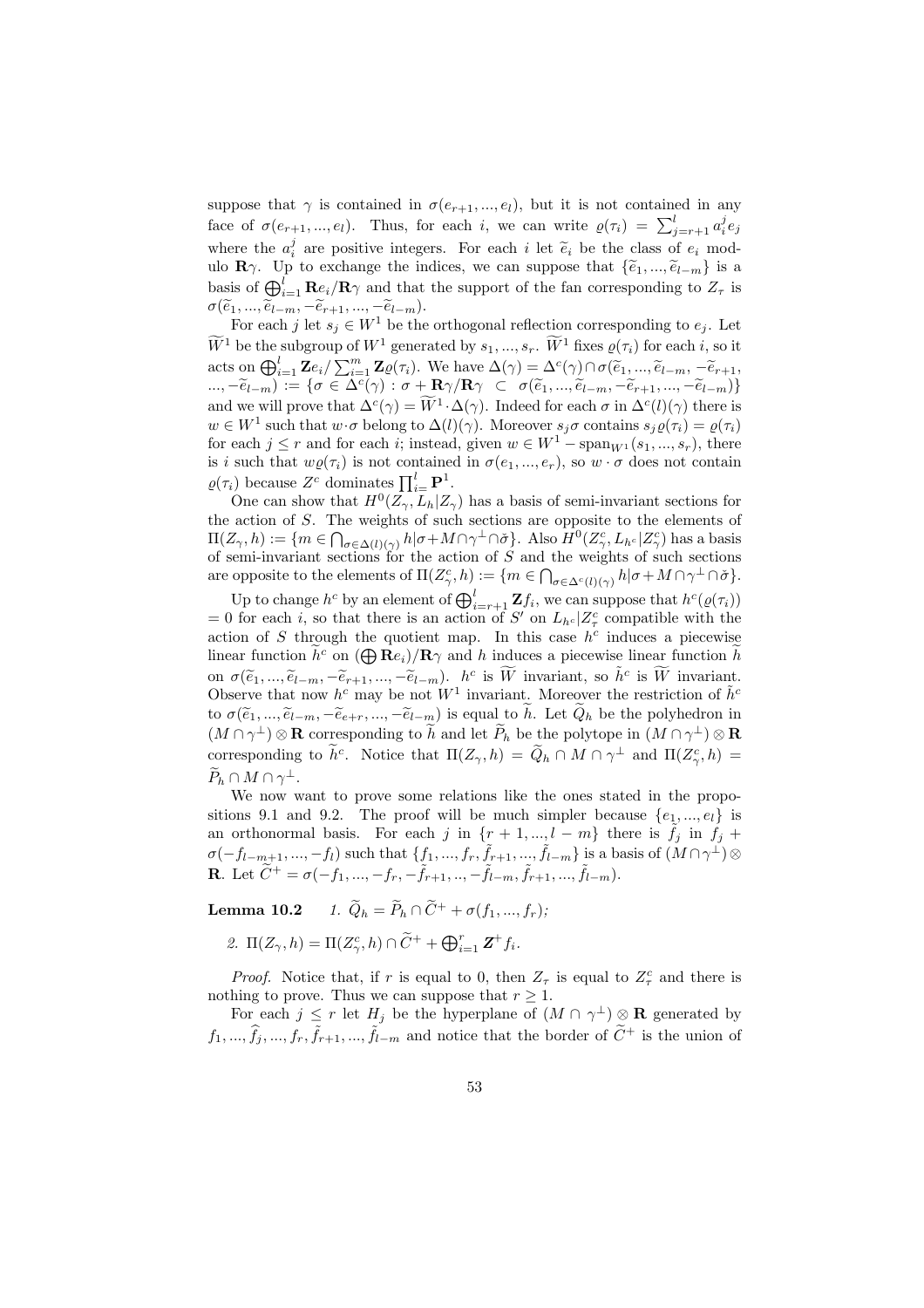suppose that $\gamma$ is contained in $\sigma(e_{r+1},...,e_l)$, but it is not contained in any face of $\sigma(e_{r+1},...,e_l)$. Thus, for each $i$, we can write $\varrho(\tau_i) = \sum_{j=r+1}^{l} a_i^j e_j$ where the $a_i^j$ are positive integers. For each $i$ let $\widetilde{e}_i$ be the class of $e_i$ modulo $\mathbf{R}\gamma$. Up to exchange the indices, we can suppose that $\{\widetilde{e}_1,...,\widetilde{e}_{l-m}\}$ is a basis of $\bigoplus_{i=1}^{l} \mathbf{R}e_i/\mathbf{R}\gamma$ and that the support of the fan corresponding to $Z_\tau$ is $\sigma(\widetilde{e}_1,...,\widetilde{e}_{l-m},-\widetilde{e}_{r+1},...,-\widetilde{e}_{l-m})$.

For each $j$ let $s_j \in W^1$ be the orthogonal reflection corresponding to $e_j$. Let $\widetilde{W}^1$ be the subgroup of $W^1$ generated by $s_1,...,s_r$. $\widetilde{W}^1$ fixes $\varrho(\tau_i)$ for each $i$, so it acts on $\bigoplus_{i=1}^{l} \mathbf{Z}e_i/\sum_{i=1}^{m}\mathbf{Z}\varrho(\tau_i)$. We have $\Delta(\gamma) = \Delta^c(\gamma)\cap\sigma(\widetilde{e}_1,...,\widetilde{e}_{l-m},-\widetilde{e}_{r+1},...,-\widetilde{e}_{l-m}) := \{\sigma \in \Delta^c(\gamma) : \sigma + \mathbf{R}\gamma/\mathbf{R}\gamma \subset \sigma(\widetilde{e}_1,...,\widetilde{e}_{l-m},-\widetilde{e}_{r+1},...,-\widetilde{e}_{l-m})\}$ and we will prove that $\Delta^c(\gamma) = \widetilde{W}^1\cdot\Delta(\gamma)$. Indeed for each $\sigma$ in $\Delta^c(l)(\gamma)$ there is $w \in W^1$ such that $w\cdot\sigma$ belong to $\Delta(l)(\gamma)$. Moreover $s_j\sigma$ contains $s_j\varrho(\tau_i) = \varrho(\tau_i)$ for each $j \leq r$ and for each $i$; instead, given $w \in W^1 - \mathrm{span}_{W^1}(s_1,...,s_r)$, there is $i$ such that $w\varrho(\tau_i)$ is not contained in $\sigma(e_1,...,e_r)$, so $w\cdot\sigma$ does not contain $\varrho(\tau_i)$ because $Z^c$ dominates $\prod_{i=}^{l}\mathbf{P}^1$.

One can show that $H^0(Z_\gamma, L_h|Z_\gamma)$ has a basis of semi-invariant sections for the action of $S$. The weights of such sections are opposite to the elements of $\Pi(Z_\gamma,h) := \{m \in \bigcap_{\sigma\in\Delta(l)(\gamma)} h|\sigma + M\cap\gamma^\perp\cap\check{\sigma}\}$. Also $H^0(Z^c_\gamma, L_{h^c}|Z^c_\gamma)$ has a basis of semi-invariant sections for the action of $S$ and the weights of such sections are opposite to the elements of $\Pi(Z^c_\gamma,h) := \{m \in \bigcap_{\sigma\in\Delta^c(l)(\gamma)} h|\sigma + M\cap\gamma^\perp\cap\check{\sigma}\}$.

Up to change $h^c$ by an element of $\bigoplus_{i=r+1}^{l}\mathbf{Z}f_i$, we can suppose that $h^c(\varrho(\tau_i)) = 0$ for each $i$, so that there is an action of $S'$ on $L_{h^c}|Z^c_\tau$ compatible with the action of $S$ through the quotient map. In this case $h^c$ induces a piecewise linear function $\widetilde{h}^c$ on $(\bigoplus \mathbf{R}e_i)/\mathbf{R}\gamma$ and $h$ induces a piecewise linear function $\widetilde{h}$ on $\sigma(\widetilde{e}_1,...,\widetilde{e}_{l-m},-\widetilde{e}_{r+1},...,-\widetilde{e}_{l-m})$. $h^c$ is $\widetilde{W}$ invariant, so $\tilde{h}^c$ is $\widetilde{W}$ invariant. Observe that now $h^c$ may be not $W^1$ invariant. Moreover the restriction of $\tilde{h}^c$ to $\sigma(\widetilde{e}_1,...,\widetilde{e}_{l-m},-\widetilde{e}_{e+r},...,-\widetilde{e}_{l-m})$ is equal to $\widetilde{h}$. Let $\widetilde{Q}_h$ be the polyhedron in $(M\cap\gamma^\perp)\otimes\mathbf{R}$ corresponding to $\widetilde{h}$ and let $\widetilde{P}_h$ be the polytope in $(M\cap\gamma^\perp)\otimes\mathbf{R}$ corresponding to $\widetilde{h}^c$. Notice that $\Pi(Z_\gamma,h) = \widetilde{Q}_h\cap M\cap\gamma^\perp$ and $\Pi(Z^c_\gamma,h) = \widetilde{P}_h\cap M\cap\gamma^\perp$.

We now want to prove some relations like the ones stated in the propositions 9.1 and 9.2. The proof will be much simpler because $\{e_1,...,e_l\}$ is an orthonormal basis. For each $j$ in $\{r+1,...,l-m\}$ there is $\tilde{f}_j$ in $f_j + \sigma(-f_{l-m+1},...,-f_l)$ such that $\{f_1,...,f_r,\tilde{f}_{r+1},...,\tilde{f}_{l-m}\}$ is a basis of $(M\cap\gamma^\perp)\otimes\mathbf{R}$. Let $\widetilde{C}^+ = \sigma(-f_1,...,-f_r,-\tilde{f}_{r+1},..,-\tilde{f}_{l-m},\tilde{f}_{r+1},...,\tilde{f}_{l-m})$.

**Lemma 10.2** 1. $\widetilde{Q}_h = \widetilde{P}_h\cap\widetilde{C}^+ + \sigma(f_1,...,f_r)$;

2. $\Pi(Z_\gamma,h) = \Pi(Z^c_\gamma,h)\cap\widetilde{C}^+ + \bigoplus_{i=1}^{r}\mathbf{Z}^+f_i$.

*Proof.* Notice that, if $r$ is equal to 0, then $Z_\tau$ is equal to $Z^c_\tau$ and there is nothing to prove. Thus we can suppose that $r \geq 1$.

For each $j \leq r$ let $H_j$ be the hyperplane of $(M\cap\gamma^\perp)\otimes\mathbf{R}$ generated by $f_1,...,\widehat{f_j},...,f_r,\tilde{f}_{r+1},...,\tilde{f}_{l-m}$ and notice that the border of $\widetilde{C}^+$ is the union of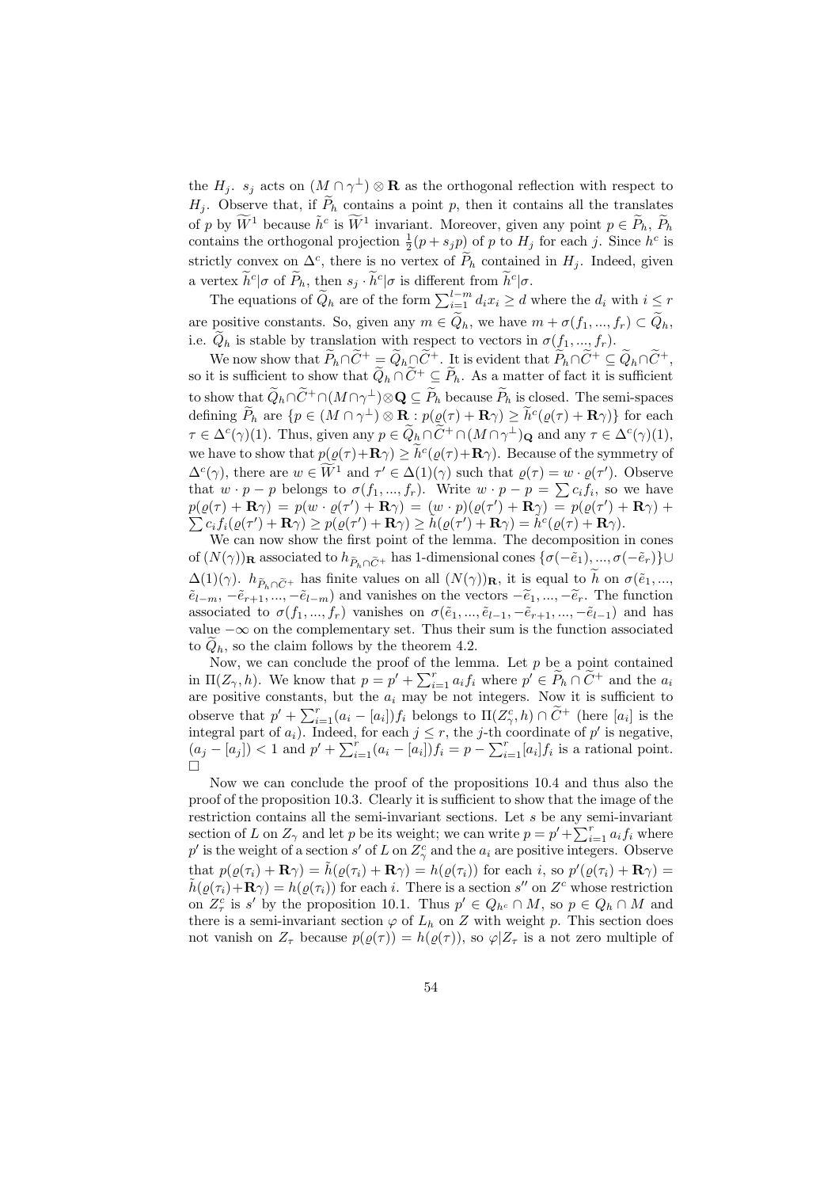the $H_j$. $s_j$ acts on $(M \cap \gamma^\perp) \otimes \mathbf{R}$ as the orthogonal reflection with respect to $H_j$. Observe that, if $\widetilde{P}_h$ contains a point $p$, then it contains all the translates of $p$ by $\widetilde{W}^1$ because $\tilde{h}^c$ is $\widetilde{W}^1$ invariant. Moreover, given any point $p \in \widetilde{P}_h$, $\widetilde{P}_h$ contains the orthogonal projection $\frac{1}{2}(p + s_j p)$ of $p$ to $H_j$ for each $j$. Since $h^c$ is strictly convex on $\Delta^c$, there is no vertex of $\widetilde{P}_h$ contained in $H_j$. Indeed, given a vertex $\widetilde{h}^c|\sigma$ of $\widetilde{P}_h$, then $s_j \cdot \widetilde{h}^c|\sigma$ is different from $\widetilde{h}^c|\sigma$.

The equations of $\widetilde{Q}_h$ are of the form $\sum_{i=1}^{l-m} d_i x_i \geq d$ where the $d_i$ with $i \leq r$ are positive constants. So, given any $m \in \widetilde{Q}_h$, we have $m + \sigma(f_1, ..., f_r) \subset \widetilde{Q}_h$, i.e. $\widetilde{Q}_h$ is stable by translation with respect to vectors in $\sigma(f_1, ..., f_r)$.

We now show that $\widetilde{P}_h \cap \widetilde{C}^+ = \widetilde{Q}_h \cap \widetilde{C}^+$. It is evident that $\widetilde{P}_h \cap \widetilde{C}^+ \subseteq \widetilde{Q}_h \cap \widetilde{C}^+$, so it is sufficient to show that $\widetilde{Q}_h \cap \widetilde{C}^+ \subseteq \widetilde{P}_h$. As a matter of fact it is sufficient to show that $\widetilde{Q}_h \cap \widetilde{C}^+ \cap (M \cap \gamma^\perp) \otimes \mathbf{Q} \subseteq \widetilde{P}_h$ because $\widetilde{P}_h$ is closed. The semi-spaces defining $\widetilde{P}_h$ are $\{p \in (M \cap \gamma^\perp) \otimes \mathbf{R} : p(\varrho(\tau) + \mathbf{R}\gamma) \geq \widetilde{h}^c(\varrho(\tau) + \mathbf{R}\gamma)\}$ for each $\tau \in \Delta^c(\gamma)(1)$. Thus, given any $p \in \widetilde{Q}_h \cap \widetilde{C}^+ \cap (M \cap \gamma^\perp)_{\mathbf{Q}}$ and any $\tau \in \Delta^c(\gamma)(1)$, we have to show that $p(\varrho(\tau) + \mathbf{R}\gamma) \geq \widetilde{h}^c(\varrho(\tau) + \mathbf{R}\gamma)$. Because of the symmetry of $\Delta^c(\gamma)$, there are $w \in \widetilde{W}^1$ and $\tau' \in \Delta(1)(\gamma)$ such that $\varrho(\tau) = w \cdot \varrho(\tau')$. Observe that $w \cdot p - p$ belongs to $\sigma(f_1, ..., f_r)$. Write $w \cdot p - p = \sum c_i f_i$, so we have $p(\varrho(\tau) + \mathbf{R}\gamma) = p(w \cdot \varrho(\tau') + \mathbf{R}\gamma) = (w \cdot p)(\varrho(\tau') + \mathbf{R}\gamma) = p(\varrho(\tau') + \mathbf{R}\gamma) + \sum c_i f_i(\varrho(\tau') + \mathbf{R}\gamma) \geq p(\varrho(\tau') + \mathbf{R}\gamma) \geq \widetilde{h}(\varrho(\tau') + \mathbf{R}\gamma) = \widetilde{h}^c(\varrho(\tau) + \mathbf{R}\gamma)$.

We can now show the first point of the lemma. The decomposition in cones of $(N(\gamma))_{\mathbf{R}}$ associated to $h_{\widetilde{P}_h \cap \widetilde{C}^+}$ has 1-dimensional cones $\{\sigma(-\tilde{e}_1), ..., \sigma(-\tilde{e}_r)\} \cup \Delta(1)(\gamma)$. $h_{\widetilde{P}_h \cap \widetilde{C}^+}$ has finite values on all $(N(\gamma))_{\mathbf{R}}$, it is equal to $\widetilde{h}$ on $\sigma(\tilde{e}_1, ..., \tilde{e}_{l-m}, -\tilde{e}_{r+1}, ..., -\tilde{e}_{l-m})$ and vanishes on the vectors $-\widetilde{e}_1, ..., -\widetilde{e}_r$. The function associated to $\sigma(f_1, ..., f_r)$ vanishes on $\sigma(\tilde{e}_1, ..., \tilde{e}_{l-1}, -\tilde{e}_{r+1}, ..., -\tilde{e}_{l-1})$ and has value $-\infty$ on the complementary set. Thus their sum is the function associated to $\widetilde{Q}_h$, so the claim follows by the theorem 4.2.

Now, we can conclude the proof of the lemma. Let $p$ be a point contained in $\Pi(Z_\gamma, h)$. We know that $p = p' + \sum_{i=1}^r a_i f_i$ where $p' \in \widetilde{P}_h \cap \widetilde{C}^+$ and the $a_i$ are positive constants, but the $a_i$ may be not integers. Now it is sufficient to observe that $p' + \sum_{i=1}^r (a_i - [a_i]) f_i$ belongs to $\Pi(Z^c_\gamma, h) \cap \widetilde{C}^+$ (here $[a_i]$ is the integral part of $a_i$). Indeed, for each $j \leq r$, the $j$-th coordinate of $p'$ is negative, $(a_j - [a_j]) < 1$ and $p' + \sum_{i=1}^r (a_i - [a_i]) f_i = p - \sum_{i=1}^r [a_i] f_i$ is a rational point. □

Now we can conclude the proof of the propositions 10.4 and thus also the proof of the proposition 10.3. Clearly it is sufficient to show that the image of the restriction contains all the semi-invariant sections. Let $s$ be any semi-invariant section of $L$ on $Z_\gamma$ and let $p$ be its weight; we can write $p = p' + \sum_{i=1}^r a_i f_i$ where $p'$ is the weight of a section $s'$ of $L$ on $Z^c_\gamma$ and the $a_i$ are positive integers. Observe that $p(\varrho(\tau_i) + \mathbf{R}\gamma) = \tilde{h}(\varrho(\tau_i) + \mathbf{R}\gamma) = h(\varrho(\tau_i))$ for each $i$, so $p'(\varrho(\tau_i) + \mathbf{R}\gamma) = \tilde{h}(\varrho(\tau_i) + \mathbf{R}\gamma) = h(\varrho(\tau_i))$ for each $i$. There is a section $s''$ on $Z^c$ whose restriction on $Z^c_\tau$ is $s'$ by the proposition 10.1. Thus $p' \in Q_{h^c} \cap M$, so $p \in Q_h \cap M$ and there is a semi-invariant section $\varphi$ of $L_h$ on $Z$ with weight $p$. This section does not vanish on $Z_\tau$ because $p(\varrho(\tau)) = h(\varrho(\tau))$, so $\varphi|Z_\tau$ is a not zero multiple of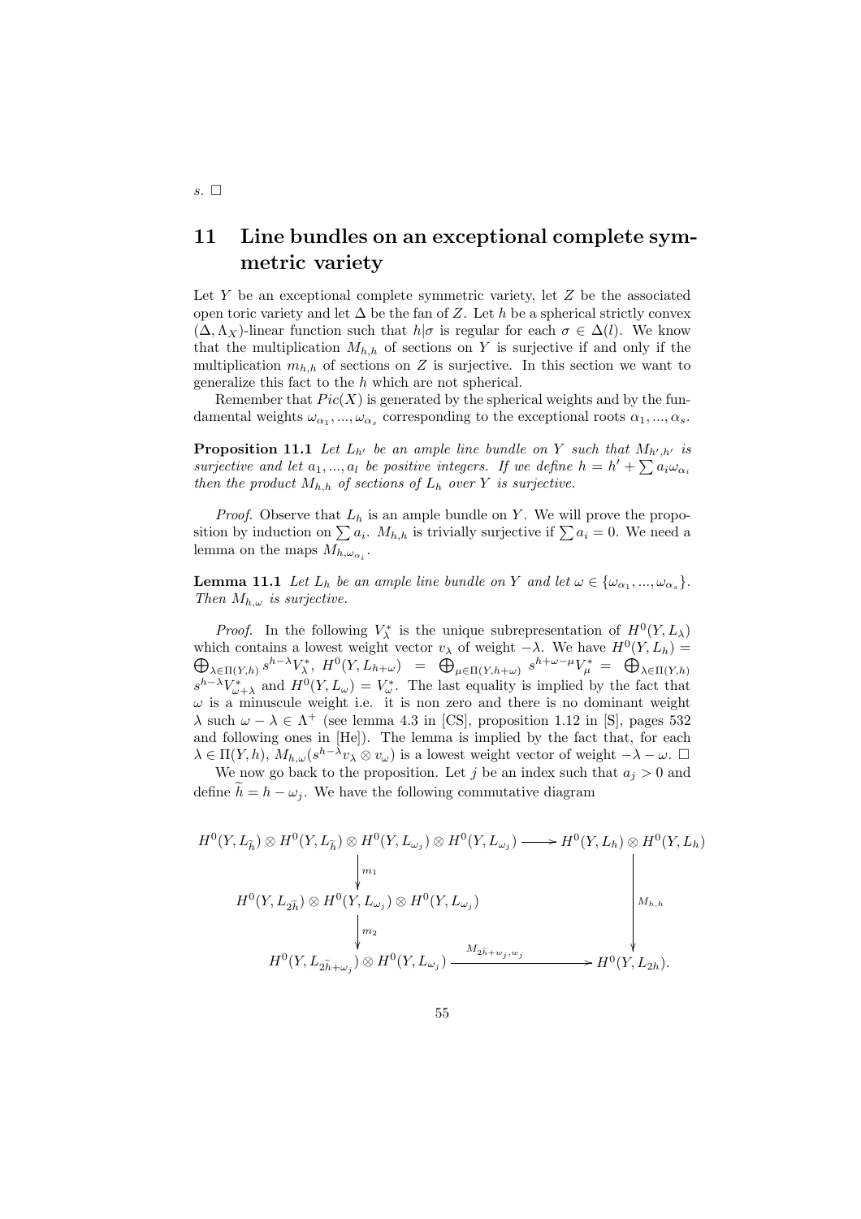$s$. $\square$

# 11 Line bundles on an exceptional complete symmetric variety

Let $Y$ be an exceptional complete symmetric variety, let $Z$ be the associated open toric variety and let $\Delta$ be the fan of $Z$. Let $h$ be a spherical strictly convex $(\Delta, \Lambda_X)$-linear function such that $h|\sigma$ is regular for each $\sigma \in \Delta(l)$. We know that the multiplication $M_{h,h}$ of sections on $Y$ is surjective if and only if the multiplication $m_{h,h}$ of sections on $Z$ is surjective. In this section we want to generalize this fact to the $h$ which are not spherical.

Remember that $Pic(X)$ is generated by the spherical weights and by the fundamental weights $\omega_{\alpha_1}, ..., \omega_{\alpha_s}$ corresponding to the exceptional roots $\alpha_1, ..., \alpha_s$.

**Proposition 11.1** *Let $L_{h'}$ be an ample line bundle on $Y$ such that $M_{h',h'}$ is surjective and let $a_1, ..., a_l$ be positive integers. If we define $h = h' + \sum a_i \omega_{\alpha_i}$ then the product $M_{h,h}$ of sections of $L_h$ over $Y$ is surjective.*

*Proof.* Observe that $L_h$ is an ample bundle on $Y$. We will prove the proposition by induction on $\sum a_i$. $M_{h,h}$ is trivially surjective if $\sum a_i = 0$. We need a lemma on the maps $M_{h,\omega_{\alpha_i}}$.

**Lemma 11.1** *Let $L_h$ be an ample line bundle on $Y$ and let $\omega \in \{\omega_{\alpha_1}, ..., \omega_{\alpha_s}\}$. Then $M_{h,\omega}$ is surjective.*

*Proof.* In the following $V_\lambda^*$ is the unique subrepresentation of $H^0(Y, L_\lambda)$ which contains a lowest weight vector $v_\lambda$ of weight $-\lambda$. We have $H^0(Y, L_h) = \bigoplus_{\lambda \in \Pi(Y,h)} s^{h-\lambda} V_\lambda^*$, $H^0(Y, L_{h+\omega}) = \bigoplus_{\mu \in \Pi(Y,h+\omega)} s^{h+\omega-\mu} V_\mu^* = \bigoplus_{\lambda \in \Pi(Y,h)} s^{h-\lambda} V_{\omega+\lambda}^*$ and $H^0(Y, L_\omega) = V_\omega^*$. The last equality is implied by the fact that $\omega$ is a minuscule weight i.e. it is non zero and there is no dominant weight $\lambda$ such $\omega - \lambda \in \Lambda^+$ (see lemma 4.3 in [CS], proposition 1.12 in [S], pages 532 and following ones in [He]). The lemma is implied by the fact that, for each $\lambda \in \Pi(Y,h)$, $M_{h,\omega}(s^{h-\lambda} v_\lambda \otimes v_\omega)$ is a lowest weight vector of weight $-\lambda - \omega$. $\square$

We now go back to the proposition. Let $j$ be an index such that $a_j > 0$ and define $\widetilde{h} = h - \omega_j$. We have the following commutative diagram

$$
\begin{array}{ccc}
H^0(Y, L_{\widetilde{h}}) \otimes H^0(Y, L_{\widetilde{h}}) \otimes H^0(Y, L_{\omega_j}) \otimes H^0(Y, L_{\omega_j}) & \longrightarrow & H^0(Y, L_h) \otimes H^0(Y, L_h) \\
\downarrow m_1 & & \\
H^0(Y, L_{2\widetilde{h}}) \otimes H^0(Y, L_{\omega_j}) \otimes H^0(Y, L_{\omega_j}) & & \downarrow M_{h,h} \\
\downarrow m_2 & & \\
H^0(Y, L_{2\widetilde{h}+\omega_j}) \otimes H^0(Y, L_{\omega_j}) & \xrightarrow{M_{2\widetilde{h}+w_j, w_j}} & H^0(Y, L_{2h}).
\end{array}
$$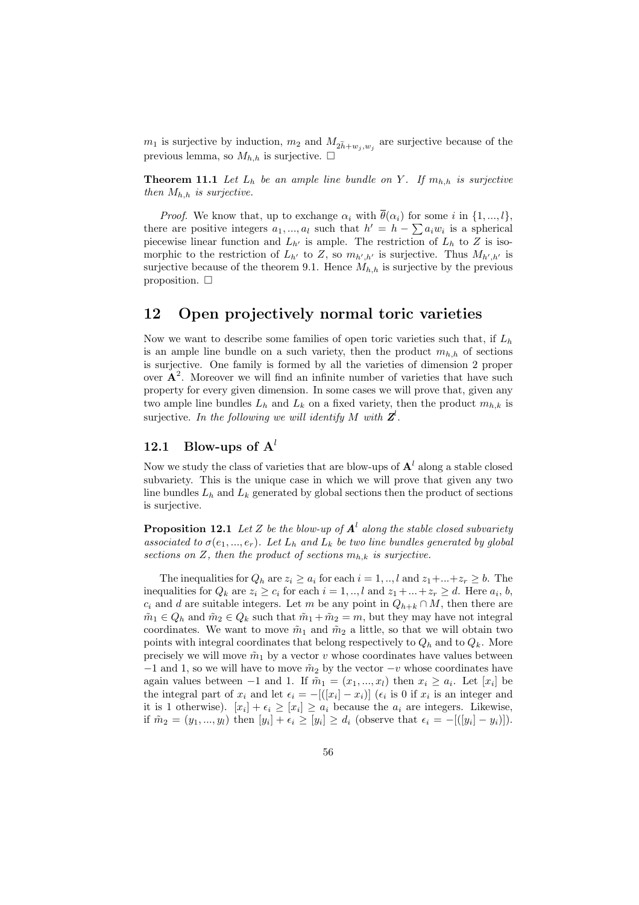$m_1$ is surjective by induction, $m_2$ and $M_{2\widetilde{h}+w_j,w_j}$ are surjective because of the previous lemma, so $M_{h,h}$ is surjective. $\square$

**Theorem 11.1** *Let $L_h$ be an ample line bundle on $Y$. If $m_{h,h}$ is surjective then $M_{h,h}$ is surjective.*

*Proof.* We know that, up to exchange $\alpha_i$ with $\overline{\theta}(\alpha_i)$ for some $i$ in $\{1,...,l\}$, there are positive integers $a_1,...,a_l$ such that $h' = h - \sum a_i w_i$ is a spherical piecewise linear function and $L_{h'}$ is ample. The restriction of $L_h$ to $Z$ is isomorphic to the restriction of $L_{h'}$ to $Z$, so $m_{h',h'}$ is surjective. Thus $M_{h',h'}$ is surjective because of the theorem 9.1. Hence $M_{h,h}$ is surjective by the previous proposition. $\square$

## 12 Open projectively normal toric varieties

Now we want to describe some families of open toric varieties such that, if $L_h$ is an ample line bundle on a such variety, then the product $m_{h,h}$ of sections is surjective. One family is formed by all the varieties of dimension 2 proper over $\mathbf{A}^2$. Moreover we will find an infinite number of varieties that have such property for every given dimension. In some cases we will prove that, given any two ample line bundles $L_h$ and $L_k$ on a fixed variety, then the product $m_{h,k}$ is surjective. *In the following we will identify $M$ with $\boldsymbol{Z}^l$.*

### 12.1 Blow-ups of $\mathbf{A}^l$

Now we study the class of varieties that are blow-ups of $\mathbf{A}^l$ along a stable closed subvariety. This is the unique case in which we will prove that given any two line bundles $L_h$ and $L_k$ generated by global sections then the product of sections is surjective.

**Proposition 12.1** *Let $Z$ be the blow-up of $\boldsymbol{A}^l$ along the stable closed subvariety associated to $\sigma(e_1,...,e_r)$. Let $L_h$ and $L_k$ be two line bundles generated by global sections on $Z$, then the product of sections $m_{h,k}$ is surjective.*

The inequalities for $Q_h$ are $z_i \geq a_i$ for each $i = 1,..,l$ and $z_1+...+z_r \geq b$. The inequalities for $Q_k$ are $z_i \geq c_i$ for each $i = 1,..,l$ and $z_1+...+z_r \geq d$. Here $a_i$, $b$, $c_i$ and $d$ are suitable integers. Let $m$ be any point in $Q_{h+k} \cap M$, then there are $\tilde{m}_1 \in Q_h$ and $\tilde{m}_2 \in Q_k$ such that $\tilde{m}_1 + \tilde{m}_2 = m$, but they may have not integral coordinates. We want to move $\tilde{m}_1$ and $\tilde{m}_2$ a little, so that we will obtain two points with integral coordinates that belong respectively to $Q_h$ and to $Q_k$. More precisely we will move $\tilde{m}_1$ by a vector $v$ whose coordinates have values between $-1$ and 1, so we will have to move $\tilde{m}_2$ by the vector $-v$ whose coordinates have again values between $-1$ and 1. If $\tilde{m}_1 = (x_1,...,x_l)$ then $x_i \geq a_i$. Let $[x_i]$ be the integral part of $x_i$ and let $\epsilon_i = -[([x_i] - x_i)]$ ($\epsilon_i$ is 0 if $x_i$ is an integer and it is 1 otherwise). $[x_i] + \epsilon_i \geq [x_i] \geq a_i$ because the $a_i$ are integers. Likewise, if $\tilde{m}_2 = (y_1,...,y_l)$ then $[y_i] + \epsilon_i \geq [y_i] \geq d_i$ (observe that $\epsilon_i = -[([y_i] - y_i)]$).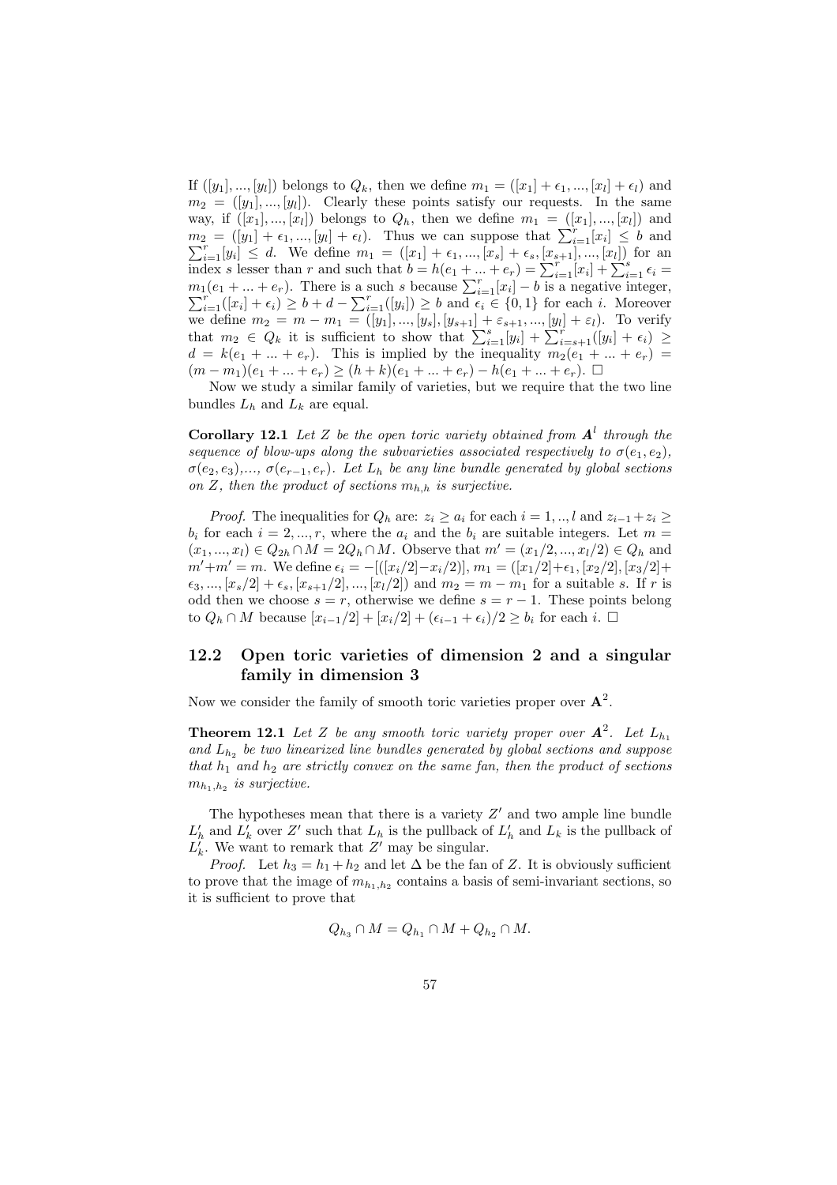If $([y_1], ..., [y_l])$ belongs to $Q_k$, then we define $m_1 = ([x_1] + \epsilon_1, ..., [x_l] + \epsilon_l)$ and $m_2 = ([y_1], ..., [y_l])$. Clearly these points satisfy our requests. In the same way, if $([x_1], ..., [x_l])$ belongs to $Q_h$, then we define $m_1 = ([x_1], ..., [x_l])$ and $m_2 = ([y_1] + \epsilon_1, ..., [y_l] + \epsilon_l)$. Thus we can suppose that $\sum_{i=1}^r [x_i] \leq b$ and $\sum_{i=1}^r [y_i] \leq d$. We define $m_1 = ([x_1] + \epsilon_1, ..., [x_s] + \epsilon_s, [x_{s+1}], ..., [x_l])$ for an index $s$ lesser than $r$ and such that $b = h(e_1 + ... + e_r) = \sum_{i=1}^r [x_i] + \sum_{i=1}^s \epsilon_i = m_1(e_1 + ... + e_r)$. There is a such $s$ because $\sum_{i=1}^r [x_i] - b$ is a negative integer, $\sum_{i=1}^r ([x_i] + \epsilon_i) \geq b + d - \sum_{i=1}^r ([y_i]) \geq b$ and $\epsilon_i \in \{0, 1\}$ for each $i$. Moreover we define $m_2 = m - m_1 = ([y_1], ..., [y_s], [y_{s+1}] + \varepsilon_{s+1}, ..., [y_l] + \varepsilon_l)$. To verify that $m_2 \in Q_k$ it is sufficient to show that $\sum_{i=1}^s [y_i] + \sum_{i=s+1}^r ([y_i] + \epsilon_i) \geq d = k(e_1 + ... + e_r)$. This is implied by the inequality $m_2(e_1 + ... + e_r) = (m - m_1)(e_1 + ... + e_r) \geq (h + k)(e_1 + ... + e_r) - h(e_1 + ... + e_r)$. □

Now we study a similar family of varieties, but we require that the two line bundles $L_h$ and $L_k$ are equal.

**Corollary 12.1** *Let $Z$ be the open toric variety obtained from $\boldsymbol{A}^l$ through the sequence of blow-ups along the subvarieties associated respectively to $\sigma(e_1, e_2)$, $\sigma(e_2, e_3)$,..., $\sigma(e_{r-1}, e_r)$. Let $L_h$ be any line bundle generated by global sections on $Z$, then the product of sections $m_{h,h}$ is surjective.*

*Proof.* The inequalities for $Q_h$ are: $z_i \geq a_i$ for each $i = 1, .., l$ and $z_{i-1} + z_i \geq b_i$ for each $i = 2, ..., r$, where the $a_i$ and the $b_i$ are suitable integers. Let $m = (x_1, ..., x_l) \in Q_{2h} \cap M = 2Q_h \cap M$. Observe that $m' = (x_1/2, ..., x_l/2) \in Q_h$ and $m' + m' = m$. We define $\epsilon_i = -[([x_i/2] - x_i/2)]$, $m_1 = ([x_1/2] + \epsilon_1, [x_2/2], [x_3/2] + \epsilon_3, ..., [x_s/2] + \epsilon_s, [x_{s+1}/2], ..., [x_l/2])$ and $m_2 = m - m_1$ for a suitable $s$. If $r$ is odd then we choose $s = r$, otherwise we define $s = r - 1$. These points belong to $Q_h \cap M$ because $[x_{i-1}/2] + [x_i/2] + (\epsilon_{i-1} + \epsilon_i)/2 \geq b_i$ for each $i$. □

## 12.2 Open toric varieties of dimension 2 and a singular family in dimension 3

Now we consider the family of smooth toric varieties proper over $\mathbf{A}^2$.

**Theorem 12.1** *Let $Z$ be any smooth toric variety proper over $\boldsymbol{A}^2$. Let $L_{h_1}$ and $L_{h_2}$ be two linearized line bundles generated by global sections and suppose that $h_1$ and $h_2$ are strictly convex on the same fan, then the product of sections $m_{h_1,h_2}$ is surjective.*

The hypotheses mean that there is a variety $Z'$ and two ample line bundle $L'_h$ and $L'_k$ over $Z'$ such that $L_h$ is the pullback of $L'_h$ and $L_k$ is the pullback of $L'_k$. We want to remark that $Z'$ may be singular.

*Proof.* Let $h_3 = h_1 + h_2$ and let $\Delta$ be the fan of $Z$. It is obviously sufficient to prove that the image of $m_{h_1,h_2}$ contains a basis of semi-invariant sections, so it is sufficient to prove that

$$Q_{h_3} \cap M = Q_{h_1} \cap M + Q_{h_2} \cap M.$$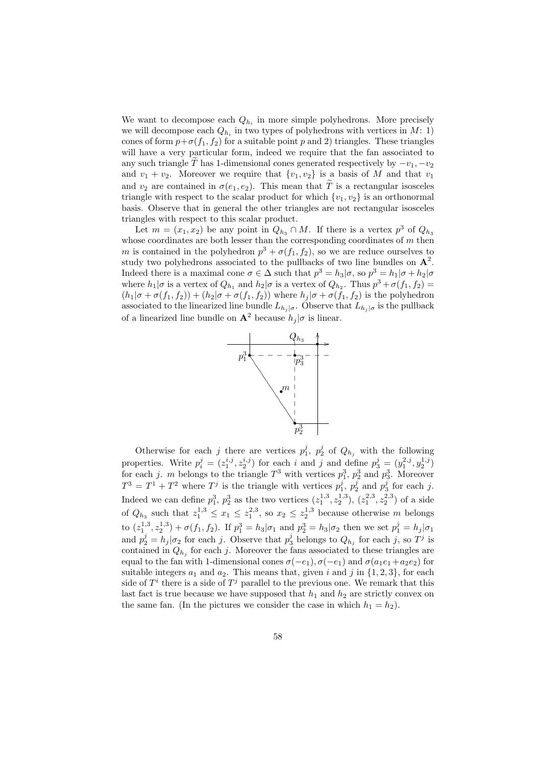We want to decompose each $Q_{h_i}$ in more simple polyhedrons. More precisely we will decompose each $Q_{h_i}$ in two types of polyhedrons with vertices in $M$: 1) cones of form $p+\sigma(f_1, f_2)$ for a suitable point $p$ and 2) triangles. These triangles will have a very particular form, indeed we require that the fan associated to any such triangle $\widetilde{T}$ has 1-dimensional cones generated respectively by $-v_1, -v_2$ and $v_1 + v_2$. Moreover we require that $\{v_1, v_2\}$ is a basis of $M$ and that $v_1$ and $v_2$ are contained in $\sigma(e_1, e_2)$. This mean that $\widetilde{T}$ is a rectangular isosceles triangle with respect to the scalar product for which $\{v_1, v_2\}$ is an orthonormal basis. Observe that in general the other triangles are not rectangular isosceles triangles with respect to this scalar product.

Let $m = (x_1, x_2)$ be any point in $Q_{h_3} \cap M$. If there is a vertex $p^3$ of $Q_{h_3}$ whose coordinates are both lesser than the corresponding coordinates of $m$ then $m$ is contained in the polyhedron $p^3 + \sigma(f_1, f_2)$, so we are reduce ourselves to study two polyhedrons associated to the pullbacks of two line bundles on $\mathbf{A}^2$. Indeed there is a maximal cone $\sigma \in \Delta$ such that $p^3 = h_3|\sigma$, so $p^3 = h_1|\sigma + h_2|\sigma$ where $h_1|\sigma$ is a vertex of $Q_{h_1}$ and $h_2|\sigma$ is a vertex of $Q_{h_2}$. Thus $p^3 + \sigma(f_1, f_2) = (h_1|\sigma + \sigma(f_1, f_2)) + (h_2|\sigma + \sigma(f_1, f_2))$ where $h_j|\sigma + \sigma(f_1, f_2)$ is the polyhedron associated to the linearized line bundle $L_{h_j|\sigma}$. Observe that $L_{h_j|\sigma}$ is the pullback of a linearized line bundle on $\mathbf{A}^2$ because $h_j|\sigma$ is linear.

Otherwise for each $j$ there are vertices $p_1^j$, $p_2^j$ of $Q_{h_j}$ with the following properties. Write $p_i^j = (z_1^{i,j}, z_2^{i,j})$ for each $i$ and $j$ and define $p_3^j = (y_1^{2,j}, y_2^{1,j})$ for each $j$. $m$ belongs to the triangle $T^3$ with vertices $p_1^3$, $p_2^3$ and $p_3^3$. Moreover $T^3 = T^1 + T^2$ where $T^j$ is the triangle with vertices $p_1^j$, $p_2^j$ and $p_3^j$ for each $j$. Indeed we can define $p_1^3$, $p_2^3$ as the two vertices $(z_1^{1,3}, z_2^{1,3})$, $(z_1^{2,3}, z_2^{2,3})$ of a side of $Q_{h_3}$ such that $z_1^{1,3} \leq x_1 \leq z_1^{2,3}$, so $x_2 \leq z_2^{1,3}$ because otherwise $m$ belongs to $(z_1^{1,3}, z_2^{1,3}) + \sigma(f_1, f_2)$. If $p_1^3 = h_3|\sigma_1$ and $p_2^3 = h_3|\sigma_2$ then we set $p_1^j = h_j|\sigma_1$ and $p_2^j = h_j|\sigma_2$ for each $j$. Observe that $p_3^j$ belongs to $Q_{h_j}$ for each $j$, so $T^j$ is contained in $Q_{h_j}$ for each $j$. Moreover the fans associated to these triangles are equal to the fan with 1-dimensional cones $\sigma(-e_1), \sigma(-e_1)$ and $\sigma(a_1e_1 + a_2e_2)$ for suitable integers $a_1$ and $a_2$. This means that, given $i$ and $j$ in $\{1, 2, 3\}$, for each side of $T^i$ there is a side of $T^j$ parallel to the previous one. We remark that this last fact is true because we have supposed that $h_1$ and $h_2$ are strictly convex on the same fan. (In the pictures we consider the case in which $h_1 = h_2$).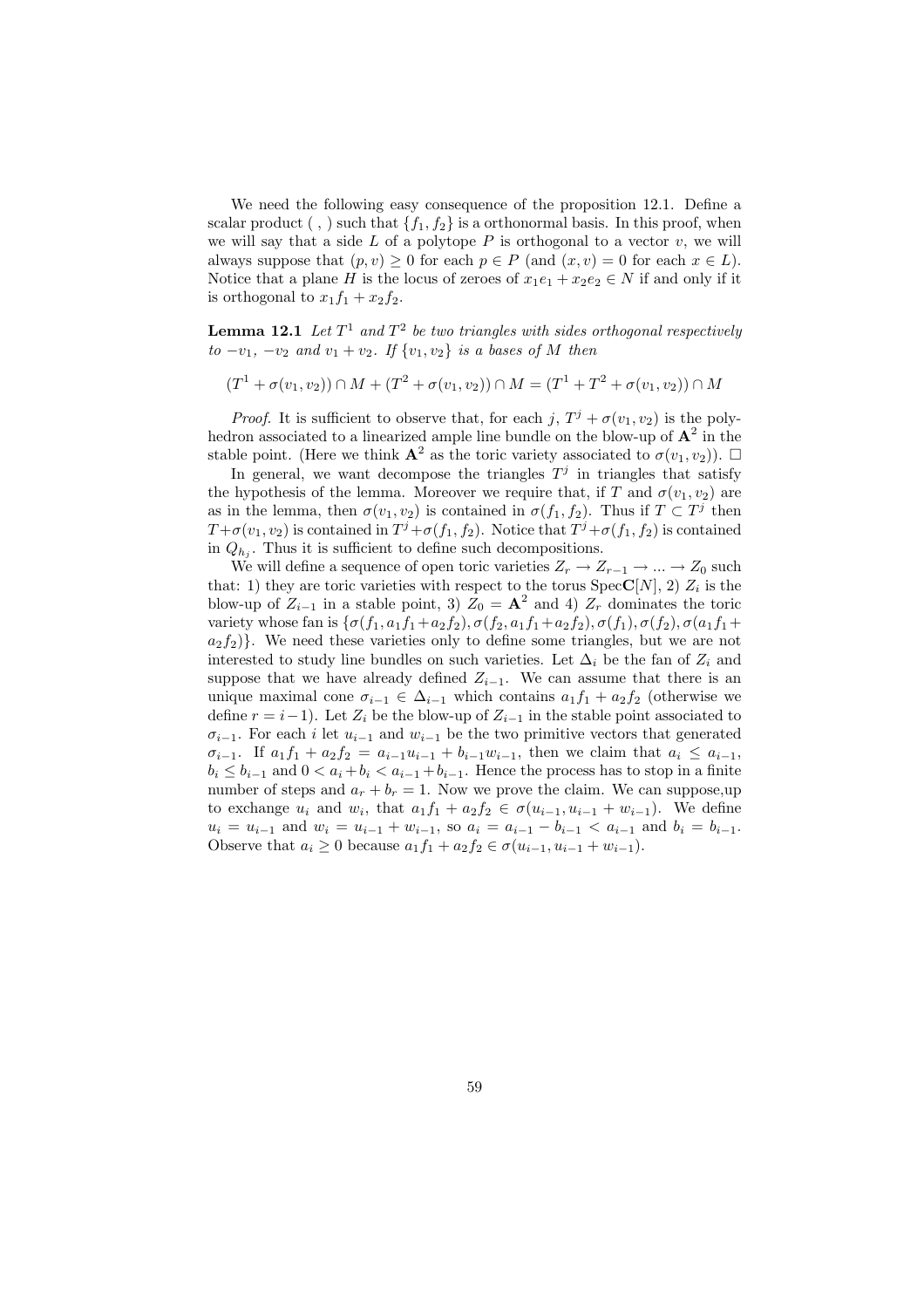We need the following easy consequence of the proposition 12.1. Define a scalar product ( , ) such that $\{f_1, f_2\}$ is a orthonormal basis. In this proof, when we will say that a side $L$ of a polytope $P$ is orthogonal to a vector $v$, we will always suppose that $(p, v) \geq 0$ for each $p \in P$ (and $(x, v) = 0$ for each $x \in L$). Notice that a plane $H$ is the locus of zeroes of $x_1e_1 + x_2e_2 \in N$ if and only if it is orthogonal to $x_1f_1 + x_2f_2$.

**Lemma 12.1** *Let $T^1$ and $T^2$ be two triangles with sides orthogonal respectively to $-v_1$, $-v_2$ and $v_1 + v_2$. If $\{v_1, v_2\}$ is a bases of $M$ then*

$$(T^1 + \sigma(v_1, v_2)) \cap M + (T^2 + \sigma(v_1, v_2)) \cap M = (T^1 + T^2 + \sigma(v_1, v_2)) \cap M$$

*Proof.* It is sufficient to observe that, for each $j$, $T^j + \sigma(v_1, v_2)$ is the polyhedron associated to a linearized ample line bundle on the blow-up of $\mathbf{A}^2$ in the stable point. (Here we think $\mathbf{A}^2$ as the toric variety associated to $\sigma(v_1, v_2)$). □

In general, we want decompose the triangles $T^j$ in triangles that satisfy the hypothesis of the lemma. Moreover we require that, if $T$ and $\sigma(v_1, v_2)$ are as in the lemma, then $\sigma(v_1, v_2)$ is contained in $\sigma(f_1, f_2)$. Thus if $T \subset T^j$ then $T + \sigma(v_1, v_2)$ is contained in $T^j + \sigma(f_1, f_2)$. Notice that $T^j + \sigma(f_1, f_2)$ is contained in $Q_{h_j}$. Thus it is sufficient to define such decompositions.

We will define a sequence of open toric varieties $Z_r \to Z_{r-1} \to ... \to Z_0$ such that: 1) they are toric varieties with respect to the torus $\mathrm{Spec}\mathbf{C}[N]$, 2) $Z_i$ is the blow-up of $Z_{i-1}$ in a stable point, 3) $Z_0 = \mathbf{A}^2$ and 4) $Z_r$ dominates the toric variety whose fan is $\{\sigma(f_1, a_1f_1 + a_2f_2), \sigma(f_2, a_1f_1 + a_2f_2), \sigma(f_1), \sigma(f_2), \sigma(a_1f_1 + a_2f_2)\}$. We need these varieties only to define some triangles, but we are not interested to study line bundles on such varieties. Let $\Delta_i$ be the fan of $Z_i$ and suppose that we have already defined $Z_{i-1}$. We can assume that there is an unique maximal cone $\sigma_{i-1} \in \Delta_{i-1}$ which contains $a_1f_1 + a_2f_2$ (otherwise we define $r = i-1$). Let $Z_i$ be the blow-up of $Z_{i-1}$ in the stable point associated to $\sigma_{i-1}$. For each $i$ let $u_{i-1}$ and $w_{i-1}$ be the two primitive vectors that generated $\sigma_{i-1}$. If $a_1f_1 + a_2f_2 = a_{i-1}u_{i-1} + b_{i-1}w_{i-1}$, then we claim that $a_i \leq a_{i-1}$, $b_i \leq b_{i-1}$ and $0 < a_i + b_i < a_{i-1} + b_{i-1}$. Hence the process has to stop in a finite number of steps and $a_r + b_r = 1$. Now we prove the claim. We can suppose,up to exchange $u_i$ and $w_i$, that $a_1f_1 + a_2f_2 \in \sigma(u_{i-1}, u_{i-1} + w_{i-1})$. We define $u_i = u_{i-1}$ and $w_i = u_{i-1} + w_{i-1}$, so $a_i = a_{i-1} - b_{i-1} < a_{i-1}$ and $b_i = b_{i-1}$. Observe that $a_i \geq 0$ because $a_1f_1 + a_2f_2 \in \sigma(u_{i-1}, u_{i-1} + w_{i-1})$.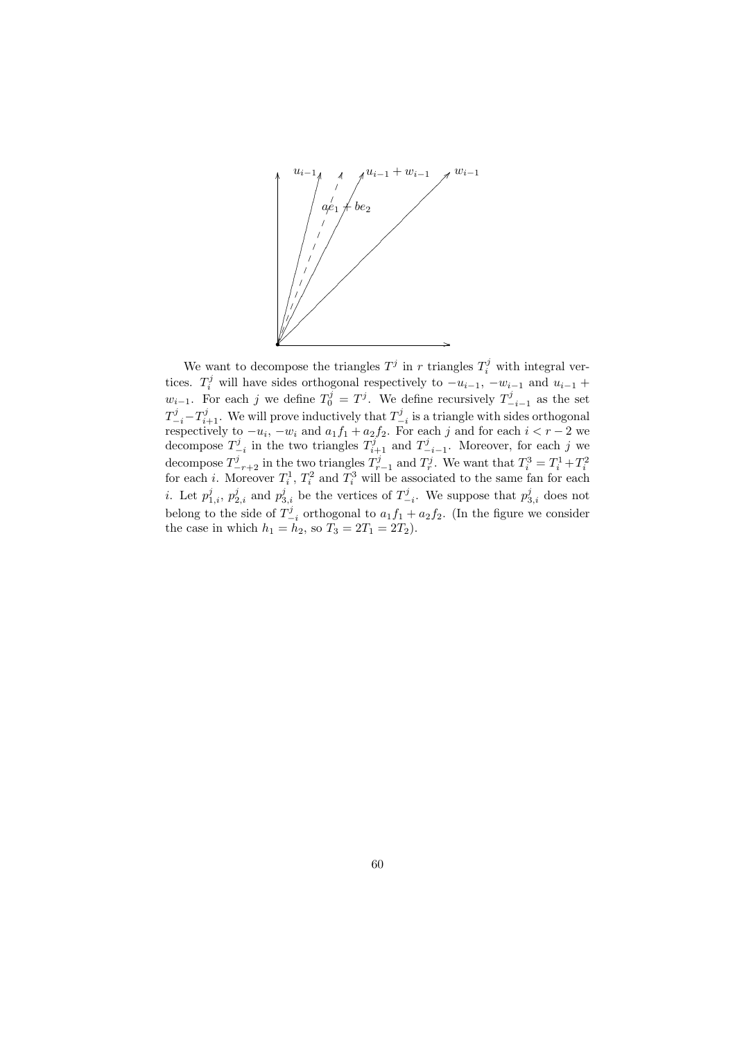We want to decompose the triangles $T^j$ in $r$ triangles $T_i^j$ with integral vertices. $T_i^j$ will have sides orthogonal respectively to $-u_{i-1}$, $-w_{i-1}$ and $u_{i-1} + w_{i-1}$. For each $j$ we define $T_0^j = T^j$. We define recursively $T_{-i-1}^j$ as the set $T_{-i}^j - T_{i+1}^j$. We will prove inductively that $T_{-i}^j$ is a triangle with sides orthogonal respectively to $-u_i$, $-w_i$ and $a_1 f_1 + a_2 f_2$. For each $j$ and for each $i < r-2$ we decompose $T_{-i}^j$ in the two triangles $T_{i+1}^j$ and $T_{-i-1}^j$. Moreover, for each $j$ we decompose $T_{-r+2}^j$ in the two triangles $T_{r-1}^j$ and $T_r^j$. We want that $T_i^3 = T_i^1 + T_i^2$ for each $i$. Moreover $T_i^1$, $T_i^2$ and $T_i^3$ will be associated to the same fan for each $i$. Let $p_{1,i}^j$, $p_{2,i}^j$ and $p_{3,i}^j$ be the vertices of $T_{-i}^j$. We suppose that $p_{3,i}^j$ does not belong to the side of $T_{-i}^j$ orthogonal to $a_1 f_1 + a_2 f_2$. (In the figure we consider the case in which $h_1 = h_2$, so $T_3 = 2T_1 = 2T_2$).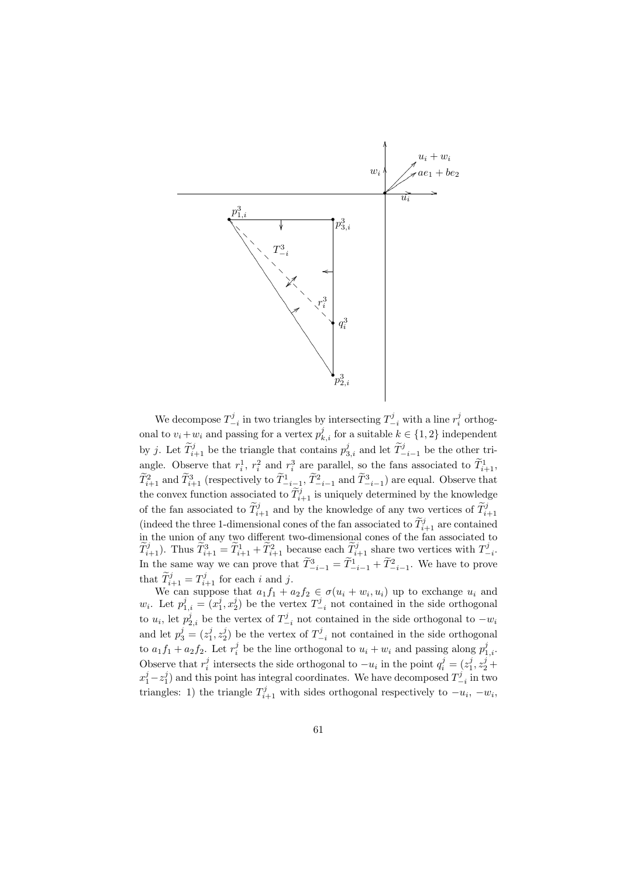We decompose $T^j_{-i}$ in two triangles by intersecting $T^j_{-i}$ with a line $r^j_i$ orthogonal to $v_i + w_i$ and passing for a vertex $p^j_{k,i}$ for a suitable $k \in \{1, 2\}$ independent by $j$. Let $\widetilde{T}^j_{i+1}$ be the triangle that contains $p^j_{3,i}$ and let $\widetilde{T}^j_{-i-1}$ be the other triangle. Observe that $r^1_i$, $r^2_i$ and $r^3_i$ are parallel, so the fans associated to $\widetilde{T}^1_{i+1}$, $\widetilde{T}^2_{i+1}$ and $\widetilde{T}^3_{i+1}$ (respectively to $\widetilde{T}^1_{-i-1}$, $\widetilde{T}^2_{-i-1}$ and $\widetilde{T}^3_{-i-1}$) are equal. Observe that the convex function associated to $\widetilde{T}^j_{i+1}$ is uniquely determined by the knowledge of the fan associated to $\widetilde{T}^j_{i+1}$ and by the knowledge of any two vertices of $\widetilde{T}^j_{i+1}$ (indeed the three 1-dimensional cones of the fan associated to $\widetilde{T}^j_{i+1}$ are contained in the union of any two different two-dimensional cones of the fan associated to $\widetilde{T}^j_{i+1}$). Thus $\widetilde{T}^3_{i+1} = \widetilde{T}^1_{i+1} + \widetilde{T}^2_{i+1}$ because each $\widetilde{T}^j_{i+1}$ share two vertices with $T^j_{-i}$. In the same way we can prove that $\widetilde{T}^3_{-i-1} = \widetilde{T}^1_{-i-1} + \widetilde{T}^2_{-i-1}$. We have to prove that $\widetilde{T}^j_{i+1} = T^j_{i+1}$ for each $i$ and $j$.

We can suppose that $a_1 f_1 + a_2 f_2 \in \sigma(u_i + w_i, u_i)$ up to exchange $u_i$ and $w_i$. Let $p^j_{1,i} = (x^j_1, x^j_2)$ be the vertex $T^j_{-i}$ not contained in the side orthogonal to $u_i$, let $p^j_{2,i}$ be the vertex of $T^j_{-i}$ not contained in the side orthogonal to $-w_i$ and let $p^j_3 = (z^j_1, z^j_2)$ be the vertex of $T^j_{-i}$ not contained in the side orthogonal to $a_1 f_1 + a_2 f_2$. Let $r^j_i$ be the line orthogonal to $u_i + w_i$ and passing along $p^j_{1,i}$. Observe that $r^j_i$ intersects the side orthogonal to $-u_i$ in the point $q^j_i = (z^j_1, z^j_2 + x^j_1 - z^j_1)$ and this point has integral coordinates. We have decomposed $T^j_{-i}$ in two triangles: 1) the triangle $T^j_{i+1}$ with sides orthogonal respectively to $-u_i$, $-w_i$,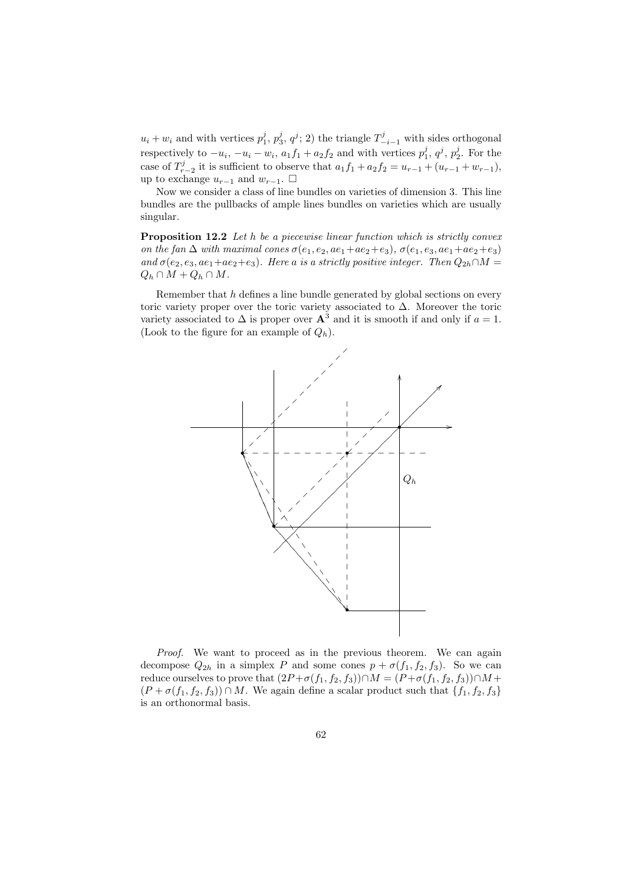$u_i + w_i$ and with vertices $p_1^j$, $p_3^j$, $q^j$; 2) the triangle $T_{-i-1}^j$ with sides orthogonal respectively to $-u_i$, $-u_i - w_i$, $a_1 f_1 + a_2 f_2$ and with vertices $p_1^j$, $q^j$, $p_2^j$. For the case of $T_{r-2}^j$ it is sufficient to observe that $a_1 f_1 + a_2 f_2 = u_{r-1} + (u_{r-1} + w_{r-1})$, up to exchange $u_{r-1}$ and $w_{r-1}$. □

Now we consider a class of line bundles on varieties of dimension 3. This line bundles are the pullbacks of ample lines bundles on varieties which are usually singular.

**Proposition 12.2** *Let $h$ be a piecewise linear function which is strictly convex on the fan $\Delta$ with maximal cones $\sigma(e_1, e_2, ae_1+ae_2+e_3)$, $\sigma(e_1, e_3, ae_1+ae_2+e_3)$ and $\sigma(e_2, e_3, ae_1+ae_2+e_3)$. Here $a$ is a strictly positive integer. Then $Q_{2h} \cap M = Q_h \cap M + Q_h \cap M$.*

Remember that $h$ defines a line bundle generated by global sections on every toric variety proper over the toric variety associated to $\Delta$. Moreover the toric variety associated to $\Delta$ is proper over $\mathbf{A}^3$ and it is smooth if and only if $a = 1$. (Look to the figure for an example of $Q_h$).

*Proof.* We want to proceed as in the previous theorem. We can again decompose $Q_{2h}$ in a simplex $P$ and some cones $p + \sigma(f_1, f_2, f_3)$. So we can reduce ourselves to prove that $(2P+\sigma(f_1, f_2, f_3)) \cap M = (P+\sigma(f_1, f_2, f_3)) \cap M + (P + \sigma(f_1, f_2, f_3)) \cap M$. We again define a scalar product such that $\{f_1, f_2, f_3\}$ is an orthonormal basis.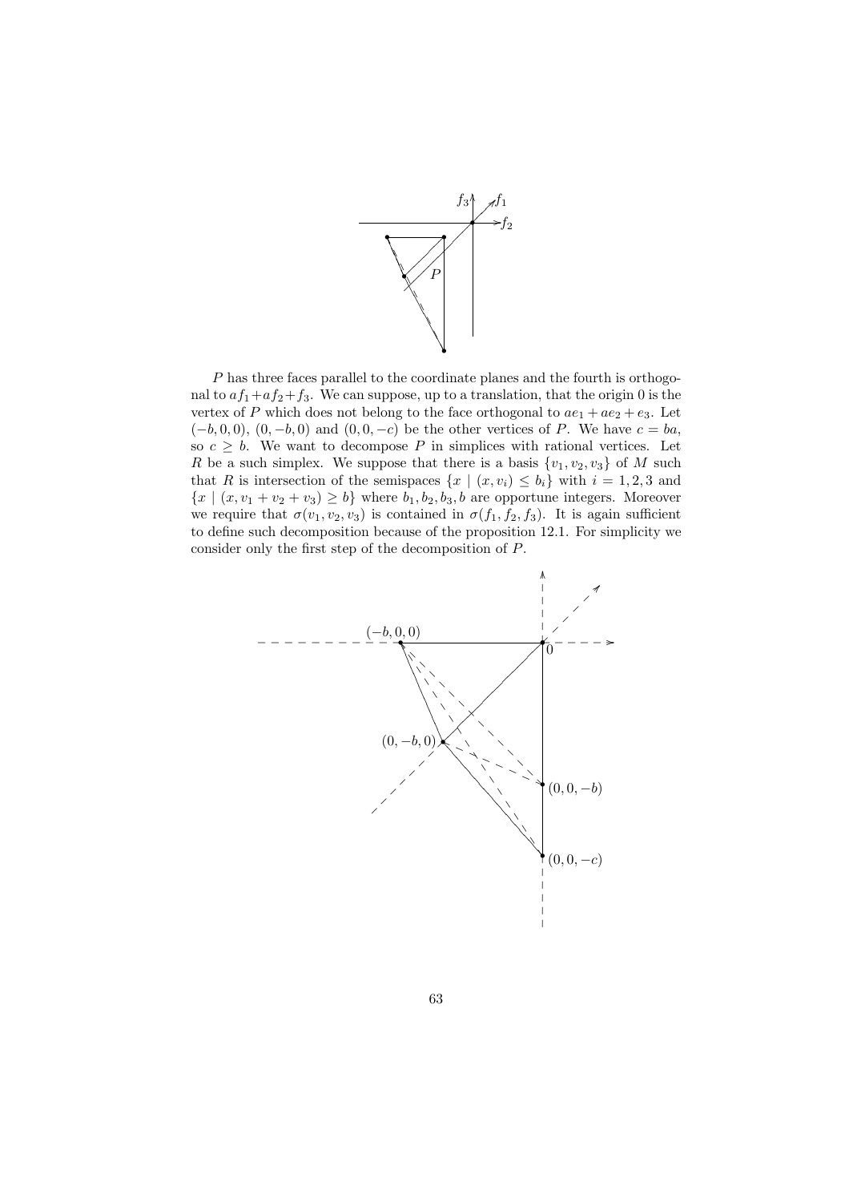$P$ has three faces parallel to the coordinate planes and the fourth is orthogonal to $af_1+af_2+f_3$. We can suppose, up to a translation, that the origin 0 is the vertex of $P$ which does not belong to the face orthogonal to $ae_1+ae_2+e_3$. Let $(-b,0,0)$, $(0,-b,0)$ and $(0,0,-c)$ be the other vertices of $P$. We have $c=ba$, so $c \geq b$. We want to decompose $P$ in simplices with rational vertices. Let $R$ be a such simplex. We suppose that there is a basis $\{v_1,v_2,v_3\}$ of $M$ such that $R$ is intersection of the semispaces $\{x \mid (x,v_i) \leq b_i\}$ with $i=1,2,3$ and $\{x \mid (x,v_1+v_2+v_3) \geq b\}$ where $b_1,b_2,b_3,b$ are opportune integers. Moreover we require that $\sigma(v_1,v_2,v_3)$ is contained in $\sigma(f_1,f_2,f_3)$. It is again sufficient to define such decomposition because of the proposition 12.1. For simplicity we consider only the first step of the decomposition of $P$.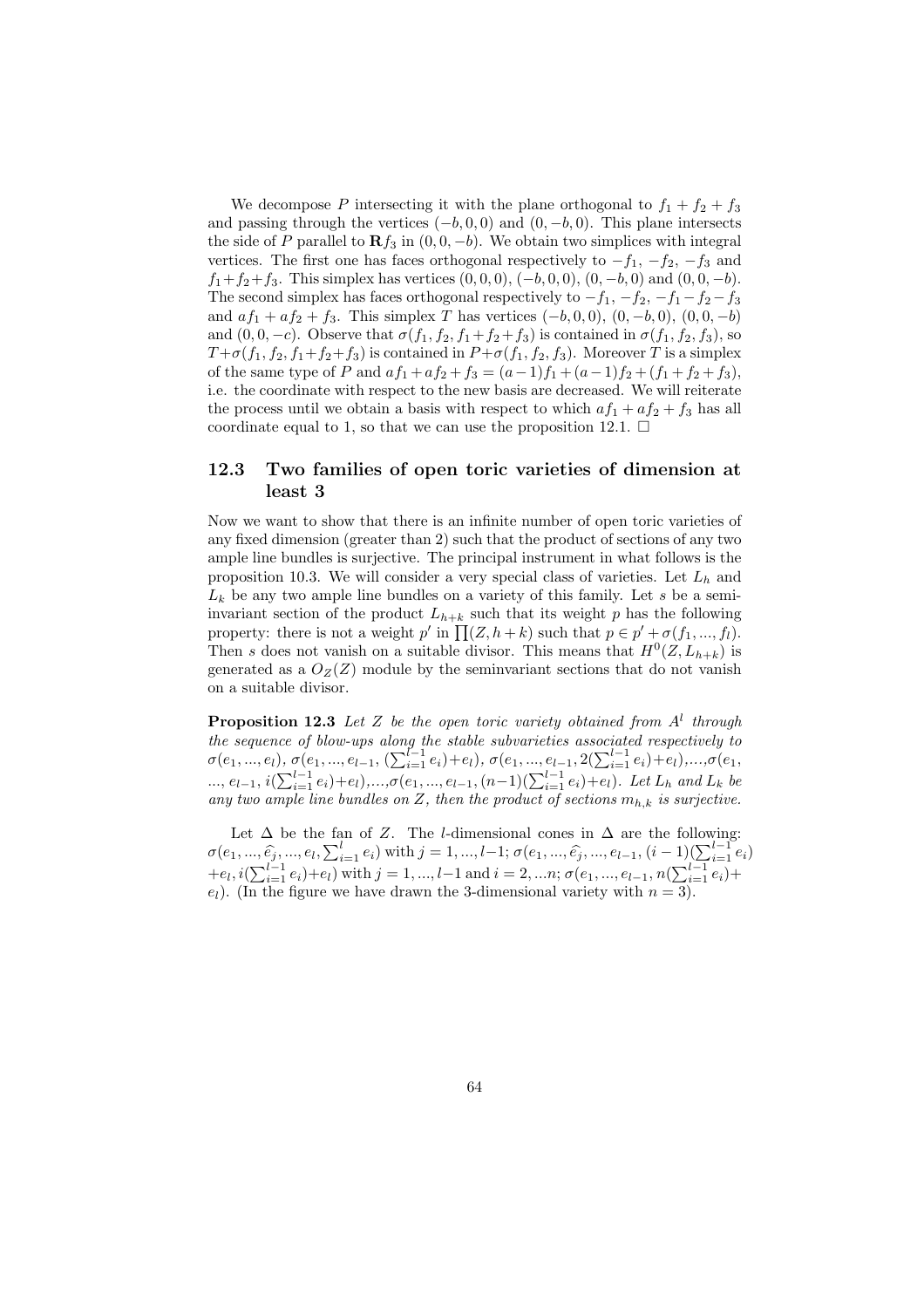We decompose $P$ intersecting it with the plane orthogonal to $f_1 + f_2 + f_3$ and passing through the vertices $(-b, 0, 0)$ and $(0, -b, 0)$. This plane intersects the side of $P$ parallel to $\mathbf{R}f_3$ in $(0, 0, -b)$. We obtain two simplices with integral vertices. The first one has faces orthogonal respectively to $-f_1$, $-f_2$, $-f_3$ and $f_1+f_2+f_3$. This simplex has vertices $(0, 0, 0)$, $(-b, 0, 0)$, $(0, -b, 0)$ and $(0, 0, -b)$. The second simplex has faces orthogonal respectively to $-f_1$, $-f_2$, $-f_1-f_2-f_3$ and $af_1 + af_2 + f_3$. This simplex $T$ has vertices $(-b, 0, 0)$, $(0, -b, 0)$, $(0, 0, -b)$ and $(0, 0, -c)$. Observe that $\sigma(f_1, f_2, f_1+f_2+f_3)$ is contained in $\sigma(f_1, f_2, f_3)$, so $T+\sigma(f_1, f_2, f_1+f_2+f_3)$ is contained in $P+\sigma(f_1, f_2, f_3)$. Moreover $T$ is a simplex of the same type of $P$ and $af_1+af_2+f_3 = (a-1)f_1+(a-1)f_2+(f_1+f_2+f_3)$, i.e. the coordinate with respect to the new basis are decreased. We will reiterate the process until we obtain a basis with respect to which $af_1+af_2+f_3$ has all coordinate equal to 1, so that we can use the proposition 12.1. $\square$

## 12.3 Two families of open toric varieties of dimension at least 3

Now we want to show that there is an infinite number of open toric varieties of any fixed dimension (greater than 2) such that the product of sections of any two ample line bundles is surjective. The principal instrument in what follows is the proposition 10.3. We will consider a very special class of varieties. Let $L_h$ and $L_k$ be any two ample line bundles on a variety of this family. Let $s$ be a semi-invariant section of the product $L_{h+k}$ such that its weight $p$ has the following property: there is not a weight $p'$ in $\prod(Z, h+k)$ such that $p \in p' + \sigma(f_1, ..., f_l)$. Then $s$ does not vanish on a suitable divisor. This means that $H^0(Z, L_{h+k})$ is generated as a $O_Z(Z)$ module by the seminvariant sections that do not vanish on a suitable divisor.

**Proposition 12.3** *Let $Z$ be the open toric variety obtained from $A^l$ through the sequence of blow-ups along the stable subvarieties associated respectively to $\sigma(e_1, ..., e_l)$, $\sigma(e_1, ..., e_{l-1}, (\sum_{i=1}^{l-1} e_i)+e_l)$, $\sigma(e_1, ..., e_{l-1}, 2(\sum_{i=1}^{l-1} e_i)+e_l)$,...,$\sigma(e_1, ..., e_{l-1}, i(\sum_{i=1}^{l-1} e_i)+e_l)$,...,$\sigma(e_1, ..., e_{l-1}, (n-1)(\sum_{i=1}^{l-1} e_i)+e_l)$. Let $L_h$ and $L_k$ be any two ample line bundles on $Z$, then the product of sections $m_{h,k}$ is surjective.*

Let $\Delta$ be the fan of $Z$. The $l$-dimensional cones in $\Delta$ are the following: $\sigma(e_1, ..., \widehat{e_j}, ..., e_l, \sum_{i=1}^{l} e_i)$ with $j = 1, ..., l-1$; $\sigma(e_1, ..., \widehat{e_j}, ..., e_{l-1}, (i-1)(\sum_{i=1}^{l-1} e_i)+e_l, i(\sum_{i=1}^{l-1} e_i)+e_l)$ with $j = 1, ..., l-1$ and $i = 2, ...n$; $\sigma(e_1, ..., e_{l-1}, n(\sum_{i=1}^{l-1} e_i)+e_l)$. (In the figure we have drawn the 3-dimensional variety with $n = 3$).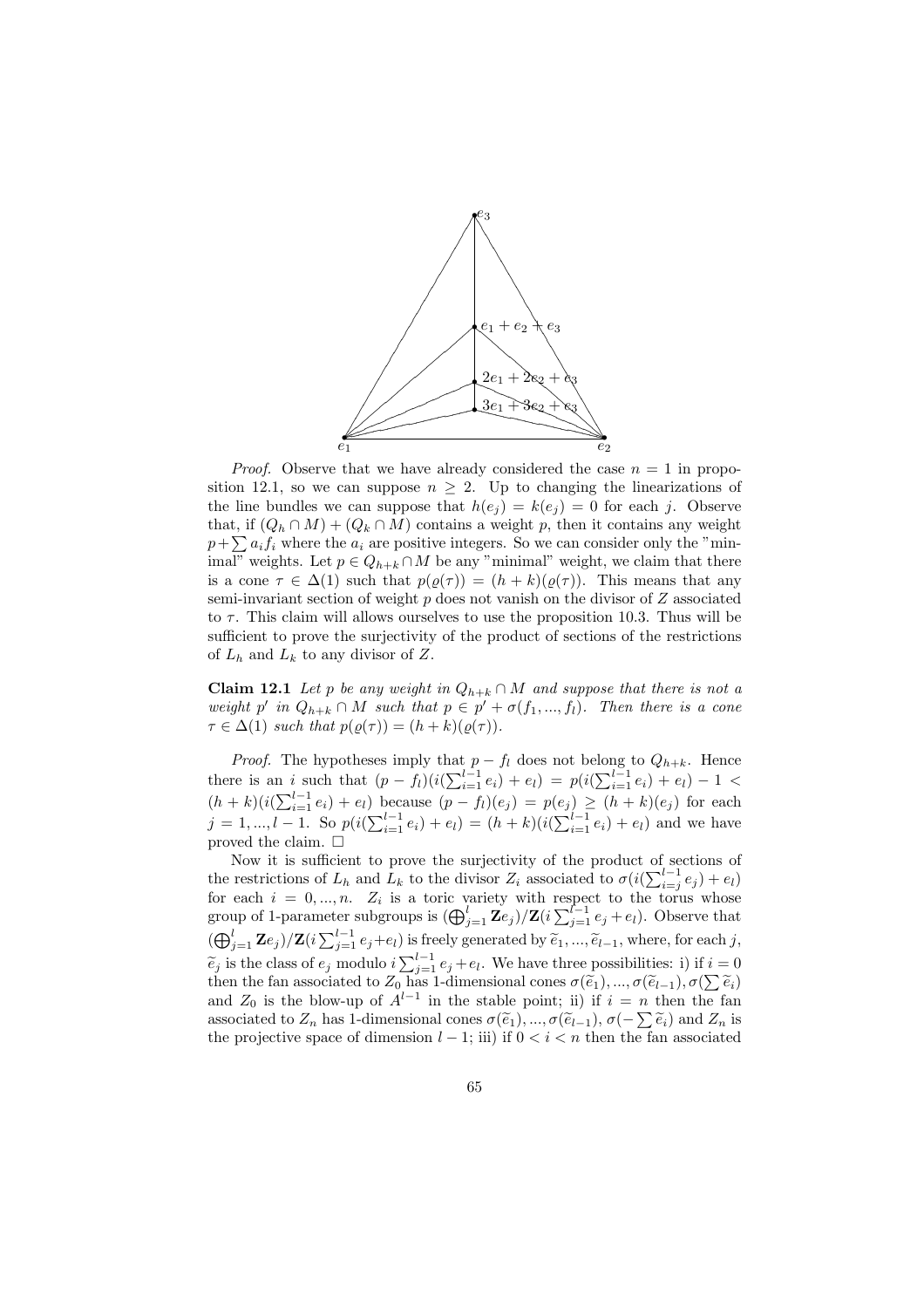*Proof.* Observe that we have already considered the case $n = 1$ in proposition 12.1, so we can suppose $n \geq 2$. Up to changing the linearizations of the line bundles we can suppose that $h(e_j) = k(e_j) = 0$ for each $j$. Observe that, if $(Q_h \cap M) + (Q_k \cap M)$ contains a weight $p$, then it contains any weight $p + \sum a_i f_i$ where the $a_i$ are positive integers. So we can consider only the "minimal" weights. Let $p \in Q_{h+k} \cap M$ be any "minimal" weight, we claim that there is a cone $\tau \in \Delta(1)$ such that $p(\varrho(\tau)) = (h+k)(\varrho(\tau))$. This means that any semi-invariant section of weight $p$ does not vanish on the divisor of $Z$ associated to $\tau$. This claim will allows ourselves to use the proposition 10.3. Thus will be sufficient to prove the surjectivity of the product of sections of the restrictions of $L_h$ and $L_k$ to any divisor of $Z$.

**Claim 12.1** *Let $p$ be any weight in $Q_{h+k} \cap M$ and suppose that there is not a weight $p'$ in $Q_{h+k} \cap M$ such that $p \in p' + \sigma(f_1, ..., f_l)$. Then there is a cone $\tau \in \Delta(1)$ such that $p(\varrho(\tau)) = (h+k)(\varrho(\tau))$.*

*Proof.* The hypotheses imply that $p - f_l$ does not belong to $Q_{h+k}$. Hence there is an $i$ such that $(p - f_l)(i(\sum_{i=1}^{l-1} e_i) + e_l) = p(i(\sum_{i=1}^{l-1} e_i) + e_l) - 1 < (h+k)(i(\sum_{i=1}^{l-1} e_i) + e_l)$ because $(p - f_l)(e_j) = p(e_j) \geq (h+k)(e_j)$ for each $j = 1, ..., l-1$. So $p(i(\sum_{i=1}^{l-1} e_i) + e_l) = (h+k)(i(\sum_{i=1}^{l-1} e_i) + e_l)$ and we have proved the claim. $\square$

Now it is sufficient to prove the surjectivity of the product of sections of the restrictions of $L_h$ and $L_k$ to the divisor $Z_i$ associated to $\sigma(i(\sum_{i=j}^{l-1} e_j) + e_l)$ for each $i = 0, ..., n$. $Z_i$ is a toric variety with respect to the torus whose group of 1-parameter subgroups is $(\bigoplus_{j=1}^{l} \mathbf{Z} e_j)/\mathbf{Z}(i \sum_{j=1}^{l-1} e_j + e_l)$. Observe that $(\bigoplus_{j=1}^{l} \mathbf{Z} e_j)/\mathbf{Z}(i \sum_{j=1}^{l-1} e_j + e_l)$ is freely generated by $\widetilde{e}_1, ..., \widetilde{e}_{l-1}$, where, for each $j$, $\widetilde{e}_j$ is the class of $e_j$ modulo $i \sum_{j=1}^{l-1} e_j + e_l$. We have three possibilities: i) if $i = 0$ then the fan associated to $Z_0$ has 1-dimensional cones $\sigma(\widetilde{e}_1), ..., \sigma(\widetilde{e}_{l-1}), \sigma(\sum \widetilde{e}_i)$ and $Z_0$ is the blow-up of $A^{l-1}$ in the stable point; ii) if $i = n$ then the fan associated to $Z_n$ has 1-dimensional cones $\sigma(\widetilde{e}_1), ..., \sigma(\widetilde{e}_{l-1}), \sigma(-\sum \widetilde{e}_i)$ and $Z_n$ is the projective space of dimension $l-1$; iii) if $0 < i < n$ then the fan associated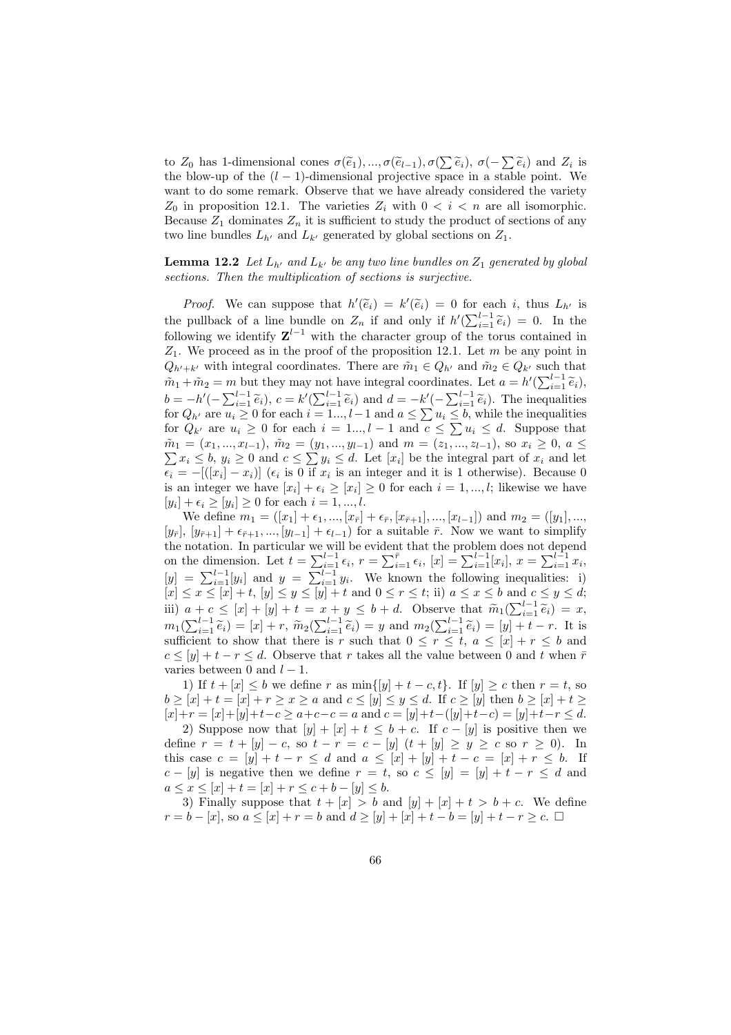to $Z_0$ has 1-dimensional cones $\sigma(\widetilde{e}_1), ..., \sigma(\widetilde{e}_{l-1}), \sigma(\sum \widetilde{e}_i)$, $\sigma(-\sum \widetilde{e}_i)$ and $Z_i$ is the blow-up of the $(l-1)$-dimensional projective space in a stable point. We want to do some remark. Observe that we have already considered the variety $Z_0$ in proposition 12.1. The varieties $Z_i$ with $0 < i < n$ are all isomorphic. Because $Z_1$ dominates $Z_n$ it is sufficient to study the product of sections of any two line bundles $L_{h'}$ and $L_{k'}$ generated by global sections on $Z_1$.

**Lemma 12.2** *Let $L_{h'}$ and $L_{k'}$ be any two line bundles on $Z_1$ generated by global sections. Then the multiplication of sections is surjective.*

*Proof.* We can suppose that $h'(\widetilde{e}_i) = k'(\widetilde{e}_i) = 0$ for each $i$, thus $L_{h'}$ is the pullback of a line bundle on $Z_n$ if and only if $h'(\sum_{i=1}^{l-1} \widetilde{e}_i) = 0$. In the following we identify $\mathbf{Z}^{l-1}$ with the character group of the torus contained in $Z_1$. We proceed as in the proof of the proposition 12.1. Let $m$ be any point in $Q_{h'+k'}$ with integral coordinates. There are $\tilde{m}_1 \in Q_{h'}$ and $\tilde{m}_2 \in Q_{k'}$ such that $\tilde{m}_1 + \tilde{m}_2 = m$ but they may not have integral coordinates. Let $a = h'(\sum_{i=1}^{l-1} \widetilde{e}_i)$, $b = -h'(-\sum_{i=1}^{l-1} \widetilde{e}_i)$, $c = k'(\sum_{i=1}^{l-1} \widetilde{e}_i)$ and $d = -k'(-\sum_{i=1}^{l-1} \widetilde{e}_i)$. The inequalities for $Q_{h'}$ are $u_i \geq 0$ for each $i = 1..., l-1$ and $a \leq \sum u_i \leq b$, while the inequalities for $Q_{k'}$ are $u_i \geq 0$ for each $i = 1..., l-1$ and $c \leq \sum u_i \leq d$. Suppose that $\tilde{m}_1 = (x_1, ..., x_{l-1})$, $\tilde{m}_2 = (y_1, ..., y_{l-1})$ and $m = (z_1, ..., z_{l-1})$, so $x_i \geq 0$, $a \leq \sum x_i \leq b$, $y_i \geq 0$ and $c \leq \sum y_i \leq d$. Let $[x_i]$ be the integral part of $x_i$ and let $\epsilon_i = -[([x_i] - x_i)]$ ($\epsilon_i$ is 0 if $x_i$ is an integer and it is 1 otherwise). Because 0 is an integer we have $[x_i] + \epsilon_i \geq [x_i] \geq 0$ for each $i = 1, ..., l$; likewise we have $[y_i] + \epsilon_i \geq [y_i] \geq 0$ for each $i = 1, ..., l$.

We define $m_1 = ([x_1] + \epsilon_1, ..., [x_{\bar{r}}] + \epsilon_{\bar{r}}, [x_{\bar{r}+1}], ..., [x_{l-1}])$ and $m_2 = ([y_1], ..., [y_{\bar{r}}], [y_{\bar{r}+1}] + \epsilon_{\bar{r}+1}, ..., [y_{l-1}] + \epsilon_{l-1})$ for a suitable $\bar{r}$. Now we want to simplify the notation. In particular we will be evident that the problem does not depend on the dimension. Let $t = \sum_{i=1}^{l-1} \epsilon_i$, $r = \sum_{i=1}^{\bar{r}} \epsilon_i$, $[x] = \sum_{i=1}^{l-1} [x_i]$, $x = \sum_{i=1}^{l-1} x_i$, $[y] = \sum_{i=1}^{l-1} [y_i]$ and $y = \sum_{i=1}^{l-1} y_i$. We known the following inequalities: i) $[x] \leq x \leq [x] + t$, $[y] \leq y \leq [y] + t$ and $0 \leq r \leq t$; ii) $a \leq x \leq b$ and $c \leq y \leq d$; iii) $a + c \leq [x] + [y] + t = x + y \leq b + d$. Observe that $\widetilde{m}_1(\sum_{i=1}^{l-1} \widetilde{e}_i) = x$, $m_1(\sum_{i=1}^{l-1} \widetilde{e}_i) = [x] + r$, $\widetilde{m}_2(\sum_{i=1}^{l-1} \widetilde{e}_i) = y$ and $m_2(\sum_{i=1}^{l-1} \widetilde{e}_i) = [y] + t - r$. It is sufficient to show that there is $r$ such that $0 \leq r \leq t$, $a \leq [x] + r \leq b$ and $c \leq [y] + t - r \leq d$. Observe that $r$ takes all the value between 0 and $t$ when $\bar{r}$ varies between 0 and $l - 1$.

1) If $t + [x] \leq b$ we define $r$ as $\min\{[y] + t - c, t\}$. If $[y] \geq c$ then $r = t$, so $b \geq [x] + t = [x] + r \geq x \geq a$ and $c \leq [y] \leq y \leq d$. If $c \geq [y]$ then $b \geq [x] + t \geq [x] + r = [x] + [y] + t - c \geq a + c - c = a$ and $c = [y] + t - ([y] + t - c) = [y] + t - r \leq d$.

2) Suppose now that $[y] + [x] + t \leq b + c$. If $c - [y]$ is positive then we define $r = t + [y] - c$, so $t - r = c - [y]$ ($t + [y] \geq y \geq c$ so $r \geq 0$). In this case $c = [y] + t - r \leq d$ and $a \leq [x] + [y] + t - c = [x] + r \leq b$. If $c - [y]$ is negative then we define $r = t$, so $c \leq [y] = [y] + t - r \leq d$ and $a \leq x \leq [x] + t = [x] + r \leq c + b - [y] \leq b$.

3) Finally suppose that $t + [x] > b$ and $[y] + [x] + t > b + c$. We define $r = b - [x]$, so $a \leq [x] + r = b$ and $d \geq [y] + [x] + t - b = [y] + t - r \geq c$. $\square$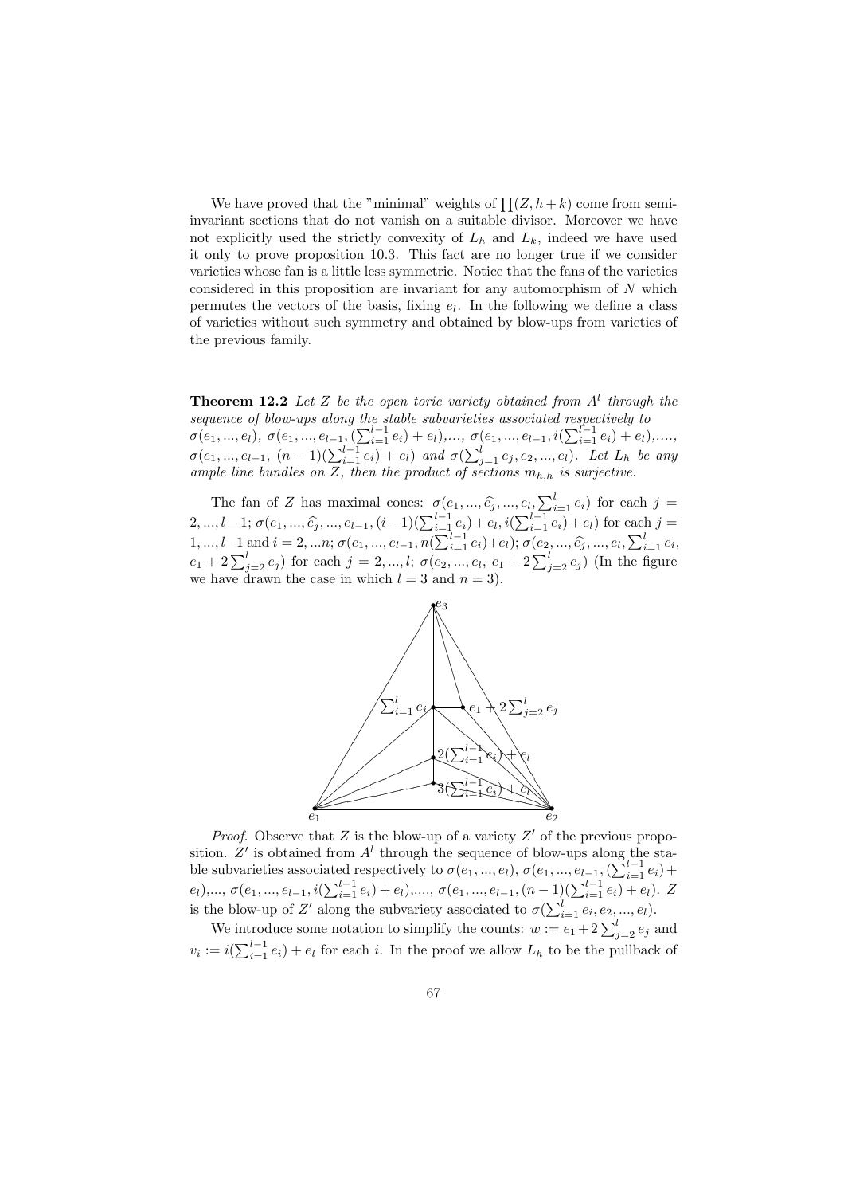We have proved that the "minimal" weights of $\prod(Z, h+k)$ come from semi-invariant sections that do not vanish on a suitable divisor. Moreover we have not explicitly used the strictly convexity of $L_h$ and $L_k$, indeed we have used it only to prove proposition 10.3. This fact are no longer true if we consider varieties whose fan is a little less symmetric. Notice that the fans of the varieties considered in this proposition are invariant for any automorphism of $N$ which permutes the vectors of the basis, fixing $e_l$. In the following we define a class of varieties without such symmetry and obtained by blow-ups from varieties of the previous family.

**Theorem 12.2** *Let $Z$ be the open toric variety obtained from $A^l$ through the sequence of blow-ups along the stable subvarieties associated respectively to $\sigma(e_1, ..., e_l)$, $\sigma(e_1, ..., e_{l-1}, (\sum_{i=1}^{l-1} e_i) + e_l)$,..., $\sigma(e_1, ..., e_{l-1}, i(\sum_{i=1}^{l-1} e_i) + e_l)$,...., $\sigma(e_1, ..., e_{l-1}, (n-1)(\sum_{i=1}^{l-1} e_i) + e_l)$ and $\sigma(\sum_{j=1}^{l} e_j, e_2, ..., e_l)$. Let $L_h$ be any ample line bundles on $Z$, then the product of sections $m_{h,h}$ is surjective.*

The fan of $Z$ has maximal cones: $\sigma(e_1, ..., \widehat{e_j}, ..., e_l, \sum_{i=1}^{l} e_i)$ for each $j = 2, ..., l-1$; $\sigma(e_1, ..., \widehat{e_j}, ..., e_{l-1}, (i-1)(\sum_{i=1}^{l-1} e_i) + e_l, i(\sum_{i=1}^{l-1} e_i) + e_l)$ for each $j = 1, ..., l-1$ and $i = 2, ...n$; $\sigma(e_1, ..., e_{l-1}, n(\sum_{i=1}^{l-1} e_i) + e_l)$; $\sigma(e_2, ..., \widehat{e_j}, ..., e_l, \sum_{i=1}^{l} e_i, e_1 + 2\sum_{j=2}^{l} e_j)$ for each $j = 2, ..., l$; $\sigma(e_2, ..., e_l, e_1 + 2\sum_{j=2}^{l} e_j)$ (In the figure we have drawn the case in which $l = 3$ and $n = 3$).

*Proof.* Observe that $Z$ is the blow-up of a variety $Z'$ of the previous proposition. $Z'$ is obtained from $A^l$ through the sequence of blow-ups along the stable subvarieties associated respectively to $\sigma(e_1, ..., e_l)$, $\sigma(e_1, ..., e_{l-1}, (\sum_{i=1}^{l-1} e_i) + e_l)$,..., $\sigma(e_1, ..., e_{l-1}, i(\sum_{i=1}^{l-1} e_i) + e_l)$,...., $\sigma(e_1, ..., e_{l-1}, (n-1)(\sum_{i=1}^{l-1} e_i) + e_l)$. $Z$ is the blow-up of $Z'$ along the subvariety associated to $\sigma(\sum_{i=1}^{l} e_i, e_2, ..., e_l)$.

We introduce some notation to simplify the counts: $w := e_1 + 2\sum_{j=2}^{l} e_j$ and $v_i := i(\sum_{i=1}^{l-1} e_i) + e_l$ for each $i$. In the proof we allow $L_h$ to be the pullback of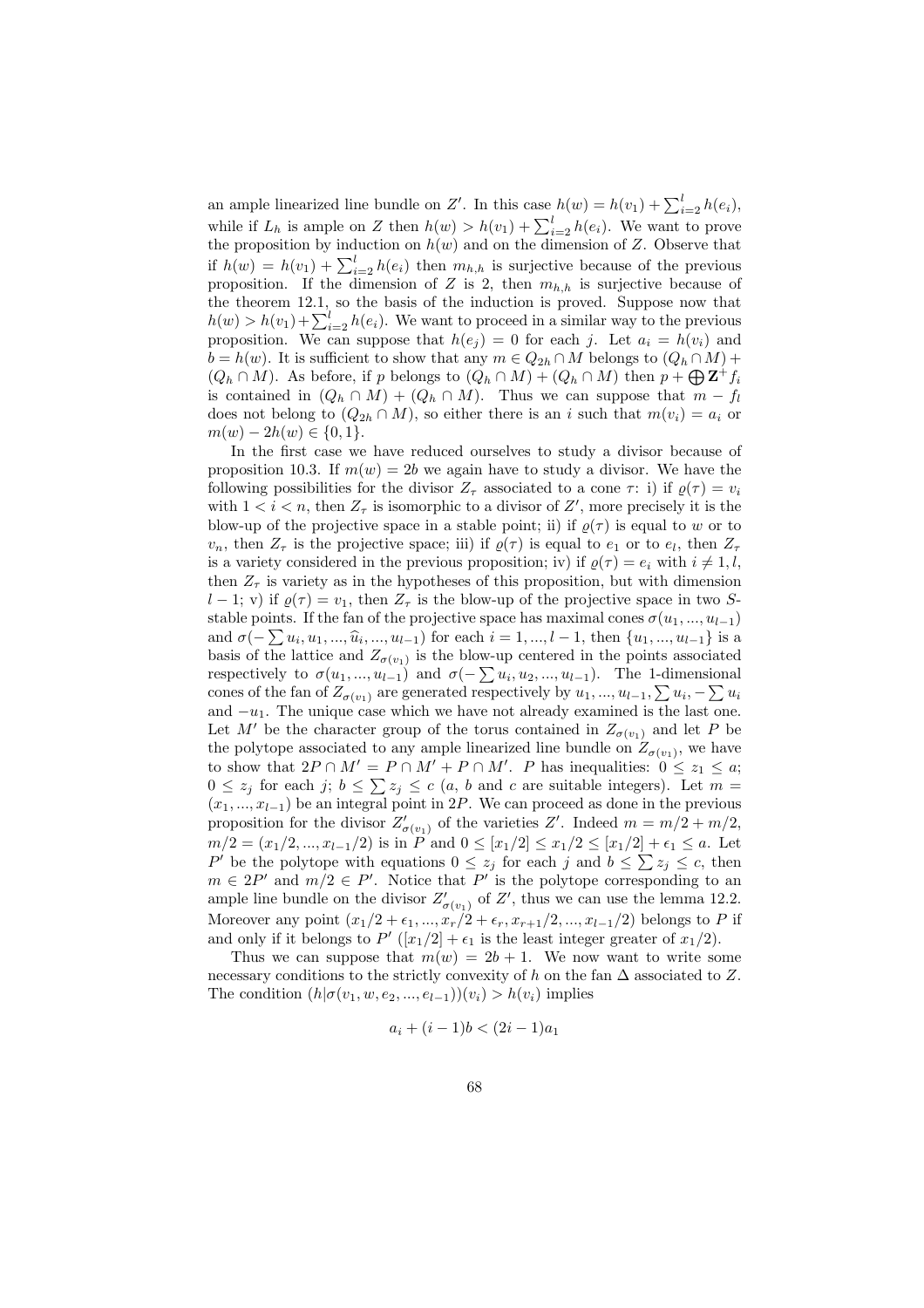an ample linearized line bundle on $Z'$. In this case $h(w) = h(v_1) + \sum_{i=2}^{l} h(e_i)$, while if $L_h$ is ample on $Z$ then $h(w) > h(v_1) + \sum_{i=2}^{l} h(e_i)$. We want to prove the proposition by induction on $h(w)$ and on the dimension of $Z$. Observe that if $h(w) = h(v_1) + \sum_{i=2}^{l} h(e_i)$ then $m_{h,h}$ is surjective because of the previous proposition. If the dimension of $Z$ is 2, then $m_{h,h}$ is surjective because of the theorem 12.1, so the basis of the induction is proved. Suppose now that $h(w) > h(v_1) + \sum_{i=2}^{l} h(e_i)$. We want to proceed in a similar way to the previous proposition. We can suppose that $h(e_j) = 0$ for each $j$. Let $a_i = h(v_i)$ and $b = h(w)$. It is sufficient to show that any $m \in Q_{2h} \cap M$ belongs to $(Q_h \cap M) + (Q_h \cap M)$. As before, if $p$ belongs to $(Q_h \cap M) + (Q_h \cap M)$ then $p + \bigoplus \mathbf{Z}^+ f_i$ is contained in $(Q_h \cap M) + (Q_h \cap M)$. Thus we can suppose that $m - f_l$ does not belong to $(Q_{2h} \cap M)$, so either there is an $i$ such that $m(v_i) = a_i$ or $m(w) - 2h(w) \in \{0, 1\}$.

In the first case we have reduced ourselves to study a divisor because of proposition 10.3. If $m(w) = 2b$ we again have to study a divisor. We have the following possibilities for the divisor $Z_\tau$ associated to a cone $\tau$: i) if $\varrho(\tau) = v_i$ with $1 < i < n$, then $Z_\tau$ is isomorphic to a divisor of $Z'$, more precisely it is the blow-up of the projective space in a stable point; ii) if $\varrho(\tau)$ is equal to $w$ or to $v_n$, then $Z_\tau$ is the projective space; iii) if $\varrho(\tau)$ is equal to $e_1$ or to $e_l$, then $Z_\tau$ is a variety considered in the previous proposition; iv) if $\varrho(\tau) = e_i$ with $i \neq 1, l$, then $Z_\tau$ is variety as in the hypotheses of this proposition, but with dimension $l - 1$; v) if $\varrho(\tau) = v_1$, then $Z_\tau$ is the blow-up of the projective space in two $S$-stable points. If the fan of the projective space has maximal cones $\sigma(u_1, ..., u_{l-1})$ and $\sigma(-\sum u_i, u_1, ..., \widehat{u}_i, ..., u_{l-1})$ for each $i = 1, ..., l-1$, then $\{u_1, ..., u_{l-1}\}$ is a basis of the lattice and $Z_{\sigma(v_1)}$ is the blow-up centered in the points associated respectively to $\sigma(u_1, ..., u_{l-1})$ and $\sigma(-\sum u_i, u_2, ..., u_{l-1})$. The 1-dimensional cones of the fan of $Z_{\sigma(v_1)}$ are generated respectively by $u_1, ..., u_{l-1}, \sum u_i, -\sum u_i$ and $-u_1$. The unique case which we have not already examined is the last one. Let $M'$ be the character group of the torus contained in $Z_{\sigma(v_1)}$ and let $P$ be the polytope associated to any ample linearized line bundle on $Z_{\sigma(v_1)}$, we have to show that $2P \cap M' = P \cap M' + P \cap M'$. $P$ has inequalities: $0 \leq z_1 \leq a$; $0 \leq z_j$ for each $j$; $b \leq \sum z_j \leq c$ ($a$, $b$ and $c$ are suitable integers). Let $m = (x_1, ..., x_{l-1})$ be an integral point in $2P$. We can proceed as done in the previous proposition for the divisor $Z'_{\sigma(v_1)}$ of the varieties $Z'$. Indeed $m = m/2 + m/2$, $m/2 = (x_1/2, ..., x_{l-1}/2)$ is in $P$ and $0 \leq [x_1/2] \leq x_1/2 \leq [x_1/2] + \epsilon_1 \leq a$. Let $P'$ be the polytope with equations $0 \leq z_j$ for each $j$ and $b \leq \sum z_j \leq c$, then $m \in 2P'$ and $m/2 \in P'$. Notice that $P'$ is the polytope corresponding to an ample line bundle on the divisor $Z'_{\sigma(v_1)}$ of $Z'$, thus we can use the lemma 12.2. Moreover any point $(x_1/2 + \epsilon_1, ..., x_r/2 + \epsilon_r, x_{r+1}/2, ..., x_{l-1}/2)$ belongs to $P$ if and only if it belongs to $P'$ ($[x_1/2] + \epsilon_1$ is the least integer greater of $x_1/2$).

Thus we can suppose that $m(w) = 2b + 1$. We now want to write some necessary conditions to the strictly convexity of $h$ on the fan $\Delta$ associated to $Z$. The condition $(h|\sigma(v_1, w, e_2, ..., e_{l-1}))(v_i) > h(v_i)$ implies

$$a_i + (i-1)b < (2i-1)a_1$$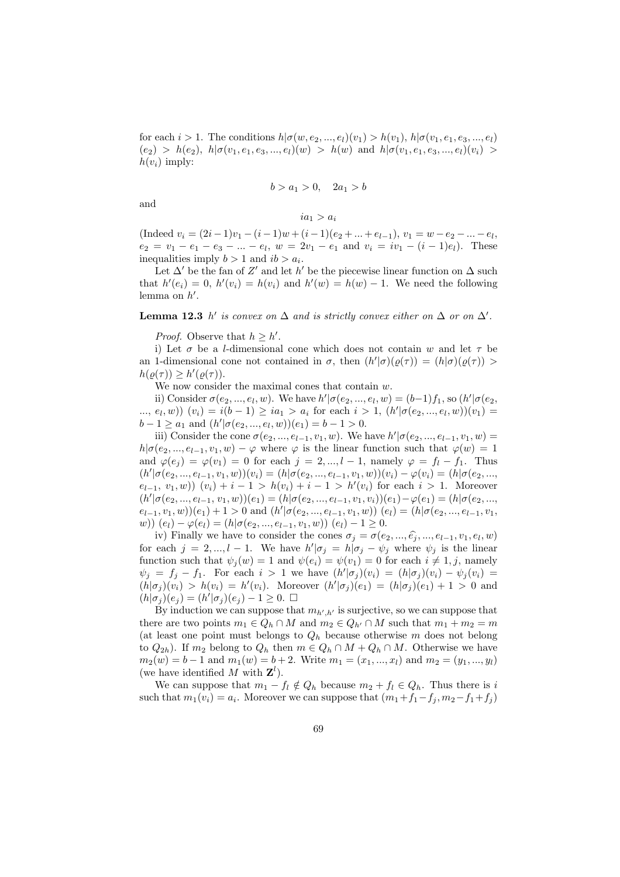for each $i > 1$. The conditions $h|\sigma(w, e_2, ..., e_l)(v_1) > h(v_1)$, $h|\sigma(v_1, e_1, e_3, ..., e_l)(e_2) > h(e_2)$, $h|\sigma(v_1, e_1, e_3, ..., e_l)(w) > h(w)$ and $h|\sigma(v_1, e_1, e_3, ..., e_l)(v_i) > h(v_i)$ imply:

$$b > a_1 > 0, \quad 2a_1 > b$$

and

$$ia_1 > a_i$$

(Indeed $v_i = (2i-1)v_1 - (i-1)w + (i-1)(e_2 + ... + e_{l-1})$, $v_1 = w - e_2 - ... - e_l$, $e_2 = v_1 - e_1 - e_3 - ... - e_l$, $w = 2v_1 - e_1$ and $v_i = iv_1 - (i-1)e_l$). These inequalities imply $b > 1$ and $ib > a_i$.

Let $\Delta'$ be the fan of $Z'$ and let $h'$ be the piecewise linear function on $\Delta$ such that $h'(e_i) = 0$, $h'(v_i) = h(v_i)$ and $h'(w) = h(w) - 1$. We need the following lemma on $h'$.

**Lemma 12.3** *$h'$ is convex on $\Delta$ and is strictly convex either on $\Delta$ or on $\Delta'$.*

*Proof.* Observe that $h \geq h'$.

i) Let $\sigma$ be a $l$-dimensional cone which does not contain $w$ and let $\tau$ be an 1-dimensional cone not contained in $\sigma$, then $(h'|\sigma)(\varrho(\tau)) = (h|\sigma)(\varrho(\tau)) > h(\varrho(\tau)) \geq h'(\varrho(\tau))$.

We now consider the maximal cones that contain $w$.

ii) Consider $\sigma(e_2, ..., e_l, w)$. We have $h'|\sigma(e_2, ..., e_l, w) = (b-1)f_1$, so $(h'|\sigma(e_2, ..., e_l, w))\ (v_i) = i(b-1) \geq ia_1 > a_i$ for each $i > 1$, $(h'|\sigma(e_2, ..., e_l, w))(v_1) = b - 1 \geq a_1$ and $(h'|\sigma(e_2, ..., e_l, w))(e_1) = b - 1 > 0$.

iii) Consider the cone $\sigma(e_2, ..., e_{l-1}, v_1, w)$. We have $h'|\sigma(e_2, ..., e_{l-1}, v_1, w) = h|\sigma(e_2, ..., e_{l-1}, v_1, w) - \varphi$ where $\varphi$ is the linear function such that $\varphi(w) = 1$ and $\varphi(e_j) = \varphi(v_1) = 0$ for each $j = 2, ..., l-1$, namely $\varphi = f_l - f_1$. Thus $(h'|\sigma(e_2, ..., e_{l-1}, v_1, w))(v_i) = (h|\sigma(e_2, ..., e_{l-1}, v_1, w))(v_i) - \varphi(v_i) = (h|\sigma(e_2, ..., e_{l-1}, v_1, w))\ (v_i) + i - 1 > h(v_i) + i - 1 > h'(v_i)$ for each $i > 1$. Moreover $(h'|\sigma(e_2, ..., e_{l-1}, v_1, w))(e_1) = (h|\sigma(e_2, ..., e_{l-1}, v_1, v_i))(e_1) - \varphi(e_1) = (h|\sigma(e_2, ..., e_{l-1}, v_1, w))(e_1) + 1 > 0$ and $(h'|\sigma(e_2, ..., e_{l-1}, v_1, w))\ (e_l) = (h|\sigma(e_2, ..., e_{l-1}, v_1, w))\ (e_l) - \varphi(e_l) = (h|\sigma(e_2, ..., e_{l-1}, v_1, w))\ (e_l) - 1 \geq 0$.

iv) Finally we have to consider the cones $\sigma_j = \sigma(e_2, ..., \widehat{e_j}, ..., e_{l-1}, v_1, e_l, w)$ for each $j = 2, ..., l-1$. We have $h'|\sigma_j = h|\sigma_j - \psi_j$ where $\psi_j$ is the linear function such that $\psi_j(w) = 1$ and $\psi(e_i) = \psi(v_1) = 0$ for each $i \neq 1, j$, namely $\psi_j = f_j - f_1$. For each $i > 1$ we have $(h'|\sigma_j)(v_i) = (h|\sigma_j)(v_i) - \psi_j(v_i) = (h|\sigma_j)(v_i) > h(v_i) = h'(v_i)$. Moreover $(h'|\sigma_j)(e_1) = (h|\sigma_j)(e_1) + 1 > 0$ and $(h|\sigma_j)(e_j) = (h'|\sigma_j)(e_j) - 1 \geq 0$. $\square$

By induction we can suppose that $m_{h',h'}$ is surjective, so we can suppose that there are two points $m_1 \in Q_h \cap M$ and $m_2 \in Q_{h'} \cap M$ such that $m_1 + m_2 = m$ (at least one point must belongs to $Q_h$ because otherwise $m$ does not belong to $Q_{2h}$). If $m_2$ belong to $Q_h$ then $m \in Q_h \cap M + Q_h \cap M$. Otherwise we have $m_2(w) = b - 1$ and $m_1(w) = b + 2$. Write $m_1 = (x_1, ..., x_l)$ and $m_2 = (y_1, ..., y_l)$ (we have identified $M$ with $\mathbf{Z}^l$).

We can suppose that $m_1 - f_l \notin Q_h$ because $m_2 + f_l \in Q_h$. Thus there is $i$ such that $m_1(v_i) = a_i$. Moreover we can suppose that $(m_1 + f_1 - f_j, m_2 - f_1 + f_j)$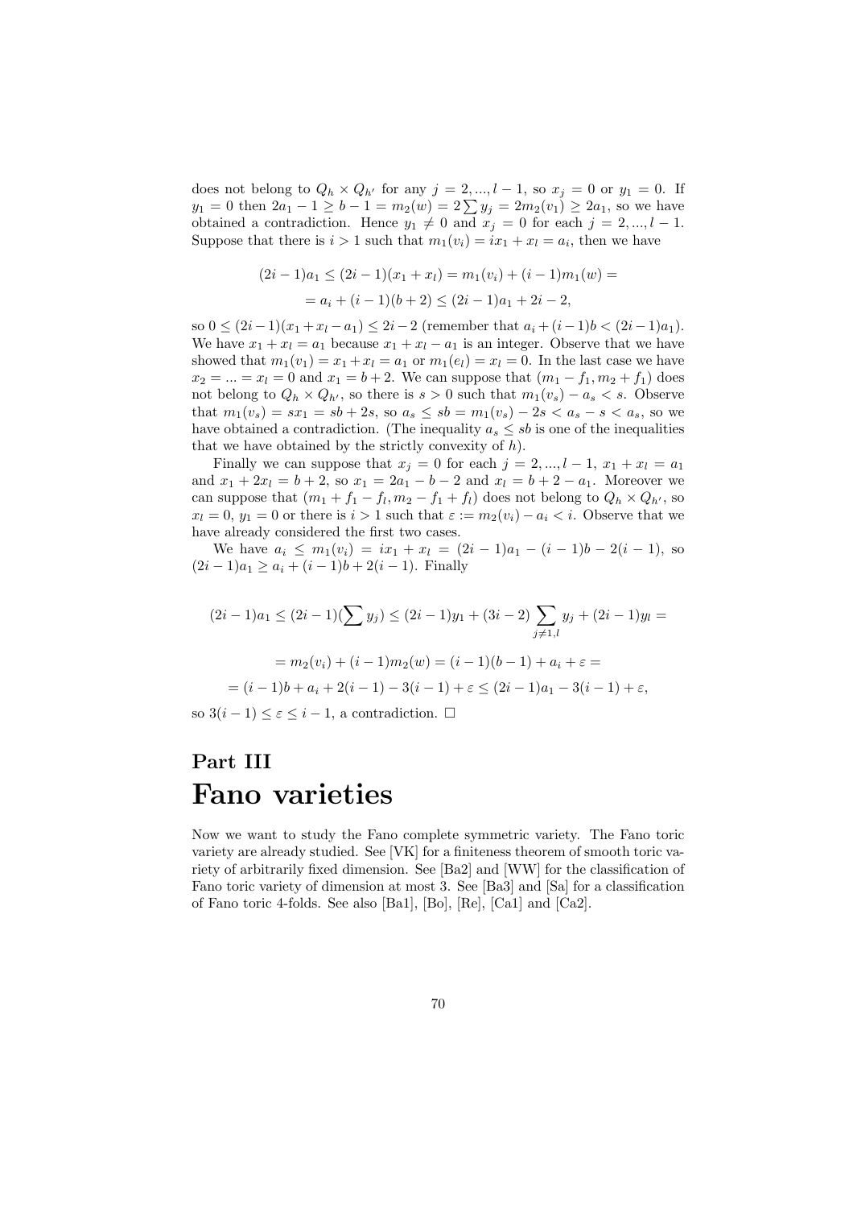does not belong to $Q_h \times Q_{h'}$ for any $j = 2, ..., l-1$, so $x_j = 0$ or $y_1 = 0$. If $y_1 = 0$ then $2a_1 - 1 \geq b - 1 = m_2(w) = 2\sum y_j = 2m_2(v_1) \geq 2a_1$, so we have obtained a contradiction. Hence $y_1 \neq 0$ and $x_j = 0$ for each $j = 2, ..., l-1$. Suppose that there is $i > 1$ such that $m_1(v_i) = ix_1 + x_l = a_i$, then we have

$$(2i-1)a_1 \leq (2i-1)(x_1 + x_l) = m_1(v_i) + (i-1)m_1(w) =$$
$$= a_i + (i-1)(b+2) \leq (2i-1)a_1 + 2i - 2,$$

so $0 \leq (2i-1)(x_1 + x_l - a_1) \leq 2i - 2$ (remember that $a_i + (i-1)b < (2i-1)a_1$). We have $x_1 + x_l = a_1$ because $x_1 + x_l - a_1$ is an integer. Observe that we have showed that $m_1(v_1) = x_1 + x_l = a_1$ or $m_1(e_l) = x_l = 0$. In the last case we have $x_2 = ... = x_l = 0$ and $x_1 = b + 2$. We can suppose that $(m_1 - f_1, m_2 + f_1)$ does not belong to $Q_h \times Q_{h'}$, so there is $s > 0$ such that $m_1(v_s) - a_s < s$. Observe that $m_1(v_s) = sx_1 = sb + 2s$, so $a_s \leq sb = m_1(v_s) - 2s < a_s - s < a_s$, so we have obtained a contradiction. (The inequality $a_s \leq sb$ is one of the inequalities that we have obtained by the strictly convexity of $h$).

Finally we can suppose that $x_j = 0$ for each $j = 2, ..., l-1$, $x_1 + x_l = a_1$ and $x_1 + 2x_l = b + 2$, so $x_1 = 2a_1 - b - 2$ and $x_l = b + 2 - a_1$. Moreover we can suppose that $(m_1 + f_1 - f_l, m_2 - f_1 + f_l)$ does not belong to $Q_h \times Q_{h'}$, so $x_l = 0$, $y_1 = 0$ or there is $i > 1$ such that $\varepsilon := m_2(v_i) - a_i < i$. Observe that we have already considered the first two cases.

We have $a_i \leq m_1(v_i) = ix_1 + x_l = (2i-1)a_1 - (i-1)b - 2(i-1)$, so $(2i-1)a_1 \geq a_i + (i-1)b + 2(i-1)$. Finally

$$(2i-1)a_1 \leq (2i-1)(\sum y_j) \leq (2i-1)y_1 + (3i-2)\sum_{j \neq 1,l} y_j + (2i-1)y_l =$$
$$= m_2(v_i) + (i-1)m_2(w) = (i-1)(b-1) + a_i + \varepsilon =$$
$$= (i-1)b + a_i + 2(i-1) - 3(i-1) + \varepsilon \leq (2i-1)a_1 - 3(i-1) + \varepsilon,$$

so $3(i-1) \leq \varepsilon \leq i - 1$, a contradiction. □

# Part III
# Fano varieties

Now we want to study the Fano complete symmetric variety. The Fano toric variety are already studied. See [VK] for a finiteness theorem of smooth toric variety of arbitrarily fixed dimension. See [Ba2] and [WW] for the classification of Fano toric variety of dimension at most 3. See [Ba3] and [Sa] for a classification of Fano toric 4-folds. See also [Ba1], [Bo], [Re], [Ca1] and [Ca2].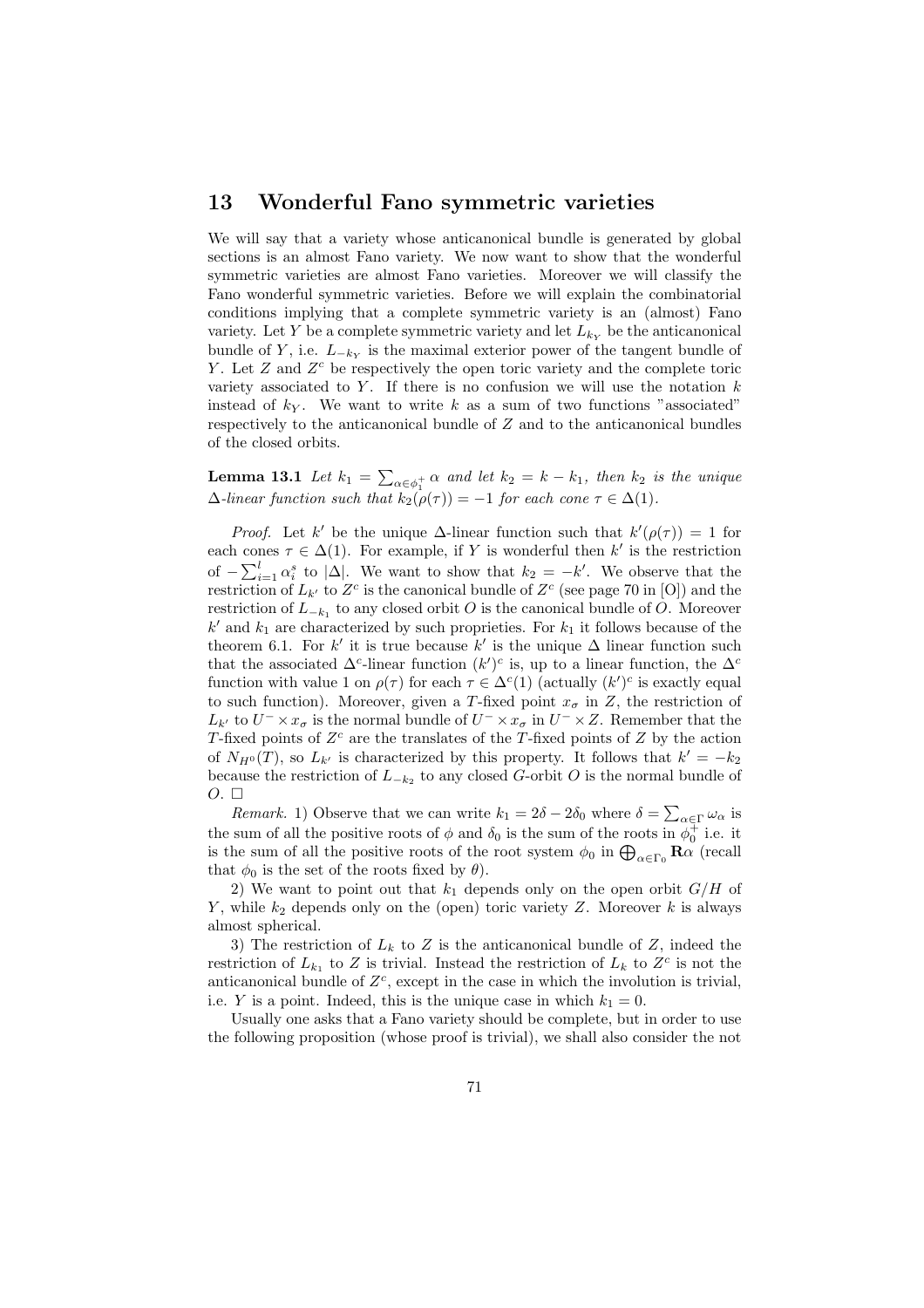## 13 Wonderful Fano symmetric varieties

We will say that a variety whose anticanonical bundle is generated by global sections is an almost Fano variety. We now want to show that the wonderful symmetric varieties are almost Fano varieties. Moreover we will classify the Fano wonderful symmetric varieties. Before we will explain the combinatorial conditions implying that a complete symmetric variety is an (almost) Fano variety. Let $Y$ be a complete symmetric variety and let $L_{k_Y}$ be the anticanonical bundle of $Y$, i.e. $L_{-k_Y}$ is the maximal exterior power of the tangent bundle of $Y$. Let $Z$ and $Z^c$ be respectively the open toric variety and the complete toric variety associated to $Y$. If there is no confusion we will use the notation $k$ instead of $k_Y$. We want to write $k$ as a sum of two functions "associated" respectively to the anticanonical bundle of $Z$ and to the anticanonical bundles of the closed orbits.

**Lemma 13.1** *Let $k_1 = \sum_{\alpha \in \phi_1^+} \alpha$ and let $k_2 = k - k_1$, then $k_2$ is the unique $\Delta$-linear function such that $k_2(\rho(\tau)) = -1$ for each cone $\tau \in \Delta(1)$.*

*Proof.* Let $k'$ be the unique $\Delta$-linear function such that $k'(\rho(\tau)) = 1$ for each cones $\tau \in \Delta(1)$. For example, if $Y$ is wonderful then $k'$ is the restriction of $-\sum_{i=1}^{l} \alpha_i^s$ to $|\Delta|$. We want to show that $k_2 = -k'$. We observe that the restriction of $L_{k'}$ to $Z^c$ is the canonical bundle of $Z^c$ (see page 70 in [O]) and the restriction of $L_{-k_1}$ to any closed orbit $O$ is the canonical bundle of $O$. Moreover $k'$ and $k_1$ are characterized by such proprieties. For $k_1$ it follows because of the theorem 6.1. For $k'$ it is true because $k'$ is the unique $\Delta$ linear function such that the associated $\Delta^c$-linear function $(k')^c$ is, up to a linear function, the $\Delta^c$ function with value 1 on $\rho(\tau)$ for each $\tau \in \Delta^c(1)$ (actually $(k')^c$ is exactly equal to such function). Moreover, given a $T$-fixed point $x_\sigma$ in $Z$, the restriction of $L_{k'}$ to $U^- \times x_\sigma$ is the normal bundle of $U^- \times x_\sigma$ in $U^- \times Z$. Remember that the $T$-fixed points of $Z^c$ are the translates of the $T$-fixed points of $Z$ by the action of $N_{H^0}(T)$, so $L_{k'}$ is characterized by this property. It follows that $k' = -k_2$ because the restriction of $L_{-k_2}$ to any closed $G$-orbit $O$ is the normal bundle of $O$. □

*Remark.* 1) Observe that we can write $k_1 = 2\delta - 2\delta_0$ where $\delta = \sum_{\alpha \in \Gamma} \omega_\alpha$ is the sum of all the positive roots of $\phi$ and $\delta_0$ is the sum of the roots in $\phi_0^+$ i.e. it is the sum of all the positive roots of the root system $\phi_0$ in $\bigoplus_{\alpha \in \Gamma_0} \mathbf{R}\alpha$ (recall that $\phi_0$ is the set of the roots fixed by $\theta$).

2) We want to point out that $k_1$ depends only on the open orbit $G/H$ of $Y$, while $k_2$ depends only on the (open) toric variety $Z$. Moreover $k$ is always almost spherical.

3) The restriction of $L_k$ to $Z$ is the anticanonical bundle of $Z$, indeed the restriction of $L_{k_1}$ to $Z$ is trivial. Instead the restriction of $L_k$ to $Z^c$ is not the anticanonical bundle of $Z^c$, except in the case in which the involution is trivial, i.e. $Y$ is a point. Indeed, this is the unique case in which $k_1 = 0$.

Usually one asks that a Fano variety should be complete, but in order to use the following proposition (whose proof is trivial), we shall also consider the not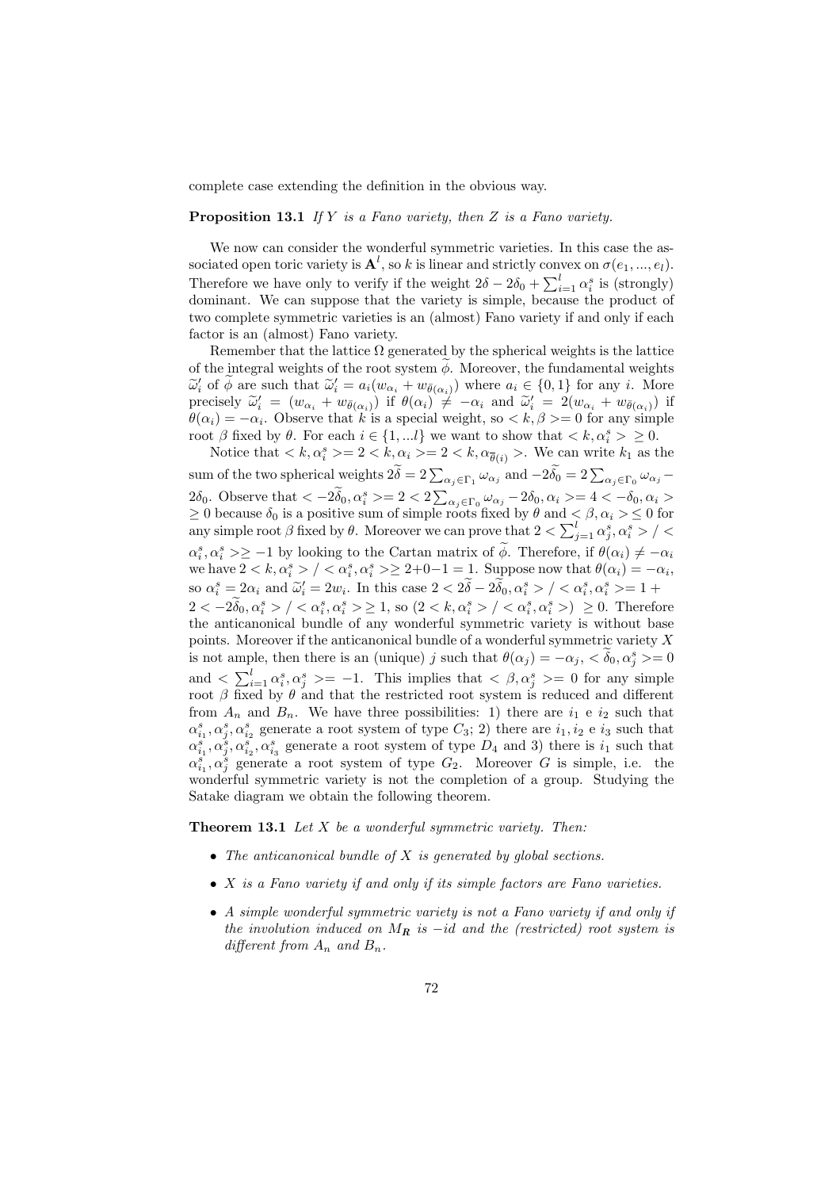complete case extending the definition in the obvious way.

**Proposition 13.1** *If $Y$ is a Fano variety, then $Z$ is a Fano variety.*

We now can consider the wonderful symmetric varieties. In this case the associated open toric variety is $\mathbf{A}^l$, so $k$ is linear and strictly convex on $\sigma(e_1, ..., e_l)$. Therefore we have only to verify if the weight $2\delta - 2\delta_0 + \sum_{i=1}^{l} \alpha_i^s$ is (strongly) dominant. We can suppose that the variety is simple, because the product of two complete symmetric varieties is an (almost) Fano variety if and only if each factor is an (almost) Fano variety.

Remember that the lattice $\Omega$ generated by the spherical weights is the lattice of the integral weights of the root system $\widetilde{\phi}$. Moreover, the fundamental weights $\widetilde{\omega}'_i$ of $\widetilde{\phi}$ are such that $\widetilde{\omega}'_i = a_i(w_{\alpha_i} + w_{\bar{\theta}(\alpha_i)})$ where $a_i \in \{0, 1\}$ for any $i$. More precisely $\widetilde{\omega}'_i = (w_{\alpha_i} + w_{\bar{\theta}(\alpha_i)})$ if $\theta(\alpha_i) \neq -\alpha_i$ and $\widetilde{\omega}'_i = 2(w_{\alpha_i} + w_{\bar{\theta}(\alpha_i)})$ if $\theta(\alpha_i) = -\alpha_i$. Observe that $k$ is a special weight, so $< k, \beta >= 0$ for any simple root $\beta$ fixed by $\theta$. For each $i \in \{1, ...l\}$ we want to show that $< k, \alpha_i^s > \ \geq 0$.

Notice that $< k, \alpha_i^s >= 2 < k, \alpha_i >= 2 < k, \alpha_{\overline{\theta}(i)} >$. We can write $k_1$ as the sum of the two spherical weights $2\widetilde{\delta} = 2\sum_{\alpha_j \in \Gamma_1} \omega_{\alpha_j}$ and $-2\widetilde{\delta}_0 = 2\sum_{\alpha_j \in \Gamma_0} \omega_{\alpha_j} - 2\delta_0$. Observe that $< -2\widetilde{\delta}_0, \alpha_i^s >= 2 < 2\sum_{\alpha_j \in \Gamma_0} \omega_{\alpha_j} - 2\delta_0, \alpha_i >= 4 < -\delta_0, \alpha_i > \ \geq 0$ because $\delta_0$ is a positive sum of simple roots fixed by $\theta$ and $< \beta, \alpha_i > \leq 0$ for any simple root $\beta$ fixed by $\theta$. Moreover we can prove that $2 < \sum_{j=1}^{l} \alpha_j^s, \alpha_i^s > / < \alpha_i^s, \alpha_i^s > \geq -1$ by looking to the Cartan matrix of $\widetilde{\phi}$. Therefore, if $\theta(\alpha_i) \neq -\alpha_i$ we have $2 < k, \alpha_i^s > / < \alpha_i^s, \alpha_i^s > \geq 2 + 0 - 1 = 1$. Suppose now that $\theta(\alpha_i) = -\alpha_i$, so $\alpha_i^s = 2\alpha_i$ and $\widetilde{\omega}'_i = 2w_i$. In this case $2 < 2\widetilde{\delta} - 2\widetilde{\delta}_0, \alpha_i^s > / < \alpha_i^s, \alpha_i^s >= 1 + 2 < -2\widetilde{\delta}_0, \alpha_i^s > / < \alpha_i^s, \alpha_i^s > \geq 1$, so $(2 < k, \alpha_i^s > / < \alpha_i^s, \alpha_i^s >) \ \geq 0$. Therefore the anticanonical bundle of any wonderful symmetric variety is without base points. Moreover if the anticanonical bundle of a wonderful symmetric variety $X$ is not ample, then there is an (unique) $j$ such that $\theta(\alpha_j) = -\alpha_j$, $< \widetilde{\delta}_0, \alpha_j^s >= 0$ and $< \sum_{i=1}^{l} \alpha_i^s, \alpha_j^s >= -1$. This implies that $< \beta, \alpha_j^s >= 0$ for any simple root $\beta$ fixed by $\theta$ and that the restricted root system is reduced and different from $A_n$ and $B_n$. We have three possibilities: 1) there are $i_1$ e $i_2$ such that $\alpha_{i_1}^s, \alpha_j^s, \alpha_{i_2}^s$ generate a root system of type $C_3$; 2) there are $i_1, i_2$ e $i_3$ such that $\alpha_{i_1}^s, \alpha_j^s, \alpha_{i_2}^s, \alpha_{i_3}^s$ generate a root system of type $D_4$ and 3) there is $i_1$ such that $\alpha_{i_1}^s, \alpha_j^s$ generate a root system of type $G_2$. Moreover $G$ is simple, i.e. the wonderful symmetric variety is not the completion of a group. Studying the Satake diagram we obtain the following theorem.

**Theorem 13.1** *Let $X$ be a wonderful symmetric variety. Then:*

- *The anticanonical bundle of $X$ is generated by global sections.*
- *$X$ is a Fano variety if and only if its simple factors are Fano varieties.*
- *A simple wonderful symmetric variety is not a Fano variety if and only if the involution induced on $M_{\boldsymbol{R}}$ is $-id$ and the (restricted) root system is different from $A_n$ and $B_n$.*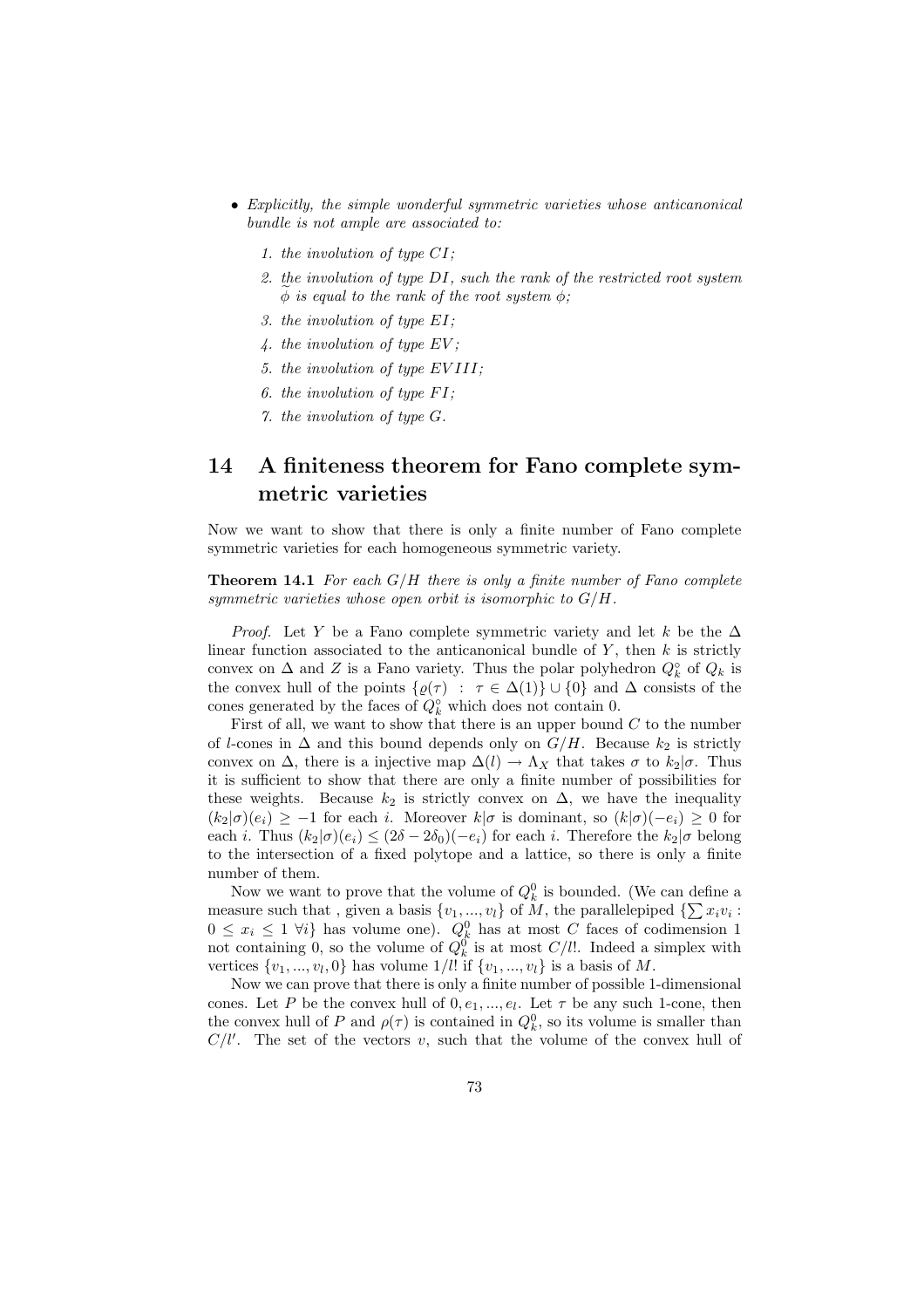- *Explicitly, the simple wonderful symmetric varieties whose anticanonical bundle is not ample are associated to:*

  1. *the involution of type $CI$;*
  2. *the involution of type $DI$, such the rank of the restricted root system $\widetilde{\phi}$ is equal to the rank of the root system $\phi$;*
  3. *the involution of type $EI$;*
  4. *the involution of type $EV$;*
  5. *the involution of type $EVIII$;*
  6. *the involution of type $FI$;*
  7. *the involution of type $G$.*

# 14 A finiteness theorem for Fano complete symmetric varieties

Now we want to show that there is only a finite number of Fano complete symmetric varieties for each homogeneous symmetric variety.

**Theorem 14.1** *For each $G/H$ there is only a finite number of Fano complete symmetric varieties whose open orbit is isomorphic to $G/H$.*

*Proof.* Let $Y$ be a Fano complete symmetric variety and let $k$ be the $\Delta$ linear function associated to the anticanonical bundle of $Y$, then $k$ is strictly convex on $\Delta$ and $Z$ is a Fano variety. Thus the polar polyhedron $Q_k^\circ$ of $Q_k$ is the convex hull of the points $\{\varrho(\tau) \ : \ \tau \in \Delta(1)\} \cup \{0\}$ and $\Delta$ consists of the cones generated by the faces of $Q_k^\circ$ which does not contain 0.

First of all, we want to show that there is an upper bound $C$ to the number of $l$-cones in $\Delta$ and this bound depends only on $G/H$. Because $k_2$ is strictly convex on $\Delta$, there is a injective map $\Delta(l) \to \Lambda_X$ that takes $\sigma$ to $k_2|\sigma$. Thus it is sufficient to show that there are only a finite number of possibilities for these weights. Because $k_2$ is strictly convex on $\Delta$, we have the inequality $(k_2|\sigma)(e_i) \geq -1$ for each $i$. Moreover $k|\sigma$ is dominant, so $(k|\sigma)(-e_i) \geq 0$ for each $i$. Thus $(k_2|\sigma)(e_i) \leq (2\delta - 2\delta_0)(-e_i)$ for each $i$. Therefore the $k_2|\sigma$ belong to the intersection of a fixed polytope and a lattice, so there is only a finite number of them.

Now we want to prove that the volume of $Q_k^0$ is bounded. (We can define a measure such that , given a basis $\{v_1, ..., v_l\}$ of $M$, the parallelepiped $\{\sum x_i v_i : 0 \leq x_i \leq 1 \ \forall i\}$ has volume one). $Q_k^0$ has at most $C$ faces of codimension 1 not containing 0, so the volume of $Q_k^0$ is at most $C/l!$. Indeed a simplex with vertices $\{v_1, ..., v_l, 0\}$ has volume $1/l!$ if $\{v_1, ..., v_l\}$ is a basis of $M$.

Now we can prove that there is only a finite number of possible 1-dimensional cones. Let $P$ be the convex hull of $0, e_1, ..., e_l$. Let $\tau$ be any such 1-cone, then the convex hull of $P$ and $\rho(\tau)$ is contained in $Q_k^0$, so its volume is smaller than $C/l'$. The set of the vectors $v$, such that the volume of the convex hull of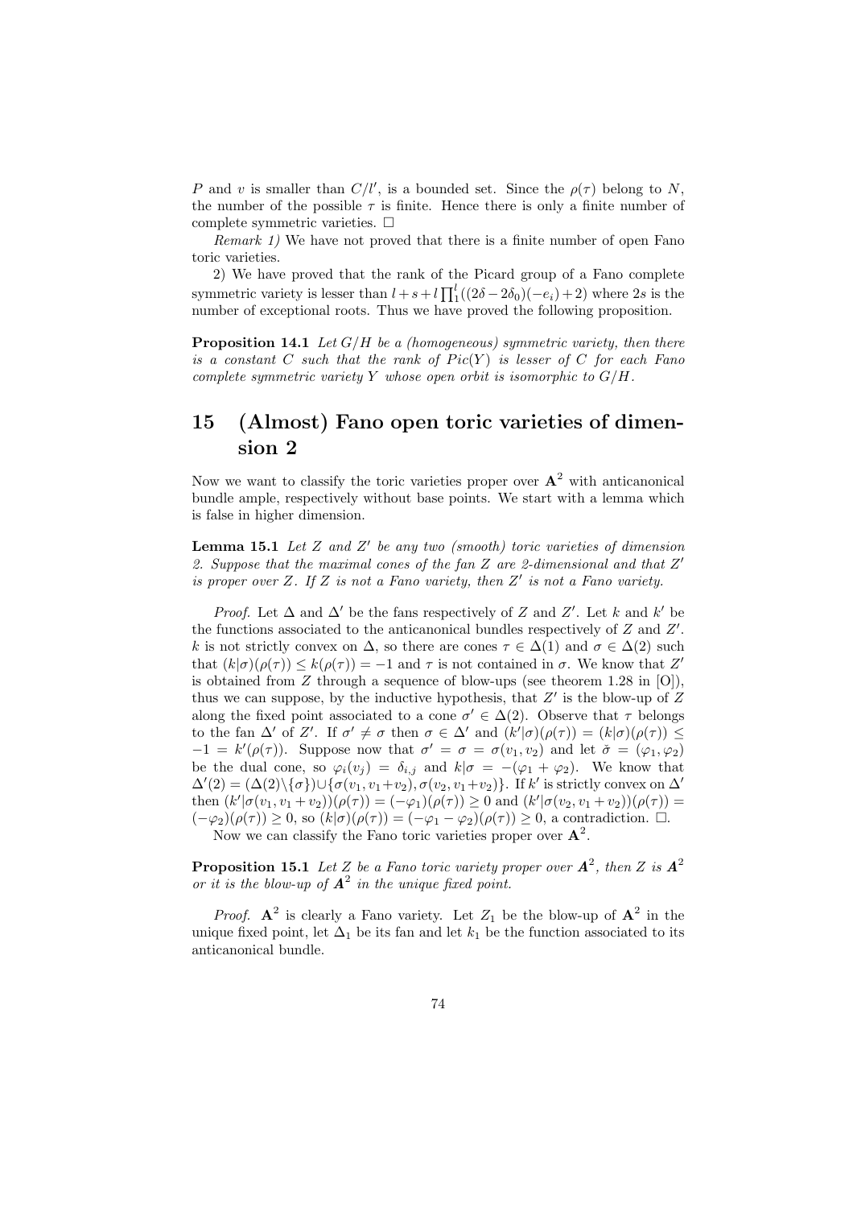$P$ and $v$ is smaller than $C/l'$, is a bounded set. Since the $\rho(\tau)$ belong to $N$, the number of the possible $\tau$ is finite. Hence there is only a finite number of complete symmetric varieties. $\square$

*Remark 1)* We have not proved that there is a finite number of open Fano toric varieties.

2) We have proved that the rank of the Picard group of a Fano complete symmetric variety is lesser than $l+s+l\prod_1^l((2\delta-2\delta_0)(-e_i)+2)$ where $2s$ is the number of exceptional roots. Thus we have proved the following proposition.

**Proposition 14.1** *Let $G/H$ be a (homogeneous) symmetric variety, then there is a constant $C$ such that the rank of $Pic(Y)$ is lesser of $C$ for each Fano complete symmetric variety $Y$ whose open orbit is isomorphic to $G/H$.*

# 15 (Almost) Fano open toric varieties of dimension 2

Now we want to classify the toric varieties proper over $\mathbf{A}^2$ with anticanonical bundle ample, respectively without base points. We start with a lemma which is false in higher dimension.

**Lemma 15.1** *Let $Z$ and $Z'$ be any two (smooth) toric varieties of dimension 2. Suppose that the maximal cones of the fan $Z$ are 2-dimensional and that $Z'$ is proper over $Z$. If $Z$ is not a Fano variety, then $Z'$ is not a Fano variety.*

*Proof.* Let $\Delta$ and $\Delta'$ be the fans respectively of $Z$ and $Z'$. Let $k$ and $k'$ be the functions associated to the anticanonical bundles respectively of $Z$ and $Z'$. $k$ is not strictly convex on $\Delta$, so there are cones $\tau \in \Delta(1)$ and $\sigma \in \Delta(2)$ such that $(k|\sigma)(\rho(\tau)) \leq k(\rho(\tau)) = -1$ and $\tau$ is not contained in $\sigma$. We know that $Z'$ is obtained from $Z$ through a sequence of blow-ups (see theorem 1.28 in [O]), thus we can suppose, by the inductive hypothesis, that $Z'$ is the blow-up of $Z$ along the fixed point associated to a cone $\sigma' \in \Delta(2)$. Observe that $\tau$ belongs to the fan $\Delta'$ of $Z'$. If $\sigma' \neq \sigma$ then $\sigma \in \Delta'$ and $(k'|\sigma)(\rho(\tau)) = (k|\sigma)(\rho(\tau)) \leq -1 = k'(\rho(\tau))$. Suppose now that $\sigma' = \sigma = \sigma(v_1, v_2)$ and let $\check{\sigma} = (\varphi_1, \varphi_2)$ be the dual cone, so $\varphi_i(v_j) = \delta_{i,j}$ and $k|\sigma = -(\varphi_1 + \varphi_2)$. We know that $\Delta'(2) = (\Delta(2)\backslash\{\sigma\}) \cup \{\sigma(v_1, v_1+v_2), \sigma(v_2, v_1+v_2)\}$. If $k'$ is strictly convex on $\Delta'$ then $(k'|\sigma(v_1, v_1+v_2))(\rho(\tau)) = (-\varphi_1)(\rho(\tau)) \geq 0$ and $(k'|\sigma(v_2, v_1+v_2))(\rho(\tau)) = (-\varphi_2)(\rho(\tau)) \geq 0$, so $(k|\sigma)(\rho(\tau)) = (-\varphi_1 - \varphi_2)(\rho(\tau)) \geq 0$, a contradiction. $\square$.

Now we can classify the Fano toric varieties proper over $\mathbf{A}^2$.

**Proposition 15.1** *Let $Z$ be a Fano toric variety proper over $\mathbf{A}^2$, then $Z$ is $\mathbf{A}^2$ or it is the blow-up of $\mathbf{A}^2$ in the unique fixed point.*

*Proof.* $\mathbf{A}^2$ is clearly a Fano variety. Let $Z_1$ be the blow-up of $\mathbf{A}^2$ in the unique fixed point, let $\Delta_1$ be its fan and let $k_1$ be the function associated to its anticanonical bundle.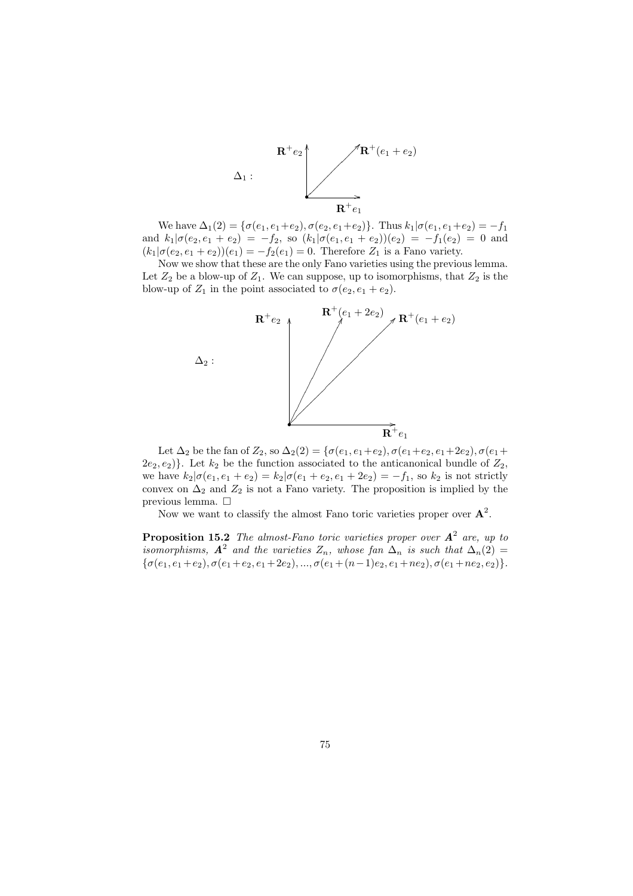$\Delta_1$ :

We have $\Delta_1(2) = \{\sigma(e_1, e_1+e_2), \sigma(e_2, e_1+e_2)\}$. Thus $k_1|\sigma(e_1, e_1+e_2) = -f_1$ and $k_1|\sigma(e_2, e_1 + e_2) = -f_2$, so $(k_1|\sigma(e_1, e_1 + e_2))(e_2) = -f_1(e_2) = 0$ and $(k_1|\sigma(e_2, e_1 + e_2))(e_1) = -f_2(e_1) = 0$. Therefore $Z_1$ is a Fano variety.

Now we show that these are the only Fano varieties using the previous lemma. Let $Z_2$ be a blow-up of $Z_1$. We can suppose, up to isomorphisms, that $Z_2$ is the blow-up of $Z_1$ in the point associated to $\sigma(e_2, e_1 + e_2)$.

$\Delta_2$ :

Let $\Delta_2$ be the fan of $Z_2$, so $\Delta_2(2) = \{\sigma(e_1, e_1+e_2), \sigma(e_1+e_2, e_1+2e_2), \sigma(e_1+2e_2, e_2)\}$. Let $k_2$ be the function associated to the anticanonical bundle of $Z_2$, we have $k_2|\sigma(e_1, e_1 + e_2) = k_2|\sigma(e_1 + e_2, e_1 + 2e_2) = -f_1$, so $k_2$ is not strictly convex on $\Delta_2$ and $Z_2$ is not a Fano variety. The proposition is implied by the previous lemma. $\square$

Now we want to classify the almost Fano toric varieties proper over $\mathbf{A}^2$.

**Proposition 15.2** *The almost-Fano toric varieties proper over $\mathbf{A}^2$ are, up to isomorphisms, $\mathbf{A}^2$ and the varieties $Z_n$, whose fan $\Delta_n$ is such that $\Delta_n(2) = \{\sigma(e_1, e_1+e_2), \sigma(e_1+e_2, e_1+2e_2), ..., \sigma(e_1+(n-1)e_2, e_1+ne_2), \sigma(e_1+ne_2, e_2)\}$.*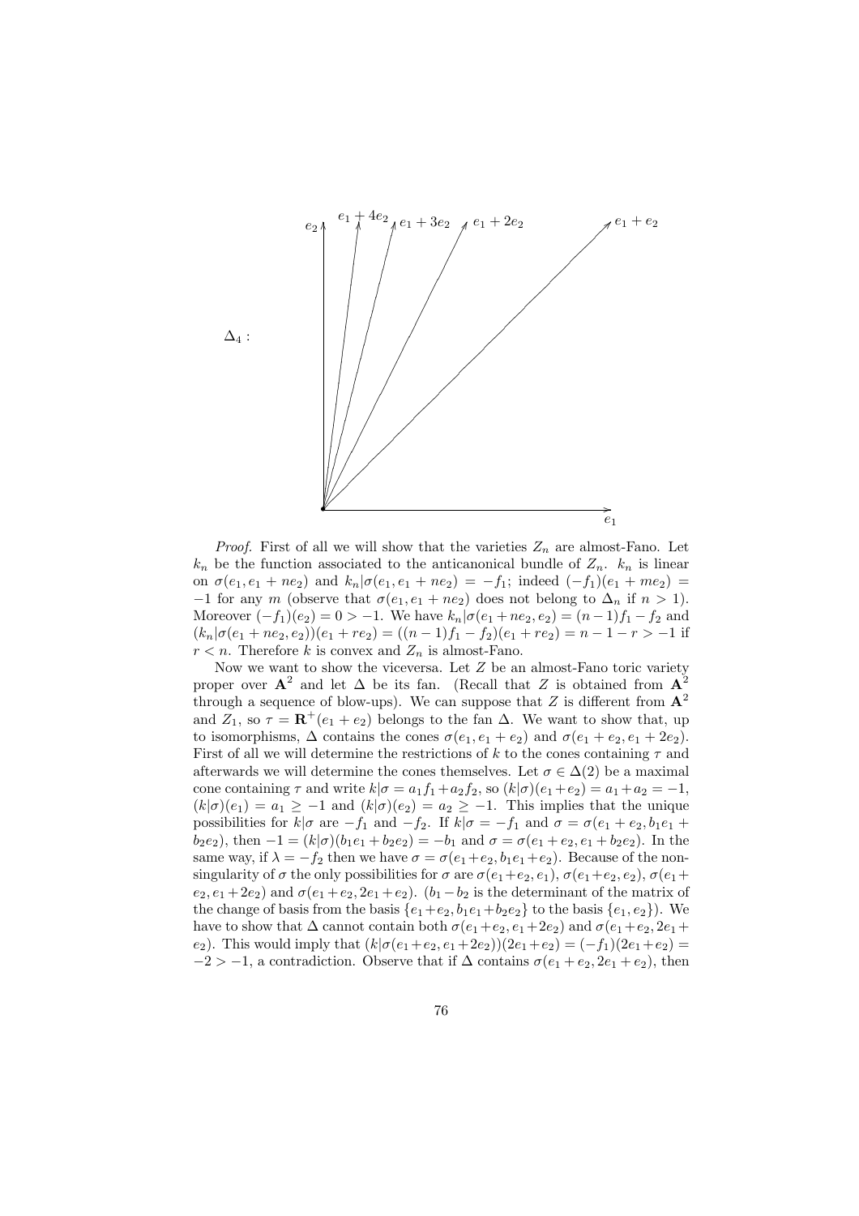$\Delta_4$ :

*Proof.* First of all we will show that the varieties $Z_n$ are almost-Fano. Let $k_n$ be the function associated to the anticanonical bundle of $Z_n$. $k_n$ is linear on $\sigma(e_1, e_1 + ne_2)$ and $k_n|\sigma(e_1, e_1 + ne_2) = -f_1$; indeed $(-f_1)(e_1 + me_2) = -1$ for any $m$ (observe that $\sigma(e_1, e_1 + ne_2)$ does not belong to $\Delta_n$ if $n > 1$). Moreover $(-f_1)(e_2) = 0 > -1$. We have $k_n|\sigma(e_1 + ne_2, e_2) = (n-1)f_1 - f_2$ and $(k_n|\sigma(e_1 + ne_2, e_2))(e_1 + re_2) = ((n-1)f_1 - f_2)(e_1 + re_2) = n - 1 - r > -1$ if $r < n$. Therefore $k$ is convex and $Z_n$ is almost-Fano.

Now we want to show the viceversa. Let $Z$ be an almost-Fano toric variety proper over $\mathbf{A}^2$ and let $\Delta$ be its fan. (Recall that $Z$ is obtained from $\mathbf{A}^2$ through a sequence of blow-ups). We can suppose that $Z$ is different from $\mathbf{A}^2$ and $Z_1$, so $\tau = \mathbf{R}^+(e_1 + e_2)$ belongs to the fan $\Delta$. We want to show that, up to isomorphisms, $\Delta$ contains the cones $\sigma(e_1, e_1 + e_2)$ and $\sigma(e_1 + e_2, e_1 + 2e_2)$. First of all we will determine the restrictions of $k$ to the cones containing $\tau$ and afterwards we will determine the cones themselves. Let $\sigma \in \Delta(2)$ be a maximal cone containing $\tau$ and write $k|\sigma = a_1 f_1 + a_2 f_2$, so $(k|\sigma)(e_1 + e_2) = a_1 + a_2 = -1$, $(k|\sigma)(e_1) = a_1 \geq -1$ and $(k|\sigma)(e_2) = a_2 \geq -1$. This implies that the unique possibilities for $k|\sigma$ are $-f_1$ and $-f_2$. If $k|\sigma = -f_1$ and $\sigma = \sigma(e_1 + e_2, b_1 e_1 + b_2 e_2)$, then $-1 = (k|\sigma)(b_1 e_1 + b_2 e_2) = -b_1$ and $\sigma = \sigma(e_1 + e_2, e_1 + b_2 e_2)$. In the same way, if $\lambda = -f_2$ then we have $\sigma = \sigma(e_1 + e_2, b_1 e_1 + e_2)$. Because of the non-singularity of $\sigma$ the only possibilities for $\sigma$ are $\sigma(e_1 + e_2, e_1)$, $\sigma(e_1 + e_2, e_2)$, $\sigma(e_1 + e_2, e_1 + 2e_2)$ and $\sigma(e_1 + e_2, 2e_1 + e_2)$. ($b_1 - b_2$ is the determinant of the matrix of the change of basis from the basis $\{e_1 + e_2, b_1 e_1 + b_2 e_2\}$ to the basis $\{e_1, e_2\}$). We have to show that $\Delta$ cannot contain both $\sigma(e_1 + e_2, e_1 + 2e_2)$ and $\sigma(e_1 + e_2, 2e_1 + e_2)$. This would imply that $(k|\sigma(e_1 + e_2, e_1 + 2e_2))(2e_1 + e_2) = (-f_1)(2e_1 + e_2) = -2 > -1$, a contradiction. Observe that if $\Delta$ contains $\sigma(e_1 + e_2, 2e_1 + e_2)$, then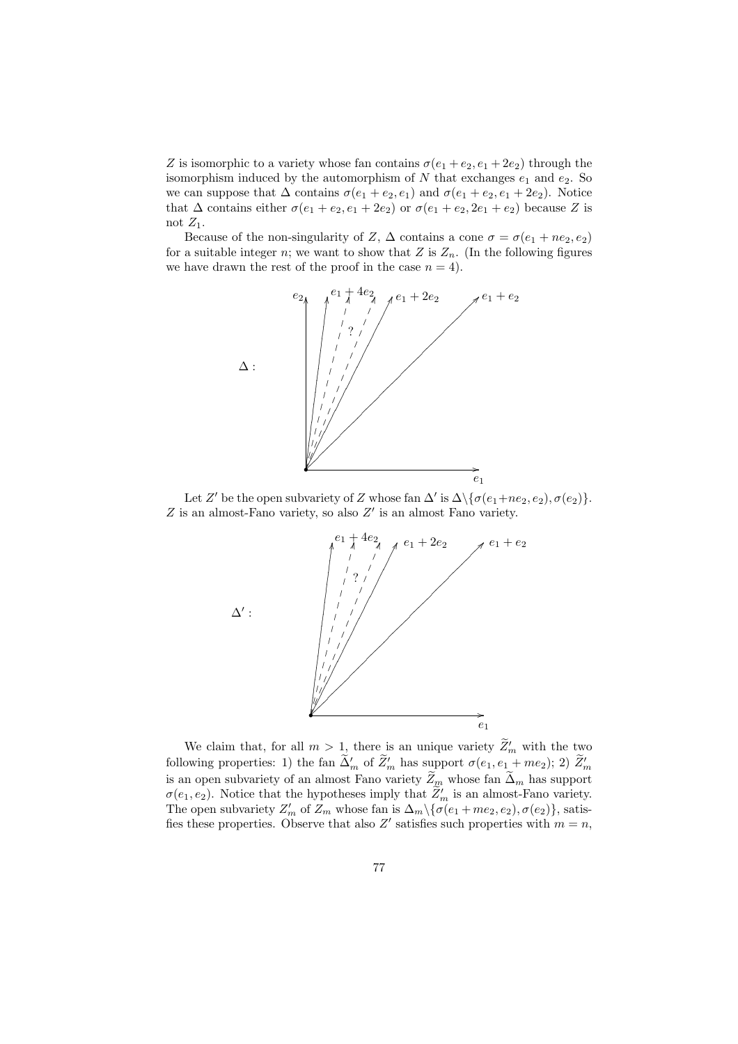$Z$ is isomorphic to a variety whose fan contains $\sigma(e_1 + e_2, e_1 + 2e_2)$ through the isomorphism induced by the automorphism of $N$ that exchanges $e_1$ and $e_2$. So we can suppose that $\Delta$ contains $\sigma(e_1 + e_2, e_1)$ and $\sigma(e_1 + e_2, e_1 + 2e_2)$. Notice that $\Delta$ contains either $\sigma(e_1 + e_2, e_1 + 2e_2)$ or $\sigma(e_1 + e_2, 2e_1 + e_2)$ because $Z$ is not $Z_1$.

Because of the non-singularity of $Z$, $\Delta$ contains a cone $\sigma = \sigma(e_1 + ne_2, e_2)$ for a suitable integer $n$; we want to show that $Z$ is $Z_n$. (In the following figures we have drawn the rest of the proof in the case $n = 4$).

Let $Z'$ be the open subvariety of $Z$ whose fan $\Delta'$ is $\Delta \backslash \{\sigma(e_1 + ne_2, e_2), \sigma(e_2)\}$. $Z$ is an almost-Fano variety, so also $Z'$ is an almost Fano variety.

We claim that, for all $m > 1$, there is an unique variety $\widetilde{Z}'_m$ with the two following properties: 1) the fan $\widetilde{\Delta}'_m$ of $\widetilde{Z}'_m$ has support $\sigma(e_1, e_1 + me_2)$; 2) $\widetilde{Z}'_m$ is an open subvariety of an almost Fano variety $\widetilde{Z}_m$ whose fan $\widetilde{\Delta}_m$ has support $\sigma(e_1, e_2)$. Notice that the hypotheses imply that $\widetilde{Z}'_m$ is an almost-Fano variety. The open subvariety $Z'_m$ of $Z_m$ whose fan is $\Delta_m \backslash \{\sigma(e_1 + me_2, e_2), \sigma(e_2)\}$, satisfies these properties. Observe that also $Z'$ satisfies such properties with $m = n$,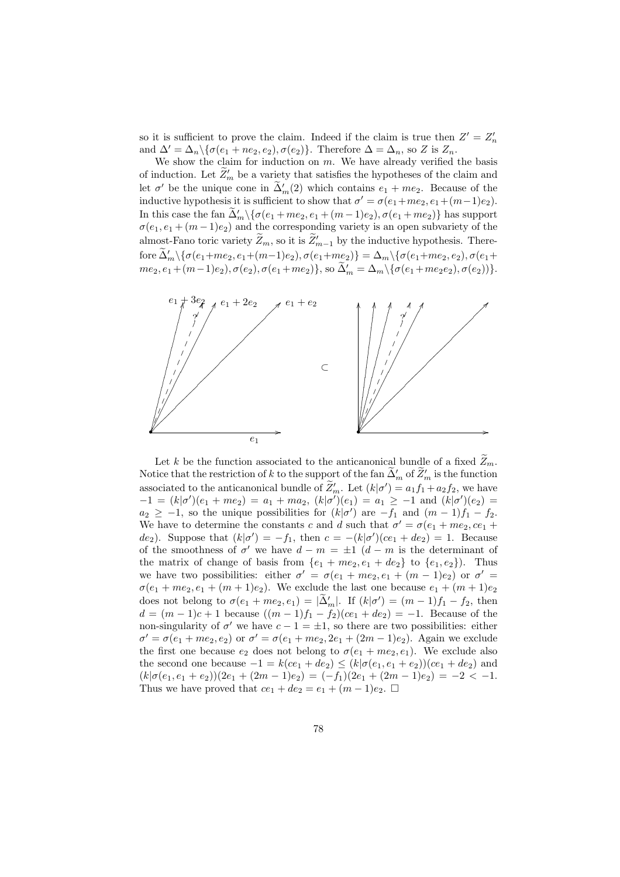so it is sufficient to prove the claim. Indeed if the claim is true then $Z' = Z'_n$ and $\Delta' = \Delta_n \backslash \{\sigma(e_1 + ne_2, e_2), \sigma(e_2)\}$. Therefore $\Delta = \Delta_n$, so $Z$ is $Z_n$.

We show the claim for induction on $m$. We have already verified the basis of induction. Let $\widetilde{Z}'_m$ be a variety that satisfies the hypotheses of the claim and let $\sigma'$ be the unique cone in $\widetilde{\Delta}'_m(2)$ which contains $e_1 + me_2$. Because of the inductive hypothesis it is sufficient to show that $\sigma' = \sigma(e_1+me_2, e_1+(m-1)e_2)$. In this case the fan $\widetilde{\Delta}'_m \backslash \{\sigma(e_1+me_2, e_1+(m-1)e_2), \sigma(e_1+me_2)\}$ has support $\sigma(e_1, e_1+(m-1)e_2)$ and the corresponding variety is an open subvariety of the almost-Fano toric variety $\widetilde{Z}_m$, so it is $\widetilde{Z}'_{m-1}$ by the inductive hypothesis. Therefore $\widetilde{\Delta}'_m \backslash \{\sigma(e_1+me_2, e_1+(m-1)e_2), \sigma(e_1+me_2)\} = \Delta_m \backslash \{\sigma(e_1+me_2, e_2), \sigma(e_1+me_2, e_1+(m-1)e_2), \sigma(e_2), \sigma(e_1+me_2)\}$, so $\widetilde{\Delta}'_m = \Delta_m \backslash \{\sigma(e_1+me_2e_2), \sigma(e_2))\}$.

Let $k$ be the function associated to the anticanonical bundle of a fixed $\widetilde{Z}_m$. Notice that the restriction of $k$ to the support of the fan $\widetilde{\Delta}'_m$ of $\widetilde{Z}'_m$ is the function associated to the anticanonical bundle of $\widetilde{Z}'_m$. Let $(k|\sigma') = a_1 f_1 + a_2 f_2$, we have $-1 = (k|\sigma')(e_1 + me_2) = a_1 + ma_2$, $(k|\sigma')(e_1) = a_1 \geq -1$ and $(k|\sigma')(e_2) = a_2 \geq -1$, so the unique possibilities for $(k|\sigma')$ are $-f_1$ and $(m-1)f_1 - f_2$. We have to determine the constants $c$ and $d$ such that $\sigma' = \sigma(e_1 + me_2, ce_1 + de_2)$. Suppose that $(k|\sigma') = -f_1$, then $c = -(k|\sigma')(ce_1 + de_2) = 1$. Because of the smoothness of $\sigma'$ we have $d - m = \pm 1$ ($d - m$ is the determinant of the matrix of change of basis from $\{e_1 + me_2, e_1 + de_2\}$ to $\{e_1, e_2\}$). Thus we have two possibilities: either $\sigma' = \sigma(e_1 + me_2, e_1 + (m-1)e_2)$ or $\sigma' = \sigma(e_1 + me_2, e_1 + (m+1)e_2)$. We exclude the last one because $e_1 + (m+1)e_2$ does not belong to $\sigma(e_1 + me_2, e_1) = |\widetilde{\Delta}'_m|$. If $(k|\sigma') = (m-1)f_1 - f_2$, then $d = (m-1)c + 1$ because $((m-1)f_1 - f_2)(ce_1 + de_2) = -1$. Because of the non-singularity of $\sigma'$ we have $c - 1 = \pm 1$, so there are two possibilities: either $\sigma' = \sigma(e_1 + me_2, e_2)$ or $\sigma' = \sigma(e_1 + me_2, 2e_1 + (2m-1)e_2)$. Again we exclude the first one because $e_2$ does not belong to $\sigma(e_1 + me_2, e_1)$. We exclude also the second one because $-1 = k(ce_1 + de_2) \leq (k|\sigma(e_1, e_1 + e_2))(ce_1 + de_2)$ and $(k|\sigma(e_1, e_1 + e_2))(2e_1 + (2m-1)e_2) = (-f_1)(2e_1 + (2m-1)e_2) = -2 < -1$. Thus we have proved that $ce_1 + de_2 = e_1 + (m-1)e_2$. $\square$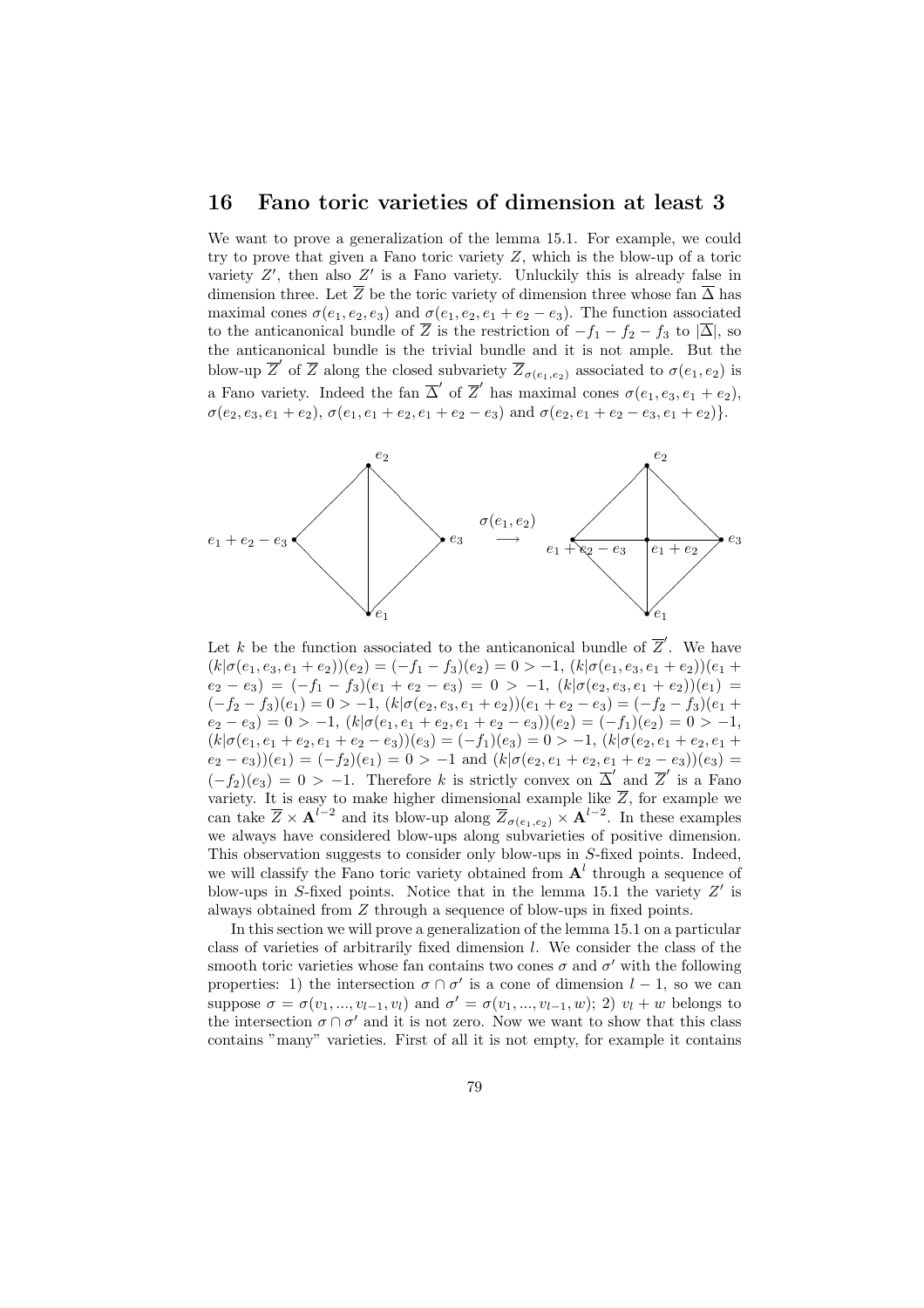## 16 Fano toric varieties of dimension at least 3

We want to prove a generalization of the lemma 15.1. For example, we could try to prove that given a Fano toric variety $Z$, which is the blow-up of a toric variety $Z'$, then also $Z'$ is a Fano variety. Unluckily this is already false in dimension three. Let $\overline{Z}$ be the toric variety of dimension three whose fan $\overline{\Delta}$ has maximal cones $\sigma(e_1, e_2, e_3)$ and $\sigma(e_1, e_2, e_1 + e_2 - e_3)$. The function associated to the anticanonical bundle of $\overline{Z}$ is the restriction of $-f_1 - f_2 - f_3$ to $|\overline{\Delta}|$, so the anticanonical bundle is the trivial bundle and it is not ample. But the blow-up $\overline{Z}'$ of $\overline{Z}$ along the closed subvariety $\overline{Z}_{\sigma(e_1,e_2)}$ associated to $\sigma(e_1, e_2)$ is a Fano variety. Indeed the fan $\overline{\Delta}'$ of $\overline{Z}'$ has maximal cones $\sigma(e_1, e_3, e_1 + e_2)$, $\sigma(e_2, e_3, e_1 + e_2)$, $\sigma(e_1, e_1 + e_2, e_1 + e_2 - e_3)$ and $\sigma(e_2, e_1 + e_2 - e_3, e_1 + e_2)\}$.

Let $k$ be the function associated to the anticanonical bundle of $\overline{Z}'$. We have $(k|\sigma(e_1, e_3, e_1 + e_2))(e_2) = (-f_1 - f_3)(e_2) = 0 > -1$, $(k|\sigma(e_1, e_3, e_1 + e_2))(e_1 + e_2 - e_3) = (-f_1 - f_3)(e_1 + e_2 - e_3) = 0 > -1$, $(k|\sigma(e_2, e_3, e_1 + e_2))(e_1) = (-f_2 - f_3)(e_1) = 0 > -1$, $(k|\sigma(e_2, e_3, e_1 + e_2))(e_1 + e_2 - e_3) = (-f_2 - f_3)(e_1 + e_2 - e_3) = 0 > -1$, $(k|\sigma(e_1, e_1 + e_2, e_1 + e_2 - e_3))(e_2) = (-f_1)(e_2) = 0 > -1$, $(k|\sigma(e_1, e_1 + e_2, e_1 + e_2 - e_3))(e_3) = (-f_1)(e_3) = 0 > -1$, $(k|\sigma(e_2, e_1 + e_2, e_1 + e_2 - e_3))(e_1) = (-f_2)(e_1) = 0 > -1$ and $(k|\sigma(e_2, e_1 + e_2, e_1 + e_2 - e_3))(e_3) = (-f_2)(e_3) = 0 > -1$. Therefore $k$ is strictly convex on $\overline{\Delta}'$ and $\overline{Z}'$ is a Fano variety. It is easy to make higher dimensional example like $\overline{Z}$, for example we can take $\overline{Z} \times \mathbf{A}^{l-2}$ and its blow-up along $\overline{Z}_{\sigma(e_1,e_2)} \times \mathbf{A}^{l-2}$. In these examples we always have considered blow-ups along subvarieties of positive dimension. This observation suggests to consider only blow-ups in $S$-fixed points. Indeed, we will classify the Fano toric variety obtained from $\mathbf{A}^l$ through a sequence of blow-ups in $S$-fixed points. Notice that in the lemma 15.1 the variety $Z'$ is always obtained from $Z$ through a sequence of blow-ups in fixed points.

In this section we will prove a generalization of the lemma 15.1 on a particular class of varieties of arbitrarily fixed dimension $l$. We consider the class of the smooth toric varieties whose fan contains two cones $\sigma$ and $\sigma'$ with the following properties: 1) the intersection $\sigma \cap \sigma'$ is a cone of dimension $l - 1$, so we can suppose $\sigma = \sigma(v_1, ..., v_{l-1}, v_l)$ and $\sigma' = \sigma(v_1, ..., v_{l-1}, w)$; 2) $v_l + w$ belongs to the intersection $\sigma \cap \sigma'$ and it is not zero. Now we want to show that this class contains "many" varieties. First of all it is not empty, for example it contains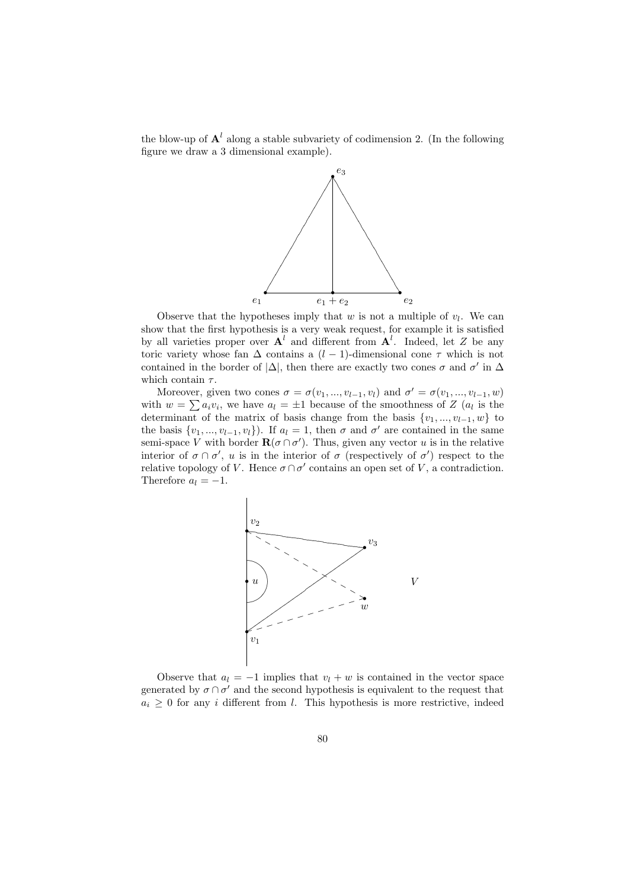the blow-up of $\mathbf{A}^l$ along a stable subvariety of codimension 2. (In the following figure we draw a 3 dimensional example).

Observe that the hypotheses imply that $w$ is not a multiple of $v_l$. We can show that the first hypothesis is a very weak request, for example it is satisfied by all varieties proper over $\mathbf{A}^l$ and different from $\mathbf{A}^l$. Indeed, let $Z$ be any toric variety whose fan $\Delta$ contains a $(l-1)$-dimensional cone $\tau$ which is not contained in the border of $|\Delta|$, then there are exactly two cones $\sigma$ and $\sigma'$ in $\Delta$ which contain $\tau$.

Moreover, given two cones $\sigma = \sigma(v_1, ..., v_{l-1}, v_l)$ and $\sigma' = \sigma(v_1, ..., v_{l-1}, w)$ with $w = \sum a_i v_i$, we have $a_l = \pm 1$ because of the smoothness of $Z$ ($a_l$ is the determinant of the matrix of basis change from the basis $\{v_1, ..., v_{l-1}, w\}$ to the basis $\{v_1, ..., v_{l-1}, v_l\}$). If $a_l = 1$, then $\sigma$ and $\sigma'$ are contained in the same semi-space $V$ with border $\mathbf{R}(\sigma \cap \sigma')$. Thus, given any vector $u$ is in the relative interior of $\sigma \cap \sigma'$, $u$ is in the interior of $\sigma$ (respectively of $\sigma'$) respect to the relative topology of $V$. Hence $\sigma \cap \sigma'$ contains an open set of $V$, a contradiction. Therefore $a_l = -1$.

Observe that $a_l = -1$ implies that $v_l + w$ is contained in the vector space generated by $\sigma \cap \sigma'$ and the second hypothesis is equivalent to the request that $a_i \geq 0$ for any $i$ different from $l$. This hypothesis is more restrictive, indeed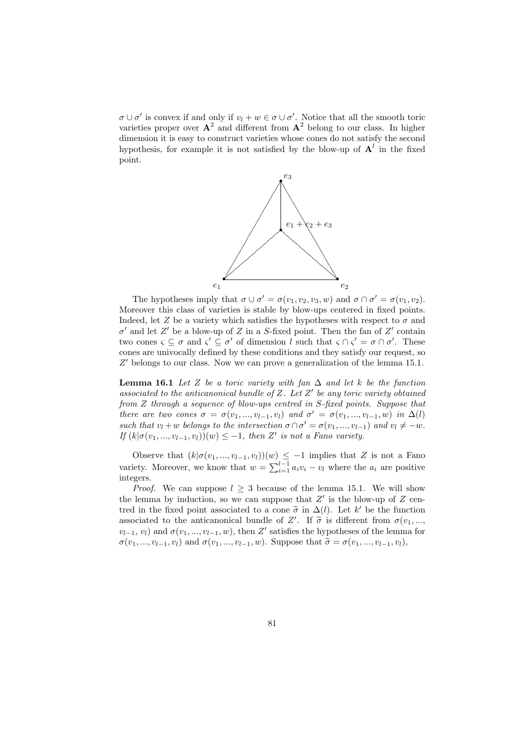$\sigma \cup \sigma'$ is convex if and only if $v_l + w \in \sigma \cup \sigma'$. Notice that all the smooth toric varieties proper over $\mathbf{A}^2$ and different from $\mathbf{A}^2$ belong to our class. In higher dimension it is easy to construct varieties whose cones do not satisfy the second hypothesis, for example it is not satisfied by the blow-up of $\mathbf{A}^l$ in the fixed point.

The hypotheses imply that $\sigma \cup \sigma' = \sigma(v_1, v_2, v_3, w)$ and $\sigma \cap \sigma' = \sigma(v_1, v_2)$. Moreover this class of varieties is stable by blow-ups centered in fixed points. Indeed, let $Z$ be a variety which satisfies the hypotheses with respect to $\sigma$ and $\sigma'$ and let $Z'$ be a blow-up of $Z$ in a $S$-fixed point. Then the fan of $Z'$ contain two cones $\varsigma \subseteq \sigma$ and $\varsigma' \subseteq \sigma'$ of dimension $l$ such that $\varsigma \cap \varsigma' = \sigma \cap \sigma'$. These cones are univocally defined by these conditions and they satisfy our request, so $Z'$ belongs to our class. Now we can prove a generalization of the lemma 15.1.

**Lemma 16.1** *Let $Z$ be a toric variety with fan $\Delta$ and let $k$ be the function associated to the anticanonical bundle of $Z$. Let $Z'$ be any toric variety obtained from $Z$ through a sequence of blow-ups centred in $S$-fixed points. Suppose that there are two cones $\sigma = \sigma(v_1, ..., v_{l-1}, v_l)$ and $\sigma' = \sigma(v_1, ..., v_{l-1}, w)$ in $\Delta(l)$ such that $v_l + w$ belongs to the intersection $\sigma \cap \sigma' = \sigma(v_1, ..., v_{l-1})$ and $v_l \neq -w$. If $(k|\sigma(v_1, ..., v_{l-1}, v_l))(w) \leq -1$, then $Z'$ is not a Fano variety.*

Observe that $(k|\sigma(v_1, ..., v_{l-1}, v_l))(w) \leq -1$ implies that $Z$ is not a Fano variety. Moreover, we know that $w = \sum_{i=1}^{l-1} a_i v_i - v_l$ where the $a_i$ are positive integers.

*Proof.* We can suppose $l \geq 3$ because of the lemma 15.1. We will show the lemma by induction, so we can suppose that $Z'$ is the blow-up of $Z$ centred in the fixed point associated to a cone $\widetilde{\sigma}$ in $\Delta(l)$. Let $k'$ be the function associated to the anticanonical bundle of $Z'$. If $\widetilde{\sigma}$ is different from $\sigma(v_1, ..., v_{l-1}, v_l)$ and $\sigma(v_1, ..., v_{l-1}, w)$, then $Z'$ satisfies the hypotheses of the lemma for $\sigma(v_1, ..., v_{l-1}, v_l)$ and $\sigma(v_1, ..., v_{l-1}, w)$. Suppose that $\widetilde{\sigma} = \sigma(v_1, ..., v_{l-1}, v_l)$,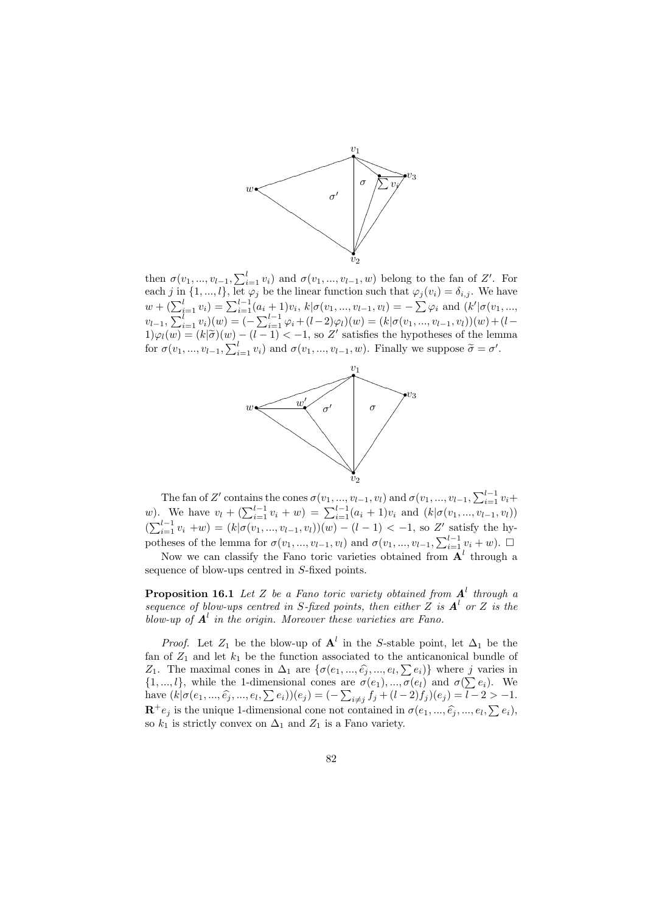then $\sigma(v_1, ..., v_{l-1}, \sum_{i=1}^{l} v_i)$ and $\sigma(v_1, ..., v_{l-1}, w)$ belong to the fan of $Z'$. For each $j$ in $\{1, ..., l\}$, let $\varphi_j$ be the linear function such that $\varphi_j(v_i) = \delta_{i,j}$. We have $w + (\sum_{i=1}^{l} v_i) = \sum_{i=1}^{l-1}(a_i + 1)v_i$, $k|\sigma(v_1, ..., v_{l-1}, v_l) = -\sum \varphi_i$ and $(k'|\sigma(v_1, ..., v_{l-1}, \sum_{i=1}^{l} v_i)(w) = (-\sum_{i=1}^{l-1} \varphi_i + (l-2)\varphi_l)(w) = (k|\sigma(v_1, ..., v_{l-1}, v_l))(w) + (l-1)\varphi_l(w) = (k|\widetilde{\sigma})(w) - (l-1) < -1$, so $Z'$ satisfies the hypotheses of the lemma for $\sigma(v_1, ..., v_{l-1}, \sum_{i=1}^{l} v_i)$ and $\sigma(v_1, ..., v_{l-1}, w)$. Finally we suppose $\widetilde{\sigma} = \sigma'$.

The fan of $Z'$ contains the cones $\sigma(v_1, ..., v_{l-1}, v_l)$ and $\sigma(v_1, ..., v_{l-1}, \sum_{i=1}^{l-1} v_i + w)$. We have $v_l + (\sum_{i=1}^{l-1} v_i + w) = \sum_{i=1}^{l-1}(a_i + 1)v_i$ and $(k|\sigma(v_1, ..., v_{l-1}, v_l))$ $(\sum_{i=1}^{l-1} v_i + w) = (k|\sigma(v_1, ..., v_{l-1}, v_l))(w) - (l-1) < -1$, so $Z'$ satisfy the hypotheses of the lemma for $\sigma(v_1, ..., v_{l-1}, v_l)$ and $\sigma(v_1, ..., v_{l-1}, \sum_{i=1}^{l-1} v_i + w)$. $\square$

Now we can classify the Fano toric varieties obtained from $\mathbf{A}^l$ through a sequence of blow-ups centred in $S$-fixed points.

**Proposition 16.1** *Let $Z$ be a Fano toric variety obtained from $\boldsymbol{A}^l$ through a sequence of blow-ups centred in $S$-fixed points, then either $Z$ is $\boldsymbol{A}^l$ or $Z$ is the blow-up of $\boldsymbol{A}^l$ in the origin. Moreover these varieties are Fano.*

*Proof.* Let $Z_1$ be the blow-up of $\mathbf{A}^l$ in the $S$-stable point, let $\Delta_1$ be the fan of $Z_1$ and let $k_1$ be the function associated to the anticanonical bundle of $Z_1$. The maximal cones in $\Delta_1$ are $\{\sigma(e_1, ..., \widehat{e_j}, ..., e_l, \sum e_i)\}$ where $j$ varies in $\{1, ..., l\}$, while the 1-dimensional cones are $\sigma(e_1), ..., \sigma(e_l)$ and $\sigma(\sum e_i)$. We have $(k|\sigma(e_1, ..., \widehat{e_j}, ..., e_l, \sum e_i))(e_j) = (-\sum_{i \neq j} f_j + (l-2)f_j)(e_j) = l-2 > -1$. $\mathbf{R}^+ e_j$ is the unique 1-dimensional cone not contained in $\sigma(e_1, ..., \widehat{e_j}, ..., e_l, \sum e_i)$, so $k_1$ is strictly convex on $\Delta_1$ and $Z_1$ is a Fano variety.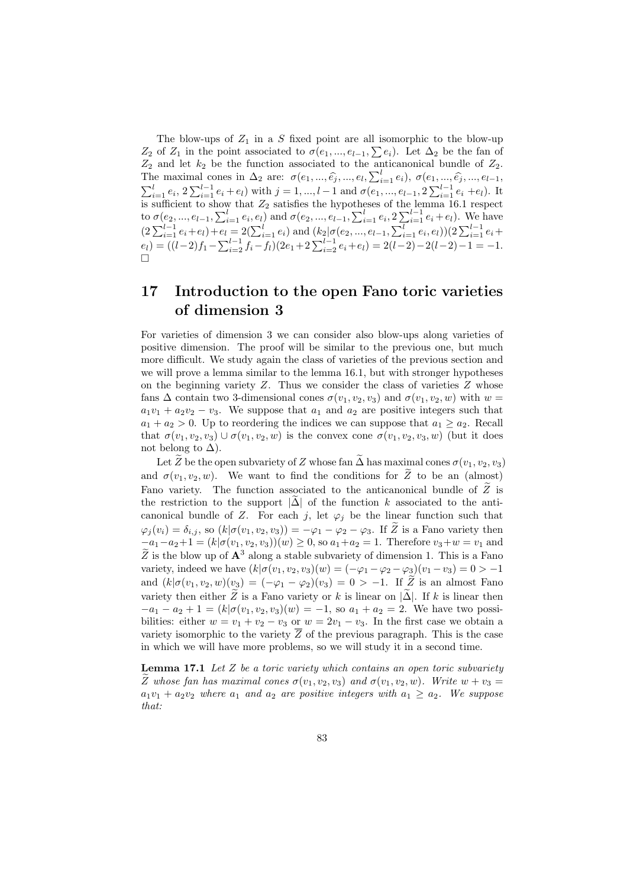The blow-ups of $Z_1$ in a $S$ fixed point are all isomorphic to the blow-up $Z_2$ of $Z_1$ in the point associated to $\sigma(e_1, ..., e_{l-1}, \sum e_i)$. Let $\Delta_2$ be the fan of $Z_2$ and let $k_2$ be the function associated to the anticanonical bundle of $Z_2$. The maximal cones in $\Delta_2$ are: $\sigma(e_1, ..., \widehat{e_j}, ..., e_l, \sum_{i=1}^{l} e_i)$, $\sigma(e_1, ..., \widehat{e_j}, ..., e_{l-1}, \sum_{i=1}^{l} e_i, 2\sum_{i=1}^{l-1} e_i + e_l)$ with $j = 1, ..., l-1$ and $\sigma(e_1, ..., e_{l-1}, 2\sum_{i=1}^{l-1} e_i + e_l)$. It is sufficient to show that $Z_2$ satisfies the hypotheses of the lemma 16.1 respect to $\sigma(e_2, ..., e_{l-1}, \sum_{i=1}^{l} e_i, e_l)$ and $\sigma(e_2, ..., e_{l-1}, \sum_{i=1}^{l} e_i, 2\sum_{i=1}^{l-1} e_i + e_l)$. We have $(2\sum_{i=1}^{l-1} e_i + e_l) + e_l = 2(\sum_{i=1}^{l} e_i)$ and $(k_2|\sigma(e_2, ..., e_{l-1}, \sum_{i=1}^{l} e_i, e_l))(2\sum_{i=1}^{l-1} e_i + e_l) = ((l-2)f_1 - \sum_{i=2}^{l-1} f_i - f_l)(2e_1 + 2\sum_{i=2}^{l-1} e_i + e_l) = 2(l-2) - 2(l-2) - 1 = -1$.
□

## 17 Introduction to the open Fano toric varieties of dimension 3

For varieties of dimension 3 we can consider also blow-ups along varieties of positive dimension. The proof will be similar to the previous one, but much more difficult. We study again the class of varieties of the previous section and we will prove a lemma similar to the lemma 16.1, but with stronger hypotheses on the beginning variety $Z$. Thus we consider the class of varieties $Z$ whose fans $\Delta$ contain two 3-dimensional cones $\sigma(v_1, v_2, v_3)$ and $\sigma(v_1, v_2, w)$ with $w = a_1 v_1 + a_2 v_2 - v_3$. We suppose that $a_1$ and $a_2$ are positive integers such that $a_1 + a_2 > 0$. Up to reordering the indices we can suppose that $a_1 \geq a_2$. Recall that $\sigma(v_1, v_2, v_3) \cup \sigma(v_1, v_2, w)$ is the convex cone $\sigma(v_1, v_2, v_3, w)$ (but it does not belong to $\Delta$).

Let $\widetilde{Z}$ be the open subvariety of $Z$ whose fan $\widetilde{\Delta}$ has maximal cones $\sigma(v_1, v_2, v_3)$ and $\sigma(v_1, v_2, w)$. We want to find the conditions for $\widetilde{Z}$ to be an (almost) Fano variety. The function associated to the anticanonical bundle of $\widetilde{Z}$ is the restriction to the support $|\widetilde{\Delta}|$ of the function $k$ associated to the anticanonical bundle of $Z$. For each $j$, let $\varphi_j$ be the linear function such that $\varphi_j(v_i) = \delta_{i,j}$, so $(k|\sigma(v_1, v_2, v_3)) = -\varphi_1 - \varphi_2 - \varphi_3$. If $\widetilde{Z}$ is a Fano variety then $-a_1 - a_2 + 1 = (k|\sigma(v_1, v_2, v_3))(w) \geq 0$, so $a_1 + a_2 = 1$. Therefore $v_3 + w = v_1$ and $\widetilde{Z}$ is the blow up of $\mathbf{A}^3$ along a stable subvariety of dimension 1. This is a Fano variety, indeed we have $(k|\sigma(v_1, v_2, v_3))(w) = (-\varphi_1 - \varphi_2 - \varphi_3)(v_1 - v_3) = 0 > -1$ and $(k|\sigma(v_1, v_2, w)(v_3) = (-\varphi_1 - \varphi_2)(v_3) = 0 > -1$. If $\widetilde{Z}$ is an almost Fano variety then either $\widetilde{Z}$ is a Fano variety or $k$ is linear on $|\widetilde{\Delta}|$. If $k$ is linear then $-a_1 - a_2 + 1 = (k|\sigma(v_1, v_2, v_3)(w) = -1$, so $a_1 + a_2 = 2$. We have two possibilities: either $w = v_1 + v_2 - v_3$ or $w = 2v_1 - v_3$. In the first case we obtain a variety isomorphic to the variety $\overline{Z}$ of the previous paragraph. This is the case in which we will have more problems, so we will study it in a second time.

**Lemma 17.1** *Let $Z$ be a toric variety which contains an open toric subvariety $\widetilde{Z}$ whose fan has maximal cones $\sigma(v_1, v_2, v_3)$ and $\sigma(v_1, v_2, w)$. Write $w + v_3 = a_1 v_1 + a_2 v_2$ where $a_1$ and $a_2$ are positive integers with $a_1 \geq a_2$. We suppose that:*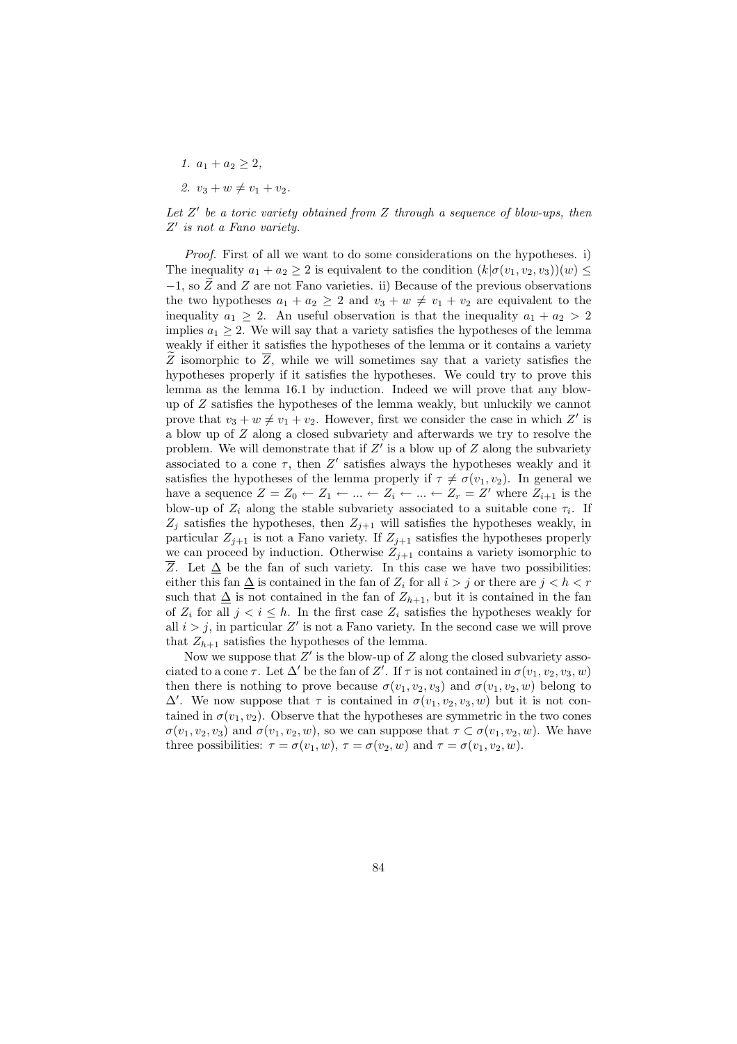*1.* $a_1 + a_2 \geq 2$,

*2.* $v_3 + w \neq v_1 + v_2$.

*Let $Z'$ be a toric variety obtained from $Z$ through a sequence of blow-ups, then $Z'$ is not a Fano variety.*

*Proof.* First of all we want to do some considerations on the hypotheses. i) The inequality $a_1 + a_2 \geq 2$ is equivalent to the condition $(k|\sigma(v_1, v_2, v_3))(w) \leq -1$, so $\widetilde{Z}$ and $Z$ are not Fano varieties. ii) Because of the previous observations the two hypotheses $a_1 + a_2 \geq 2$ and $v_3 + w \neq v_1 + v_2$ are equivalent to the inequality $a_1 \geq 2$. An useful observation is that the inequality $a_1 + a_2 > 2$ implies $a_1 \geq 2$. We will say that a variety satisfies the hypotheses of the lemma weakly if either it satisfies the hypotheses of the lemma or it contains a variety $\widetilde{Z}$ isomorphic to $\overline{Z}$, while we will sometimes say that a variety satisfies the hypotheses properly if it satisfies the hypotheses. We could try to prove this lemma as the lemma 16.1 by induction. Indeed we will prove that any blow-up of $Z$ satisfies the hypotheses of the lemma weakly, but unluckily we cannot prove that $v_3 + w \neq v_1 + v_2$. However, first we consider the case in which $Z'$ is a blow up of $Z$ along a closed subvariety and afterwards we try to resolve the problem. We will demonstrate that if $Z'$ is a blow up of $Z$ along the subvariety associated to a cone $\tau$, then $Z'$ satisfies always the hypotheses weakly and it satisfies the hypotheses of the lemma properly if $\tau \neq \sigma(v_1, v_2)$. In general we have a sequence $Z = Z_0 \leftarrow Z_1 \leftarrow \ldots \leftarrow Z_i \leftarrow \ldots \leftarrow Z_r = Z'$ where $Z_{i+1}$ is the blow-up of $Z_i$ along the stable subvariety associated to a suitable cone $\tau_i$. If $Z_j$ satisfies the hypotheses, then $Z_{j+1}$ will satisfies the hypotheses weakly, in particular $Z_{j+1}$ is not a Fano variety. If $Z_{j+1}$ satisfies the hypotheses properly we can proceed by induction. Otherwise $Z_{j+1}$ contains a variety isomorphic to $\overline{Z}$. Let $\underline{\Delta}$ be the fan of such variety. In this case we have two possibilities: either this fan $\underline{\Delta}$ is contained in the fan of $Z_i$ for all $i > j$ or there are $j < h < r$ such that $\underline{\Delta}$ is not contained in the fan of $Z_{h+1}$, but it is contained in the fan of $Z_i$ for all $j < i \leq h$. In the first case $Z_i$ satisfies the hypotheses weakly for all $i > j$, in particular $Z'$ is not a Fano variety. In the second case we will prove that $Z_{h+1}$ satisfies the hypotheses of the lemma.

Now we suppose that $Z'$ is the blow-up of $Z$ along the closed subvariety associated to a cone $\tau$. Let $\Delta'$ be the fan of $Z'$. If $\tau$ is not contained in $\sigma(v_1, v_2, v_3, w)$ then there is nothing to prove because $\sigma(v_1, v_2, v_3)$ and $\sigma(v_1, v_2, w)$ belong to $\Delta'$. We now suppose that $\tau$ is contained in $\sigma(v_1, v_2, v_3, w)$ but it is not contained in $\sigma(v_1, v_2)$. Observe that the hypotheses are symmetric in the two cones $\sigma(v_1, v_2, v_3)$ and $\sigma(v_1, v_2, w)$, so we can suppose that $\tau \subset \sigma(v_1, v_2, w)$. We have three possibilities: $\tau = \sigma(v_1, w)$, $\tau = \sigma(v_2, w)$ and $\tau = \sigma(v_1, v_2, w)$.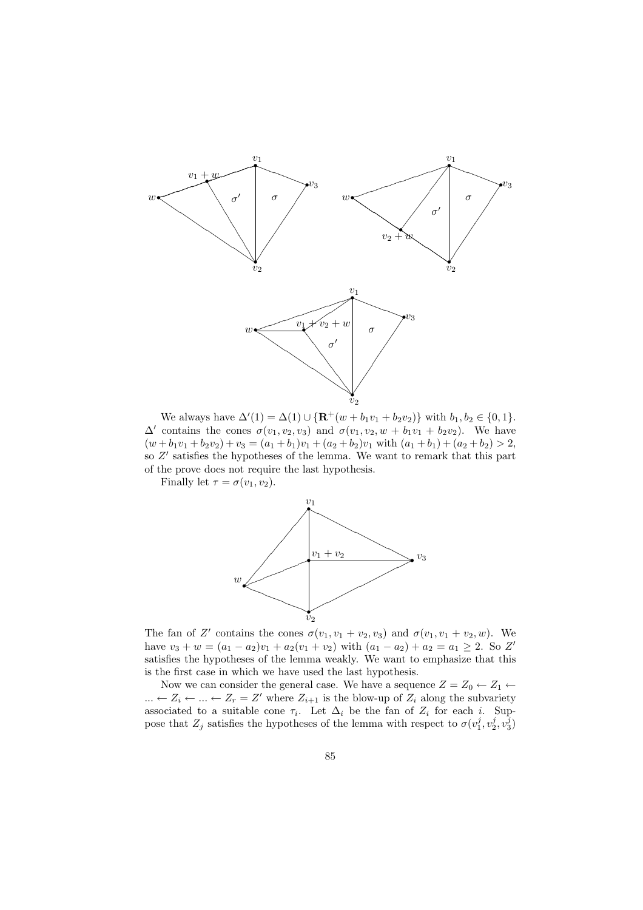We always have $\Delta'(1) = \Delta(1) \cup \{\mathbf{R}^+(w + b_1 v_1 + b_2 v_2)\}$ with $b_1, b_2 \in \{0,1\}$. $\Delta'$ contains the cones $\sigma(v_1, v_2, v_3)$ and $\sigma(v_1, v_2, w + b_1 v_1 + b_2 v_2)$. We have $(w + b_1 v_1 + b_2 v_2) + v_3 = (a_1 + b_1)v_1 + (a_2 + b_2)v_1$ with $(a_1 + b_1) + (a_2 + b_2) > 2$, so $Z'$ satisfies the hypotheses of the lemma. We want to remark that this part of the prove does not require the last hypothesis.

Finally let $\tau = \sigma(v_1, v_2)$.

The fan of $Z'$ contains the cones $\sigma(v_1, v_1 + v_2, v_3)$ and $\sigma(v_1, v_1 + v_2, w)$. We have $v_3 + w = (a_1 - a_2)v_1 + a_2(v_1 + v_2)$ with $(a_1 - a_2) + a_2 = a_1 \geq 2$. So $Z'$ satisfies the hypotheses of the lemma weakly. We want to emphasize that this is the first case in which we have used the last hypothesis.

Now we can consider the general case. We have a sequence $Z = Z_0 \leftarrow Z_1 \leftarrow \ldots \leftarrow Z_i \leftarrow \ldots \leftarrow Z_r = Z'$ where $Z_{i+1}$ is the blow-up of $Z_i$ along the subvariety associated to a suitable cone $\tau_i$. Let $\Delta_i$ be the fan of $Z_i$ for each $i$. Suppose that $Z_j$ satisfies the hypotheses of the lemma with respect to $\sigma(v_1^j, v_2^j, v_3^j)$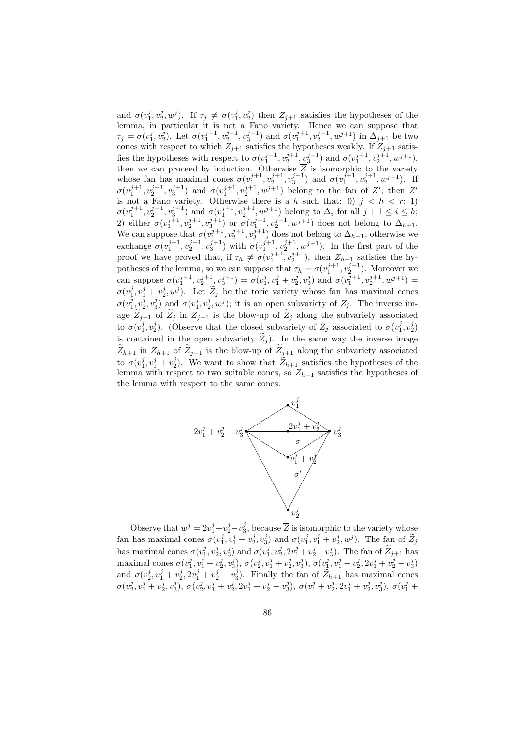and $\sigma(v_1^j, v_2^j, w^j)$. If $\tau_j \neq \sigma(v_1^j, v_2^j)$ then $Z_{j+1}$ satisfies the hypotheses of the lemma, in particular it is not a Fano variety. Hence we can suppose that $\tau_j = \sigma(v_1^j, v_2^j)$. Let $\sigma(v_1^{j+1}, v_2^{j+1}, v_3^{j+1})$ and $\sigma(v_1^{j+1}, v_2^{j+1}, w^{j+1})$ in $\Delta_{j+1}$ be two cones with respect to which $Z_{j+1}$ satisfies the hypotheses weakly. If $Z_{j+1}$ satisfies the hypotheses with respect to $\sigma(v_1^{j+1}, v_2^{j+1}, v_3^{j+1})$ and $\sigma(v_1^{j+1}, v_2^{j+1}, w^{j+1})$, then we can proceed by induction. Otherwise $\overline{Z}$ is isomorphic to the variety whose fan has maximal cones $\sigma(v_1^{j+1}, v_2^{j+1}, v_3^{j+1})$ and $\sigma(v_1^{j+1}, v_2^{j+1}, w^{j+1})$. If $\sigma(v_1^{j+1}, v_2^{j+1}, v_3^{j+1})$ and $\sigma(v_1^{j+1}, v_2^{j+1}, w^{j+1})$ belong to the fan of $Z'$, then $Z'$ is not a Fano variety. Otherwise there is a $h$ such that: 0) $j < h < r$; 1) $\sigma(v_1^{j+1}, v_2^{j+1}, v_3^{j+1})$ and $\sigma(v_1^{j+1}, v_2^{j+1}, w^{j+1})$ belong to $\Delta_i$ for all $j+1 \leq i \leq h$; 2) either $\sigma(v_1^{j+1}, v_2^{j+1}, v_3^{j+1})$ or $\sigma(v_1^{j+1}, v_2^{j+1}, w^{j+1})$ does not belong to $\Delta_{h+1}$. We can suppose that $\sigma(v_1^{j+1}, v_2^{j+1}, v_3^{j+1})$ does not belong to $\Delta_{h+1}$, otherwise we exchange $\sigma(v_1^{j+1}, v_2^{j+1}, v_3^{j+1})$ with $\sigma(v_1^{j+1}, v_2^{j+1}, w^{j+1})$. In the first part of the proof we have proved that, if $\tau_h \neq \sigma(v_1^{j+1}, v_2^{j+1})$, then $Z_{h+1}$ satisfies the hypotheses of the lemma, so we can suppose that $\tau_h = \sigma(v_1^{j+1}, v_2^{j+1})$. Moreover we can suppose $\sigma(v_1^{j+1}, v_2^{j+1}, v_3^{j+1}) = \sigma(v_1^j, v_1^j + v_2^j, v_3^j)$ and $\sigma(v_1^{j+1}, v_2^{j+1}, w^{j+1}) = \sigma(v_1^j, v_1^j + v_2^j, w^j)$. Let $\widetilde{Z}_j$ be the toric variety whose fan has maximal cones $\sigma(v_1^j, v_2^j, v_3^j)$ and $\sigma(v_1^j, v_2^j, w^j)$; it is an open subvariety of $Z_j$. The inverse image $\widetilde{Z}_{j+1}$ of $\widetilde{Z}_j$ in $Z_{j+1}$ is the blow-up of $\widetilde{Z}_j$ along the subvariety associated to $\sigma(v_1^j, v_2^j)$. (Observe that the closed subvariety of $Z_j$ associated to $\sigma(v_1^j, v_2^j)$ is contained in the open subvariety $\widetilde{Z}_j$). In the same way the inverse image $\widetilde{Z}_{h+1}$ in $Z_{h+1}$ of $\widetilde{Z}_{j+1}$ is the blow-up of $\widetilde{Z}_{j+1}$ along the subvariety associated to $\sigma(v_1^j, v_1^j + v_2^j)$. We want to show that $\widetilde{Z}_{h+1}$ satisfies the hypotheses of the lemma with respect to two suitable cones, so $Z_{h+1}$ satisfies the hypotheses of the lemma with respect to the same cones.

Observe that $w^j = 2v_1^j + v_2^j - v_3^j$, because $\overline{Z}$ is isomorphic to the variety whose fan has maximal cones $\sigma(v_1^j, v_1^j + v_2^j, v_3^j)$ and $\sigma(v_1^j, v_1^j + v_2^j, w^j)$. The fan of $\widetilde{Z}_j$ has maximal cones $\sigma(v_1^j, v_2^j, v_3^j)$ and $\sigma(v_1^j, v_2^j, 2v_1^j + v_2^j - v_3^j)$. The fan of $\widetilde{Z}_{j+1}$ has maximal cones $\sigma(v_1^j, v_1^j + v_2^j, v_3^j)$, $\sigma(v_2^j, v_1^j + v_2^j, v_3^j)$, $\sigma(v_1^j, v_1^j + v_2^j, 2v_1^j + v_2^j - v_3^j)$ and $\sigma(v_2^j, v_1^j + v_2^j, 2v_1^j + v_2^j - v_3^j)$. Finally the fan of $\widetilde{Z}_{h+1}$ has maximal cones $\sigma(v_2^j, v_1^j + v_2^j, v_3^j)$, $\sigma(v_2^j, v_1^j + v_2^j, 2v_1^j + v_2^j - v_3^j)$, $\sigma(v_1^j + v_2^j, 2v_1^j + v_2^j, v_3^j)$, $\sigma(v_1^j +$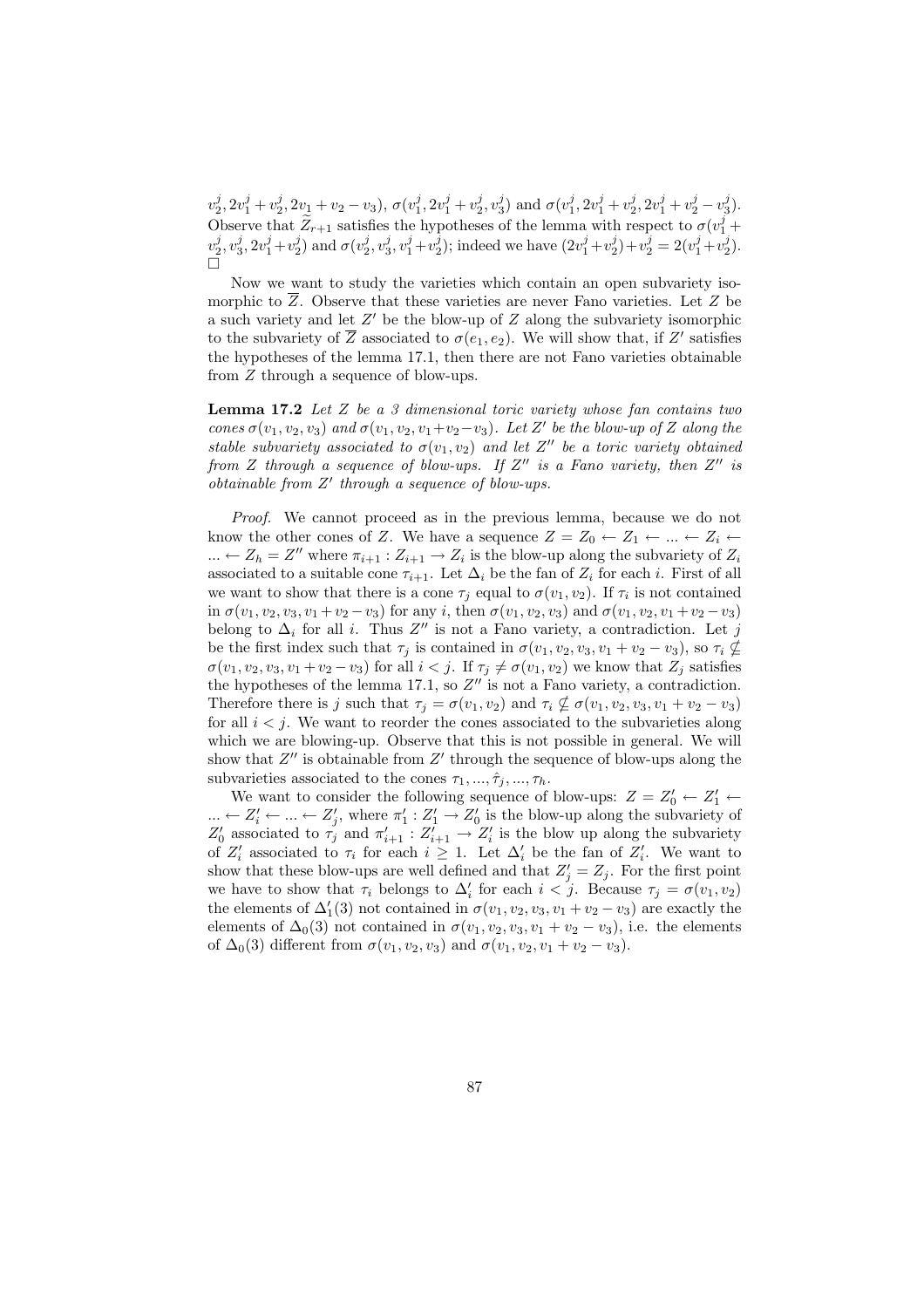$v_2^j, 2v_1^j + v_2^j, 2v_1 + v_2 - v_3)$, $\sigma(v_1^j, 2v_1^j + v_2^j, v_3^j)$ and $\sigma(v_1^j, 2v_1^j + v_2^j, 2v_1^j + v_2^j - v_3^j)$. Observe that $\widetilde{Z}_{r+1}$ satisfies the hypotheses of the lemma with respect to $\sigma(v_1^j + v_2^j, v_3^j, 2v_1^j + v_2^j)$ and $\sigma(v_2^j, v_3^j, v_1^j + v_2^j)$; indeed we have $(2v_1^j + v_2^j) + v_2^j = 2(v_1^j + v_2^j)$. $\square$

Now we want to study the varieties which contain an open subvariety isomorphic to $\overline{Z}$. Observe that these varieties are never Fano varieties. Let $Z$ be a such variety and let $Z'$ be the blow-up of $Z$ along the subvariety isomorphic to the subvariety of $\overline{Z}$ associated to $\sigma(e_1, e_2)$. We will show that, if $Z'$ satisfies the hypotheses of the lemma 17.1, then there are not Fano varieties obtainable from $Z$ through a sequence of blow-ups.

**Lemma 17.2** *Let $Z$ be a 3 dimensional toric variety whose fan contains two cones $\sigma(v_1, v_2, v_3)$ and $\sigma(v_1, v_2, v_1 + v_2 - v_3)$. Let $Z'$ be the blow-up of $Z$ along the stable subvariety associated to $\sigma(v_1, v_2)$ and let $Z''$ be a toric variety obtained from $Z$ through a sequence of blow-ups. If $Z''$ is a Fano variety, then $Z''$ is obtainable from $Z'$ through a sequence of blow-ups.*

*Proof.* We cannot proceed as in the previous lemma, because we do not know the other cones of $Z$. We have a sequence $Z = Z_0 \leftarrow Z_1 \leftarrow ... \leftarrow Z_i \leftarrow ... \leftarrow Z_h = Z''$ where $\pi_{i+1} : Z_{i+1} \to Z_i$ is the blow-up along the subvariety of $Z_i$ associated to a suitable cone $\tau_{i+1}$. Let $\Delta_i$ be the fan of $Z_i$ for each $i$. First of all we want to show that there is a cone $\tau_j$ equal to $\sigma(v_1, v_2)$. If $\tau_i$ is not contained in $\sigma(v_1, v_2, v_3, v_1 + v_2 - v_3)$ for any $i$, then $\sigma(v_1, v_2, v_3)$ and $\sigma(v_1, v_2, v_1 + v_2 - v_3)$ belong to $\Delta_i$ for all $i$. Thus $Z''$ is not a Fano variety, a contradiction. Let $j$ be the first index such that $\tau_j$ is contained in $\sigma(v_1, v_2, v_3, v_1 + v_2 - v_3)$, so $\tau_i \nsubseteq \sigma(v_1, v_2, v_3, v_1 + v_2 - v_3)$ for all $i < j$. If $\tau_j \neq \sigma(v_1, v_2)$ we know that $Z_j$ satisfies the hypotheses of the lemma 17.1, so $Z''$ is not a Fano variety, a contradiction. Therefore there is $j$ such that $\tau_j = \sigma(v_1, v_2)$ and $\tau_i \nsubseteq \sigma(v_1, v_2, v_3, v_1 + v_2 - v_3)$ for all $i < j$. We want to reorder the cones associated to the subvarieties along which we are blowing-up. Observe that this is not possible in general. We will show that $Z''$ is obtainable from $Z'$ through the sequence of blow-ups along the subvarieties associated to the cones $\tau_1, ..., \hat{\tau}_j, ..., \tau_h$.

We want to consider the following sequence of blow-ups: $Z = Z'_0 \leftarrow Z'_1 \leftarrow ... \leftarrow Z'_i \leftarrow ... \leftarrow Z'_j$, where $\pi'_1 : Z'_1 \to Z'_0$ is the blow-up along the subvariety of $Z'_0$ associated to $\tau_j$ and $\pi'_{i+1} : Z'_{i+1} \to Z'_i$ is the blow up along the subvariety of $Z'_i$ associated to $\tau_i$ for each $i \geq 1$. Let $\Delta'_i$ be the fan of $Z'_i$. We want to show that these blow-ups are well defined and that $Z'_j = Z_j$. For the first point we have to show that $\tau_i$ belongs to $\Delta'_i$ for each $i < j$. Because $\tau_j = \sigma(v_1, v_2)$ the elements of $\Delta'_1(3)$ not contained in $\sigma(v_1, v_2, v_3, v_1 + v_2 - v_3)$ are exactly the elements of $\Delta_0(3)$ not contained in $\sigma(v_1, v_2, v_3, v_1 + v_2 - v_3)$, i.e. the elements of $\Delta_0(3)$ different from $\sigma(v_1, v_2, v_3)$ and $\sigma(v_1, v_2, v_1 + v_2 - v_3)$.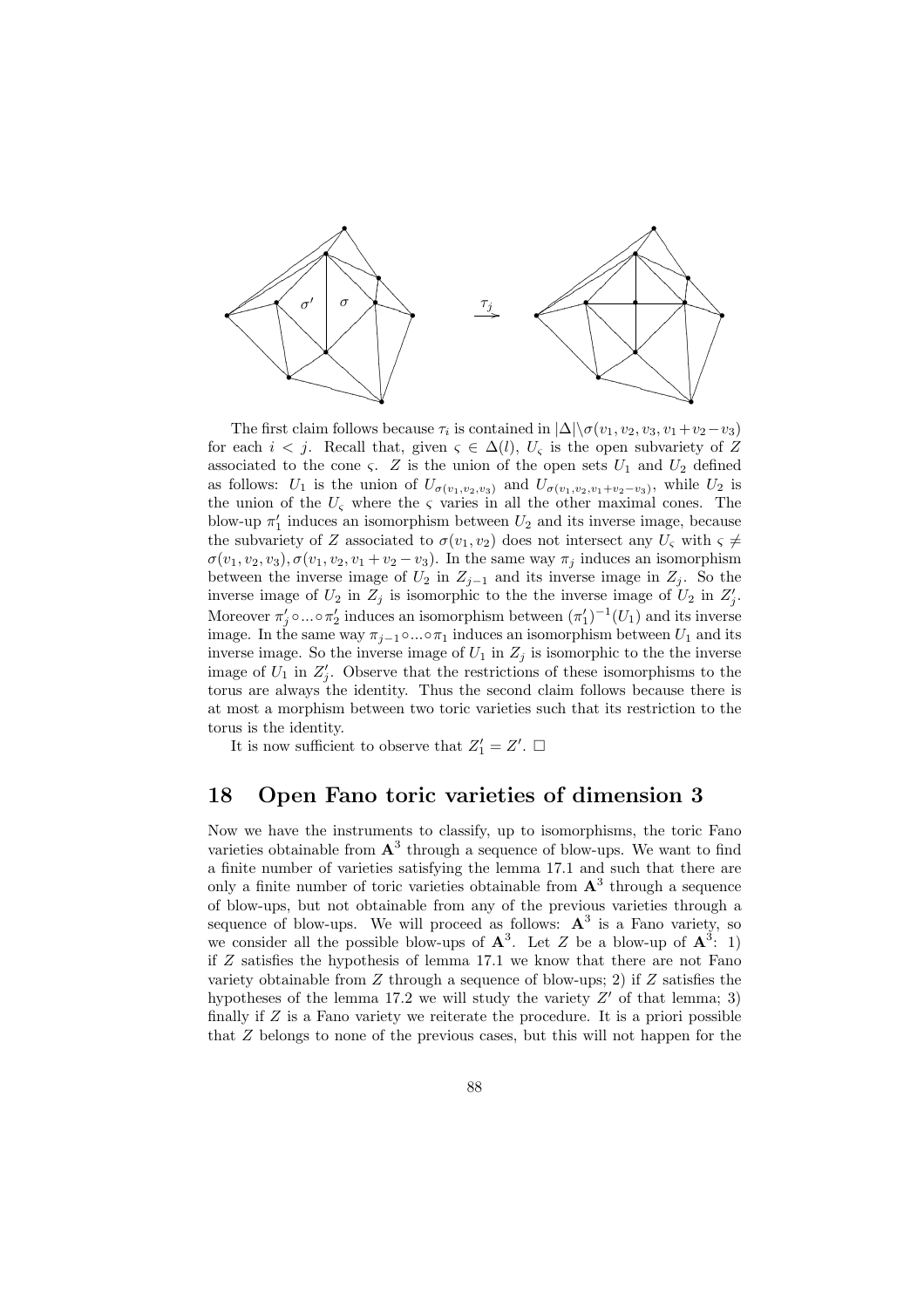The first claim follows because $\tau_i$ is contained in $|\Delta| \backslash \sigma(v_1, v_2, v_3, v_1+v_2-v_3)$ for each $i < j$. Recall that, given $\varsigma \in \Delta(l)$, $U_\varsigma$ is the open subvariety of $Z$ associated to the cone $\varsigma$. $Z$ is the union of the open sets $U_1$ and $U_2$ defined as follows: $U_1$ is the union of $U_{\sigma(v_1,v_2,v_3)}$ and $U_{\sigma(v_1,v_2,v_1+v_2-v_3)}$, while $U_2$ is the union of the $U_\varsigma$ where the $\varsigma$ varies in all the other maximal cones. The blow-up $\pi_1'$ induces an isomorphism between $U_2$ and its inverse image, because the subvariety of $Z$ associated to $\sigma(v_1, v_2)$ does not intersect any $U_\varsigma$ with $\varsigma \neq \sigma(v_1, v_2, v_3), \sigma(v_1, v_2, v_1 + v_2 - v_3)$. In the same way $\pi_j$ induces an isomorphism between the inverse image of $U_2$ in $Z_{j-1}$ and its inverse image in $Z_j$. So the inverse image of $U_2$ in $Z_j$ is isomorphic to the the inverse image of $U_2$ in $Z_j'$. Moreover $\pi_j' \circ ... \circ \pi_2'$ induces an isomorphism between $(\pi_1')^{-1}(U_1)$ and its inverse image. In the same way $\pi_{j-1} \circ ... \circ \pi_1$ induces an isomorphism between $U_1$ and its inverse image. So the inverse image of $U_1$ in $Z_j$ is isomorphic to the the inverse image of $U_1$ in $Z_j'$. Observe that the restrictions of these isomorphisms to the torus are always the identity. Thus the second claim follows because there is at most a morphism between two toric varieties such that its restriction to the torus is the identity.

It is now sufficient to observe that $Z_1' = Z'$. $\square$

## 18 Open Fano toric varieties of dimension 3

Now we have the instruments to classify, up to isomorphisms, the toric Fano varieties obtainable from $\mathbf{A}^3$ through a sequence of blow-ups. We want to find a finite number of varieties satisfying the lemma 17.1 and such that there are only a finite number of toric varieties obtainable from $\mathbf{A}^3$ through a sequence of blow-ups, but not obtainable from any of the previous varieties through a sequence of blow-ups. We will proceed as follows: $\mathbf{A}^3$ is a Fano variety, so we consider all the possible blow-ups of $\mathbf{A}^3$. Let $Z$ be a blow-up of $\mathbf{A}^3$: 1) if $Z$ satisfies the hypothesis of lemma 17.1 we know that there are not Fano variety obtainable from $Z$ through a sequence of blow-ups; 2) if $Z$ satisfies the hypotheses of the lemma 17.2 we will study the variety $Z'$ of that lemma; 3) finally if $Z$ is a Fano variety we reiterate the procedure. It is a priori possible that $Z$ belongs to none of the previous cases, but this will not happen for the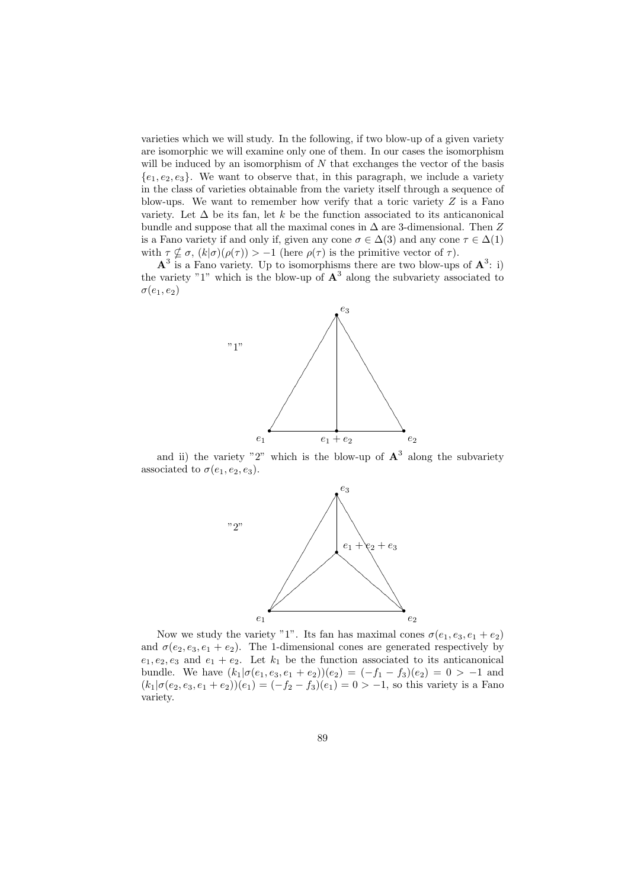varieties which we will study. In the following, if two blow-up of a given variety are isomorphic we will examine only one of them. In our cases the isomorphism will be induced by an isomorphism of $N$ that exchanges the vector of the basis $\{e_1, e_2, e_3\}$. We want to observe that, in this paragraph, we include a variety in the class of varieties obtainable from the variety itself through a sequence of blow-ups. We want to remember how verify that a toric variety $Z$ is a Fano variety. Let $\Delta$ be its fan, let $k$ be the function associated to its anticanonical bundle and suppose that all the maximal cones in $\Delta$ are 3-dimensional. Then $Z$ is a Fano variety if and only if, given any cone $\sigma \in \Delta(3)$ and any cone $\tau \in \Delta(1)$ with $\tau \nsubseteq \sigma$, $(k|\sigma)(\rho(\tau)) > -1$ (here $\rho(\tau)$ is the primitive vector of $\tau$).

$\mathbf{A}^3$ is a Fano variety. Up to isomorphisms there are two blow-ups of $\mathbf{A}^3$: i) the variety "1" which is the blow-up of $\mathbf{A}^3$ along the subvariety associated to $\sigma(e_1, e_2)$

"1"

and ii) the variety "2" which is the blow-up of $\mathbf{A}^3$ along the subvariety associated to $\sigma(e_1, e_2, e_3)$.

"2"

Now we study the variety "1". Its fan has maximal cones $\sigma(e_1, e_3, e_1 + e_2)$ and $\sigma(e_2, e_3, e_1 + e_2)$. The 1-dimensional cones are generated respectively by $e_1, e_2, e_3$ and $e_1 + e_2$. Let $k_1$ be the function associated to its anticanonical bundle. We have $(k_1|\sigma(e_1, e_3, e_1 + e_2))(e_2) = (-f_1 - f_3)(e_2) = 0 > -1$ and $(k_1|\sigma(e_2, e_3, e_1 + e_2))(e_1) = (-f_2 - f_3)(e_1) = 0 > -1$, so this variety is a Fano variety.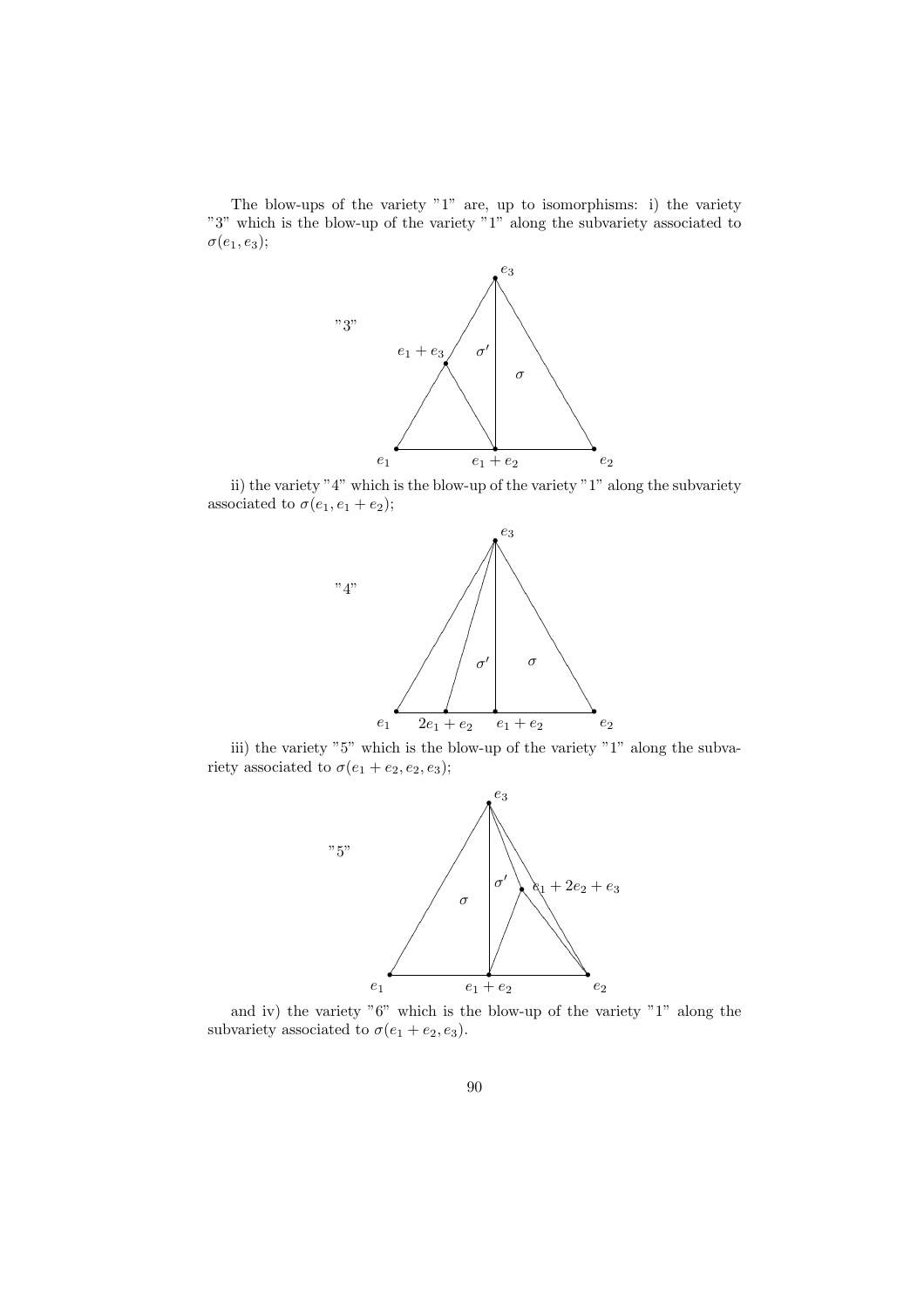The blow-ups of the variety "1" are, up to isomorphisms: i) the variety "3" which is the blow-up of the variety "1" along the subvariety associated to $\sigma(e_1, e_3)$;

"3"

ii) the variety "4" which is the blow-up of the variety "1" along the subvariety associated to $\sigma(e_1, e_1 + e_2)$;

"4"

iii) the variety "5" which is the blow-up of the variety "1" along the subvariety associated to $\sigma(e_1 + e_2, e_2, e_3)$;

"5"

and iv) the variety "6" which is the blow-up of the variety "1" along the subvariety associated to $\sigma(e_1 + e_2, e_3)$.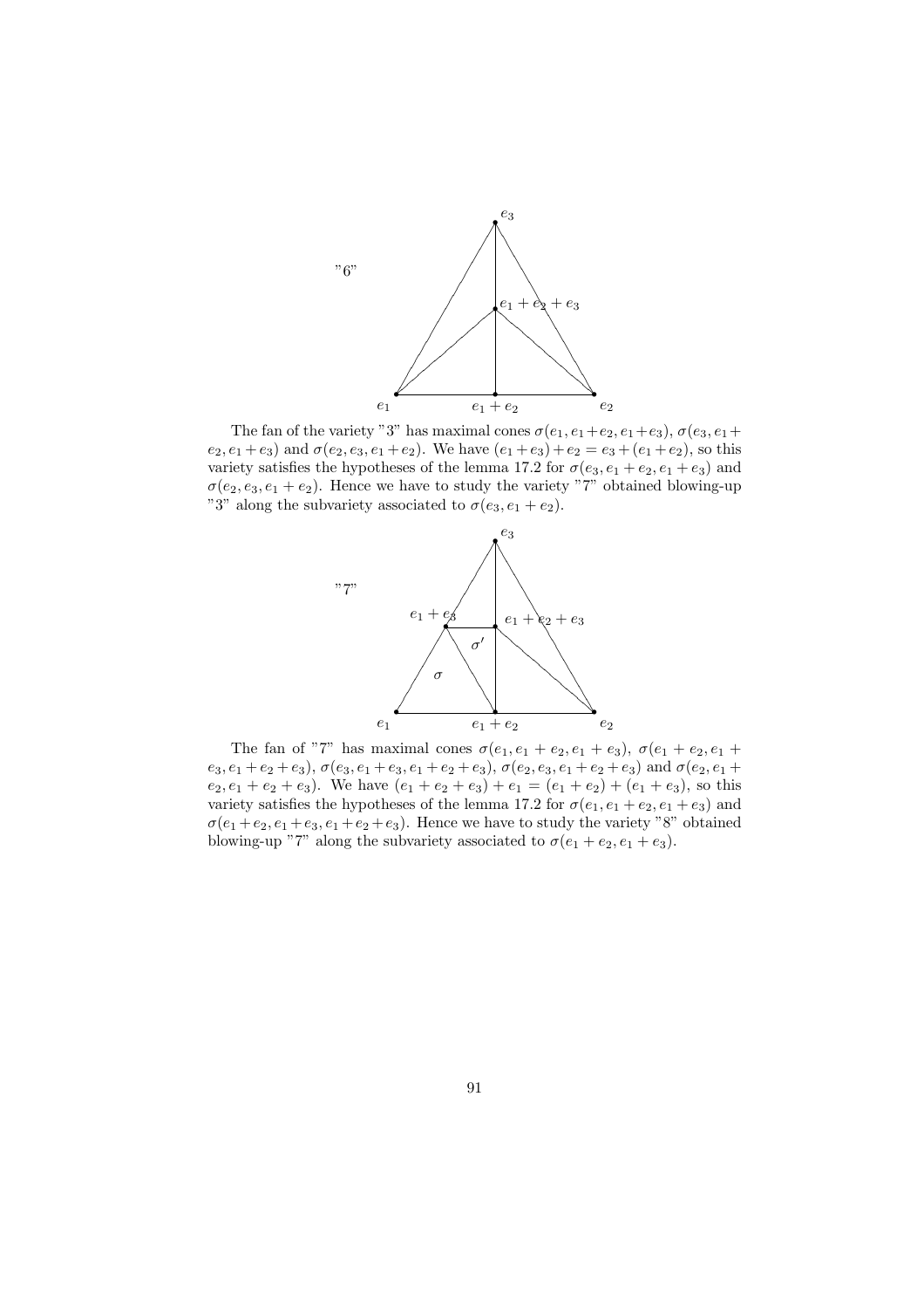"6"

$e_3$

$e_1 + e_2 + e_3$

$e_1$ $\qquad$ $e_1 + e_2$ $\qquad$ $e_2$

The fan of the variety "3" has maximal cones $\sigma(e_1, e_1+e_2, e_1+e_3)$, $\sigma(e_3, e_1+e_2, e_1+e_3)$ and $\sigma(e_2, e_3, e_1+e_2)$. We have $(e_1+e_3)+e_2 = e_3+(e_1+e_2)$, so this variety satisfies the hypotheses of the lemma 17.2 for $\sigma(e_3, e_1+e_2, e_1+e_3)$ and $\sigma(e_2, e_3, e_1+e_2)$. Hence we have to study the variety "7" obtained blowing-up "3" along the subvariety associated to $\sigma(e_3, e_1+e_2)$.

"7"

$e_3$

$e_1 + e_3$ $\qquad$ $e_1 + e_2 + e_3$

$\sigma'$

$\sigma$

$e_1$ $\qquad$ $e_1 + e_2$ $\qquad$ $e_2$

The fan of "7" has maximal cones $\sigma(e_1, e_1+e_2, e_1+e_3)$, $\sigma(e_1+e_2, e_1+e_3, e_1+e_2+e_3)$, $\sigma(e_3, e_1+e_3, e_1+e_2+e_3)$, $\sigma(e_2, e_3, e_1+e_2+e_3)$ and $\sigma(e_2, e_1+e_2, e_1+e_2+e_3)$. We have $(e_1+e_2+e_3)+e_1 = (e_1+e_2)+(e_1+e_3)$, so this variety satisfies the hypotheses of the lemma 17.2 for $\sigma(e_1, e_1+e_2, e_1+e_3)$ and $\sigma(e_1+e_2, e_1+e_3, e_1+e_2+e_3)$. Hence we have to study the variety "8" obtained blowing-up "7" along the subvariety associated to $\sigma(e_1+e_2, e_1+e_3)$.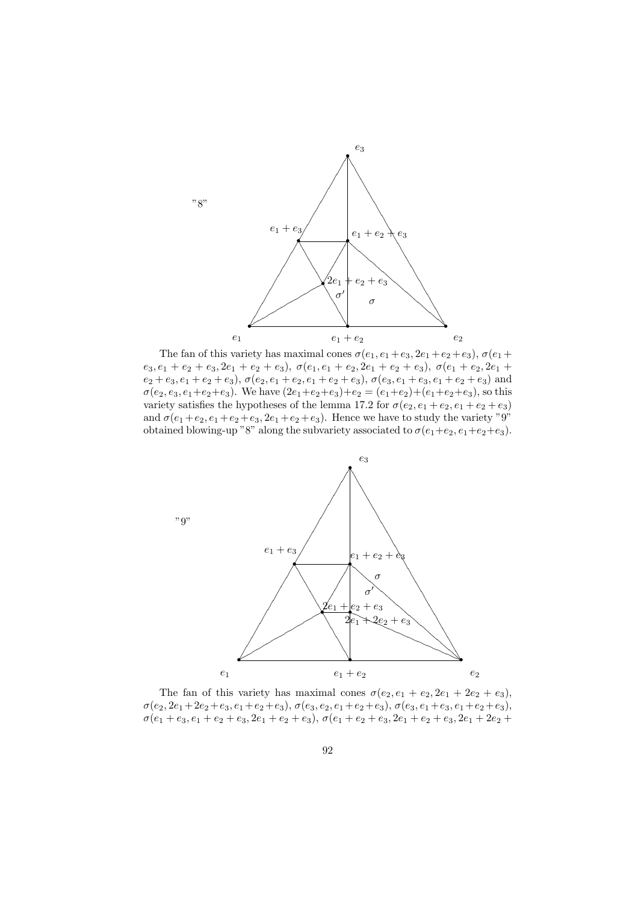"8"

The fan of this variety has maximal cones $\sigma(e_1, e_1+e_3, 2e_1+e_2+e_3)$, $\sigma(e_1+e_3, e_1+e_2+e_3, 2e_1+e_2+e_3)$, $\sigma(e_1, e_1+e_2, 2e_1+e_2+e_3)$, $\sigma(e_1+e_2, 2e_1+e_2+e_3, e_1+e_2+e_3)$, $\sigma(e_2, e_1+e_2, e_1+e_2+e_3)$, $\sigma(e_3, e_1+e_3, e_1+e_2+e_3)$ and $\sigma(e_2, e_3, e_1+e_2+e_3)$. We have $(2e_1+e_2+e_3)+e_2 = (e_1+e_2)+(e_1+e_2+e_3)$, so this variety satisfies the hypotheses of the lemma 17.2 for $\sigma(e_2, e_1+e_2, e_1+e_2+e_3)$ and $\sigma(e_1+e_2, e_1+e_2+e_3, 2e_1+e_2+e_3)$. Hence we have to study the variety "9" obtained blowing-up "8" along the subvariety associated to $\sigma(e_1+e_2, e_1+e_2+e_3)$.

"9"

The fan of this variety has maximal cones $\sigma(e_2, e_1+e_2, 2e_1+2e_2+e_3)$, $\sigma(e_2, 2e_1+2e_2+e_3, e_1+e_2+e_3)$, $\sigma(e_3, e_2, e_1+e_2+e_3)$, $\sigma(e_3, e_1+e_3, e_1+e_2+e_3)$, $\sigma(e_1+e_3, e_1+e_2+e_3, 2e_1+e_2+e_3)$, $\sigma(e_1+e_2+e_3, 2e_1+e_2+e_3, 2e_1+2e_2+$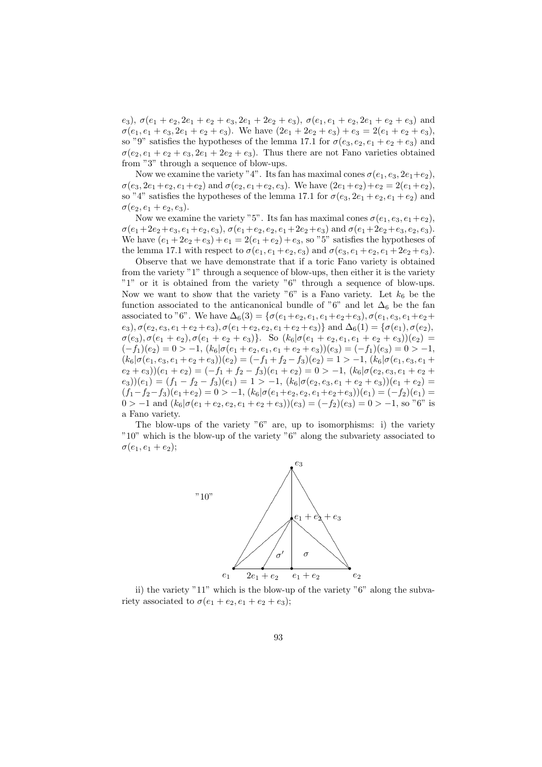$e_3$), $\sigma(e_1+e_2, 2e_1+e_2+e_3, 2e_1+2e_2+e_3)$, $\sigma(e_1, e_1+e_2, 2e_1+e_2+e_3)$ and $\sigma(e_1, e_1+e_3, 2e_1+e_2+e_3)$. We have $(2e_1+2e_2+e_3)+e_3 = 2(e_1+e_2+e_3)$, so "9" satisfies the hypotheses of the lemma 17.1 for $\sigma(e_3, e_2, e_1+e_2+e_3)$ and $\sigma(e_2, e_1+e_2+e_3, 2e_1+2e_2+e_3)$. Thus there are not Fano varieties obtained from "3" through a sequence of blow-ups.

Now we examine the variety "4". Its fan has maximal cones $\sigma(e_1, e_3, 2e_1+e_2)$, $\sigma(e_3, 2e_1+e_2, e_1+e_2)$ and $\sigma(e_2, e_1+e_2, e_3)$. We have $(2e_1+e_2)+e_2 = 2(e_1+e_2)$, so "4" satisfies the hypotheses of the lemma 17.1 for $\sigma(e_3, 2e_1+e_2, e_1+e_2)$ and $\sigma(e_2, e_1+e_2, e_3)$.

Now we examine the variety "5". Its fan has maximal cones $\sigma(e_1, e_3, e_1+e_2)$, $\sigma(e_1+2e_2+e_3, e_1+e_2, e_3)$, $\sigma(e_1+e_2, e_2, e_1+2e_2+e_3)$ and $\sigma(e_1+2e_2+e_3, e_2, e_3)$. We have $(e_1+2e_2+e_3)+e_1 = 2(e_1+e_2)+e_3$, so "5" satisfies the hypotheses of the lemma 17.1 with respect to $\sigma(e_1, e_1+e_2, e_3)$ and $\sigma(e_3, e_1+e_2, e_1+2e_2+e_3)$.

Observe that we have demonstrate that if a toric Fano variety is obtained from the variety "1" through a sequence of blow-ups, then either it is the variety "1" or it is obtained from the variety "6" through a sequence of blow-ups. Now we want to show that the variety "6" is a Fano variety. Let $k_6$ be the function associated to the anticanonical bundle of "6" and let $\Delta_6$ be the fan associated to "6". We have $\Delta_6(3) = \{\sigma(e_1+e_2, e_1, e_1+e_2+e_3), \sigma(e_1, e_3, e_1+e_2+e_3), \sigma(e_2, e_3, e_1+e_2+e_3), \sigma(e_1+e_2, e_2, e_1+e_2+e_3)\}$ and $\Delta_6(1) = \{\sigma(e_1), \sigma(e_2), \sigma(e_3), \sigma(e_1+e_2), \sigma(e_1+e_2+e_3)\}$. So $(k_6|\sigma(e_1+e_2, e_1, e_1+e_2+e_3))(e_2) = (-f_1)(e_2) = 0 > -1$, $(k_6|\sigma(e_1+e_2, e_1, e_1+e_2+e_3))(e_3) = (-f_1)(e_3) = 0 > -1$, $(k_6|\sigma(e_1, e_3, e_1+e_2+e_3))(e_2) = (-f_1+f_2-f_3)(e_2) = 1 > -1$, $(k_6|\sigma(e_1, e_3, e_1+e_2+e_3))(e_1+e_2) = (-f_1+f_2-f_3)(e_1+e_2) = 0 > -1$, $(k_6|\sigma(e_2, e_3, e_1+e_2+e_3))(e_1) = (f_1-f_2-f_3)(e_1) = 1 > -1$, $(k_6|\sigma(e_2, e_3, e_1+e_2+e_3))(e_1+e_2) = (f_1-f_2-f_3)(e_1+e_2) = 0 > -1$, $(k_6|\sigma(e_1+e_2, e_2, e_1+e_2+e_3))(e_1) = (-f_2)(e_1) = 0 > -1$ and $(k_6|\sigma(e_1+e_2, e_2, e_1+e_2+e_3))(e_3) = (-f_2)(e_3) = 0 > -1$, so "6" is a Fano variety.

The blow-ups of the variety "6" are, up to isomorphisms: i) the variety "10" which is the blow-up of the variety "6" along the subvariety associated to $\sigma(e_1, e_1+e_2)$;

"10"

ii) the variety "11" which is the blow-up of the variety "6" along the subvariety associated to $\sigma(e_1+e_2, e_1+e_2+e_3)$;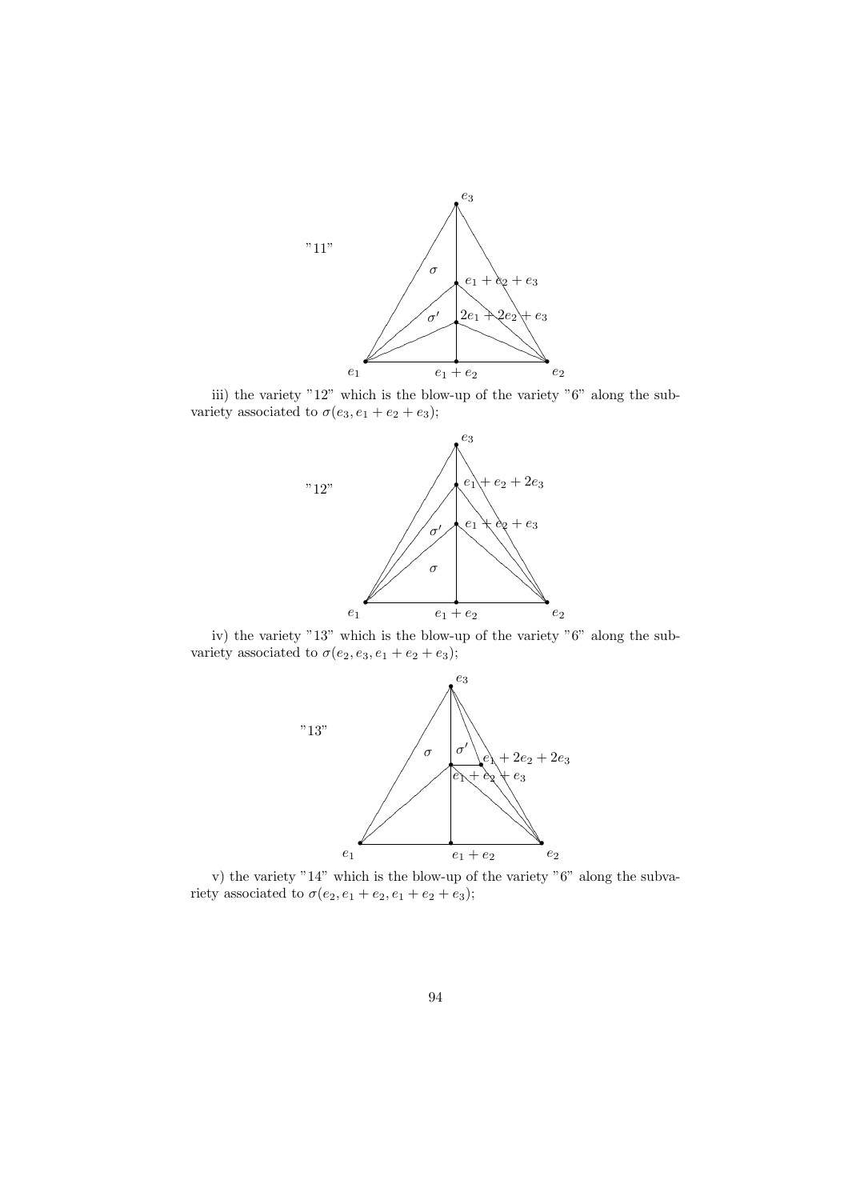"11"

iii) the variety "12" which is the blow-up of the variety "6" along the subvariety associated to $\sigma(e_3, e_1 + e_2 + e_3)$;

"12"

iv) the variety "13" which is the blow-up of the variety "6" along the subvariety associated to $\sigma(e_2, e_3, e_1 + e_2 + e_3)$;

"13"

v) the variety "14" which is the blow-up of the variety "6" along the subvariety associated to $\sigma(e_2, e_1 + e_2, e_1 + e_2 + e_3)$;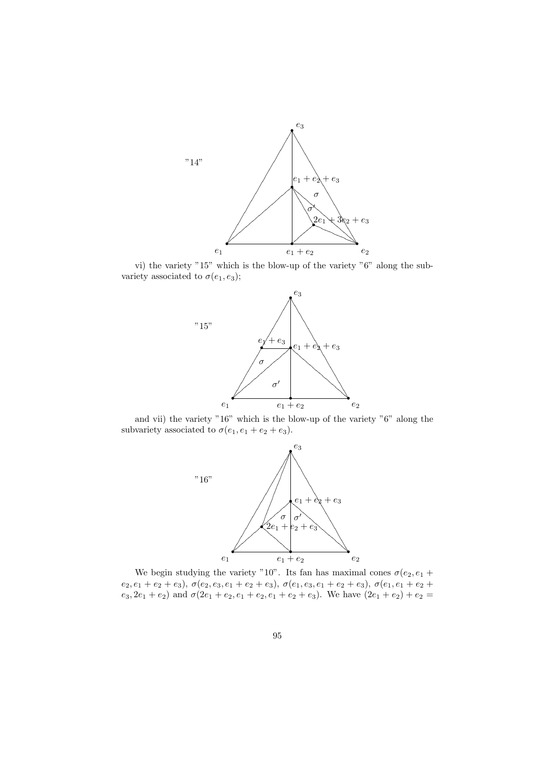"14"

vi) the variety "15" which is the blow-up of the variety "6" along the subvariety associated to $\sigma(e_1, e_3)$;

"15"

and vii) the variety "16" which is the blow-up of the variety "6" along the subvariety associated to $\sigma(e_1, e_1 + e_2 + e_3)$.

"16"

We begin studying the variety "10". Its fan has maximal cones $\sigma(e_2, e_1 + e_2, e_1 + e_2 + e_3)$, $\sigma(e_2, e_3, e_1 + e_2 + e_3)$, $\sigma(e_1, e_3, e_1 + e_2 + e_3)$, $\sigma(e_1, e_1 + e_2 + e_3, 2e_1 + e_2)$ and $\sigma(2e_1 + e_2, e_1 + e_2, e_1 + e_2 + e_3)$. We have $(2e_1 + e_2) + e_2 =$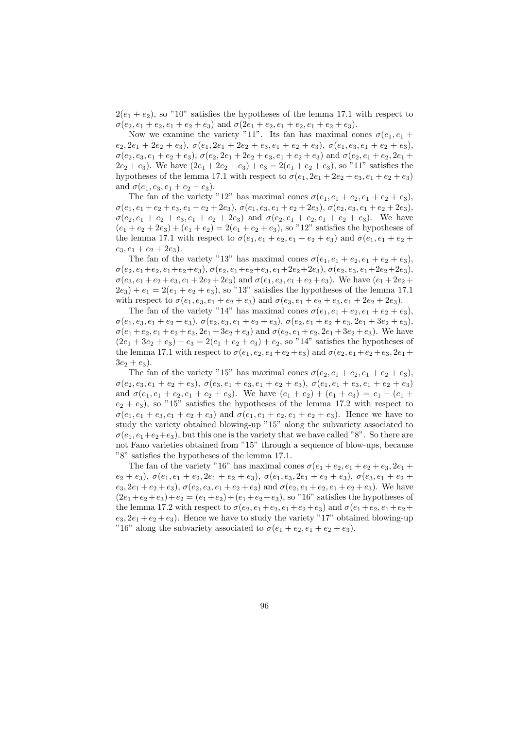$2(e_1 + e_2)$, so "10" satisfies the hypotheses of the lemma 17.1 with respect to $\sigma(e_2, e_1 + e_2, e_1 + e_2 + e_3)$ and $\sigma(2e_1 + e_2, e_1 + e_2, e_1 + e_2 + e_3)$.

Now we examine the variety "11". Its fan has maximal cones $\sigma(e_1, e_1 + e_2, 2e_1 + 2e_2 + e_3)$, $\sigma(e_1, 2e_1 + 2e_2 + e_3, e_1 + e_2 + e_3)$, $\sigma(e_1, e_3, e_1 + e_2 + e_3)$, $\sigma(e_2, e_3, e_1 + e_2 + e_3)$, $\sigma(e_2, 2e_1 + 2e_2 + e_3, e_1 + e_2 + e_3)$ and $\sigma(e_2, e_1 + e_2, 2e_1 + 2e_2 + e_3)$. We have $(2e_1 + 2e_2 + e_3) + e_3 = 2(e_1 + e_2 + e_3)$, so "11" satisfies the hypotheses of the lemma 17.1 with respect to $\sigma(e_1, 2e_1 + 2e_2 + e_3, e_1 + e_2 + e_3)$ and $\sigma(e_1, e_3, e_1 + e_2 + e_3)$.

The fan of the variety "12" has maximal cones $\sigma(e_1, e_1 + e_2, e_1 + e_2 + e_3)$, $\sigma(e_1, e_1 + e_2 + e_3, e_1 + e_2 + 2e_3)$, $\sigma(e_1, e_3, e_1 + e_2 + 2e_3)$, $\sigma(e_2, e_3, e_1 + e_2 + 2e_3)$, $\sigma(e_2, e_1 + e_2 + e_3, e_1 + e_2 + 2e_3)$ and $\sigma(e_2, e_1 + e_2, e_1 + e_2 + e_3)$. We have $(e_1 + e_2 + 2e_3) + (e_1 + e_2) = 2(e_1 + e_2 + e_3)$, so "12" satisfies the hypotheses of the lemma 17.1 with respect to $\sigma(e_1, e_1 + e_2, e_1 + e_2 + e_3)$ and $\sigma(e_1, e_1 + e_2 + e_3, e_1 + e_2 + 2e_3)$.

The fan of the variety "13" has maximal cones $\sigma(e_1, e_1 + e_2, e_1 + e_2 + e_3)$, $\sigma(e_2, e_1 + e_2, e_1 + e_2 + e_3)$, $\sigma(e_2, e_1 + e_2 + e_3, e_1 + 2e_2 + 2e_3)$, $\sigma(e_2, e_3, e_1 + 2e_2 + 2e_3)$, $\sigma(e_3, e_1 + e_2 + e_3, e_1 + 2e_2 + 2e_3)$ and $\sigma(e_1, e_3, e_1 + e_2 + e_3)$. We have $(e_1 + 2e_2 + 2e_3) + e_1 = 2(e_1 + e_2 + e_3)$, so "13" satisfies the hypotheses of the lemma 17.1 with respect to $\sigma(e_1, e_3, e_1 + e_2 + e_3)$ and $\sigma(e_3, e_1 + e_2 + e_3, e_1 + 2e_2 + 2e_3)$.

The fan of the variety "14" has maximal cones $\sigma(e_1, e_1 + e_2, e_1 + e_2 + e_3)$, $\sigma(e_1, e_3, e_1 + e_2 + e_3)$, $\sigma(e_2, e_3, e_1 + e_2 + e_3)$, $\sigma(e_2, e_1 + e_2 + e_3, 2e_1 + 3e_2 + e_3)$, $\sigma(e_1 + e_2, e_1 + e_2 + e_3, 2e_1 + 3e_2 + e_3)$ and $\sigma(e_2, e_1 + e_2, 2e_1 + 3e_2 + e_3)$. We have $(2e_1 + 3e_2 + e_3) + e_3 = 2(e_1 + e_2 + e_3) + e_2$, so "14" satisfies the hypotheses of the lemma 17.1 with respect to $\sigma(e_1, e_2, e_1 + e_2 + e_3)$ and $\sigma(e_2, e_1 + e_2 + e_3, 2e_1 + 3e_2 + e_3)$.

The fan of the variety "15" has maximal cones $\sigma(e_2, e_1 + e_2, e_1 + e_2 + e_3)$, $\sigma(e_2, e_3, e_1 + e_2 + e_3)$, $\sigma(e_3, e_1 + e_3, e_1 + e_2 + e_3)$, $\sigma(e_1, e_1 + e_3, e_1 + e_2 + e_3)$ and $\sigma(e_1, e_1 + e_2, e_1 + e_2 + e_3)$. We have $(e_1 + e_2) + (e_1 + e_3) = e_1 + (e_1 + e_2 + e_3)$, so "15" satisfies the hypotheses of the lemma 17.2 with respect to $\sigma(e_1, e_1 + e_3, e_1 + e_2 + e_3)$ and $\sigma(e_1, e_1 + e_2, e_1 + e_2 + e_3)$. Hence we have to study the variety obtained blowing-up "15" along the subvariety associated to $\sigma(e_1, e_1 + e_2 + e_3)$, but this one is the variety that we have called "8". So there are not Fano varieties obtained from "15" through a sequence of blow-ups, because "8" satisfies the hypotheses of the lemma 17.1.

The fan of the variety "16" has maximal cones $\sigma(e_1 + e_2, e_1 + e_2 + e_3, 2e_1 + e_2 + e_3)$, $\sigma(e_1, e_1 + e_2, 2e_1 + e_2 + e_3)$, $\sigma(e_1, e_3, 2e_1 + e_2 + e_3)$, $\sigma(e_3, e_1 + e_2 + e_3, 2e_1 + e_2 + e_3)$, $\sigma(e_2, e_3, e_1 + e_2 + e_3)$ and $\sigma(e_2, e_1 + e_2, e_1 + e_2 + e_3)$. We have $(2e_1 + e_2 + e_3) + e_2 = (e_1 + e_2) + (e_1 + e_2 + e_3)$, so "16" satisfies the hypotheses of the lemma 17.2 with respect to $\sigma(e_2, e_1 + e_2, e_1 + e_2 + e_3)$ and $\sigma(e_1 + e_2, e_1 + e_2 + e_3, 2e_1 + e_2 + e_3)$. Hence we have to study the variety "17" obtained blowing-up "16" along the subvariety associated to $\sigma(e_1 + e_2, e_1 + e_2 + e_3)$.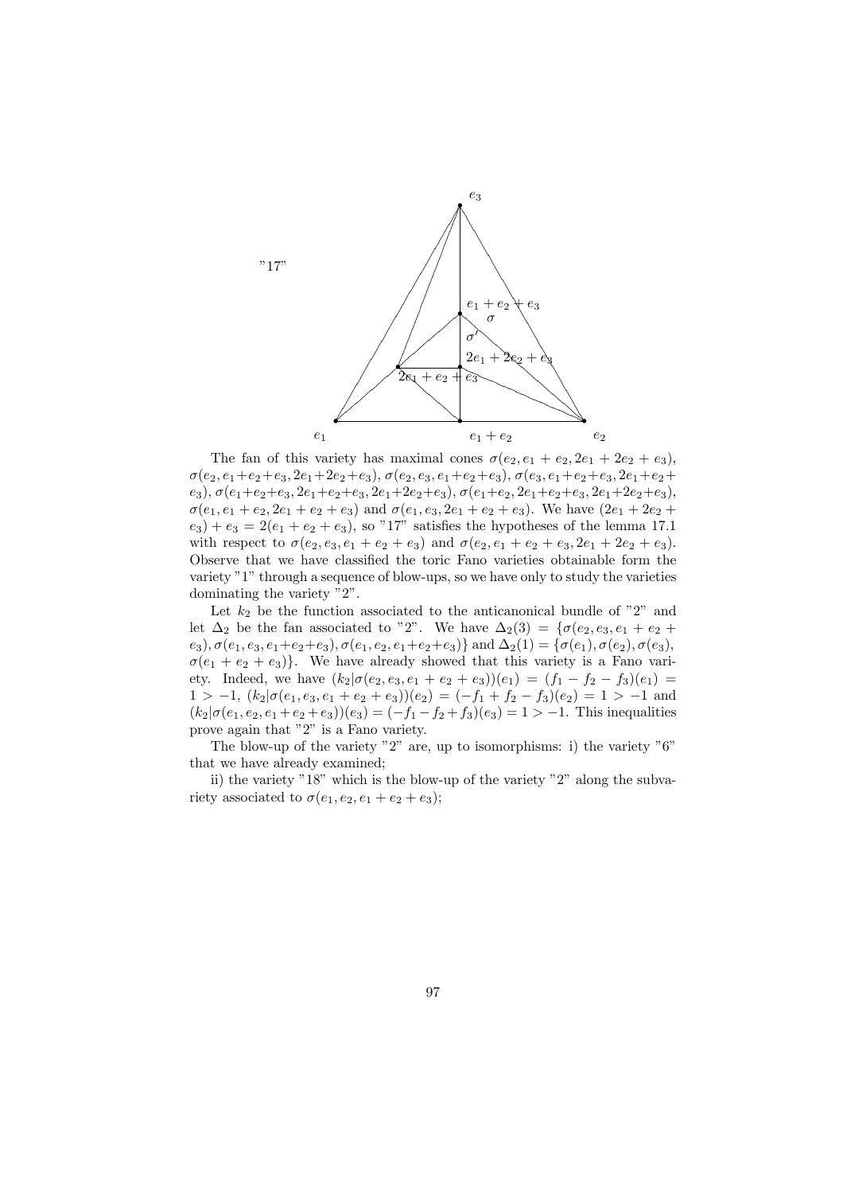"17"

The fan of this variety has maximal cones $\sigma(e_2, e_1+e_2, 2e_1+2e_2+e_3)$, $\sigma(e_2, e_1+e_2+e_3, 2e_1+2e_2+e_3)$, $\sigma(e_2, e_3, e_1+e_2+e_3)$, $\sigma(e_3, e_1+e_2+e_3, 2e_1+e_2+e_3)$, $\sigma(e_1+e_2+e_3, 2e_1+e_2+e_3, 2e_1+2e_2+e_3)$, $\sigma(e_1+e_2, 2e_1+e_2+e_3, 2e_1+2e_2+e_3)$, $\sigma(e_1, e_1+e_2, 2e_1+e_2+e_3)$ and $\sigma(e_1, e_3, 2e_1+e_2+e_3)$. We have $(2e_1+2e_2+e_3)+e_3 = 2(e_1+e_2+e_3)$, so "17" satisfies the hypotheses of the lemma 17.1 with respect to $\sigma(e_2, e_3, e_1+e_2+e_3)$ and $\sigma(e_2, e_1+e_2+e_3, 2e_1+2e_2+e_3)$. Observe that we have classified the toric Fano varieties obtainable form the variety "1" through a sequence of blow-ups, so we have only to study the varieties dominating the variety "2".

Let $k_2$ be the function associated to the anticanonical bundle of "2" and let $\Delta_2$ be the fan associated to "2". We have $\Delta_2(3) = \{\sigma(e_2, e_3, e_1+e_2+e_3), \sigma(e_1, e_3, e_1+e_2+e_3), \sigma(e_1, e_2, e_1+e_2+e_3)\}$ and $\Delta_2(1) = \{\sigma(e_1), \sigma(e_2), \sigma(e_3), \sigma(e_1+e_2+e_3)\}$. We have already showed that this variety is a Fano variety. Indeed, we have $(k_2|\sigma(e_2, e_3, e_1+e_2+e_3))(e_1) = (f_1-f_2-f_3)(e_1) = 1 > -1$, $(k_2|\sigma(e_1, e_3, e_1+e_2+e_3))(e_2) = (-f_1+f_2-f_3)(e_2) = 1 > -1$ and $(k_2|\sigma(e_1, e_2, e_1+e_2+e_3))(e_3) = (-f_1-f_2+f_3)(e_3) = 1 > -1$. This inequalities prove again that "2" is a Fano variety.

The blow-up of the variety "2" are, up to isomorphisms: i) the variety "6" that we have already examined;

ii) the variety "18" which is the blow-up of the variety "2" along the subvariety associated to $\sigma(e_1, e_2, e_1+e_2+e_3)$;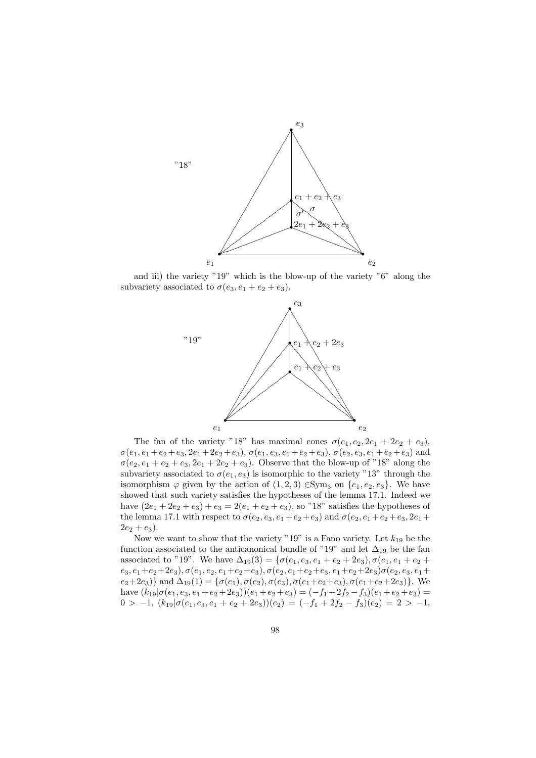"18"

and iii) the variety "19" which is the blow-up of the variety "6" along the subvariety associated to $\sigma(e_3, e_1+e_2+e_3)$.

"19"

The fan of the variety "18" has maximal cones $\sigma(e_1, e_2, 2e_1+2e_2+e_3)$, $\sigma(e_1, e_1+e_2+e_3, 2e_1+2e_2+e_3)$, $\sigma(e_1, e_3, e_1+e_2+e_3)$, $\sigma(e_2, e_3, e_1+e_2+e_3)$ and $\sigma(e_2, e_1+e_2+e_3, 2e_1+2e_2+e_3)$. Observe that the blow-up of "18" along the subvariety associated to $\sigma(e_1, e_3)$ is isomorphic to the variety "13" through the isomorphism $\varphi$ given by the action of $(1,2,3) \in \mathrm{Sym}_3$ on $\{e_1, e_2, e_3\}$. We have showed that such variety satisfies the hypotheses of the lemma 17.1. Indeed we have $(2e_1+2e_2+e_3)+e_3 = 2(e_1+e_2+e_3)$, so "18" satisfies the hypotheses of the lemma 17.1 with respect to $\sigma(e_2, e_3, e_1+e_2+e_3)$ and $\sigma(e_2, e_1+e_2+e_3, 2e_1+2e_2+e_3)$.

Now we want to show that the variety "19" is a Fano variety. Let $k_{19}$ be the function associated to the anticanonical bundle of "19" and let $\Delta_{19}$ be the fan associated to "19". We have $\Delta_{19}(3) = \{\sigma(e_1, e_3, e_1+e_2+2e_3), \sigma(e_1, e_1+e_2+e_3, e_1+e_2+2e_3), \sigma(e_1, e_2, e_1+e_2+e_3), \sigma(e_2, e_1+e_2+e_3, e_1+e_2+2e_3)\sigma(e_2, e_3, e_1+e_2+2e_3)\}$ and $\Delta_{19}(1) = \{\sigma(e_1), \sigma(e_2), \sigma(e_3), \sigma(e_1+e_2+e_3), \sigma(e_1+e_2+2e_3)\}$. We have $(k_{19}|\sigma(e_1, e_3, e_1+e_2+2e_3))(e_1+e_2+e_3) = (-f_1+2f_2-f_3)(e_1+e_2+e_3) = 0 > -1$, $(k_{19}|\sigma(e_1, e_3, e_1+e_2+2e_3))(e_2) = (-f_1+2f_2-f_3)(e_2) = 2 > -1$,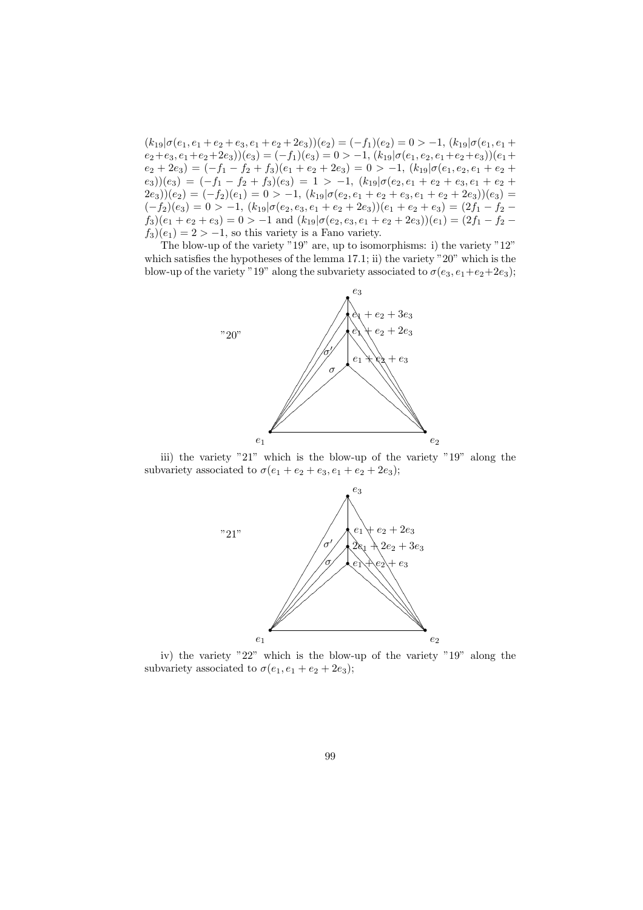$(k_{19}|\sigma(e_1, e_1+e_2+e_3, e_1+e_2+2e_3))(e_2) = (-f_1)(e_2) = 0 > -1$, $(k_{19}|\sigma(e_1, e_1+e_2+e_3, e_1+e_2+2e_3))(e_3) = (-f_1)(e_3) = 0 > -1$, $(k_{19}|\sigma(e_1, e_2, e_1+e_2+e_3))(e_1+e_2+2e_3) = (-f_1-f_2+f_3)(e_1+e_2+2e_3) = 0 > -1$, $(k_{19}|\sigma(e_1, e_2, e_1+e_2+e_3))(e_3) = (-f_1-f_2+f_3)(e_3) = 1 > -1$, $(k_{19}|\sigma(e_2, e_1+e_2+e_3, e_1+e_2+2e_3))(e_2) = (-f_2)(e_1) = 0 > -1$, $(k_{19}|\sigma(e_2, e_1+e_2+e_3, e_1+e_2+2e_3))(e_3) = (-f_2)(e_3) = 0 > -1$, $(k_{19}|\sigma(e_2, e_3, e_1+e_2+2e_3))(e_1+e_2+e_3) = (2f_1-f_2-f_3)(e_1+e_2+e_3) = 0 > -1$ and $(k_{19}|\sigma(e_2, e_3, e_1+e_2+2e_3))(e_1) = (2f_1-f_2-f_3)(e_1) = 2 > -1$, so this variety is a Fano variety.

The blow-up of the variety "19" are, up to isomorphisms: i) the variety "12" which satisfies the hypotheses of the lemma 17.1; ii) the variety "20" which is the blow-up of the variety "19" along the subvariety associated to $\sigma(e_3, e_1+e_2+2e_3)$;

"20"

iii) the variety "21" which is the blow-up of the variety "19" along the subvariety associated to $\sigma(e_1+e_2+e_3, e_1+e_2+2e_3)$;

"21"

iv) the variety "22" which is the blow-up of the variety "19" along the subvariety associated to $\sigma(e_1, e_1+e_2+2e_3)$;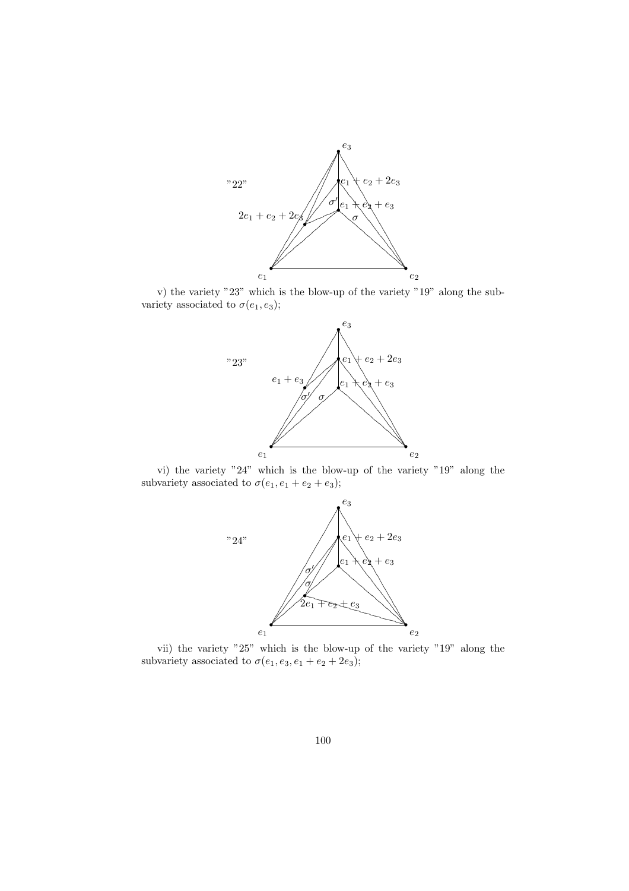"22"

$e_3$, $e_1 + e_2 + 2e_3$, $\sigma'$, $e_1 + e_2 + e_3$, $2e_1 + e_2 + 2e_3$, $\sigma$, $e_1$, $e_2$

v) the variety "23" which is the blow-up of the variety "19" along the subvariety associated to $\sigma(e_1, e_3)$;

"23"

$e_3$, $e_1 + e_2 + 2e_3$, $e_1 + e_3$, $e_1 + e_2 + e_3$, $\sigma'$, $\sigma$, $e_1$, $e_2$

vi) the variety "24" which is the blow-up of the variety "19" along the subvariety associated to $\sigma(e_1, e_1 + e_2 + e_3)$;

"24"

$e_3$, $e_1 + e_2 + 2e_3$, $e_1 + e_2 + e_3$, $\sigma'$, $\sigma$, $2e_1 + e_2 + e_3$, $e_1$, $e_2$

vii) the variety "25" which is the blow-up of the variety "19" along the subvariety associated to $\sigma(e_1, e_3, e_1 + e_2 + 2e_3)$;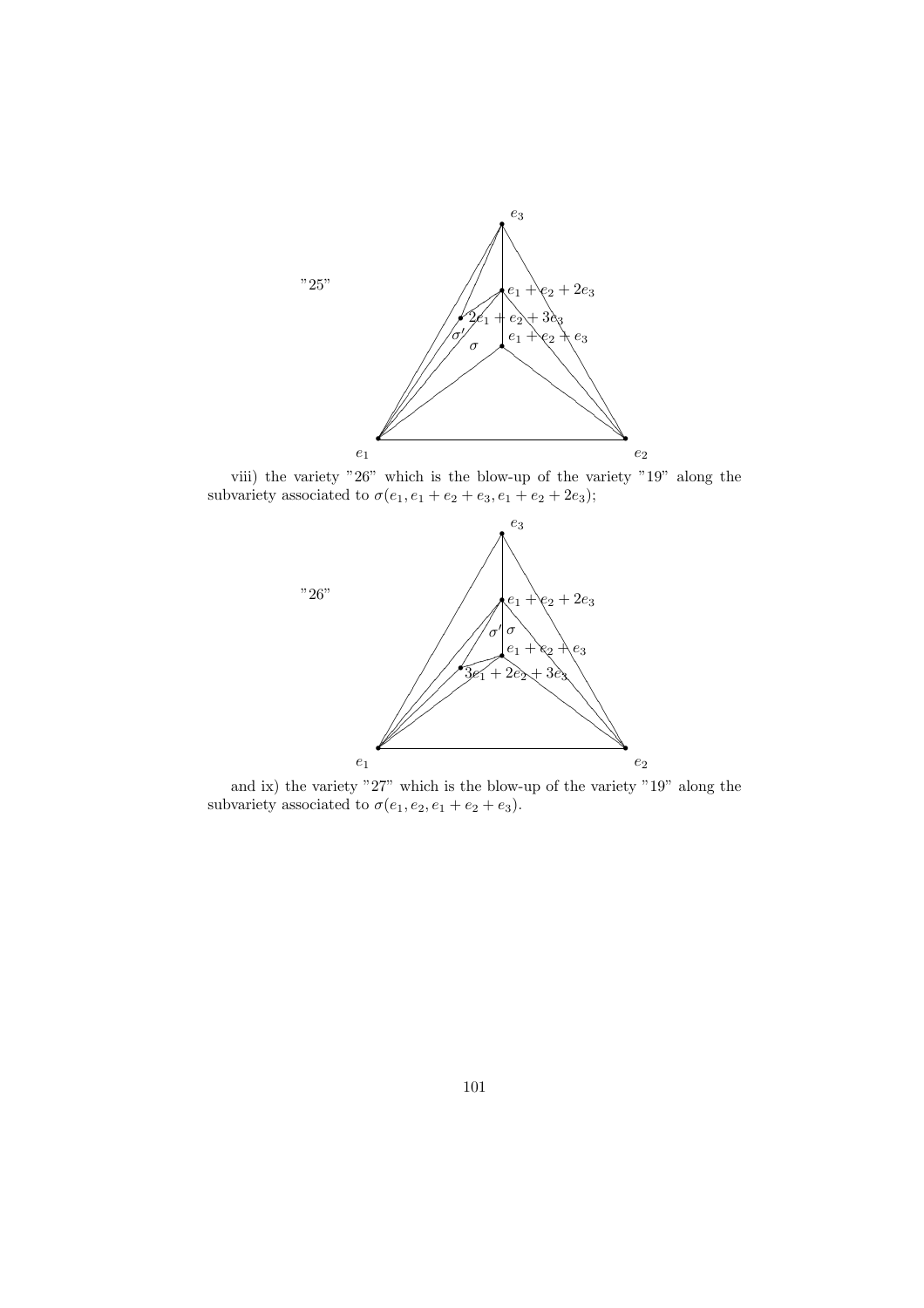"25"

viii) the variety "26" which is the blow-up of the variety "19" along the subvariety associated to $\sigma(e_1, e_1 + e_2 + e_3, e_1 + e_2 + 2e_3)$;

"26"

and ix) the variety "27" which is the blow-up of the variety "19" along the subvariety associated to $\sigma(e_1, e_2, e_1 + e_2 + e_3)$.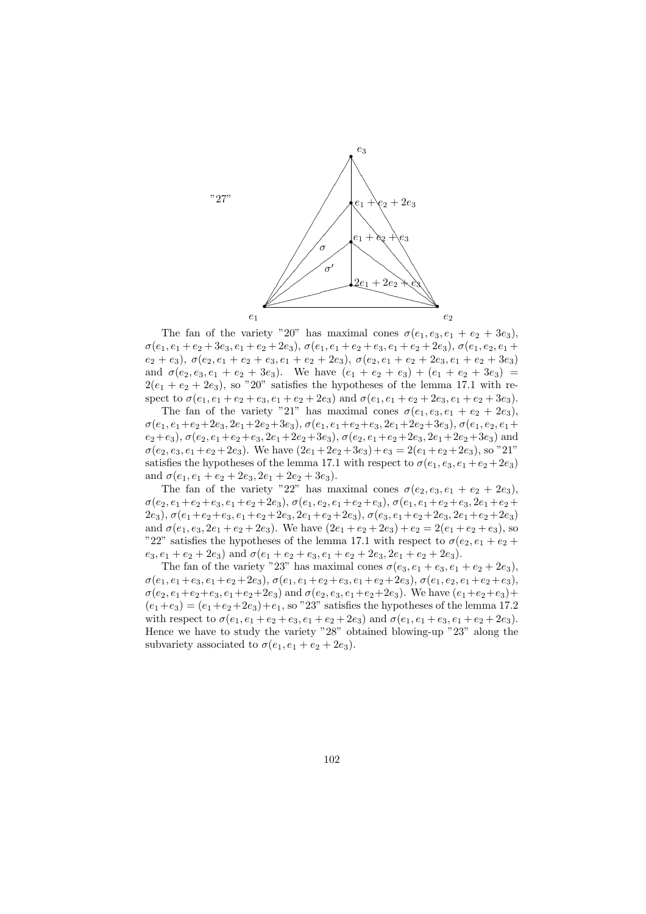"27"

The fan of the variety "20" has maximal cones $\sigma(e_1, e_3, e_1 + e_2 + 3e_3)$, $\sigma(e_1, e_1 + e_2 + 3e_3, e_1 + e_2 + 2e_3)$, $\sigma(e_1, e_1 + e_2 + e_3, e_1 + e_2 + 2e_3)$, $\sigma(e_1, e_2, e_1 + e_2 + e_3)$, $\sigma(e_2, e_1 + e_2 + e_3, e_1 + e_2 + 2e_3)$, $\sigma(e_2, e_1 + e_2 + 2e_3, e_1 + e_2 + 3e_3)$ and $\sigma(e_2, e_3, e_1 + e_2 + 3e_3)$. We have $(e_1 + e_2 + e_3) + (e_1 + e_2 + 3e_3) = 2(e_1 + e_2 + 2e_3)$, so "20" satisfies the hypotheses of the lemma 17.1 with respect to $\sigma(e_1, e_1 + e_2 + e_3, e_1 + e_2 + 2e_3)$ and $\sigma(e_1, e_1 + e_2 + 2e_3, e_1 + e_2 + 3e_3)$.

The fan of the variety "21" has maximal cones $\sigma(e_1, e_3, e_1 + e_2 + 2e_3)$, $\sigma(e_1, e_1+e_2+2e_3, 2e_1+2e_2+3e_3)$, $\sigma(e_1, e_1+e_2+e_3, 2e_1+2e_2+3e_3)$, $\sigma(e_1, e_2, e_1+e_2+e_3)$, $\sigma(e_2, e_1+e_2+e_3, 2e_1+2e_2+3e_3)$, $\sigma(e_2, e_1+e_2+2e_3, 2e_1+2e_2+3e_3)$ and $\sigma(e_2, e_3, e_1+e_2+2e_3)$. We have $(2e_1+2e_2+3e_3)+e_3 = 2(e_1+e_2+2e_3)$, so "21" satisfies the hypotheses of the lemma 17.1 with respect to $\sigma(e_1, e_3, e_1+e_2+2e_3)$ and $\sigma(e_1, e_1 + e_2 + 2e_3, 2e_1 + 2e_2 + 3e_3)$.

The fan of the variety "22" has maximal cones $\sigma(e_2, e_3, e_1 + e_2 + 2e_3)$, $\sigma(e_2, e_1+e_2+e_3, e_1+e_2+2e_3)$, $\sigma(e_1, e_2, e_1+e_2+e_3)$, $\sigma(e_1, e_1+e_2+e_3, 2e_1+e_2+2e_3)$, $\sigma(e_1+e_2+e_3, e_1+e_2+2e_3, 2e_1+e_2+2e_3)$, $\sigma(e_3, e_1+e_2+2e_3, 2e_1+e_2+2e_3)$ and $\sigma(e_1, e_3, 2e_1 + e_2 + 2e_3)$. We have $(2e_1 + e_2 + 2e_3) + e_2 = 2(e_1 + e_2 + e_3)$, so "22" satisfies the hypotheses of the lemma 17.1 with respect to $\sigma(e_2, e_1 + e_2 + e_3, e_1 + e_2 + 2e_3)$ and $\sigma(e_1 + e_2 + e_3, e_1 + e_2 + 2e_3, 2e_1 + e_2 + 2e_3)$.

The fan of the variety "23" has maximal cones $\sigma(e_3, e_1 + e_3, e_1 + e_2 + 2e_3)$, $\sigma(e_1, e_1+e_3, e_1+e_2+2e_3)$, $\sigma(e_1, e_1+e_2+e_3, e_1+e_2+2e_3)$, $\sigma(e_1, e_2, e_1+e_2+e_3)$, $\sigma(e_2, e_1+e_2+e_3, e_1+e_2+2e_3)$ and $\sigma(e_2, e_3, e_1+e_2+2e_3)$. We have $(e_1+e_2+e_3)+(e_1+e_3) = (e_1+e_2+2e_3)+e_1$, so "23" satisfies the hypotheses of the lemma 17.2 with respect to $\sigma(e_1, e_1 + e_2 + e_3, e_1 + e_2 + 2e_3)$ and $\sigma(e_1, e_1 + e_3, e_1 + e_2 + 2e_3)$. Hence we have to study the variety "28" obtained blowing-up "23" along the subvariety associated to $\sigma(e_1, e_1 + e_2 + 2e_3)$.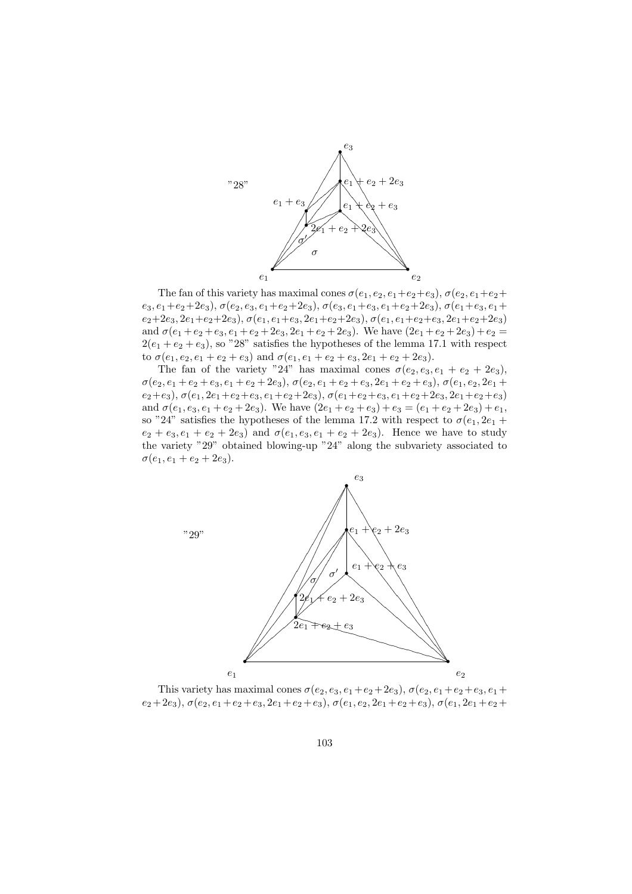"28"

The fan of this variety has maximal cones $\sigma(e_1, e_2, e_1+e_2+e_3)$, $\sigma(e_2, e_1+e_2+e_3, e_1+e_2+2e_3)$, $\sigma(e_2, e_3, e_1+e_2+2e_3)$, $\sigma(e_3, e_1+e_3, e_1+e_2+2e_3)$, $\sigma(e_1+e_3, e_1+e_2+2e_3, 2e_1+e_2+2e_3)$, $\sigma(e_1, e_1+e_3, 2e_1+e_2+2e_3)$, $\sigma(e_1, e_1+e_2+e_3, 2e_1+e_2+2e_3)$ and $\sigma(e_1+e_2+e_3, e_1+e_2+2e_3, 2e_1+e_2+2e_3)$. We have $(2e_1+e_2+2e_3)+e_2 = 2(e_1+e_2+e_3)$, so "28" satisfies the hypotheses of the lemma 17.1 with respect to $\sigma(e_1, e_2, e_1+e_2+e_3)$ and $\sigma(e_1, e_1+e_2+e_3, 2e_1+e_2+2e_3)$.

The fan of the variety "24" has maximal cones $\sigma(e_2, e_3, e_1+e_2+2e_3)$, $\sigma(e_2, e_1+e_2+e_3, e_1+e_2+2e_3)$, $\sigma(e_2, e_1+e_2+e_3, 2e_1+e_2+e_3)$, $\sigma(e_1, e_2, 2e_1+e_2+e_3)$, $\sigma(e_1, 2e_1+e_2+e_3, e_1+e_2+2e_3)$, $\sigma(e_1+e_2+e_3, e_1+e_2+2e_3, 2e_1+e_2+e_3)$ and $\sigma(e_1, e_3, e_1+e_2+2e_3)$. We have $(2e_1+e_2+e_3)+e_3 = (e_1+e_2+2e_3)+e_1$, so "24" satisfies the hypotheses of the lemma 17.2 with respect to $\sigma(e_1, 2e_1+e_2+e_3, e_1+e_2+2e_3)$ and $\sigma(e_1, e_3, e_1+e_2+2e_3)$. Hence we have to study the variety "29" obtained blowing-up "24" along the subvariety associated to $\sigma(e_1, e_1+e_2+2e_3)$.

"29"

This variety has maximal cones $\sigma(e_2, e_3, e_1+e_2+2e_3)$, $\sigma(e_2, e_1+e_2+e_3, e_1+e_2+2e_3)$, $\sigma(e_2, e_1+e_2+e_3, 2e_1+e_2+e_3)$, $\sigma(e_1, e_2, 2e_1+e_2+e_3)$, $\sigma(e_1, 2e_1+e_2+$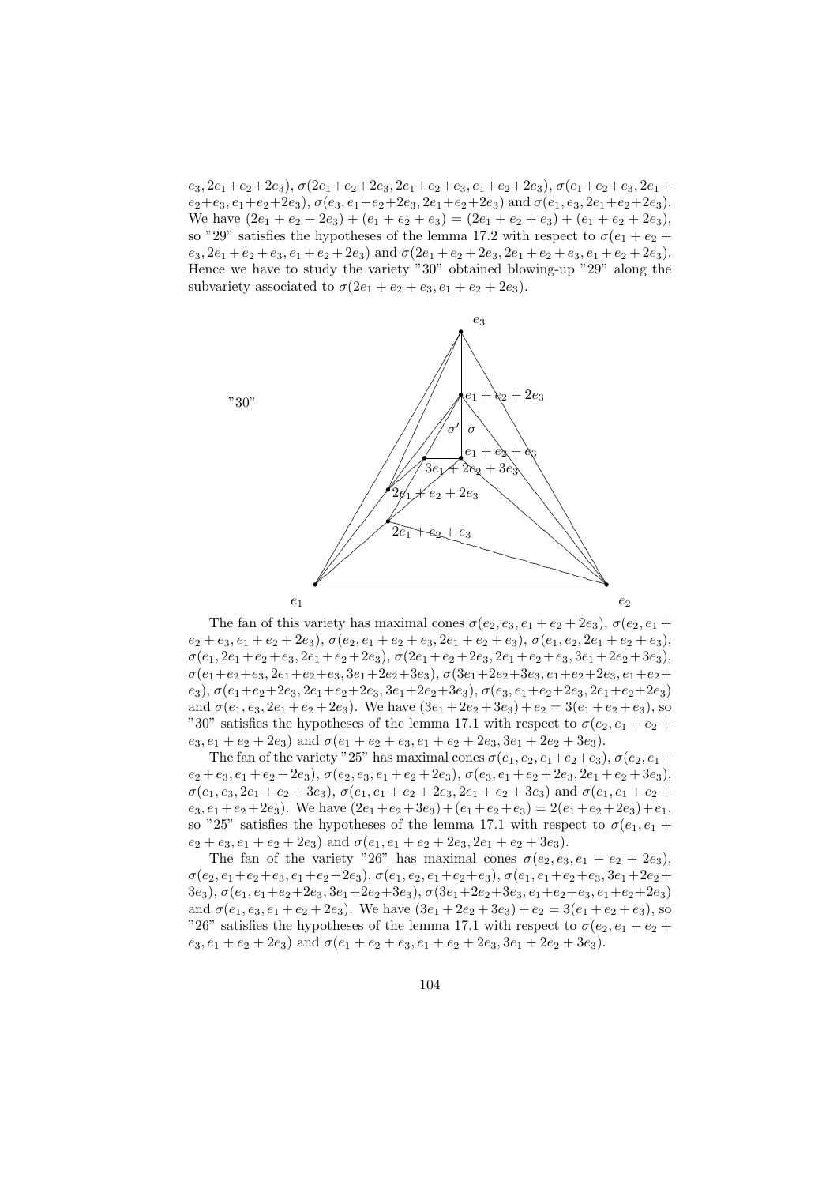$e_3, 2e_1+e_2+2e_3)$, $\sigma(2e_1+e_2+2e_3, 2e_1+e_2+e_3, e_1+e_2+2e_3)$, $\sigma(e_1+e_2+e_3, 2e_1+e_2+e_3, e_1+e_2+2e_3)$, $\sigma(e_3, e_1+e_2+2e_3, 2e_1+e_2+2e_3)$ and $\sigma(e_1, e_3, 2e_1+e_2+2e_3)$. We have $(2e_1+e_2+2e_3)+(e_1+e_2+e_3) = (2e_1+e_2+e_3)+(e_1+e_2+2e_3)$, so "29" satisfies the hypotheses of the lemma 17.2 with respect to $\sigma(e_1+e_2+e_3, 2e_1+e_2+e_3, e_1+e_2+2e_3)$ and $\sigma(2e_1+e_2+2e_3, 2e_1+e_2+e_3, e_1+e_2+2e_3)$. Hence we have to study the variety "30" obtained blowing-up "29" along the subvariety associated to $\sigma(2e_1+e_2+e_3, e_1+e_2+2e_3)$.

"30"

The fan of this variety has maximal cones $\sigma(e_2, e_3, e_1+e_2+2e_3)$, $\sigma(e_2, e_1+e_2+e_3, e_1+e_2+2e_3)$, $\sigma(e_2, e_1+e_2+e_3, 2e_1+e_2+e_3)$, $\sigma(e_1, e_2, 2e_1+e_2+e_3)$, $\sigma(e_1, 2e_1+e_2+e_3, 2e_1+e_2+2e_3)$, $\sigma(2e_1+e_2+2e_3, 2e_1+e_2+e_3, 3e_1+2e_2+3e_3)$, $\sigma(e_1+e_2+e_3, 2e_1+e_2+e_3, 3e_1+2e_2+3e_3)$, $\sigma(3e_1+2e_2+3e_3, e_1+e_2+2e_3, e_1+e_2+e_3)$, $\sigma(e_1+e_2+2e_3, 2e_1+e_2+2e_3, 3e_1+2e_2+3e_3)$, $\sigma(e_3, e_1+e_2+2e_3, 2e_1+e_2+2e_3)$ and $\sigma(e_1, e_3, 2e_1+e_2+2e_3)$. We have $(3e_1+2e_2+3e_3)+e_2 = 3(e_1+e_2+e_3)$, so "30" satisfies the hypotheses of the lemma 17.1 with respect to $\sigma(e_2, e_1+e_2+e_3, e_1+e_2+2e_3)$ and $\sigma(e_1+e_2+e_3, e_1+e_2+2e_3, 3e_1+2e_2+3e_3)$.

The fan of the variety "25" has maximal cones $\sigma(e_1, e_2, e_1+e_2+e_3)$, $\sigma(e_2, e_1+e_2+e_3, e_1+e_2+2e_3)$, $\sigma(e_2, e_3, e_1+e_2+2e_3)$, $\sigma(e_3, e_1+e_2+2e_3, 2e_1+e_2+3e_3)$, $\sigma(e_1, e_3, 2e_1+e_2+3e_3)$, $\sigma(e_1, e_1+e_2+2e_3, 2e_1+e_2+3e_3)$ and $\sigma(e_1, e_1+e_2+e_3, e_1+e_2+2e_3)$. We have $(2e_1+e_2+3e_3)+(e_1+e_2+e_3) = 2(e_1+e_2+2e_3)+e_1$, so "25" satisfies the hypotheses of the lemma 17.1 with respect to $\sigma(e_1, e_1+e_2+e_3, e_1+e_2+2e_3)$ and $\sigma(e_1, e_1+e_2+2e_3, 2e_1+e_2+3e_3)$.

The fan of the variety "26" has maximal cones $\sigma(e_2, e_3, e_1+e_2+2e_3)$, $\sigma(e_2, e_1+e_2+e_3, e_1+e_2+2e_3)$, $\sigma(e_1, e_2, e_1+e_2+e_3)$, $\sigma(e_1, e_1+e_2+e_3, 3e_1+2e_2+3e_3)$, $\sigma(e_1, e_1+e_2+2e_3, 3e_1+2e_2+3e_3)$, $\sigma(3e_1+2e_2+3e_3, e_1+e_2+e_3, e_1+e_2+2e_3)$ and $\sigma(e_1, e_3, e_1+e_2+2e_3)$. We have $(3e_1+2e_2+3e_3)+e_2 = 3(e_1+e_2+e_3)$, so "26" satisfies the hypotheses of the lemma 17.1 with respect to $\sigma(e_2, e_1+e_2+e_3, e_1+e_2+2e_3)$ and $\sigma(e_1+e_2+e_3, e_1+e_2+2e_3, 3e_1+2e_2+3e_3)$.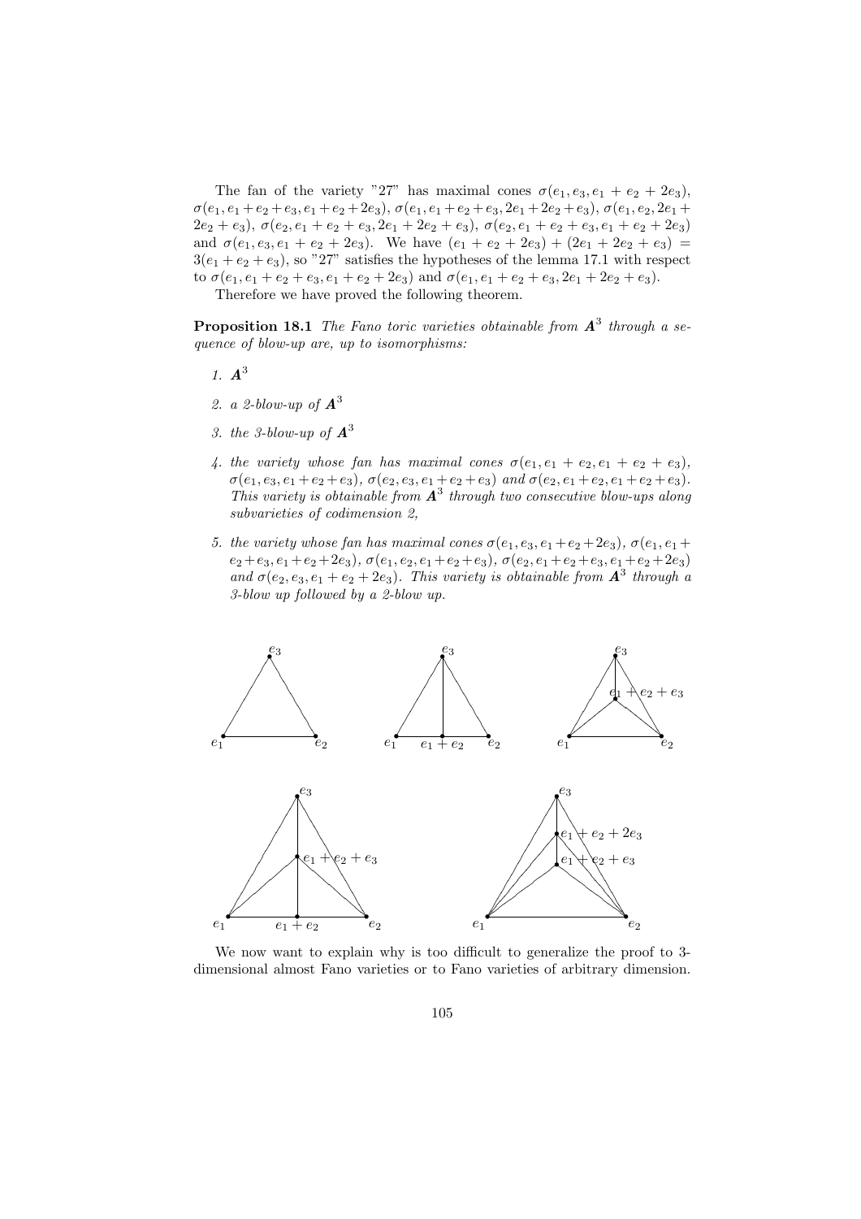The fan of the variety "27" has maximal cones $\sigma(e_1, e_3, e_1 + e_2 + 2e_3)$, $\sigma(e_1, e_1+e_2+e_3, e_1+e_2+2e_3)$, $\sigma(e_1, e_1+e_2+e_3, 2e_1+2e_2+e_3)$, $\sigma(e_1, e_2, 2e_1 + 2e_2 + e_3)$, $\sigma(e_2, e_1 + e_2 + e_3, 2e_1 + 2e_2 + e_3)$, $\sigma(e_2, e_1 + e_2 + e_3, e_1 + e_2 + 2e_3)$ and $\sigma(e_1, e_3, e_1 + e_2 + 2e_3)$. We have $(e_1 + e_2 + 2e_3) + (2e_1 + 2e_2 + e_3) = 3(e_1 + e_2 + e_3)$, so "27" satisfies the hypotheses of the lemma 17.1 with respect to $\sigma(e_1, e_1 + e_2 + e_3, e_1 + e_2 + 2e_3)$ and $\sigma(e_1, e_1 + e_2 + e_3, 2e_1 + 2e_2 + e_3)$.

Therefore we have proved the following theorem.

**Proposition 18.1** *The Fano toric varieties obtainable from $\boldsymbol{A}^3$ through a sequence of blow-up are, up to isomorphisms:*

1. $\boldsymbol{A}^3$
2. *a 2-blow-up of $\boldsymbol{A}^3$*
3. *the 3-blow-up of $\boldsymbol{A}^3$*
4. *the variety whose fan has maximal cones $\sigma(e_1, e_1 + e_2, e_1 + e_2 + e_3)$, $\sigma(e_1, e_3, e_1+e_2+e_3)$, $\sigma(e_2, e_3, e_1+e_2+e_3)$ and $\sigma(e_2, e_1+e_2, e_1+e_2+e_3)$. This variety is obtainable from $\boldsymbol{A}^3$ through two consecutive blow-ups along subvarieties of codimension 2,*
5. *the variety whose fan has maximal cones $\sigma(e_1, e_3, e_1+e_2+2e_3)$, $\sigma(e_1, e_1+e_2+e_3, e_1+e_2+2e_3)$, $\sigma(e_1, e_2, e_1+e_2+e_3)$, $\sigma(e_2, e_1+e_2+e_3, e_1+e_2+2e_3)$ and $\sigma(e_2, e_3, e_1 + e_2 + 2e_3)$. This variety is obtainable from $\boldsymbol{A}^3$ through a 3-blow up followed by a 2-blow up.*

We now want to explain why is too difficult to generalize the proof to 3-dimensional almost Fano varieties or to Fano varieties of arbitrary dimension.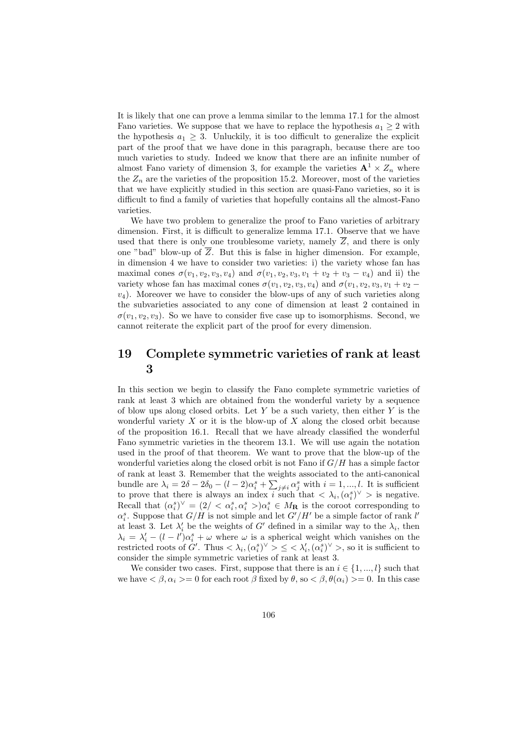It is likely that one can prove a lemma similar to the lemma 17.1 for the almost Fano varieties. We suppose that we have to replace the hypothesis $a_1 \geq 2$ with the hypothesis $a_1 \geq 3$. Unluckily, it is too difficult to generalize the explicit part of the proof that we have done in this paragraph, because there are too much varieties to study. Indeed we know that there are an infinite number of almost Fano variety of dimension 3, for example the varieties $\mathbf{A}^1 \times Z_n$ where the $Z_n$ are the varieties of the proposition 15.2. Moreover, most of the varieties that we have explicitly studied in this section are quasi-Fano varieties, so it is difficult to find a family of varieties that hopefully contains all the almost-Fano varieties.

We have two problem to generalize the proof to Fano varieties of arbitrary dimension. First, it is difficult to generalize lemma 17.1. Observe that we have used that there is only one troublesome variety, namely $\overline{Z}$, and there is only one "bad" blow-up of $\overline{Z}$. But this is false in higher dimension. For example, in dimension 4 we have to consider two varieties: i) the variety whose fan has maximal cones $\sigma(v_1, v_2, v_3, v_4)$ and $\sigma(v_1, v_2, v_3, v_1 + v_2 + v_3 - v_4)$ and ii) the variety whose fan has maximal cones $\sigma(v_1, v_2, v_3, v_4)$ and $\sigma(v_1, v_2, v_3, v_1 + v_2 - v_4)$. Moreover we have to consider the blow-ups of any of such varieties along the subvarieties associated to any cone of dimension at least 2 contained in $\sigma(v_1, v_2, v_3)$. So we have to consider five case up to isomorphisms. Second, we cannot reiterate the explicit part of the proof for every dimension.

# 19 Complete symmetric varieties of rank at least 3

In this section we begin to classify the Fano complete symmetric varieties of rank at least 3 which are obtained from the wonderful variety by a sequence of blow ups along closed orbits. Let $Y$ be a such variety, then either $Y$ is the wonderful variety $X$ or it is the blow-up of $X$ along the closed orbit because of the proposition 16.1. Recall that we have already classified the wonderful Fano symmetric varieties in the theorem 13.1. We will use again the notation used in the proof of that theorem. We want to prove that the blow-up of the wonderful varieties along the closed orbit is not Fano if $G/H$ has a simple factor of rank at least 3. Remember that the weights associated to the anti-canonical bundle are $\lambda_i = 2\delta - 2\delta_0 - (l-2)\alpha_i^s + \sum_{j \neq i} \alpha_j^s$ with $i = 1, ..., l$. It is sufficient to prove that there is always an index $i$ such that $< \lambda_i, (\alpha_i^s)^\vee >$ is negative. Recall that $(\alpha_i^s)^\vee = (2/ < \alpha_i^s, \alpha_i^s >)\alpha_i^s \in M_{\mathbf{R}}$ is the coroot corresponding to $\alpha_i^s$. Suppose that $G/H$ is not simple and let $G'/H'$ be a simple factor of rank $l'$ at least 3. Let $\lambda'_i$ be the weights of $G'$ defined in a similar way to the $\lambda_i$, then $\lambda_i = \lambda'_i - (l - l')\alpha_i^s + \omega$ where $\omega$ is a spherical weight which vanishes on the restricted roots of $G'$. Thus $< \lambda_i, (\alpha_i^s)^\vee > \leq < \lambda'_i, (\alpha_i^s)^\vee >$, so it is sufficient to consider the simple symmetric varieties of rank at least 3.

We consider two cases. First, suppose that there is an $i \in \{1, ..., l\}$ such that we have $< \beta, \alpha_i >= 0$ for each root $\beta$ fixed by $\theta$, so $< \beta, \theta(\alpha_i) >= 0$. In this case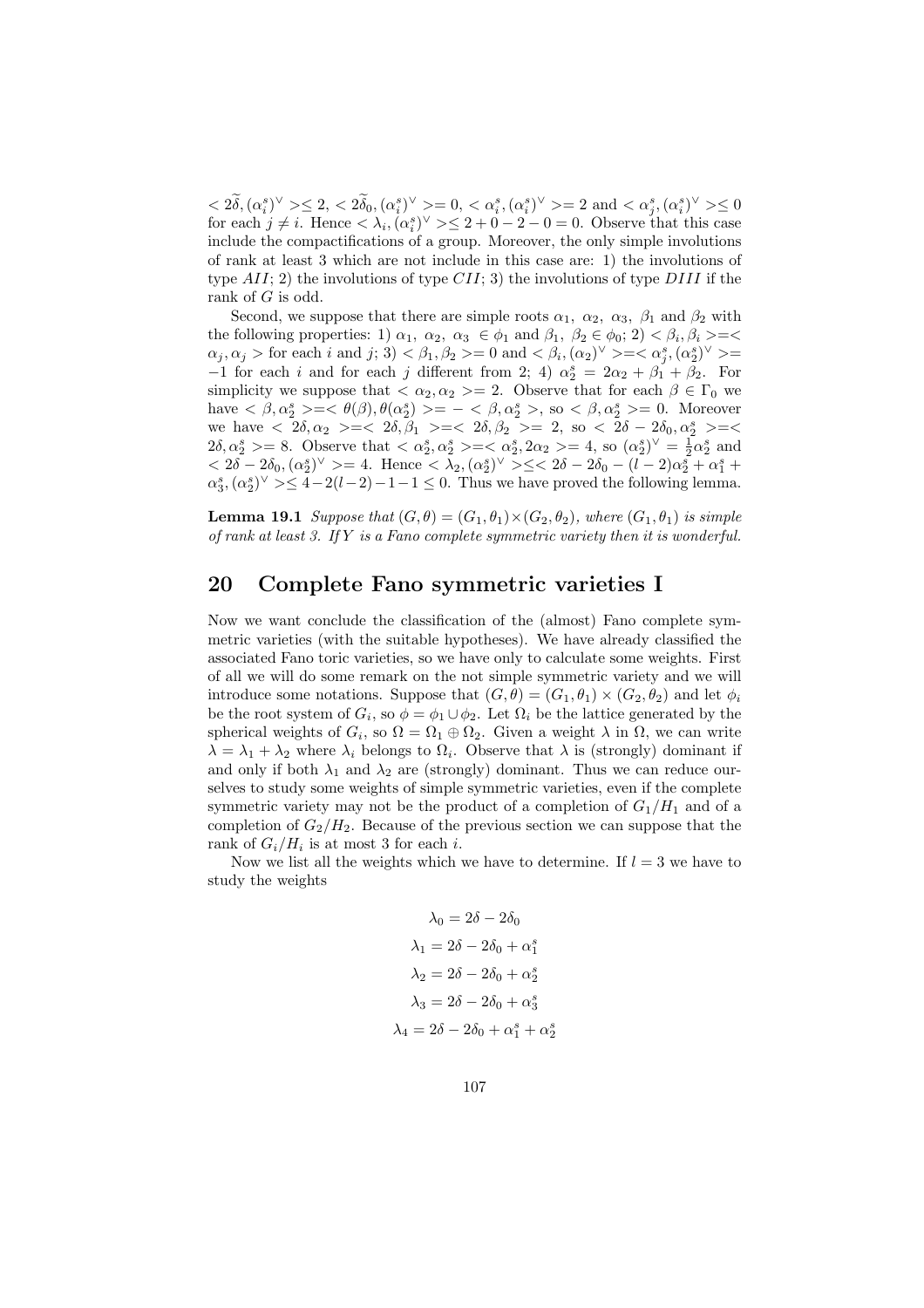$< 2\widetilde{\delta}, (\alpha_i^s)^\vee > \leq 2$, $< 2\widetilde{\delta}_0, (\alpha_i^s)^\vee > = 0$, $< \alpha_i^s, (\alpha_i^s)^\vee > = 2$ and $< \alpha_j^s, (\alpha_i^s)^\vee > \leq 0$ for each $j \neq i$. Hence $< \lambda_i, (\alpha_i^s)^\vee > \leq 2 + 0 - 2 - 0 = 0$. Observe that this case include the compactifications of a group. Moreover, the only simple involutions of rank at least 3 which are not include in this case are: 1) the involutions of type $AII$; 2) the involutions of type $CII$; 3) the involutions of type $DIII$ if the rank of $G$ is odd.

Second, we suppose that there are simple roots $\alpha_1$, $\alpha_2$, $\alpha_3$, $\beta_1$ and $\beta_2$ with the following properties: 1) $\alpha_1$, $\alpha_2$, $\alpha_3 \in \phi_1$ and $\beta_1$, $\beta_2 \in \phi_0$; 2) $< \beta_i, \beta_i > = < \alpha_j, \alpha_j >$ for each $i$ and $j$; 3) $< \beta_1, \beta_2 > = 0$ and $< \beta_i, (\alpha_2)^\vee > = < \alpha_j^s, (\alpha_2^s)^\vee > = -1$ for each $i$ and for each $j$ different from 2; 4) $\alpha_2^s = 2\alpha_2 + \beta_1 + \beta_2$. For simplicity we suppose that $< \alpha_2, \alpha_2 > = 2$. Observe that for each $\beta \in \Gamma_0$ we have $< \beta, \alpha_2^s > = < \theta(\beta), \theta(\alpha_2^s) > = - < \beta, \alpha_2^s >$, so $< \beta, \alpha_2^s > = 0$. Moreover we have $< 2\delta, \alpha_2 > = < 2\delta, \beta_1 > = < 2\delta, \beta_2 > = 2$, so $< 2\delta - 2\delta_0, \alpha_2^s > = < 2\delta, \alpha_2^s > = 8$. Observe that $< \alpha_2^s, \alpha_2^s > = < \alpha_2^s, 2\alpha_2 > = 4$, so $(\alpha_2^s)^\vee = \frac{1}{2}\alpha_2^s$ and $< 2\delta - 2\delta_0, (\alpha_2^s)^\vee > = 4$. Hence $< \lambda_2, (\alpha_2^s)^\vee > \leq < 2\delta - 2\delta_0 - (l-2)\alpha_2^s + \alpha_1^s + \alpha_3^s, (\alpha_2^s)^\vee > \leq 4 - 2(l-2) - 1 - 1 \leq 0$. Thus we have proved the following lemma.

**Lemma 19.1** *Suppose that $(G, \theta) = (G_1, \theta_1) \times (G_2, \theta_2)$, where $(G_1, \theta_1)$ is simple of rank at least 3. If $Y$ is a Fano complete symmetric variety then it is wonderful.*

# 20 Complete Fano symmetric varieties I

Now we want conclude the classification of the (almost) Fano complete symmetric varieties (with the suitable hypotheses). We have already classified the associated Fano toric varieties, so we have only to calculate some weights. First of all we will do some remark on the not simple symmetric variety and we will introduce some notations. Suppose that $(G, \theta) = (G_1, \theta_1) \times (G_2, \theta_2)$ and let $\phi_i$ be the root system of $G_i$, so $\phi = \phi_1 \cup \phi_2$. Let $\Omega_i$ be the lattice generated by the spherical weights of $G_i$, so $\Omega = \Omega_1 \oplus \Omega_2$. Given a weight $\lambda$ in $\Omega$, we can write $\lambda = \lambda_1 + \lambda_2$ where $\lambda_i$ belongs to $\Omega_i$. Observe that $\lambda$ is (strongly) dominant if and only if both $\lambda_1$ and $\lambda_2$ are (strongly) dominant. Thus we can reduce ourselves to study some weights of simple symmetric varieties, even if the complete symmetric variety may not be the product of a completion of $G_1/H_1$ and of a completion of $G_2/H_2$. Because of the previous section we can suppose that the rank of $G_i/H_i$ is at most 3 for each $i$.

Now we list all the weights which we have to determine. If $l = 3$ we have to study the weights

$$\lambda_0 = 2\delta - 2\delta_0$$

$$\lambda_1 = 2\delta - 2\delta_0 + \alpha_1^s$$

$$\lambda_2 = 2\delta - 2\delta_0 + \alpha_2^s$$

$$\lambda_3 = 2\delta - 2\delta_0 + \alpha_3^s$$

$$\lambda_4 = 2\delta - 2\delta_0 + \alpha_1^s + \alpha_2^s$$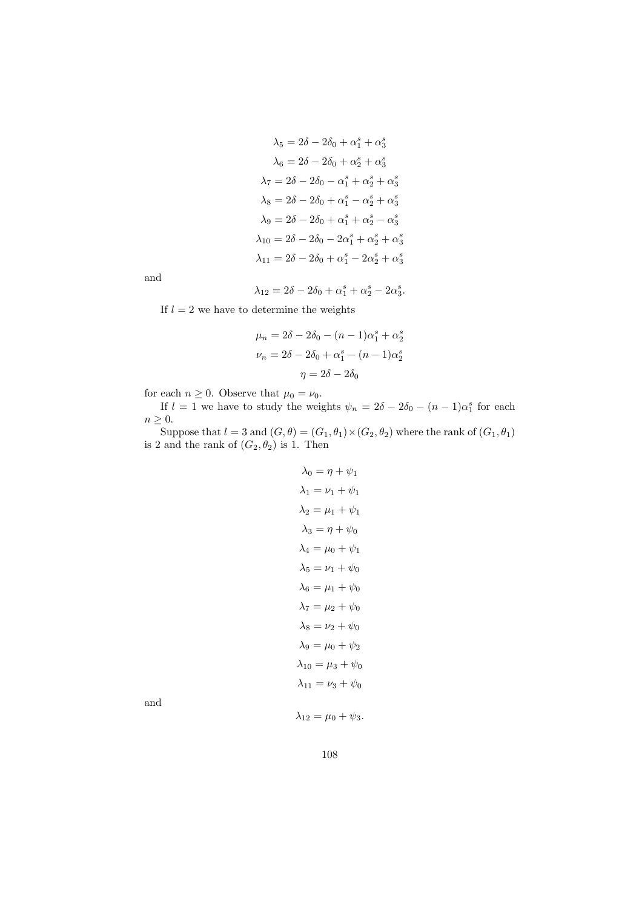$$\lambda_5 = 2\delta - 2\delta_0 + \alpha_1^s + \alpha_3^s$$
$$\lambda_6 = 2\delta - 2\delta_0 + \alpha_2^s + \alpha_3^s$$
$$\lambda_7 = 2\delta - 2\delta_0 - \alpha_1^s + \alpha_2^s + \alpha_3^s$$
$$\lambda_8 = 2\delta - 2\delta_0 + \alpha_1^s - \alpha_2^s + \alpha_3^s$$
$$\lambda_9 = 2\delta - 2\delta_0 + \alpha_1^s + \alpha_2^s - \alpha_3^s$$
$$\lambda_{10} = 2\delta - 2\delta_0 - 2\alpha_1^s + \alpha_2^s + \alpha_3^s$$
$$\lambda_{11} = 2\delta - 2\delta_0 + \alpha_1^s - 2\alpha_2^s + \alpha_3^s$$

and

$$\lambda_{12} = 2\delta - 2\delta_0 + \alpha_1^s + \alpha_2^s - 2\alpha_3^s.$$

If $l = 2$ we have to determine the weights

$$\mu_n = 2\delta - 2\delta_0 - (n-1)\alpha_1^s + \alpha_2^s$$
$$\nu_n = 2\delta - 2\delta_0 + \alpha_1^s - (n-1)\alpha_2^s$$
$$\eta = 2\delta - 2\delta_0$$

for each $n \geq 0$. Observe that $\mu_0 = \nu_0$.

If $l = 1$ we have to study the weights $\psi_n = 2\delta - 2\delta_0 - (n-1)\alpha_1^s$ for each $n \geq 0$.

Suppose that $l = 3$ and $(G, \theta) = (G_1, \theta_1) \times (G_2, \theta_2)$ where the rank of $(G_1, \theta_1)$ is 2 and the rank of $(G_2, \theta_2)$ is 1. Then

$$\lambda_0 = \eta + \psi_1$$
$$\lambda_1 = \nu_1 + \psi_1$$
$$\lambda_2 = \mu_1 + \psi_1$$
$$\lambda_3 = \eta + \psi_0$$
$$\lambda_4 = \mu_0 + \psi_1$$
$$\lambda_5 = \nu_1 + \psi_0$$
$$\lambda_6 = \mu_1 + \psi_0$$
$$\lambda_7 = \mu_2 + \psi_0$$
$$\lambda_8 = \nu_2 + \psi_0$$
$$\lambda_9 = \mu_0 + \psi_2$$
$$\lambda_{10} = \mu_3 + \psi_0$$
$$\lambda_{11} = \nu_3 + \psi_0$$

and

$$\lambda_{12} = \mu_0 + \psi_3.$$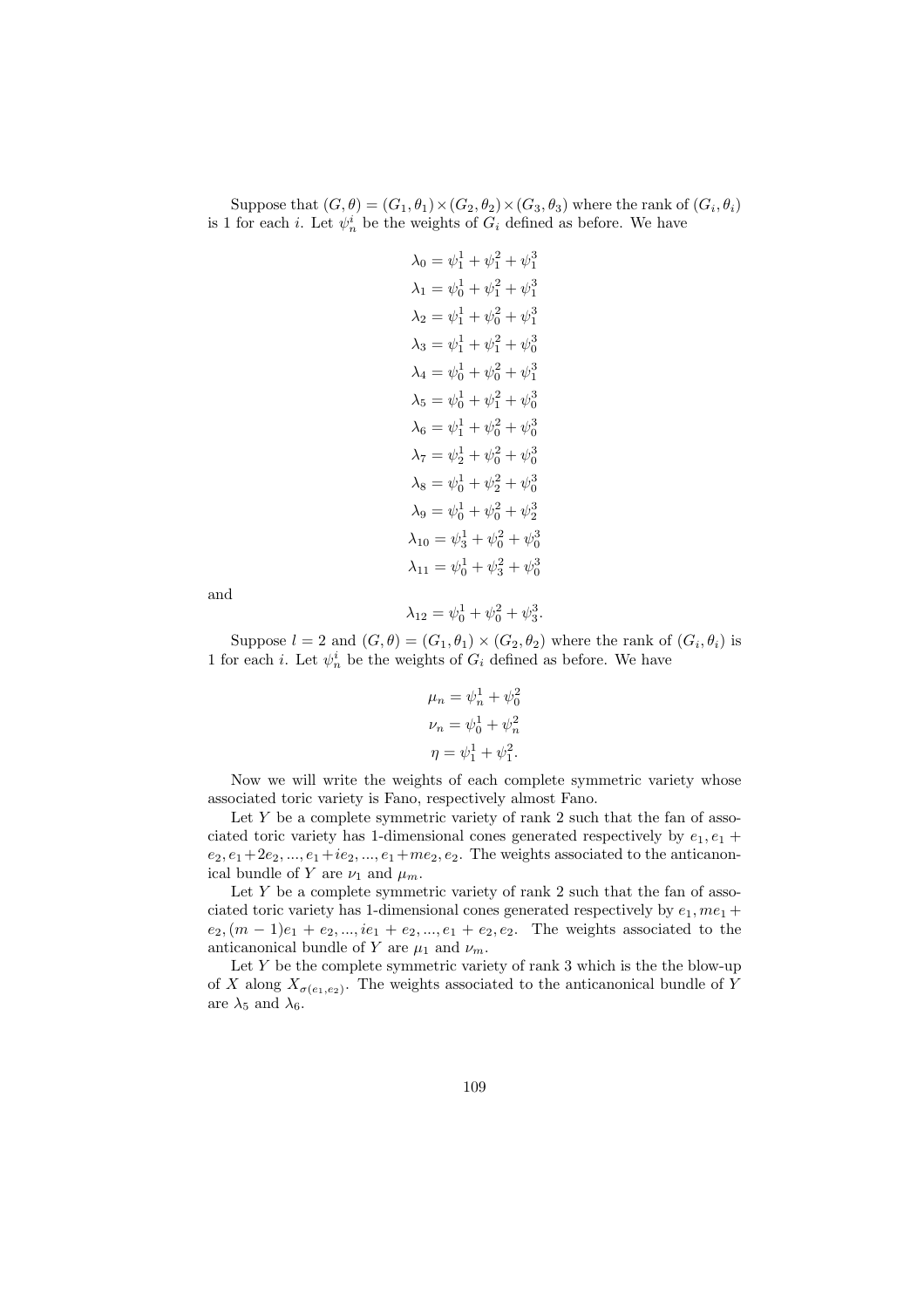Suppose that $(G, \theta) = (G_1, \theta_1) \times (G_2, \theta_2) \times (G_3, \theta_3)$ where the rank of $(G_i, \theta_i)$ is 1 for each $i$. Let $\psi^i_n$ be the weights of $G_i$ defined as before. We have

$$\lambda_0 = \psi^1_1 + \psi^2_1 + \psi^3_1$$
$$\lambda_1 = \psi^1_0 + \psi^2_1 + \psi^3_1$$
$$\lambda_2 = \psi^1_1 + \psi^2_0 + \psi^3_1$$
$$\lambda_3 = \psi^1_1 + \psi^2_1 + \psi^3_0$$
$$\lambda_4 = \psi^1_0 + \psi^2_0 + \psi^3_1$$
$$\lambda_5 = \psi^1_0 + \psi^2_1 + \psi^3_0$$
$$\lambda_6 = \psi^1_1 + \psi^2_0 + \psi^3_0$$
$$\lambda_7 = \psi^1_2 + \psi^2_0 + \psi^3_0$$
$$\lambda_8 = \psi^1_0 + \psi^2_2 + \psi^3_0$$
$$\lambda_9 = \psi^1_0 + \psi^2_0 + \psi^3_2$$
$$\lambda_{10} = \psi^1_3 + \psi^2_0 + \psi^3_0$$
$$\lambda_{11} = \psi^1_0 + \psi^2_3 + \psi^3_0$$

and

$$\lambda_{12} = \psi^1_0 + \psi^2_0 + \psi^3_3.$$

Suppose $l = 2$ and $(G, \theta) = (G_1, \theta_1) \times (G_2, \theta_2)$ where the rank of $(G_i, \theta_i)$ is 1 for each $i$. Let $\psi^i_n$ be the weights of $G_i$ defined as before. We have

$$\mu_n = \psi^1_n + \psi^2_0$$
$$\nu_n = \psi^1_0 + \psi^2_n$$
$$\eta = \psi^1_1 + \psi^2_1.$$

Now we will write the weights of each complete symmetric variety whose associated toric variety is Fano, respectively almost Fano.

Let $Y$ be a complete symmetric variety of rank 2 such that the fan of associated toric variety has 1-dimensional cones generated respectively by $e_1, e_1 + e_2, e_1 + 2e_2, ..., e_1 + ie_2, ..., e_1 + me_2, e_2$. The weights associated to the anticanonical bundle of $Y$ are $\nu_1$ and $\mu_m$.

Let $Y$ be a complete symmetric variety of rank 2 such that the fan of associated toric variety has 1-dimensional cones generated respectively by $e_1, me_1 + e_2, (m-1)e_1 + e_2, ..., ie_1 + e_2, ..., e_1 + e_2, e_2$. The weights associated to the anticanonical bundle of $Y$ are $\mu_1$ and $\nu_m$.

Let $Y$ be the complete symmetric variety of rank 3 which is the the blow-up of $X$ along $X_{\sigma(e_1, e_2)}$. The weights associated to the anticanonical bundle of $Y$ are $\lambda_5$ and $\lambda_6$.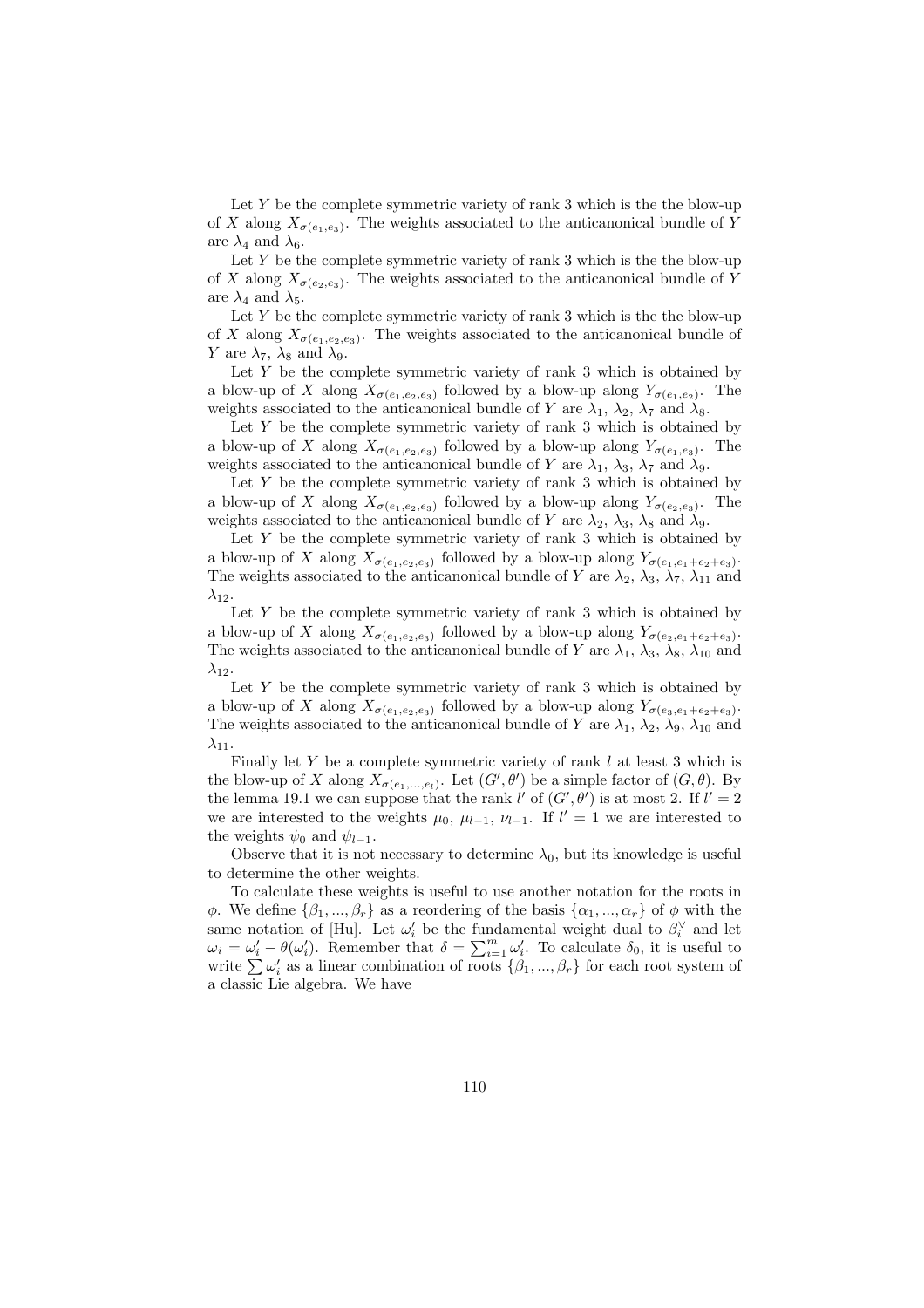Let $Y$ be the complete symmetric variety of rank 3 which is the the blow-up of $X$ along $X_{\sigma(e_1,e_3)}$. The weights associated to the anticanonical bundle of $Y$ are $\lambda_4$ and $\lambda_6$.

Let $Y$ be the complete symmetric variety of rank 3 which is the the blow-up of $X$ along $X_{\sigma(e_2,e_3)}$. The weights associated to the anticanonical bundle of $Y$ are $\lambda_4$ and $\lambda_5$.

Let $Y$ be the complete symmetric variety of rank 3 which is the the blow-up of $X$ along $X_{\sigma(e_1,e_2,e_3)}$. The weights associated to the anticanonical bundle of $Y$ are $\lambda_7$, $\lambda_8$ and $\lambda_9$.

Let $Y$ be the complete symmetric variety of rank 3 which is obtained by a blow-up of $X$ along $X_{\sigma(e_1,e_2,e_3)}$ followed by a blow-up along $Y_{\sigma(e_1,e_2)}$. The weights associated to the anticanonical bundle of $Y$ are $\lambda_1$, $\lambda_2$, $\lambda_7$ and $\lambda_8$.

Let $Y$ be the complete symmetric variety of rank 3 which is obtained by a blow-up of $X$ along $X_{\sigma(e_1,e_2,e_3)}$ followed by a blow-up along $Y_{\sigma(e_1,e_3)}$. The weights associated to the anticanonical bundle of $Y$ are $\lambda_1$, $\lambda_3$, $\lambda_7$ and $\lambda_9$.

Let $Y$ be the complete symmetric variety of rank 3 which is obtained by a blow-up of $X$ along $X_{\sigma(e_1,e_2,e_3)}$ followed by a blow-up along $Y_{\sigma(e_2,e_3)}$. The weights associated to the anticanonical bundle of $Y$ are $\lambda_2$, $\lambda_3$, $\lambda_8$ and $\lambda_9$.

Let $Y$ be the complete symmetric variety of rank 3 which is obtained by a blow-up of $X$ along $X_{\sigma(e_1,e_2,e_3)}$ followed by a blow-up along $Y_{\sigma(e_1,e_1+e_2+e_3)}$. The weights associated to the anticanonical bundle of $Y$ are $\lambda_2$, $\lambda_3$, $\lambda_7$, $\lambda_{11}$ and $\lambda_{12}$.

Let $Y$ be the complete symmetric variety of rank 3 which is obtained by a blow-up of $X$ along $X_{\sigma(e_1,e_2,e_3)}$ followed by a blow-up along $Y_{\sigma(e_2,e_1+e_2+e_3)}$. The weights associated to the anticanonical bundle of $Y$ are $\lambda_1$, $\lambda_3$, $\lambda_8$, $\lambda_{10}$ and $\lambda_{12}$.

Let $Y$ be the complete symmetric variety of rank 3 which is obtained by a blow-up of $X$ along $X_{\sigma(e_1,e_2,e_3)}$ followed by a blow-up along $Y_{\sigma(e_3,e_1+e_2+e_3)}$. The weights associated to the anticanonical bundle of $Y$ are $\lambda_1$, $\lambda_2$, $\lambda_9$, $\lambda_{10}$ and $\lambda_{11}$.

Finally let $Y$ be a complete symmetric variety of rank $l$ at least 3 which is the blow-up of $X$ along $X_{\sigma(e_1,\ldots,e_l)}$. Let $(G',\theta')$ be a simple factor of $(G,\theta)$. By the lemma 19.1 we can suppose that the rank $l'$ of $(G',\theta')$ is at most 2. If $l'=2$ we are interested to the weights $\mu_0$, $\mu_{l-1}$, $\nu_{l-1}$. If $l'=1$ we are interested to the weights $\psi_0$ and $\psi_{l-1}$.

Observe that it is not necessary to determine $\lambda_0$, but its knowledge is useful to determine the other weights.

To calculate these weights is useful to use another notation for the roots in $\phi$. We define $\{\beta_1,\ldots,\beta_r\}$ as a reordering of the basis $\{\alpha_1,\ldots,\alpha_r\}$ of $\phi$ with the same notation of [Hu]. Let $\omega'_i$ be the fundamental weight dual to $\beta_i^\vee$ and let $\overline{\varpi}_i=\omega'_i-\theta(\omega'_i)$. Remember that $\delta=\sum_{i=1}^m \omega'_i$. To calculate $\delta_0$, it is useful to write $\sum\omega'_i$ as a linear combination of roots $\{\beta_1,\ldots,\beta_r\}$ for each root system of a classic Lie algebra. We have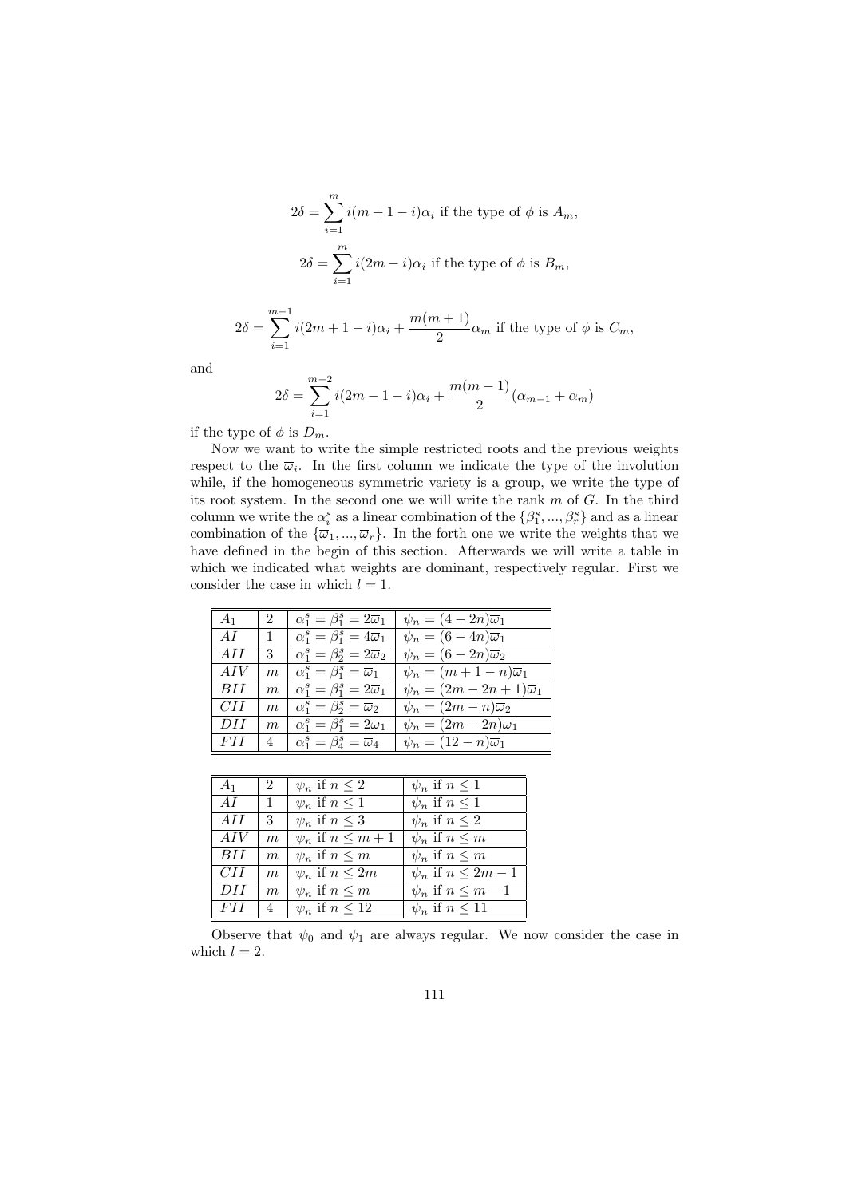$$2\delta = \sum_{i=1}^{m} i(m+1-i)\alpha_i \text{ if the type of } \phi \text{ is } A_m,$$

$$2\delta = \sum_{i=1}^{m} i(2m-i)\alpha_i \text{ if the type of } \phi \text{ is } B_m,$$

$$2\delta = \sum_{i=1}^{m-1} i(2m+1-i)\alpha_i + \frac{m(m+1)}{2}\alpha_m \text{ if the type of } \phi \text{ is } C_m,$$

and

$$2\delta = \sum_{i=1}^{m-2} i(2m-1-i)\alpha_i + \frac{m(m-1)}{2}(\alpha_{m-1}+\alpha_m)$$

if the type of $\phi$ is $D_m$.

Now we want to write the simple restricted roots and the previous weights respect to the $\overline{\omega}_i$. In the first column we indicate the type of the involution while, if the homogeneous symmetric variety is a group, we write the type of its root system. In the second one we will write the rank $m$ of $G$. In the third column we write the $\alpha_i^s$ as a linear combination of the $\{\beta_1^s, ..., \beta_r^s\}$ and as a linear combination of the $\{\overline{\omega}_1, ..., \overline{\omega}_r\}$. In the forth one we write the weights that we have defined in the begin of this section. Afterwards we will write a table in which we indicated what weights are dominant, respectively regular. First we consider the case in which $l = 1$.

| | | | |
|---|---|---|---|
| $A_1$ | 2 | $\alpha_1^s = \beta_1^s = 2\overline{\omega}_1$ | $\psi_n = (4-2n)\overline{\omega}_1$ |
| $AI$ | 1 | $\alpha_1^s = \beta_1^s = 4\overline{\omega}_1$ | $\psi_n = (6-4n)\overline{\omega}_1$ |
| $AII$ | 3 | $\alpha_1^s = \beta_2^s = 2\overline{\omega}_2$ | $\psi_n = (6-2n)\overline{\omega}_2$ |
| $AIV$ | $m$ | $\alpha_1^s = \beta_1^s = \overline{\omega}_1$ | $\psi_n = (m+1-n)\overline{\omega}_1$ |
| $BII$ | $m$ | $\alpha_1^s = \beta_1^s = 2\overline{\omega}_1$ | $\psi_n = (2m-2n+1)\overline{\omega}_1$ |
| $CII$ | $m$ | $\alpha_1^s = \beta_2^s = \overline{\omega}_2$ | $\psi_n = (2m-n)\overline{\omega}_2$ |
| $DII$ | $m$ | $\alpha_1^s = \beta_1^s = 2\overline{\omega}_1$ | $\psi_n = (2m-2n)\overline{\omega}_1$ |
| $FII$ | 4 | $\alpha_1^s = \beta_4^s = \overline{\omega}_4$ | $\psi_n = (12-n)\overline{\omega}_1$ |

| | | | |
|---|---|---|---|
| $A_1$ | 2 | $\psi_n$ if $n \leq 2$ | $\psi_n$ if $n \leq 1$ |
| $AI$ | 1 | $\psi_n$ if $n \leq 1$ | $\psi_n$ if $n \leq 1$ |
| $AII$ | 3 | $\psi_n$ if $n \leq 3$ | $\psi_n$ if $n \leq 2$ |
| $AIV$ | $m$ | $\psi_n$ if $n \leq m+1$ | $\psi_n$ if $n \leq m$ |
| $BII$ | $m$ | $\psi_n$ if $n \leq m$ | $\psi_n$ if $n \leq m$ |
| $CII$ | $m$ | $\psi_n$ if $n \leq 2m$ | $\psi_n$ if $n \leq 2m-1$ |
| $DII$ | $m$ | $\psi_n$ if $n \leq m$ | $\psi_n$ if $n \leq m-1$ |
| $FII$ | 4 | $\psi_n$ if $n \leq 12$ | $\psi_n$ if $n \leq 11$ |

Observe that $\psi_0$ and $\psi_1$ are always regular. We now consider the case in which $l = 2$.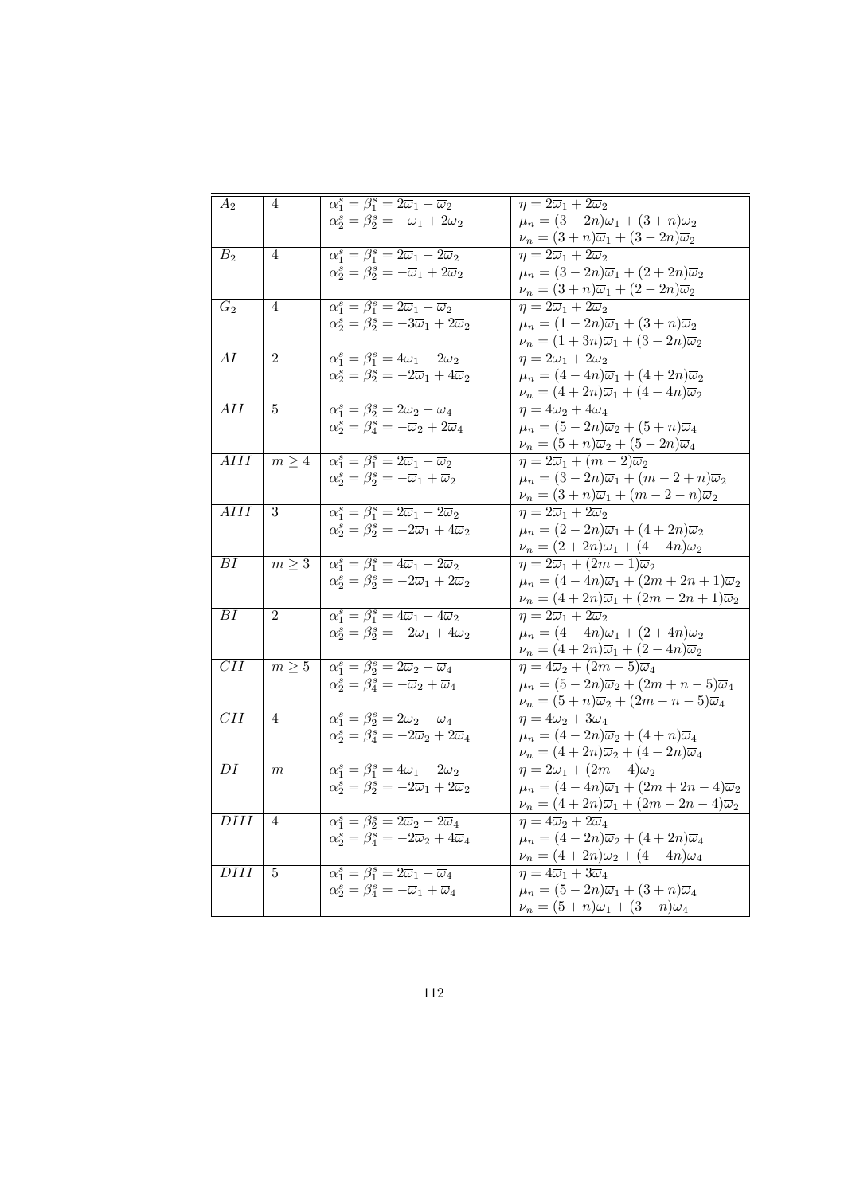| | | | |
|---|---|---|---|
| $A_2$ | $4$ | $\alpha_1^s = \beta_1^s = 2\overline{\omega}_1 - \overline{\omega}_2$ <br> $\alpha_2^s = \beta_2^s = -\overline{\omega}_1 + 2\overline{\omega}_2$ | $\eta = 2\overline{\omega}_1 + 2\overline{\omega}_2$ <br> $\mu_n = (3-2n)\overline{\omega}_1 + (3+n)\overline{\omega}_2$ <br> $\nu_n = (3+n)\overline{\omega}_1 + (3-2n)\overline{\omega}_2$ |
| $B_2$ | $4$ | $\alpha_1^s = \beta_1^s = 2\overline{\omega}_1 - 2\overline{\omega}_2$ <br> $\alpha_2^s = \beta_2^s = -\overline{\omega}_1 + 2\overline{\omega}_2$ | $\eta = 2\overline{\omega}_1 + 2\overline{\omega}_2$ <br> $\mu_n = (3-2n)\overline{\omega}_1 + (2+2n)\overline{\omega}_2$ <br> $\nu_n = (3+n)\overline{\omega}_1 + (2-2n)\overline{\omega}_2$ |
| $G_2$ | $4$ | $\alpha_1^s = \beta_1^s = 2\overline{\omega}_1 - \overline{\omega}_2$ <br> $\alpha_2^s = \beta_2^s = -3\overline{\omega}_1 + 2\overline{\omega}_2$ | $\eta = 2\overline{\omega}_1 + 2\overline{\omega}_2$ <br> $\mu_n = (1-2n)\overline{\omega}_1 + (3+n)\overline{\omega}_2$ <br> $\nu_n = (1+3n)\overline{\omega}_1 + (3-2n)\overline{\omega}_2$ |
| $AI$ | $2$ | $\alpha_1^s = \beta_1^s = 4\overline{\omega}_1 - 2\overline{\omega}_2$ <br> $\alpha_2^s = \beta_2^s = -2\overline{\omega}_1 + 4\overline{\omega}_2$ | $\eta = 2\overline{\omega}_1 + 2\overline{\omega}_2$ <br> $\mu_n = (4-4n)\overline{\omega}_1 + (4+2n)\overline{\omega}_2$ <br> $\nu_n = (4+2n)\overline{\omega}_1 + (4-4n)\overline{\omega}_2$ |
| $AII$ | $5$ | $\alpha_1^s = \beta_2^s = 2\overline{\omega}_2 - \overline{\omega}_4$ <br> $\alpha_2^s = \beta_4^s = -\overline{\omega}_2 + 2\overline{\omega}_4$ | $\eta = 4\overline{\omega}_2 + 4\overline{\omega}_4$ <br> $\mu_n = (5-2n)\overline{\omega}_2 + (5+n)\overline{\omega}_4$ <br> $\nu_n = (5+n)\overline{\omega}_2 + (5-2n)\overline{\omega}_4$ |
| $AIII$ | $m \geq 4$ | $\alpha_1^s = \beta_1^s = 2\overline{\omega}_1 - \overline{\omega}_2$ <br> $\alpha_2^s = \beta_2^s = -\overline{\omega}_1 + \overline{\omega}_2$ | $\eta = 2\overline{\omega}_1 + (m-2)\overline{\omega}_2$ <br> $\mu_n = (3-2n)\overline{\omega}_1 + (m-2+n)\overline{\omega}_2$ <br> $\nu_n = (3+n)\overline{\omega}_1 + (m-2-n)\overline{\omega}_2$ |
| $AIII$ | $3$ | $\alpha_1^s = \beta_1^s = 2\overline{\omega}_1 - 2\overline{\omega}_2$ <br> $\alpha_2^s = \beta_2^s = -2\overline{\omega}_1 + 4\overline{\omega}_2$ | $\eta = 2\overline{\omega}_1 + 2\overline{\omega}_2$ <br> $\mu_n = (2-2n)\overline{\omega}_1 + (4+2n)\overline{\omega}_2$ <br> $\nu_n = (2+2n)\overline{\omega}_1 + (4-4n)\overline{\omega}_2$ |
| $BI$ | $m \geq 3$ | $\alpha_1^s = \beta_1^s = 4\overline{\omega}_1 - 2\overline{\omega}_2$ <br> $\alpha_2^s = \beta_2^s = -2\overline{\omega}_1 + 2\overline{\omega}_2$ | $\eta = 2\overline{\omega}_1 + (2m+1)\overline{\omega}_2$ <br> $\mu_n = (4-4n)\overline{\omega}_1 + (2m+2n+1)\overline{\omega}_2$ <br> $\nu_n = (4+2n)\overline{\omega}_1 + (2m-2n+1)\overline{\omega}_2$ |
| $BI$ | $2$ | $\alpha_1^s = \beta_1^s = 4\overline{\omega}_1 - 4\overline{\omega}_2$ <br> $\alpha_2^s = \beta_2^s = -2\overline{\omega}_1 + 4\overline{\omega}_2$ | $\eta = 2\overline{\omega}_1 + 2\overline{\omega}_2$ <br> $\mu_n = (4-4n)\overline{\omega}_1 + (2+4n)\overline{\omega}_2$ <br> $\nu_n = (4+2n)\overline{\omega}_1 + (2-4n)\overline{\omega}_2$ |
| $CII$ | $m \geq 5$ | $\alpha_1^s = \beta_2^s = 2\overline{\omega}_2 - \overline{\omega}_4$ <br> $\alpha_2^s = \beta_4^s = -\overline{\omega}_2 + \overline{\omega}_4$ | $\eta = 4\overline{\omega}_2 + (2m-5)\overline{\omega}_4$ <br> $\mu_n = (5-2n)\overline{\omega}_2 + (2m+n-5)\overline{\omega}_4$ <br> $\nu_n = (5+n)\overline{\omega}_2 + (2m-n-5)\overline{\omega}_4$ |
| $CII$ | $4$ | $\alpha_1^s = \beta_2^s = 2\overline{\omega}_2 - \overline{\omega}_4$ <br> $\alpha_2^s = \beta_4^s = -2\overline{\omega}_2 + 2\overline{\omega}_4$ | $\eta = 4\overline{\omega}_2 + 3\overline{\omega}_4$ <br> $\mu_n = (4-2n)\overline{\omega}_2 + (4+n)\overline{\omega}_4$ <br> $\nu_n = (4+2n)\overline{\omega}_2 + (4-2n)\overline{\omega}_4$ |
| $DI$ | $m$ | $\alpha_1^s = \beta_1^s = 4\overline{\omega}_1 - 2\overline{\omega}_2$ <br> $\alpha_2^s = \beta_2^s = -2\overline{\omega}_1 + 2\overline{\omega}_2$ | $\eta = 2\overline{\omega}_1 + (2m-4)\overline{\omega}_2$ <br> $\mu_n = (4-4n)\overline{\omega}_1 + (2m+2n-4)\overline{\omega}_2$ <br> $\nu_n = (4+2n)\overline{\omega}_1 + (2m-2n-4)\overline{\omega}_2$ |
| $DIII$ | $4$ | $\alpha_1^s = \beta_2^s = 2\overline{\omega}_2 - 2\overline{\omega}_4$ <br> $\alpha_2^s = \beta_4^s = -2\overline{\omega}_2 + 4\overline{\omega}_4$ | $\eta = 4\overline{\omega}_2 + 2\overline{\omega}_4$ <br> $\mu_n = (4-2n)\overline{\omega}_2 + (4+2n)\overline{\omega}_4$ <br> $\nu_n = (4+2n)\overline{\omega}_2 + (4-4n)\overline{\omega}_4$ |
| $DIII$ | $5$ | $\alpha_1^s = \beta_1^s = 2\overline{\omega}_1 - \overline{\omega}_4$ <br> $\alpha_2^s = \beta_4^s = -\overline{\omega}_1 + \overline{\omega}_4$ | $\eta = 4\overline{\omega}_1 + 3\overline{\omega}_4$ <br> $\mu_n = (5-2n)\overline{\omega}_1 + (3+n)\overline{\omega}_4$ <br> $\nu_n = (5+n)\overline{\omega}_1 + (3-n)\overline{\omega}_4$ |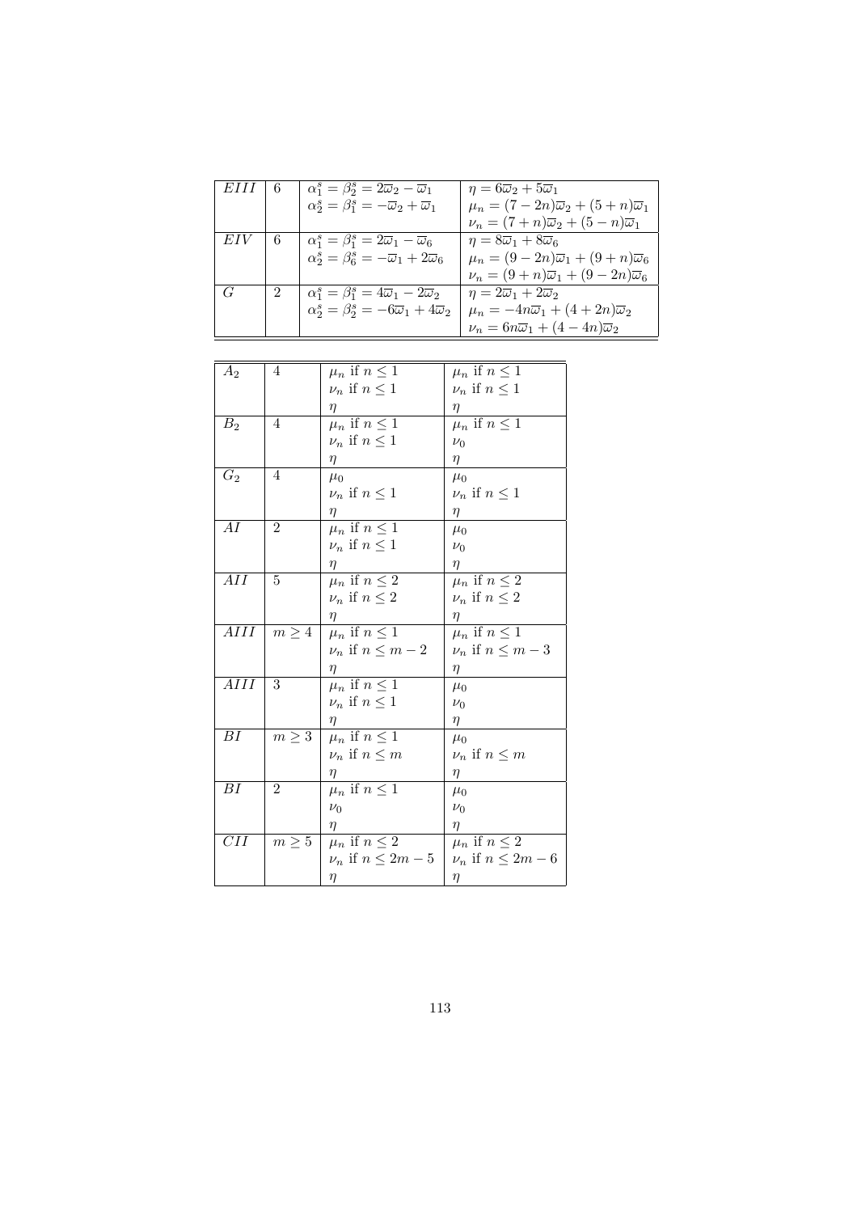| | | | |
|---|---|---|---|
| $EIII$ | 6 | $\alpha_1^s = \beta_2^s = 2\overline{\omega}_2 - \overline{\omega}_1$<br>$\alpha_2^s = \beta_1^s = -\overline{\omega}_2 + \overline{\omega}_1$ | $\eta = 6\overline{\omega}_2 + 5\overline{\omega}_1$<br>$\mu_n = (7-2n)\overline{\omega}_2 + (5+n)\overline{\omega}_1$<br>$\nu_n = (7+n)\overline{\omega}_2 + (5-n)\overline{\omega}_1$ |
| $EIV$ | 6 | $\alpha_1^s = \beta_1^s = 2\overline{\omega}_1 - \overline{\omega}_6$<br>$\alpha_2^s = \beta_6^s = -\overline{\omega}_1 + 2\overline{\omega}_6$ | $\eta = 8\overline{\omega}_1 + 8\overline{\omega}_6$<br>$\mu_n = (9-2n)\overline{\omega}_1 + (9+n)\overline{\omega}_6$<br>$\nu_n = (9+n)\overline{\omega}_1 + (9-2n)\overline{\omega}_6$ |
| $G$ | 2 | $\alpha_1^s = \beta_1^s = 4\overline{\omega}_1 - 2\overline{\omega}_2$<br>$\alpha_2^s = \beta_2^s = -6\overline{\omega}_1 + 4\overline{\omega}_2$ | $\eta = 2\overline{\omega}_1 + 2\overline{\omega}_2$<br>$\mu_n = -4n\overline{\omega}_1 + (4+2n)\overline{\omega}_2$<br>$\nu_n = 6n\overline{\omega}_1 + (4-4n)\overline{\omega}_2$ |

| | | | |
|---|---|---|---|
| $A_2$ | 4 | $\mu_n$ if $n \leq 1$<br>$\nu_n$ if $n \leq 1$<br>$\eta$ | $\mu_n$ if $n \leq 1$<br>$\nu_n$ if $n \leq 1$<br>$\eta$ |
| $B_2$ | 4 | $\mu_n$ if $n \leq 1$<br>$\nu_n$ if $n \leq 1$<br>$\eta$ | $\mu_n$ if $n \leq 1$<br>$\nu_0$<br>$\eta$ |
| $G_2$ | 4 | $\mu_0$<br>$\nu_n$ if $n \leq 1$<br>$\eta$ | $\mu_0$<br>$\nu_n$ if $n \leq 1$<br>$\eta$ |
| $AI$ | 2 | $\mu_n$ if $n \leq 1$<br>$\nu_n$ if $n \leq 1$<br>$\eta$ | $\mu_0$<br>$\nu_0$<br>$\eta$ |
| $AII$ | 5 | $\mu_n$ if $n \leq 2$<br>$\nu_n$ if $n \leq 2$<br>$\eta$ | $\mu_n$ if $n \leq 2$<br>$\nu_n$ if $n \leq 2$<br>$\eta$ |
| $AIII$ | $m \geq 4$ | $\mu_n$ if $n \leq 1$<br>$\nu_n$ if $n \leq m-2$<br>$\eta$ | $\mu_n$ if $n \leq 1$<br>$\nu_n$ if $n \leq m-3$<br>$\eta$ |
| $AIII$ | 3 | $\mu_n$ if $n \leq 1$<br>$\nu_n$ if $n \leq 1$<br>$\eta$ | $\mu_0$<br>$\nu_0$<br>$\eta$ |
| $BI$ | $m \geq 3$ | $\mu_n$ if $n \leq 1$<br>$\nu_n$ if $n \leq m$<br>$\eta$ | $\mu_0$<br>$\nu_n$ if $n \leq m$<br>$\eta$ |
| $BI$ | 2 | $\mu_n$ if $n \leq 1$<br>$\nu_0$<br>$\eta$ | $\mu_0$<br>$\nu_0$<br>$\eta$ |
| $CII$ | $m \geq 5$ | $\mu_n$ if $n \leq 2$<br>$\nu_n$ if $n \leq 2m-5$<br>$\eta$ | $\mu_n$ if $n \leq 2$<br>$\nu_n$ if $n \leq 2m-6$<br>$\eta$ |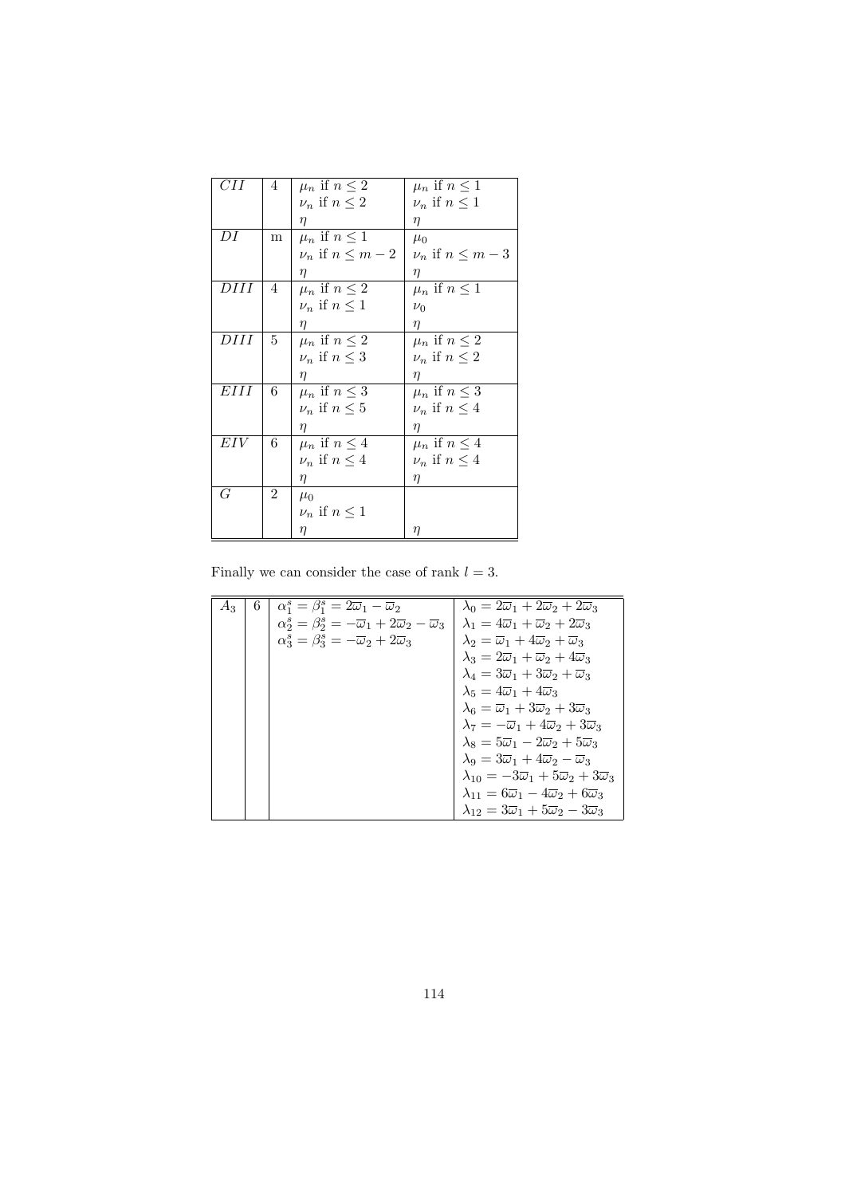| | | | |
|---|---|---|---|
| $CII$ | 4 | $\mu_n$ if $n \leq 2$ <br> $\nu_n$ if $n \leq 2$ <br> $\eta$ | $\mu_n$ if $n \leq 1$ <br> $\nu_n$ if $n \leq 1$ <br> $\eta$ |
| $DI$ | m | $\mu_n$ if $n \leq 1$ <br> $\nu_n$ if $n \leq m-2$ <br> $\eta$ | $\mu_0$ <br> $\nu_n$ if $n \leq m-3$ <br> $\eta$ |
| $DIII$ | 4 | $\mu_n$ if $n \leq 2$ <br> $\nu_n$ if $n \leq 1$ <br> $\eta$ | $\mu_n$ if $n \leq 1$ <br> $\nu_0$ <br> $\eta$ |
| $DIII$ | 5 | $\mu_n$ if $n \leq 2$ <br> $\nu_n$ if $n \leq 3$ <br> $\eta$ | $\mu_n$ if $n \leq 2$ <br> $\nu_n$ if $n \leq 2$ <br> $\eta$ |
| $EIII$ | 6 | $\mu_n$ if $n \leq 3$ <br> $\nu_n$ if $n \leq 5$ <br> $\eta$ | $\mu_n$ if $n \leq 3$ <br> $\nu_n$ if $n \leq 4$ <br> $\eta$ |
| $EIV$ | 6 | $\mu_n$ if $n \leq 4$ <br> $\nu_n$ if $n \leq 4$ <br> $\eta$ | $\mu_n$ if $n \leq 4$ <br> $\nu_n$ if $n \leq 4$ <br> $\eta$ |
| $G$ | 2 | $\mu_0$ <br> $\nu_n$ if $n \leq 1$ <br> $\eta$ | $\eta$ |

Finally we can consider the case of rank $l = 3$.

| | | | |
|---|---|---|---|
| $A_3$ | 6 | $\alpha_1^s = \beta_1^s = 2\overline{\omega}_1 - \overline{\omega}_2$ <br> $\alpha_2^s = \beta_2^s = -\overline{\omega}_1 + 2\overline{\omega}_2 - \overline{\omega}_3$ <br> $\alpha_3^s = \beta_3^s = -\overline{\omega}_2 + 2\overline{\omega}_3$ | $\lambda_0 = 2\overline{\omega}_1 + 2\overline{\omega}_2 + 2\overline{\omega}_3$ <br> $\lambda_1 = 4\overline{\omega}_1 + \overline{\omega}_2 + 2\overline{\omega}_3$ <br> $\lambda_2 = \overline{\omega}_1 + 4\overline{\omega}_2 + \overline{\omega}_3$ <br> $\lambda_3 = 2\overline{\omega}_1 + \overline{\omega}_2 + 4\overline{\omega}_3$ <br> $\lambda_4 = 3\overline{\omega}_1 + 3\overline{\omega}_2 + \overline{\omega}_3$ <br> $\lambda_5 = 4\overline{\omega}_1 + 4\overline{\omega}_3$ <br> $\lambda_6 = \overline{\omega}_1 + 3\overline{\omega}_2 + 3\overline{\omega}_3$ <br> $\lambda_7 = -\overline{\omega}_1 + 4\overline{\omega}_2 + 3\overline{\omega}_3$ <br> $\lambda_8 = 5\overline{\omega}_1 - 2\overline{\omega}_2 + 5\overline{\omega}_3$ <br> $\lambda_9 = 3\overline{\omega}_1 + 4\overline{\omega}_2 - \overline{\omega}_3$ <br> $\lambda_{10} = -3\overline{\omega}_1 + 5\overline{\omega}_2 + 3\overline{\omega}_3$ <br> $\lambda_{11} = 6\overline{\omega}_1 - 4\overline{\omega}_2 + 6\overline{\omega}_3$ <br> $\lambda_{12} = 3\overline{\omega}_1 + 5\overline{\omega}_2 - 3\overline{\omega}_3$ |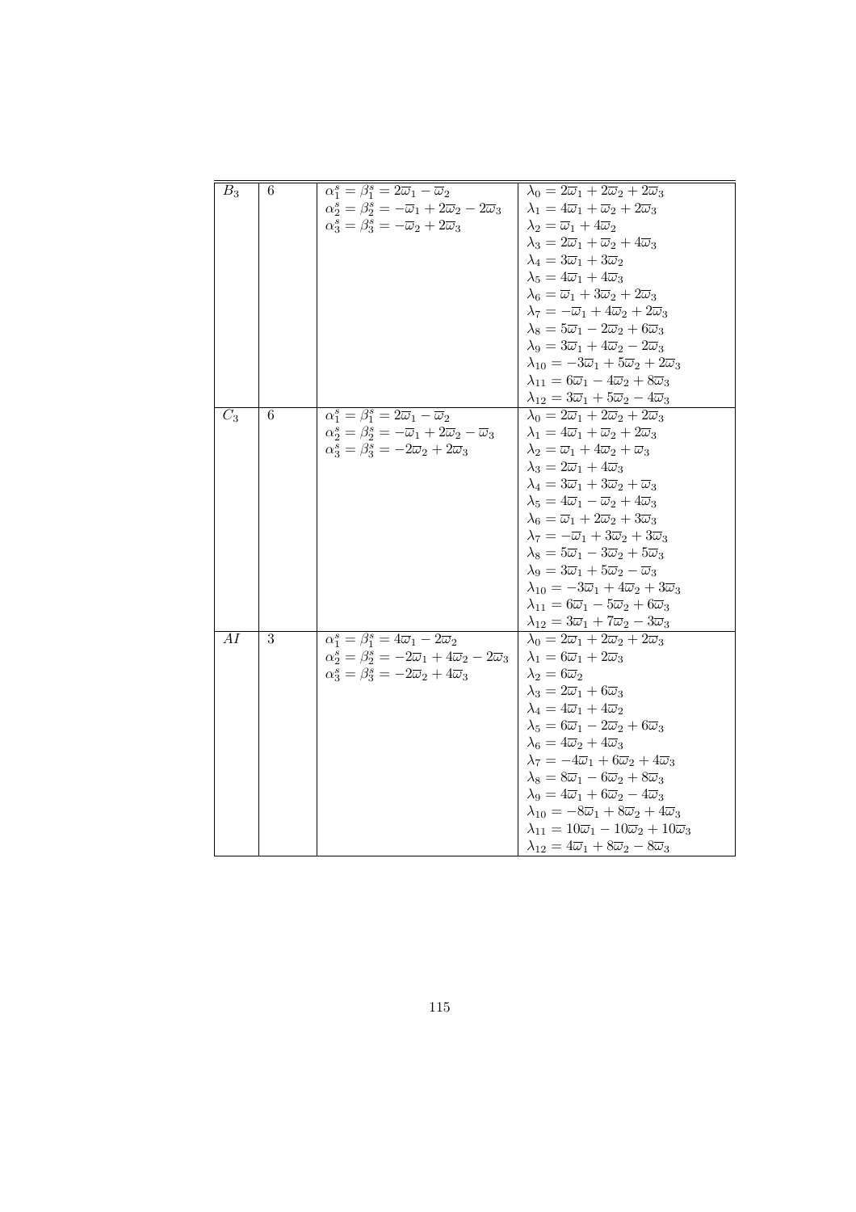| | | | |
|---|---|---|---|
| $B_3$ | 6 | $\alpha_1^s = \beta_1^s = 2\overline{\omega}_1 - \overline{\omega}_2$ | $\lambda_0 = 2\overline{\omega}_1 + 2\overline{\omega}_2 + 2\overline{\omega}_3$ |
| | | $\alpha_2^s = \beta_2^s = -\overline{\omega}_1 + 2\overline{\omega}_2 - 2\overline{\omega}_3$ | $\lambda_1 = 4\overline{\omega}_1 + \overline{\omega}_2 + 2\overline{\omega}_3$ |
| | | $\alpha_3^s = \beta_3^s = -\overline{\omega}_2 + 2\overline{\omega}_3$ | $\lambda_2 = \overline{\omega}_1 + 4\overline{\omega}_2$ |
| | | | $\lambda_3 = 2\overline{\omega}_1 + \overline{\omega}_2 + 4\overline{\omega}_3$ |
| | | | $\lambda_4 = 3\overline{\omega}_1 + 3\overline{\omega}_2$ |
| | | | $\lambda_5 = 4\overline{\omega}_1 + 4\overline{\omega}_3$ |
| | | | $\lambda_6 = \overline{\omega}_1 + 3\overline{\omega}_2 + 2\overline{\omega}_3$ |
| | | | $\lambda_7 = -\overline{\omega}_1 + 4\overline{\omega}_2 + 2\overline{\omega}_3$ |
| | | | $\lambda_8 = 5\overline{\omega}_1 - 2\overline{\omega}_2 + 6\overline{\omega}_3$ |
| | | | $\lambda_9 = 3\overline{\omega}_1 + 4\overline{\omega}_2 - 2\overline{\omega}_3$ |
| | | | $\lambda_{10} = -3\overline{\omega}_1 + 5\overline{\omega}_2 + 2\overline{\omega}_3$ |
| | | | $\lambda_{11} = 6\overline{\omega}_1 - 4\overline{\omega}_2 + 8\overline{\omega}_3$ |
| | | | $\lambda_{12} = 3\overline{\omega}_1 + 5\overline{\omega}_2 - 4\overline{\omega}_3$ |
| $C_3$ | 6 | $\alpha_1^s = \beta_1^s = 2\overline{\omega}_1 - \overline{\omega}_2$ | $\lambda_0 = 2\overline{\omega}_1 + 2\overline{\omega}_2 + 2\overline{\omega}_3$ |
| | | $\alpha_2^s = \beta_2^s = -\overline{\omega}_1 + 2\overline{\omega}_2 - \overline{\omega}_3$ | $\lambda_1 = 4\overline{\omega}_1 + \overline{\omega}_2 + 2\overline{\omega}_3$ |
| | | $\alpha_3^s = \beta_3^s = -2\overline{\omega}_2 + 2\overline{\omega}_3$ | $\lambda_2 = \overline{\omega}_1 + 4\overline{\omega}_2 + \overline{\omega}_3$ |
| | | | $\lambda_3 = 2\overline{\omega}_1 + 4\overline{\omega}_3$ |
| | | | $\lambda_4 = 3\overline{\omega}_1 + 3\overline{\omega}_2 + \overline{\omega}_3$ |
| | | | $\lambda_5 = 4\overline{\omega}_1 - \overline{\omega}_2 + 4\overline{\omega}_3$ |
| | | | $\lambda_6 = \overline{\omega}_1 + 2\overline{\omega}_2 + 3\overline{\omega}_3$ |
| | | | $\lambda_7 = -\overline{\omega}_1 + 3\overline{\omega}_2 + 3\overline{\omega}_3$ |
| | | | $\lambda_8 = 5\overline{\omega}_1 - 3\overline{\omega}_2 + 5\overline{\omega}_3$ |
| | | | $\lambda_9 = 3\overline{\omega}_1 + 5\overline{\omega}_2 - \overline{\omega}_3$ |
| | | | $\lambda_{10} = -3\overline{\omega}_1 + 4\overline{\omega}_2 + 3\overline{\omega}_3$ |
| | | | $\lambda_{11} = 6\overline{\omega}_1 - 5\overline{\omega}_2 + 6\overline{\omega}_3$ |
| | | | $\lambda_{12} = 3\overline{\omega}_1 + 7\overline{\omega}_2 - 3\overline{\omega}_3$ |
| $AI$ | 3 | $\alpha_1^s = \beta_1^s = 4\overline{\omega}_1 - 2\overline{\omega}_2$ | $\lambda_0 = 2\overline{\omega}_1 + 2\overline{\omega}_2 + 2\overline{\omega}_3$ |
| | | $\alpha_2^s = \beta_2^s = -2\overline{\omega}_1 + 4\overline{\omega}_2 - 2\overline{\omega}_3$ | $\lambda_1 = 6\overline{\omega}_1 + 2\overline{\omega}_3$ |
| | | $\alpha_3^s = \beta_3^s = -2\overline{\omega}_2 + 4\overline{\omega}_3$ | $\lambda_2 = 6\overline{\omega}_2$ |
| | | | $\lambda_3 = 2\overline{\omega}_1 + 6\overline{\omega}_3$ |
| | | | $\lambda_4 = 4\overline{\omega}_1 + 4\overline{\omega}_2$ |
| | | | $\lambda_5 = 6\overline{\omega}_1 - 2\overline{\omega}_2 + 6\overline{\omega}_3$ |
| | | | $\lambda_6 = 4\overline{\omega}_2 + 4\overline{\omega}_3$ |
| | | | $\lambda_7 = -4\overline{\omega}_1 + 6\overline{\omega}_2 + 4\overline{\omega}_3$ |
| | | | $\lambda_8 = 8\overline{\omega}_1 - 6\overline{\omega}_2 + 8\overline{\omega}_3$ |
| | | | $\lambda_9 = 4\overline{\omega}_1 + 6\overline{\omega}_2 - 4\overline{\omega}_3$ |
| | | | $\lambda_{10} = -8\overline{\omega}_1 + 8\overline{\omega}_2 + 4\overline{\omega}_3$ |
| | | | $\lambda_{11} = 10\overline{\omega}_1 - 10\overline{\omega}_2 + 10\overline{\omega}_3$ |
| | | | $\lambda_{12} = 4\overline{\omega}_1 + 8\overline{\omega}_2 - 8\overline{\omega}_3$ |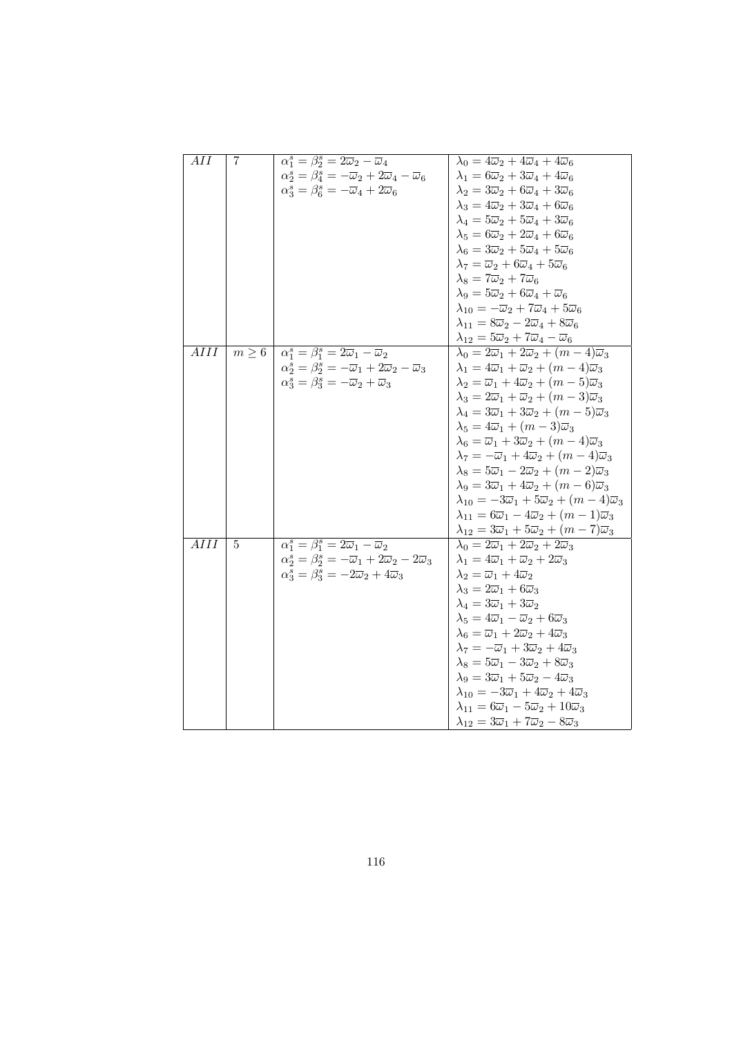| | | | |
|---|---|---|---|
| $AII$ | $7$ | $\alpha_1^s = \beta_2^s = 2\overline{\omega}_2 - \overline{\omega}_4$<br>$\alpha_2^s = \beta_4^s = -\overline{\omega}_2 + 2\overline{\omega}_4 - \overline{\omega}_6$<br>$\alpha_3^s = \beta_6^s = -\overline{\omega}_4 + 2\overline{\omega}_6$ | $\lambda_0 = 4\overline{\omega}_2 + 4\overline{\omega}_4 + 4\overline{\omega}_6$<br>$\lambda_1 = 6\overline{\omega}_2 + 3\overline{\omega}_4 + 4\overline{\omega}_6$<br>$\lambda_2 = 3\overline{\omega}_2 + 6\overline{\omega}_4 + 3\overline{\omega}_6$<br>$\lambda_3 = 4\overline{\omega}_2 + 3\overline{\omega}_4 + 6\overline{\omega}_6$<br>$\lambda_4 = 5\overline{\omega}_2 + 5\overline{\omega}_4 + 3\overline{\omega}_6$<br>$\lambda_5 = 6\overline{\omega}_2 + 2\overline{\omega}_4 + 6\overline{\omega}_6$<br>$\lambda_6 = 3\overline{\omega}_2 + 5\overline{\omega}_4 + 5\overline{\omega}_6$<br>$\lambda_7 = \overline{\omega}_2 + 6\overline{\omega}_4 + 5\overline{\omega}_6$<br>$\lambda_8 = 7\overline{\omega}_2 + 7\overline{\omega}_6$<br>$\lambda_9 = 5\overline{\omega}_2 + 6\overline{\omega}_4 + \overline{\omega}_6$<br>$\lambda_{10} = -\overline{\omega}_2 + 7\overline{\omega}_4 + 5\overline{\omega}_6$<br>$\lambda_{11} = 8\overline{\omega}_2 - 2\overline{\omega}_4 + 8\overline{\omega}_6$<br>$\lambda_{12} = 5\overline{\omega}_2 + 7\overline{\omega}_4 - \overline{\omega}_6$ |
| $AIII$ | $m \geq 6$ | $\alpha_1^s = \beta_1^s = 2\overline{\omega}_1 - \overline{\omega}_2$<br>$\alpha_2^s = \beta_2^s = -\overline{\omega}_1 + 2\overline{\omega}_2 - \overline{\omega}_3$<br>$\alpha_3^s = \beta_3^s = -\overline{\omega}_2 + \overline{\omega}_3$ | $\lambda_0 = 2\overline{\omega}_1 + 2\overline{\omega}_2 + (m-4)\overline{\omega}_3$<br>$\lambda_1 = 4\overline{\omega}_1 + \overline{\omega}_2 + (m-4)\overline{\omega}_3$<br>$\lambda_2 = \overline{\omega}_1 + 4\overline{\omega}_2 + (m-5)\overline{\omega}_3$<br>$\lambda_3 = 2\overline{\omega}_1 + \overline{\omega}_2 + (m-3)\overline{\omega}_3$<br>$\lambda_4 = 3\overline{\omega}_1 + 3\overline{\omega}_2 + (m-5)\overline{\omega}_3$<br>$\lambda_5 = 4\overline{\omega}_1 + (m-3)\overline{\omega}_3$<br>$\lambda_6 = \overline{\omega}_1 + 3\overline{\omega}_2 + (m-4)\overline{\omega}_3$<br>$\lambda_7 = -\overline{\omega}_1 + 4\overline{\omega}_2 + (m-4)\overline{\omega}_3$<br>$\lambda_8 = 5\overline{\omega}_1 - 2\overline{\omega}_2 + (m-2)\overline{\omega}_3$<br>$\lambda_9 = 3\overline{\omega}_1 + 4\overline{\omega}_2 + (m-6)\overline{\omega}_3$<br>$\lambda_{10} = -3\overline{\omega}_1 + 5\overline{\omega}_2 + (m-4)\overline{\omega}_3$<br>$\lambda_{11} = 6\overline{\omega}_1 - 4\overline{\omega}_2 + (m-1)\overline{\omega}_3$<br>$\lambda_{12} = 3\overline{\omega}_1 + 5\overline{\omega}_2 + (m-7)\overline{\omega}_3$ |
| $AIII$ | $5$ | $\alpha_1^s = \beta_1^s = 2\overline{\omega}_1 - \overline{\omega}_2$<br>$\alpha_2^s = \beta_2^s = -\overline{\omega}_1 + 2\overline{\omega}_2 - 2\overline{\omega}_3$<br>$\alpha_3^s = \beta_3^s = -2\overline{\omega}_2 + 4\overline{\omega}_3$ | $\lambda_0 = 2\overline{\omega}_1 + 2\overline{\omega}_2 + 2\overline{\omega}_3$<br>$\lambda_1 = 4\overline{\omega}_1 + \overline{\omega}_2 + 2\overline{\omega}_3$<br>$\lambda_2 = \overline{\omega}_1 + 4\overline{\omega}_2$<br>$\lambda_3 = 2\overline{\omega}_1 + 6\overline{\omega}_3$<br>$\lambda_4 = 3\overline{\omega}_1 + 3\overline{\omega}_2$<br>$\lambda_5 = 4\overline{\omega}_1 - \overline{\omega}_2 + 6\overline{\omega}_3$<br>$\lambda_6 = \overline{\omega}_1 + 2\overline{\omega}_2 + 4\overline{\omega}_3$<br>$\lambda_7 = -\overline{\omega}_1 + 3\overline{\omega}_2 + 4\overline{\omega}_3$<br>$\lambda_8 = 5\overline{\omega}_1 - 3\overline{\omega}_2 + 8\overline{\omega}_3$<br>$\lambda_9 = 3\overline{\omega}_1 + 5\overline{\omega}_2 - 4\overline{\omega}_3$<br>$\lambda_{10} = -3\overline{\omega}_1 + 4\overline{\omega}_2 + 4\overline{\omega}_3$<br>$\lambda_{11} = 6\overline{\omega}_1 - 5\overline{\omega}_2 + 10\overline{\omega}_3$<br>$\lambda_{12} = 3\overline{\omega}_1 + 7\overline{\omega}_2 - 8\overline{\omega}_3$ |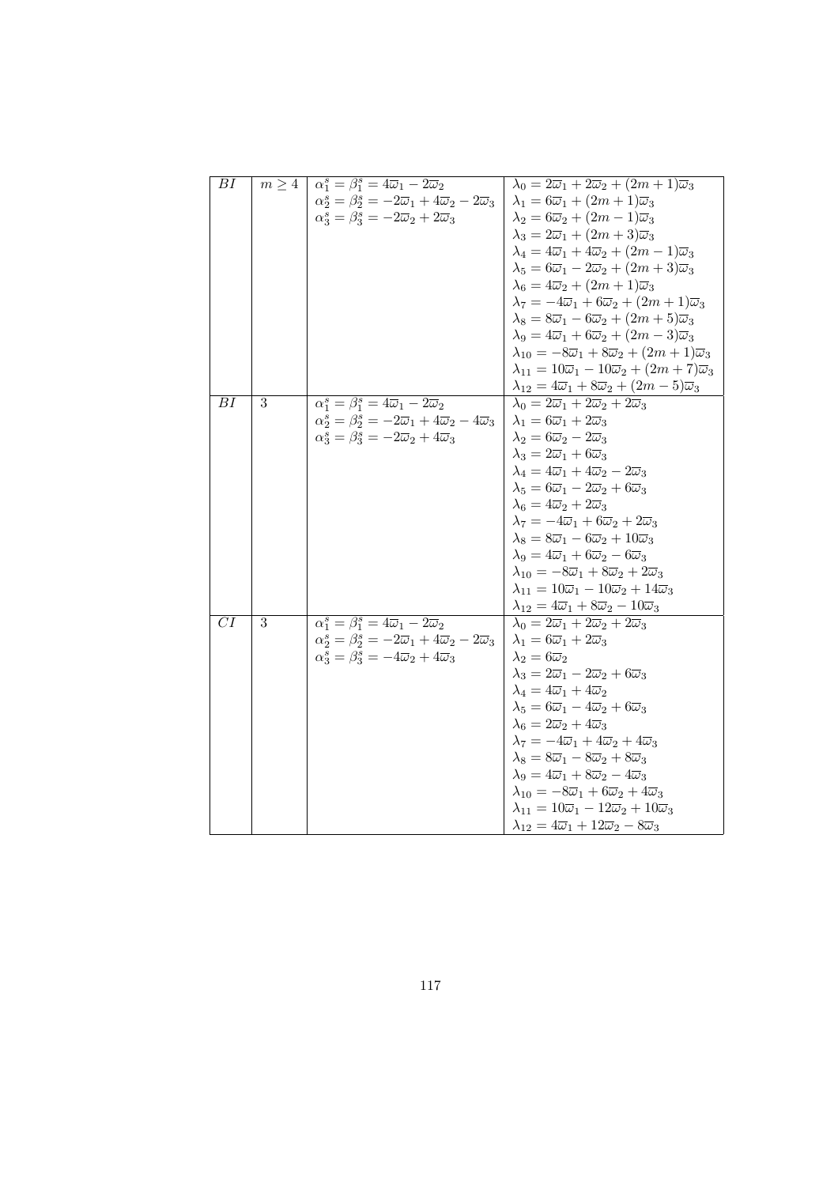| | | | |
|---|---|---|---|
| $BI$ | $m \geq 4$ | $\alpha_1^s = \beta_1^s = 4\overline{\omega}_1 - 2\overline{\omega}_2$<br>$\alpha_2^s = \beta_2^s = -2\overline{\omega}_1 + 4\overline{\omega}_2 - 2\overline{\omega}_3$<br>$\alpha_3^s = \beta_3^s = -2\overline{\omega}_2 + 2\overline{\omega}_3$ | $\lambda_0 = 2\overline{\omega}_1 + 2\overline{\omega}_2 + (2m+1)\overline{\omega}_3$<br>$\lambda_1 = 6\overline{\omega}_1 + (2m+1)\overline{\omega}_3$<br>$\lambda_2 = 6\overline{\omega}_2 + (2m-1)\overline{\omega}_3$<br>$\lambda_3 = 2\overline{\omega}_1 + (2m+3)\overline{\omega}_3$<br>$\lambda_4 = 4\overline{\omega}_1 + 4\overline{\omega}_2 + (2m-1)\overline{\omega}_3$<br>$\lambda_5 = 6\overline{\omega}_1 - 2\overline{\omega}_2 + (2m+3)\overline{\omega}_3$<br>$\lambda_6 = 4\overline{\omega}_2 + (2m+1)\overline{\omega}_3$<br>$\lambda_7 = -4\overline{\omega}_1 + 6\overline{\omega}_2 + (2m+1)\overline{\omega}_3$<br>$\lambda_8 = 8\overline{\omega}_1 - 6\overline{\omega}_2 + (2m+5)\overline{\omega}_3$<br>$\lambda_9 = 4\overline{\omega}_1 + 6\overline{\omega}_2 + (2m-3)\overline{\omega}_3$<br>$\lambda_{10} = -8\overline{\omega}_1 + 8\overline{\omega}_2 + (2m+1)\overline{\omega}_3$<br>$\lambda_{11} = 10\overline{\omega}_1 - 10\overline{\omega}_2 + (2m+7)\overline{\omega}_3$<br>$\lambda_{12} = 4\overline{\omega}_1 + 8\overline{\omega}_2 + (2m-5)\overline{\omega}_3$ |
| $BI$ | 3 | $\alpha_1^s = \beta_1^s = 4\overline{\omega}_1 - 2\overline{\omega}_2$<br>$\alpha_2^s = \beta_2^s = -2\overline{\omega}_1 + 4\overline{\omega}_2 - 4\overline{\omega}_3$<br>$\alpha_3^s = \beta_3^s = -2\overline{\omega}_2 + 4\overline{\omega}_3$ | $\lambda_0 = 2\overline{\omega}_1 + 2\overline{\omega}_2 + 2\overline{\omega}_3$<br>$\lambda_1 = 6\overline{\omega}_1 + 2\overline{\omega}_3$<br>$\lambda_2 = 6\overline{\omega}_2 - 2\overline{\omega}_3$<br>$\lambda_3 = 2\overline{\omega}_1 + 6\overline{\omega}_3$<br>$\lambda_4 = 4\overline{\omega}_1 + 4\overline{\omega}_2 - 2\overline{\omega}_3$<br>$\lambda_5 = 6\overline{\omega}_1 - 2\overline{\omega}_2 + 6\overline{\omega}_3$<br>$\lambda_6 = 4\overline{\omega}_2 + 2\overline{\omega}_3$<br>$\lambda_7 = -4\overline{\omega}_1 + 6\overline{\omega}_2 + 2\overline{\omega}_3$<br>$\lambda_8 = 8\overline{\omega}_1 - 6\overline{\omega}_2 + 10\overline{\omega}_3$<br>$\lambda_9 = 4\overline{\omega}_1 + 6\overline{\omega}_2 - 6\overline{\omega}_3$<br>$\lambda_{10} = -8\overline{\omega}_1 + 8\overline{\omega}_2 + 2\overline{\omega}_3$<br>$\lambda_{11} = 10\overline{\omega}_1 - 10\overline{\omega}_2 + 14\overline{\omega}_3$<br>$\lambda_{12} = 4\overline{\omega}_1 + 8\overline{\omega}_2 - 10\overline{\omega}_3$ |
| $CI$ | 3 | $\alpha_1^s = \beta_1^s = 4\overline{\omega}_1 - 2\overline{\omega}_2$<br>$\alpha_2^s = \beta_2^s = -2\overline{\omega}_1 + 4\overline{\omega}_2 - 2\overline{\omega}_3$<br>$\alpha_3^s = \beta_3^s = -4\overline{\omega}_2 + 4\overline{\omega}_3$ | $\lambda_0 = 2\overline{\omega}_1 + 2\overline{\omega}_2 + 2\overline{\omega}_3$<br>$\lambda_1 = 6\overline{\omega}_1 + 2\overline{\omega}_3$<br>$\lambda_2 = 6\overline{\omega}_2$<br>$\lambda_3 = 2\overline{\omega}_1 - 2\overline{\omega}_2 + 6\overline{\omega}_3$<br>$\lambda_4 = 4\overline{\omega}_1 + 4\overline{\omega}_2$<br>$\lambda_5 = 6\overline{\omega}_1 - 4\overline{\omega}_2 + 6\overline{\omega}_3$<br>$\lambda_6 = 2\overline{\omega}_2 + 4\overline{\omega}_3$<br>$\lambda_7 = -4\overline{\omega}_1 + 4\overline{\omega}_2 + 4\overline{\omega}_3$<br>$\lambda_8 = 8\overline{\omega}_1 - 8\overline{\omega}_2 + 8\overline{\omega}_3$<br>$\lambda_9 = 4\overline{\omega}_1 + 8\overline{\omega}_2 - 4\overline{\omega}_3$<br>$\lambda_{10} = -8\overline{\omega}_1 + 6\overline{\omega}_2 + 4\overline{\omega}_3$<br>$\lambda_{11} = 10\overline{\omega}_1 - 12\overline{\omega}_2 + 10\overline{\omega}_3$<br>$\lambda_{12} = 4\overline{\omega}_1 + 12\overline{\omega}_2 - 8\overline{\omega}_3$ |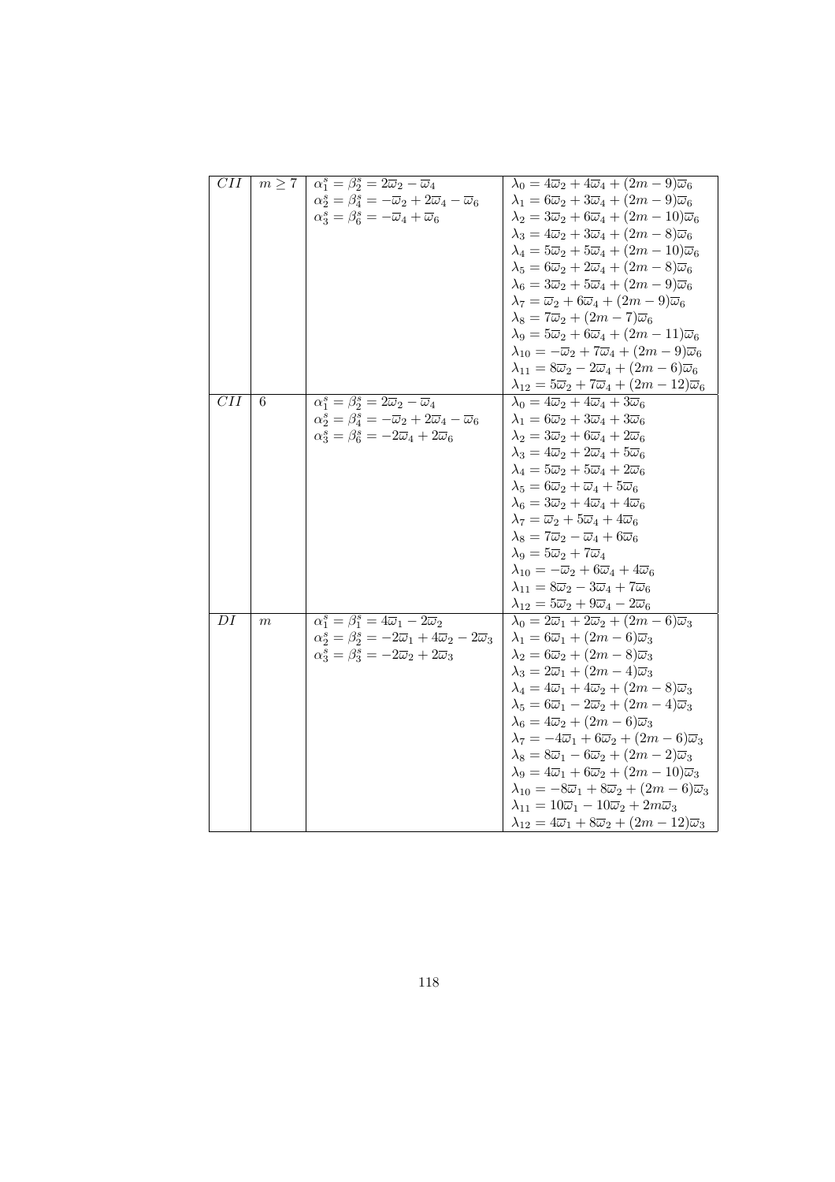| | | | |
|---|---|---|---|
| $CII$ | $m \geq 7$ | $\alpha_1^s = \beta_2^s = 2\overline{\omega}_2 - \overline{\omega}_4$<br>$\alpha_2^s = \beta_4^s = -\overline{\omega}_2 + 2\overline{\omega}_4 - \overline{\omega}_6$<br>$\alpha_3^s = \beta_6^s = -\overline{\omega}_4 + \overline{\omega}_6$ | $\lambda_0 = 4\overline{\omega}_2 + 4\overline{\omega}_4 + (2m-9)\overline{\omega}_6$<br>$\lambda_1 = 6\overline{\omega}_2 + 3\overline{\omega}_4 + (2m-9)\overline{\omega}_6$<br>$\lambda_2 = 3\overline{\omega}_2 + 6\overline{\omega}_4 + (2m-10)\overline{\omega}_6$<br>$\lambda_3 = 4\overline{\omega}_2 + 3\overline{\omega}_4 + (2m-8)\overline{\omega}_6$<br>$\lambda_4 = 5\overline{\omega}_2 + 5\overline{\omega}_4 + (2m-10)\overline{\omega}_6$<br>$\lambda_5 = 6\overline{\omega}_2 + 2\overline{\omega}_4 + (2m-8)\overline{\omega}_6$<br>$\lambda_6 = 3\overline{\omega}_2 + 5\overline{\omega}_4 + (2m-9)\overline{\omega}_6$<br>$\lambda_7 = \overline{\omega}_2 + 6\overline{\omega}_4 + (2m-9)\overline{\omega}_6$<br>$\lambda_8 = 7\overline{\omega}_2 + (2m-7)\overline{\omega}_6$<br>$\lambda_9 = 5\overline{\omega}_2 + 6\overline{\omega}_4 + (2m-11)\overline{\omega}_6$<br>$\lambda_{10} = -\overline{\omega}_2 + 7\overline{\omega}_4 + (2m-9)\overline{\omega}_6$<br>$\lambda_{11} = 8\overline{\omega}_2 - 2\overline{\omega}_4 + (2m-6)\overline{\omega}_6$<br>$\lambda_{12} = 5\overline{\omega}_2 + 7\overline{\omega}_4 + (2m-12)\overline{\omega}_6$ |
| $CII$ | 6 | $\alpha_1^s = \beta_2^s = 2\overline{\omega}_2 - \overline{\omega}_4$<br>$\alpha_2^s = \beta_4^s = -\overline{\omega}_2 + 2\overline{\omega}_4 - \overline{\omega}_6$<br>$\alpha_3^s = \beta_6^s = -2\overline{\omega}_4 + 2\overline{\omega}_6$ | $\lambda_0 = 4\overline{\omega}_2 + 4\overline{\omega}_4 + 3\overline{\omega}_6$<br>$\lambda_1 = 6\overline{\omega}_2 + 3\overline{\omega}_4 + 3\overline{\omega}_6$<br>$\lambda_2 = 3\overline{\omega}_2 + 6\overline{\omega}_4 + 2\overline{\omega}_6$<br>$\lambda_3 = 4\overline{\omega}_2 + 2\overline{\omega}_4 + 5\overline{\omega}_6$<br>$\lambda_4 = 5\overline{\omega}_2 + 5\overline{\omega}_4 + 2\overline{\omega}_6$<br>$\lambda_5 = 6\overline{\omega}_2 + \overline{\omega}_4 + 5\overline{\omega}_6$<br>$\lambda_6 = 3\overline{\omega}_2 + 4\overline{\omega}_4 + 4\overline{\omega}_6$<br>$\lambda_7 = \overline{\omega}_2 + 5\overline{\omega}_4 + 4\overline{\omega}_6$<br>$\lambda_8 = 7\overline{\omega}_2 - \overline{\omega}_4 + 6\overline{\omega}_6$<br>$\lambda_9 = 5\overline{\omega}_2 + 7\overline{\omega}_4$<br>$\lambda_{10} = -\overline{\omega}_2 + 6\overline{\omega}_4 + 4\overline{\omega}_6$<br>$\lambda_{11} = 8\overline{\omega}_2 - 3\overline{\omega}_4 + 7\overline{\omega}_6$<br>$\lambda_{12} = 5\overline{\omega}_2 + 9\overline{\omega}_4 - 2\overline{\omega}_6$ |
| $DI$ | $m$ | $\alpha_1^s = \beta_1^s = 4\overline{\omega}_1 - 2\overline{\omega}_2$<br>$\alpha_2^s = \beta_2^s = -2\overline{\omega}_1 + 4\overline{\omega}_2 - 2\overline{\omega}_3$<br>$\alpha_3^s = \beta_3^s = -2\overline{\omega}_2 + 2\overline{\omega}_3$ | $\lambda_0 = 2\overline{\omega}_1 + 2\overline{\omega}_2 + (2m-6)\overline{\omega}_3$<br>$\lambda_1 = 6\overline{\omega}_1 + (2m-6)\overline{\omega}_3$<br>$\lambda_2 = 6\overline{\omega}_2 + (2m-8)\overline{\omega}_3$<br>$\lambda_3 = 2\overline{\omega}_1 + (2m-4)\overline{\omega}_3$<br>$\lambda_4 = 4\overline{\omega}_1 + 4\overline{\omega}_2 + (2m-8)\overline{\omega}_3$<br>$\lambda_5 = 6\overline{\omega}_1 - 2\overline{\omega}_2 + (2m-4)\overline{\omega}_3$<br>$\lambda_6 = 4\overline{\omega}_2 + (2m-6)\overline{\omega}_3$<br>$\lambda_7 = -4\overline{\omega}_1 + 6\overline{\omega}_2 + (2m-6)\overline{\omega}_3$<br>$\lambda_8 = 8\overline{\omega}_1 - 6\overline{\omega}_2 + (2m-2)\overline{\omega}_3$<br>$\lambda_9 = 4\overline{\omega}_1 + 6\overline{\omega}_2 + (2m-10)\overline{\omega}_3$<br>$\lambda_{10} = -8\overline{\omega}_1 + 8\overline{\omega}_2 + (2m-6)\overline{\omega}_3$<br>$\lambda_{11} = 10\overline{\omega}_1 - 10\overline{\omega}_2 + 2m\overline{\omega}_3$<br>$\lambda_{12} = 4\overline{\omega}_1 + 8\overline{\omega}_2 + (2m-12)\overline{\omega}_3$ |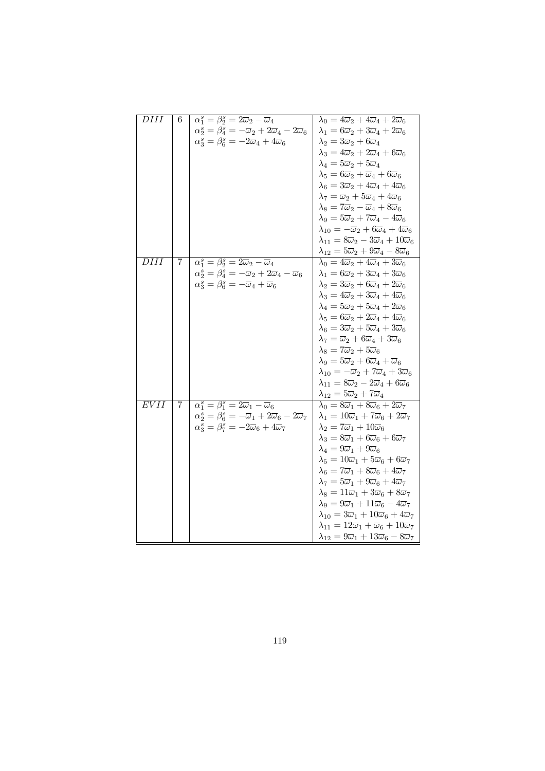| | | | |
|---|---|---|---|
| $DIII$ | 6 | $\alpha_1^s = \beta_2^s = 2\overline{\omega}_2 - \overline{\omega}_4$<br>$\alpha_2^s = \beta_4^s = -\overline{\omega}_2 + 2\overline{\omega}_4 - 2\overline{\omega}_6$<br>$\alpha_3^s = \beta_6^s = -2\overline{\omega}_4 + 4\overline{\omega}_6$ | $\lambda_0 = 4\overline{\omega}_2 + 4\overline{\omega}_4 + 2\overline{\omega}_6$<br>$\lambda_1 = 6\overline{\omega}_2 + 3\overline{\omega}_4 + 2\overline{\omega}_6$<br>$\lambda_2 = 3\overline{\omega}_2 + 6\overline{\omega}_4$<br>$\lambda_3 = 4\overline{\omega}_2 + 2\overline{\omega}_4 + 6\overline{\omega}_6$<br>$\lambda_4 = 5\overline{\omega}_2 + 5\overline{\omega}_4$<br>$\lambda_5 = 6\overline{\omega}_2 + \overline{\omega}_4 + 6\overline{\omega}_6$<br>$\lambda_6 = 3\overline{\omega}_2 + 4\overline{\omega}_4 + 4\overline{\omega}_6$<br>$\lambda_7 = \overline{\omega}_2 + 5\overline{\omega}_4 + 4\overline{\omega}_6$<br>$\lambda_8 = 7\overline{\omega}_2 - \overline{\omega}_4 + 8\overline{\omega}_6$<br>$\lambda_9 = 5\overline{\omega}_2 + 7\overline{\omega}_4 - 4\overline{\omega}_6$<br>$\lambda_{10} = -\overline{\omega}_2 + 6\overline{\omega}_4 + 4\overline{\omega}_6$<br>$\lambda_{11} = 8\overline{\omega}_2 - 3\overline{\omega}_4 + 10\overline{\omega}_6$<br>$\lambda_{12} = 5\overline{\omega}_2 + 9\overline{\omega}_4 - 8\overline{\omega}_6$ |
| $DIII$ | 7 | $\alpha_1^s = \beta_2^s = 2\overline{\omega}_2 - \overline{\omega}_4$<br>$\alpha_2^s = \beta_4^s = -\overline{\omega}_2 + 2\overline{\omega}_4 - \overline{\omega}_6$<br>$\alpha_3^s = \beta_6^s = -\overline{\omega}_4 + \overline{\omega}_6$ | $\lambda_0 = 4\overline{\omega}_2 + 4\overline{\omega}_4 + 3\overline{\omega}_6$<br>$\lambda_1 = 6\overline{\omega}_2 + 3\overline{\omega}_4 + 3\overline{\omega}_6$<br>$\lambda_2 = 3\overline{\omega}_2 + 6\overline{\omega}_4 + 2\overline{\omega}_6$<br>$\lambda_3 = 4\overline{\omega}_2 + 3\overline{\omega}_4 + 4\overline{\omega}_6$<br>$\lambda_4 = 5\overline{\omega}_2 + 5\overline{\omega}_4 + 2\overline{\omega}_6$<br>$\lambda_5 = 6\overline{\omega}_2 + 2\overline{\omega}_4 + 4\overline{\omega}_6$<br>$\lambda_6 = 3\overline{\omega}_2 + 5\overline{\omega}_4 + 3\overline{\omega}_6$<br>$\lambda_7 = \overline{\omega}_2 + 6\overline{\omega}_4 + 3\overline{\omega}_6$<br>$\lambda_8 = 7\overline{\omega}_2 + 5\overline{\omega}_6$<br>$\lambda_9 = 5\overline{\omega}_2 + 6\overline{\omega}_4 + \overline{\omega}_6$<br>$\lambda_{10} = -\overline{\omega}_2 + 7\overline{\omega}_4 + 3\overline{\omega}_6$<br>$\lambda_{11} = 8\overline{\omega}_2 - 2\overline{\omega}_4 + 6\overline{\omega}_6$<br>$\lambda_{12} = 5\overline{\omega}_2 + 7\overline{\omega}_4$ |
| $EVII$ | 7 | $\alpha_1^s = \beta_1^s = 2\overline{\omega}_1 - \overline{\omega}_6$<br>$\alpha_2^s = \beta_6^s = -\overline{\omega}_1 + 2\overline{\omega}_6 - 2\overline{\omega}_7$<br>$\alpha_3^s = \beta_7^s = -2\overline{\omega}_6 + 4\overline{\omega}_7$ | $\lambda_0 = 8\overline{\omega}_1 + 8\overline{\omega}_6 + 2\overline{\omega}_7$<br>$\lambda_1 = 10\overline{\omega}_1 + 7\overline{\omega}_6 + 2\overline{\omega}_7$<br>$\lambda_2 = 7\overline{\omega}_1 + 10\overline{\omega}_6$<br>$\lambda_3 = 8\overline{\omega}_1 + 6\overline{\omega}_6 + 6\overline{\omega}_7$<br>$\lambda_4 = 9\overline{\omega}_1 + 9\overline{\omega}_6$<br>$\lambda_5 = 10\overline{\omega}_1 + 5\overline{\omega}_6 + 6\overline{\omega}_7$<br>$\lambda_6 = 7\overline{\omega}_1 + 8\overline{\omega}_6 + 4\overline{\omega}_7$<br>$\lambda_7 = 5\overline{\omega}_1 + 9\overline{\omega}_6 + 4\overline{\omega}_7$<br>$\lambda_8 = 11\overline{\omega}_1 + 3\overline{\omega}_6 + 8\overline{\omega}_7$<br>$\lambda_9 = 9\overline{\omega}_1 + 11\overline{\omega}_6 - 4\overline{\omega}_7$<br>$\lambda_{10} = 3\overline{\omega}_1 + 10\overline{\omega}_6 + 4\overline{\omega}_7$<br>$\lambda_{11} = 12\overline{\omega}_1 + \overline{\omega}_6 + 10\overline{\omega}_7$<br>$\lambda_{12} = 9\overline{\omega}_1 + 13\overline{\omega}_6 - 8\overline{\omega}_7$ |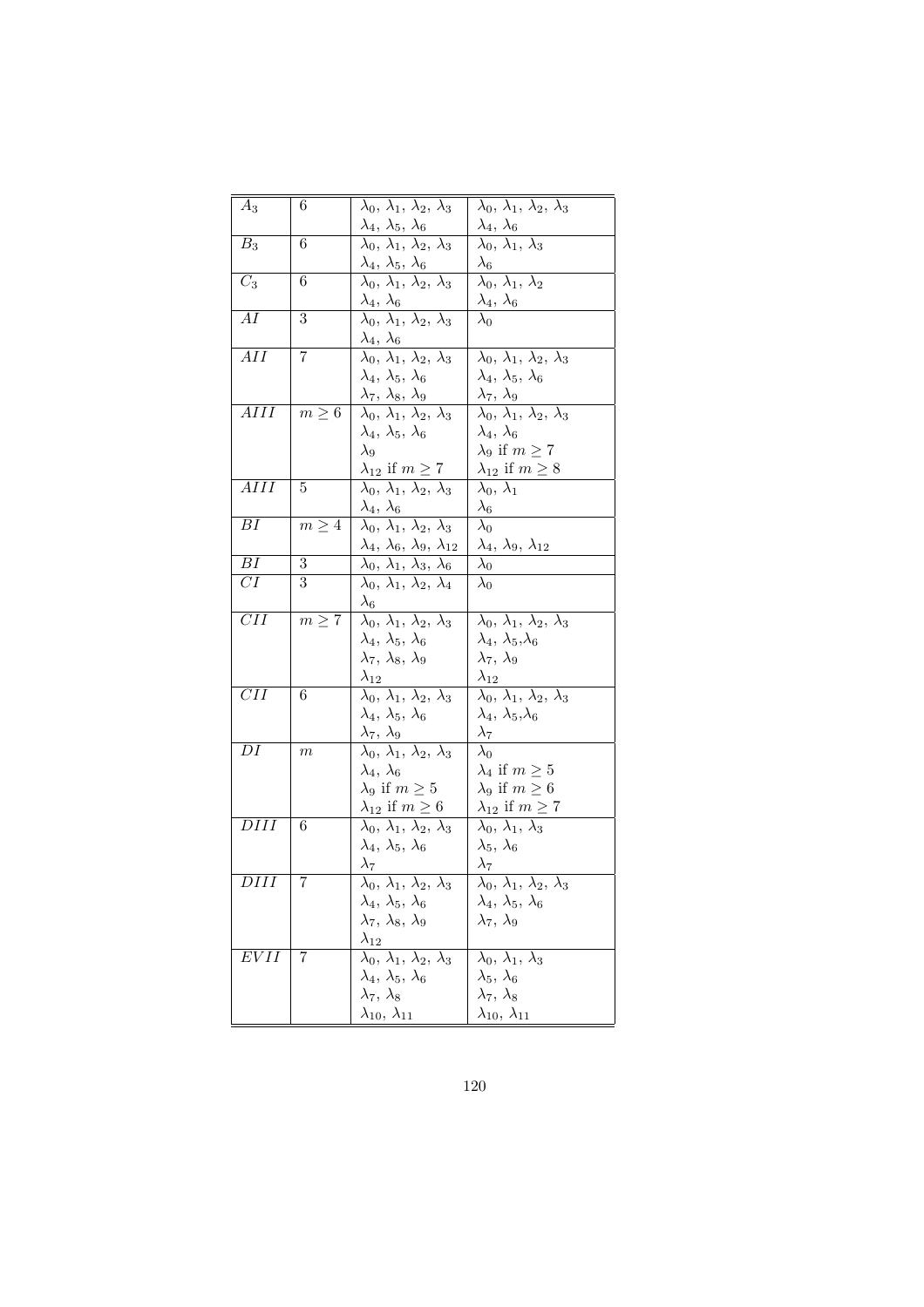| | | | |
|---|---|---|---|
| $A_3$ | 6 | $\lambda_0$, $\lambda_1$, $\lambda_2$, $\lambda_3$ <br> $\lambda_4$, $\lambda_5$, $\lambda_6$ | $\lambda_0$, $\lambda_1$, $\lambda_2$, $\lambda_3$ <br> $\lambda_4$, $\lambda_6$ |
| $B_3$ | 6 | $\lambda_0$, $\lambda_1$, $\lambda_2$, $\lambda_3$ <br> $\lambda_4$, $\lambda_5$, $\lambda_6$ | $\lambda_0$, $\lambda_1$, $\lambda_3$ <br> $\lambda_6$ |
| $C_3$ | 6 | $\lambda_0$, $\lambda_1$, $\lambda_2$, $\lambda_3$ <br> $\lambda_4$, $\lambda_6$ | $\lambda_0$, $\lambda_1$, $\lambda_2$ <br> $\lambda_4$, $\lambda_6$ |
| $AI$ | 3 | $\lambda_0$, $\lambda_1$, $\lambda_2$, $\lambda_3$ <br> $\lambda_4$, $\lambda_6$ | $\lambda_0$ |
| $AII$ | 7 | $\lambda_0$, $\lambda_1$, $\lambda_2$, $\lambda_3$ <br> $\lambda_4$, $\lambda_5$, $\lambda_6$ <br> $\lambda_7$, $\lambda_8$, $\lambda_9$ | $\lambda_0$, $\lambda_1$, $\lambda_2$, $\lambda_3$ <br> $\lambda_4$, $\lambda_5$, $\lambda_6$ <br> $\lambda_7$, $\lambda_9$ |
| $AIII$ | $m \geq 6$ | $\lambda_0$, $\lambda_1$, $\lambda_2$, $\lambda_3$ <br> $\lambda_4$, $\lambda_5$, $\lambda_6$ <br> $\lambda_9$ <br> $\lambda_{12}$ if $m \geq 7$ | $\lambda_0$, $\lambda_1$, $\lambda_2$, $\lambda_3$ <br> $\lambda_4$, $\lambda_6$ <br> $\lambda_9$ if $m \geq 7$ <br> $\lambda_{12}$ if $m \geq 8$ |
| $AIII$ | 5 | $\lambda_0$, $\lambda_1$, $\lambda_2$, $\lambda_3$ <br> $\lambda_4$, $\lambda_6$ | $\lambda_0$, $\lambda_1$ <br> $\lambda_6$ |
| $BI$ | $m \geq 4$ | $\lambda_0$, $\lambda_1$, $\lambda_2$, $\lambda_3$ <br> $\lambda_4$, $\lambda_6$, $\lambda_9$, $\lambda_{12}$ | $\lambda_0$ <br> $\lambda_4$, $\lambda_9$, $\lambda_{12}$ |
| $BI$ | 3 | $\lambda_0$, $\lambda_1$, $\lambda_3$, $\lambda_6$ | $\lambda_0$ |
| $CI$ | 3 | $\lambda_0$, $\lambda_1$, $\lambda_2$, $\lambda_4$ <br> $\lambda_6$ | $\lambda_0$ |
| $CII$ | $m \geq 7$ | $\lambda_0$, $\lambda_1$, $\lambda_2$, $\lambda_3$ <br> $\lambda_4$, $\lambda_5$, $\lambda_6$ <br> $\lambda_7$, $\lambda_8$, $\lambda_9$ <br> $\lambda_{12}$ | $\lambda_0$, $\lambda_1$, $\lambda_2$, $\lambda_3$ <br> $\lambda_4$, $\lambda_5$, $\lambda_6$ <br> $\lambda_7$, $\lambda_9$ <br> $\lambda_{12}$ |
| $CII$ | 6 | $\lambda_0$, $\lambda_1$, $\lambda_2$, $\lambda_3$ <br> $\lambda_4$, $\lambda_5$, $\lambda_6$ <br> $\lambda_7$, $\lambda_9$ | $\lambda_0$, $\lambda_1$, $\lambda_2$, $\lambda_3$ <br> $\lambda_4$, $\lambda_5$, $\lambda_6$ <br> $\lambda_7$ |
| $DI$ | $m$ | $\lambda_0$, $\lambda_1$, $\lambda_2$, $\lambda_3$ <br> $\lambda_4$, $\lambda_6$ <br> $\lambda_9$ if $m \geq 5$ <br> $\lambda_{12}$ if $m \geq 6$ | $\lambda_0$ <br> $\lambda_4$ if $m \geq 5$ <br> $\lambda_9$ if $m \geq 6$ <br> $\lambda_{12}$ if $m \geq 7$ |
| $DIII$ | 6 | $\lambda_0$, $\lambda_1$, $\lambda_2$, $\lambda_3$ <br> $\lambda_4$, $\lambda_5$, $\lambda_6$ <br> $\lambda_7$ | $\lambda_0$, $\lambda_1$, $\lambda_3$ <br> $\lambda_5$, $\lambda_6$ <br> $\lambda_7$ |
| $DIII$ | 7 | $\lambda_0$, $\lambda_1$, $\lambda_2$, $\lambda_3$ <br> $\lambda_4$, $\lambda_5$, $\lambda_6$ <br> $\lambda_7$, $\lambda_8$, $\lambda_9$ <br> $\lambda_{12}$ | $\lambda_0$, $\lambda_1$, $\lambda_2$, $\lambda_3$ <br> $\lambda_4$, $\lambda_5$, $\lambda_6$ <br> $\lambda_7$, $\lambda_9$ |
| $EVII$ | 7 | $\lambda_0$, $\lambda_1$, $\lambda_2$, $\lambda_3$ <br> $\lambda_4$, $\lambda_5$, $\lambda_6$ <br> $\lambda_7$, $\lambda_8$ <br> $\lambda_{10}$, $\lambda_{11}$ | $\lambda_0$, $\lambda_1$, $\lambda_3$ <br> $\lambda_5$, $\lambda_6$ <br> $\lambda_7$, $\lambda_8$ <br> $\lambda_{10}$, $\lambda_{11}$ |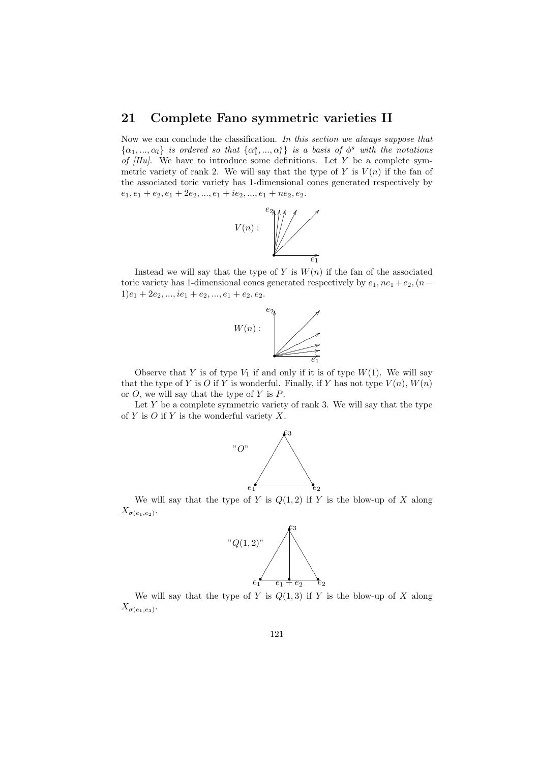## 21 Complete Fano symmetric varieties II

Now we can conclude the classification. *In this section we always suppose that $\{\alpha_1, ..., \alpha_l\}$ is ordered so that $\{\alpha_1^s, ..., \alpha_l^s\}$ is a basis of $\phi^s$ with the notations of [Hu].* We have to introduce some definitions. Let $Y$ be a complete symmetric variety of rank 2. We will say that the type of $Y$ is $V(n)$ if the fan of the associated toric variety has 1-dimensional cones generated respectively by $e_1, e_1 + e_2, e_1 + 2e_2, ..., e_1 + ie_2, ..., e_1 + ne_2, e_2$.

$V(n)$ :

Instead we will say that the type of $Y$ is $W(n)$ if the fan of the associated toric variety has 1-dimensional cones generated respectively by $e_1, ne_1 + e_2, (n-1)e_1 + 2e_2, ..., ie_1 + e_2, ..., e_1 + e_2, e_2$.

$W(n)$ :

Observe that $Y$ is of type $V_1$ if and only if it is of type $W(1)$. We will say that the type of $Y$ is $O$ if $Y$ is wonderful. Finally, if $Y$ has not type $V(n)$, $W(n)$ or $O$, we will say that the type of $Y$ is $P$.

Let $Y$ be a complete symmetric variety of rank 3. We will say that the type of $Y$ is $O$ if $Y$ is the wonderful variety $X$.

"$O$"

We will say that the type of $Y$ is $Q(1,2)$ if $Y$ is the blow-up of $X$ along $X_{\sigma(e_1,e_2)}$.

"$Q(1,2)$"

We will say that the type of $Y$ is $Q(1,3)$ if $Y$ is the blow-up of $X$ along $X_{\sigma(e_1,e_3)}$.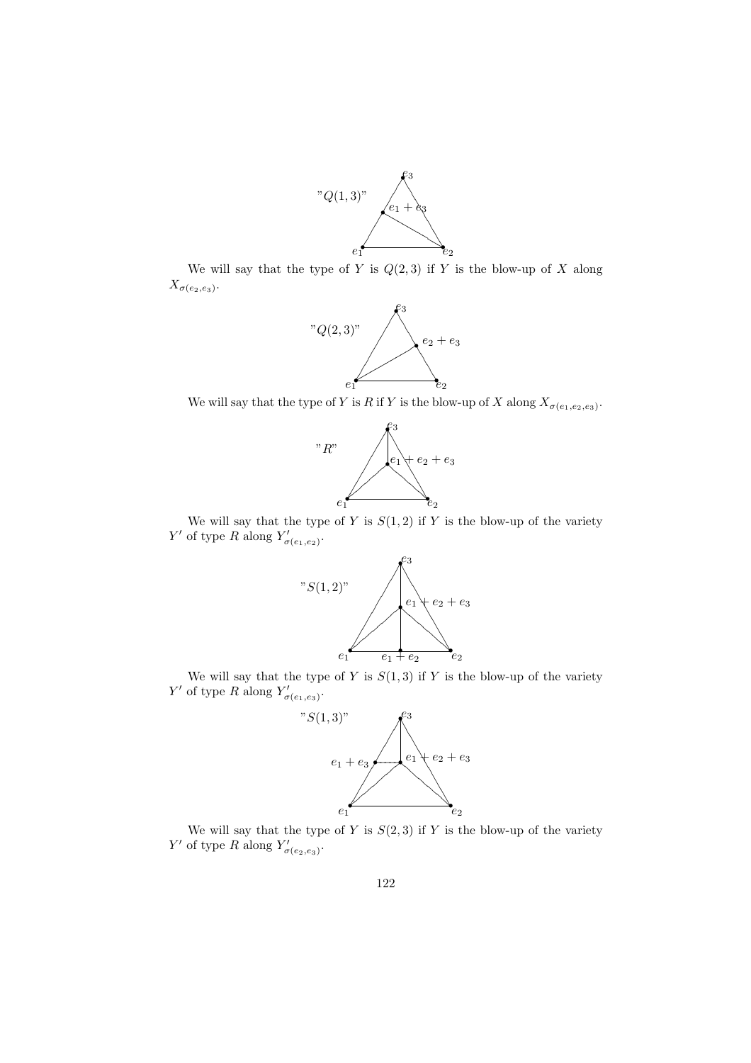"$Q(1,3)$"

We will say that the type of $Y$ is $Q(2,3)$ if $Y$ is the blow-up of $X$ along $X_{\sigma(e_2,e_3)}$.

"$Q(2,3)$"

We will say that the type of $Y$ is $R$ if $Y$ is the blow-up of $X$ along $X_{\sigma(e_1,e_2,e_3)}$.

"$R$"

We will say that the type of $Y$ is $S(1,2)$ if $Y$ is the blow-up of the variety $Y'$ of type $R$ along $Y'_{\sigma(e_1,e_2)}$.

"$S(1,2)$"

We will say that the type of $Y$ is $S(1,3)$ if $Y$ is the blow-up of the variety $Y'$ of type $R$ along $Y'_{\sigma(e_1,e_3)}$.

"$S(1,3)$"

We will say that the type of $Y$ is $S(2,3)$ if $Y$ is the blow-up of the variety $Y'$ of type $R$ along $Y'_{\sigma(e_2,e_3)}$.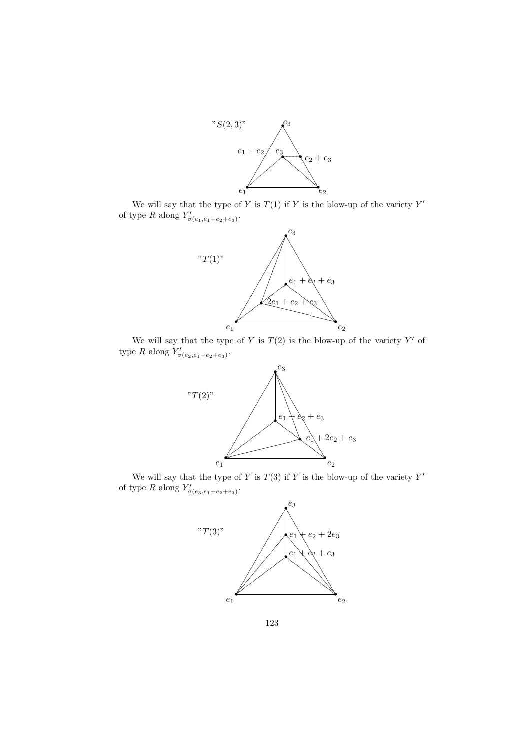"$S(2,3)$"

We will say that the type of $Y$ is $T(1)$ if $Y$ is the blow-up of the variety $Y'$ of type $R$ along $Y'_{\sigma(e_1,e_1+e_2+e_3)}$.

"$T(1)$"

We will say that the type of $Y$ is $T(2)$ is the blow-up of the variety $Y'$ of type $R$ along $Y'_{\sigma(e_2,e_1+e_2+e_3)}$.

"$T(2)$"

We will say that the type of $Y$ is $T(3)$ if $Y$ is the blow-up of the variety $Y'$ of type $R$ along $Y'_{\sigma(e_3,e_1+e_2+e_3)}$.

"$T(3)$"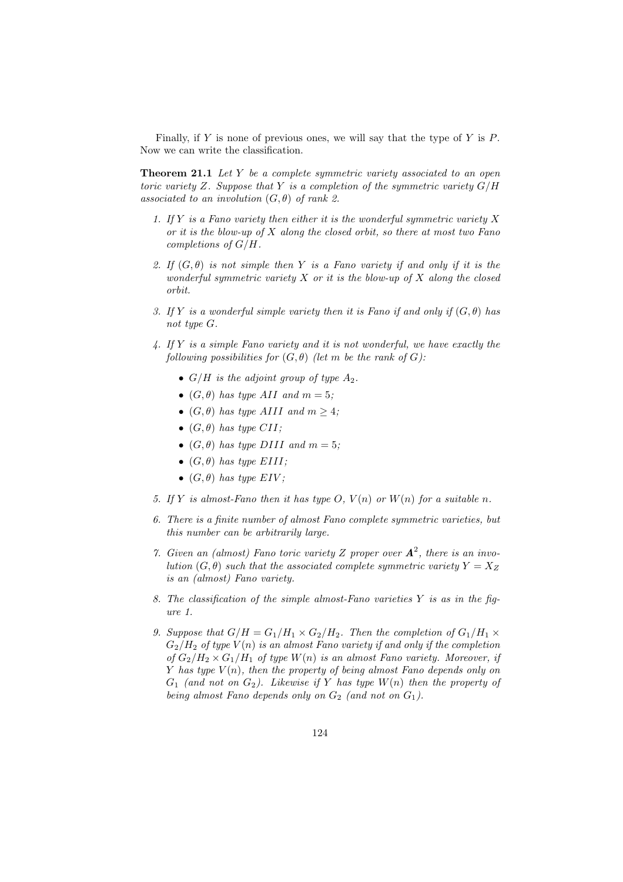Finally, if $Y$ is none of previous ones, we will say that the type of $Y$ is $P$. Now we can write the classification.

**Theorem 21.1** *Let $Y$ be a complete symmetric variety associated to an open toric variety $Z$. Suppose that $Y$ is a completion of the symmetric variety $G/H$ associated to an involution $(G, \theta)$ of rank 2.*

1. *If $Y$ is a Fano variety then either it is the wonderful symmetric variety $X$ or it is the blow-up of $X$ along the closed orbit, so there at most two Fano completions of $G/H$.*
2. *If $(G, \theta)$ is not simple then $Y$ is a Fano variety if and only if it is the wonderful symmetric variety $X$ or it is the blow-up of $X$ along the closed orbit.*
3. *If $Y$ is a wonderful simple variety then it is Fano if and only if $(G, \theta)$ has not type $G$.*
4. *If $Y$ is a simple Fano variety and it is not wonderful, we have exactly the following possibilities for $(G, \theta)$ (let $m$ be the rank of $G$):*
   - *$G/H$ is the adjoint group of type $A_2$.*
   - *$(G, \theta)$ has type $AII$ and $m = 5$;*
   - *$(G, \theta)$ has type $AIII$ and $m \geq 4$;*
   - *$(G, \theta)$ has type $CII$;*
   - *$(G, \theta)$ has type $DIII$ and $m = 5$;*
   - *$(G, \theta)$ has type $EIII$;*
   - *$(G, \theta)$ has type $EIV$;*
5. *If $Y$ is almost-Fano then it has type $O$, $V(n)$ or $W(n)$ for a suitable $n$.*
6. *There is a finite number of almost Fano complete symmetric varieties, but this number can be arbitrarily large.*
7. *Given an (almost) Fano toric variety $Z$ proper over $\boldsymbol{A}^2$, there is an involution $(G, \theta)$ such that the associated complete symmetric variety $Y = X_Z$ is an (almost) Fano variety.*
8. *The classification of the simple almost-Fano varieties $Y$ is as in the figure 1.*
9. *Suppose that $G/H = G_1/H_1 \times G_2/H_2$. Then the completion of $G_1/H_1 \times G_2/H_2$ of type $V(n)$ is an almost Fano variety if and only if the completion of $G_2/H_2 \times G_1/H_1$ of type $W(n)$ is an almost Fano variety. Moreover, if $Y$ has type $V(n)$, then the property of being almost Fano depends only on $G_1$ (and not on $G_2$). Likewise if $Y$ has type $W(n)$ then the property of being almost Fano depends only on $G_2$ (and not on $G_1$).*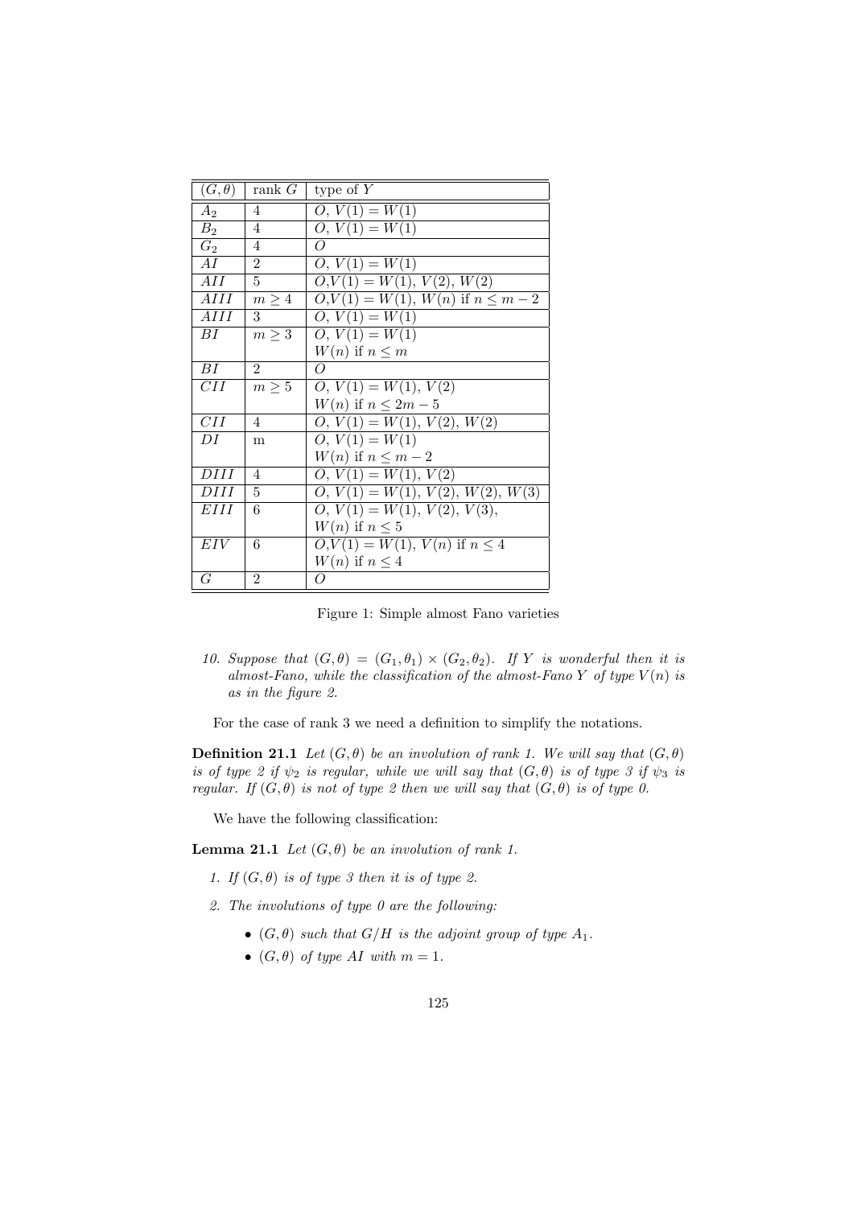| $(G,\theta)$ | rank $G$ | type of $Y$ |
|---|---|---|
| $A_2$ | 4 | $O$, $V(1) = W(1)$ |
| $B_2$ | 4 | $O$, $V(1) = W(1)$ |
| $G_2$ | 4 | $O$ |
| $AI$ | 2 | $O$, $V(1) = W(1)$ |
| $AII$ | 5 | $O$,$V(1) = W(1)$, $V(2)$, $W(2)$ |
| $AIII$ | $m \geq 4$ | $O$,$V(1) = W(1)$, $W(n)$ if $n \leq m-2$ |
| $AIII$ | 3 | $O$, $V(1) = W(1)$ |
| $BI$ | $m \geq 3$ | $O$, $V(1) = W(1)$ <br> $W(n)$ if $n \leq m$ |
| $BI$ | 2 | $O$ |
| $CII$ | $m \geq 5$ | $O$, $V(1) = W(1)$, $V(2)$ <br> $W(n)$ if $n \leq 2m-5$ |
| $CII$ | 4 | $O$, $V(1) = W(1)$, $V(2)$, $W(2)$ |
| $DI$ | m | $O$, $V(1) = W(1)$ <br> $W(n)$ if $n \leq m-2$ |
| $DIII$ | 4 | $O$, $V(1) = W(1)$, $V(2)$ |
| $DIII$ | 5 | $O$, $V(1) = W(1)$, $V(2)$, $W(2)$, $W(3)$ |
| $EIII$ | 6 | $O$, $V(1) = W(1)$, $V(2)$, $V(3)$, <br> $W(n)$ if $n \leq 5$ |
| $EIV$ | 6 | $O$,$V(1) = W(1)$, $V(n)$ if $n \leq 4$ <br> $W(n)$ if $n \leq 4$ |
| $G$ | 2 | $O$ |

Figure 1: Simple almost Fano varieties

10. *Suppose that $(G,\theta) = (G_1,\theta_1) \times (G_2,\theta_2)$. If $Y$ is wonderful then it is almost-Fano, while the classification of the almost-Fano $Y$ of type $V(n)$ is as in the figure 2.*

For the case of rank 3 we need a definition to simplify the notations.

**Definition 21.1** *Let $(G,\theta)$ be an involution of rank 1. We will say that $(G,\theta)$ is of type 2 if $\psi_2$ is regular, while we will say that $(G,\theta)$ is of type 3 if $\psi_3$ is regular. If $(G,\theta)$ is not of type 2 then we will say that $(G,\theta)$ is of type 0.*

We have the following classification:

**Lemma 21.1** *Let $(G,\theta)$ be an involution of rank 1.*

1. *If $(G,\theta)$ is of type 3 then it is of type 2.*
2. *The involutions of type 0 are the following:*
   - *$(G,\theta)$ such that $G/H$ is the adjoint group of type $A_1$.*
   - *$(G,\theta)$ of type $AI$ with $m = 1$.*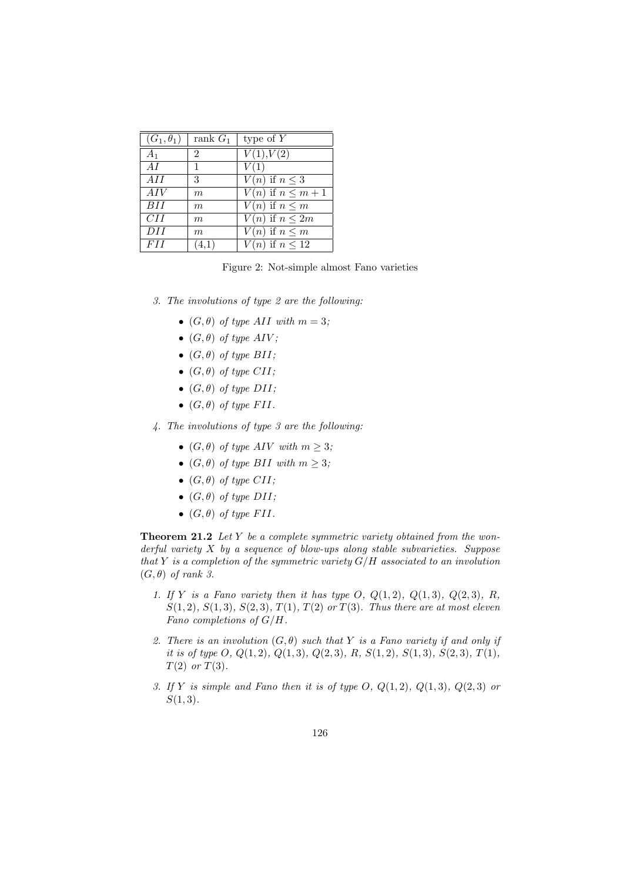| $(G_1, \theta_1)$ | rank $G_1$ | type of $Y$ |
|---|---|---|
| $A_1$ | 2 | $V(1)$,$V(2)$ |
| $AI$ | 1 | $V(1)$ |
| $AII$ | 3 | $V(n)$ if $n \leq 3$ |
| $AIV$ | $m$ | $V(n)$ if $n \leq m+1$ |
| $BII$ | $m$ | $V(n)$ if $n \leq m$ |
| $CII$ | $m$ | $V(n)$ if $n \leq 2m$ |
| $DII$ | $m$ | $V(n)$ if $n \leq m$ |
| $FII$ | (4,1) | $V(n)$ if $n \leq 12$ |

Figure 2: Not-simple almost Fano varieties

3. *The involutions of type 2 are the following:*
   - $(G, \theta)$ *of type* $AII$ *with* $m = 3$;
   - $(G, \theta)$ *of type* $AIV$;
   - $(G, \theta)$ *of type* $BII$;
   - $(G, \theta)$ *of type* $CII$;
   - $(G, \theta)$ *of type* $DII$;
   - $(G, \theta)$ *of type* $FII$.

4. *The involutions of type 3 are the following:*
   - $(G, \theta)$ *of type* $AIV$ *with* $m \geq 3$;
   - $(G, \theta)$ *of type* $BII$ *with* $m \geq 3$;
   - $(G, \theta)$ *of type* $CII$;
   - $(G, \theta)$ *of type* $DII$;
   - $(G, \theta)$ *of type* $FII$.

**Theorem 21.2** *Let* $Y$ *be a complete symmetric variety obtained from the wonderful variety* $X$ *by a sequence of blow-ups along stable subvarieties. Suppose that* $Y$ *is a completion of the symmetric variety* $G/H$ *associated to an involution* $(G, \theta)$ *of rank 3.*

1. *If* $Y$ *is a Fano variety then it has type* $O$, $Q(1,2)$, $Q(1,3)$, $Q(2,3)$, $R$, $S(1,2)$, $S(1,3)$, $S(2,3)$, $T(1)$, $T(2)$ *or* $T(3)$. *Thus there are at most eleven Fano completions of* $G/H$.

2. *There is an involution* $(G, \theta)$ *such that* $Y$ *is a Fano variety if and only if it is of type* $O$, $Q(1,2)$, $Q(1,3)$, $Q(2,3)$, $R$, $S(1,2)$, $S(1,3)$, $S(2,3)$, $T(1)$, $T(2)$ *or* $T(3)$.

3. *If* $Y$ *is simple and Fano then it is of type* $O$, $Q(1,2)$, $Q(1,3)$, $Q(2,3)$ *or* $S(1,3)$.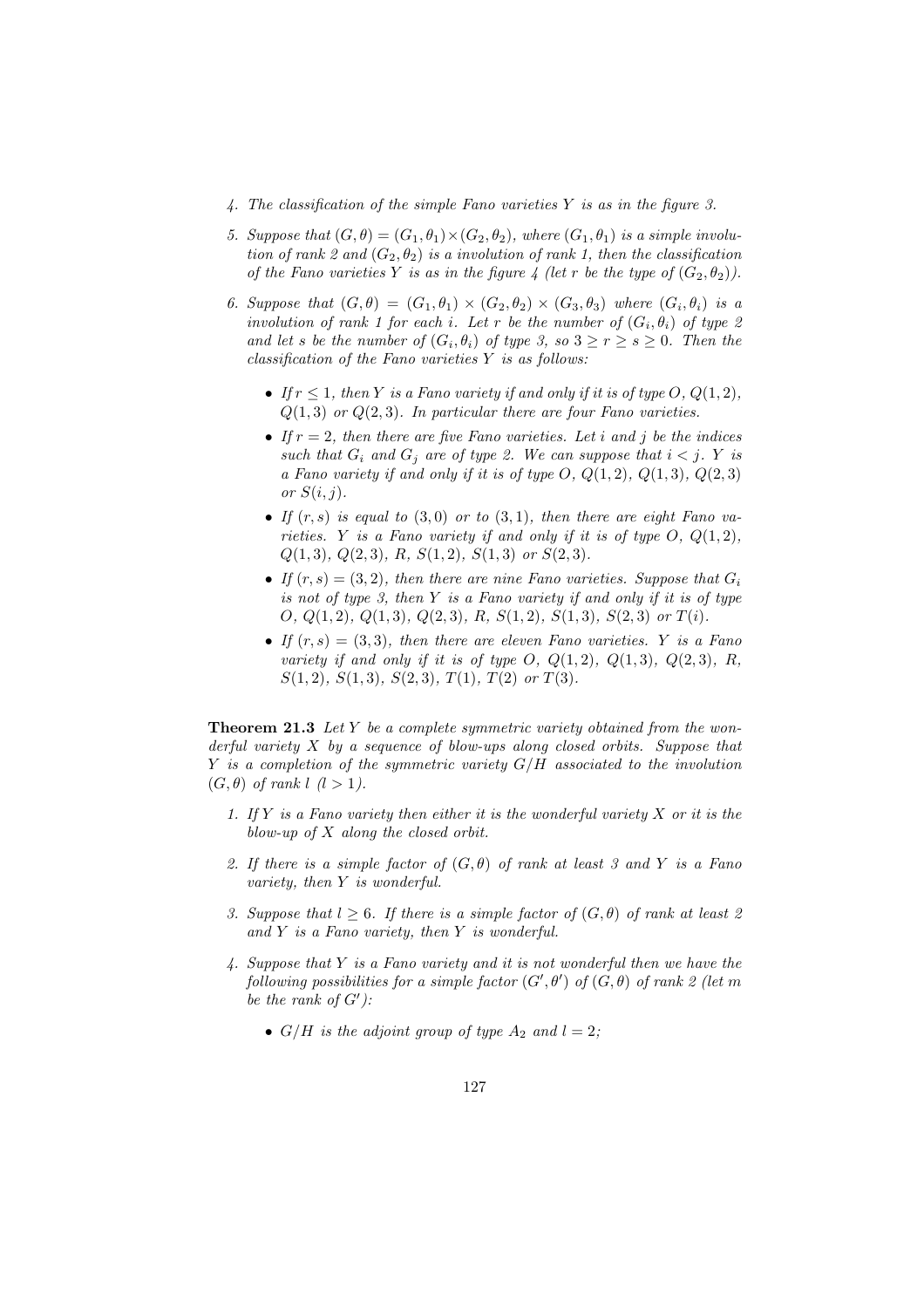4. *The classification of the simple Fano varieties $Y$ is as in the figure 3.*

5. *Suppose that $(G,\theta) = (G_1,\theta_1) \times (G_2,\theta_2)$, where $(G_1,\theta_1)$ is a simple involution of rank 2 and $(G_2,\theta_2)$ is a involution of rank 1, then the classification of the Fano varieties $Y$ is as in the figure 4 (let $r$ be the type of $(G_2,\theta_2)$).*

6. *Suppose that $(G,\theta) = (G_1,\theta_1) \times (G_2,\theta_2) \times (G_3,\theta_3)$ where $(G_i,\theta_i)$ is a involution of rank 1 for each $i$. Let $r$ be the number of $(G_i,\theta_i)$ of type 2 and let $s$ be the number of $(G_i,\theta_i)$ of type 3, so $3 \geq r \geq s \geq 0$. Then the classification of the Fano varieties $Y$ is as follows:*

   - *If $r \leq 1$, then $Y$ is a Fano variety if and only if it is of type $O$, $Q(1,2)$, $Q(1,3)$ or $Q(2,3)$. In particular there are four Fano varieties.*
   - *If $r = 2$, then there are five Fano varieties. Let $i$ and $j$ be the indices such that $G_i$ and $G_j$ are of type 2. We can suppose that $i < j$. $Y$ is a Fano variety if and only if it is of type $O$, $Q(1,2)$, $Q(1,3)$, $Q(2,3)$ or $S(i,j)$.*
   - *If $(r,s)$ is equal to $(3,0)$ or to $(3,1)$, then there are eight Fano varieties. $Y$ is a Fano variety if and only if it is of type $O$, $Q(1,2)$, $Q(1,3)$, $Q(2,3)$, $R$, $S(1,2)$, $S(1,3)$ or $S(2,3)$.*
   - *If $(r,s) = (3,2)$, then there are nine Fano varieties. Suppose that $G_i$ is not of type 3, then $Y$ is a Fano variety if and only if it is of type $O$, $Q(1,2)$, $Q(1,3)$, $Q(2,3)$, $R$, $S(1,2)$, $S(1,3)$, $S(2,3)$ or $T(i)$.*
   - *If $(r,s) = (3,3)$, then there are eleven Fano varieties. $Y$ is a Fano variety if and only if it is of type $O$, $Q(1,2)$, $Q(1,3)$, $Q(2,3)$, $R$, $S(1,2)$, $S(1,3)$, $S(2,3)$, $T(1)$, $T(2)$ or $T(3)$.*

**Theorem 21.3** *Let $Y$ be a complete symmetric variety obtained from the wonderful variety $X$ by a sequence of blow-ups along closed orbits. Suppose that $Y$ is a completion of the symmetric variety $G/H$ associated to the involution $(G,\theta)$ of rank $l$ $(l > 1)$.*

1. *If $Y$ is a Fano variety then either it is the wonderful variety $X$ or it is the blow-up of $X$ along the closed orbit.*

2. *If there is a simple factor of $(G,\theta)$ of rank at least 3 and $Y$ is a Fano variety, then $Y$ is wonderful.*

3. *Suppose that $l \geq 6$. If there is a simple factor of $(G,\theta)$ of rank at least 2 and $Y$ is a Fano variety, then $Y$ is wonderful.*

4. *Suppose that $Y$ is a Fano variety and it is not wonderful then we have the following possibilities for a simple factor $(G',\theta')$ of $(G,\theta)$ of rank 2 (let $m$ be the rank of $G'$):*

   - *$G/H$ is the adjoint group of type $A_2$ and $l = 2$;*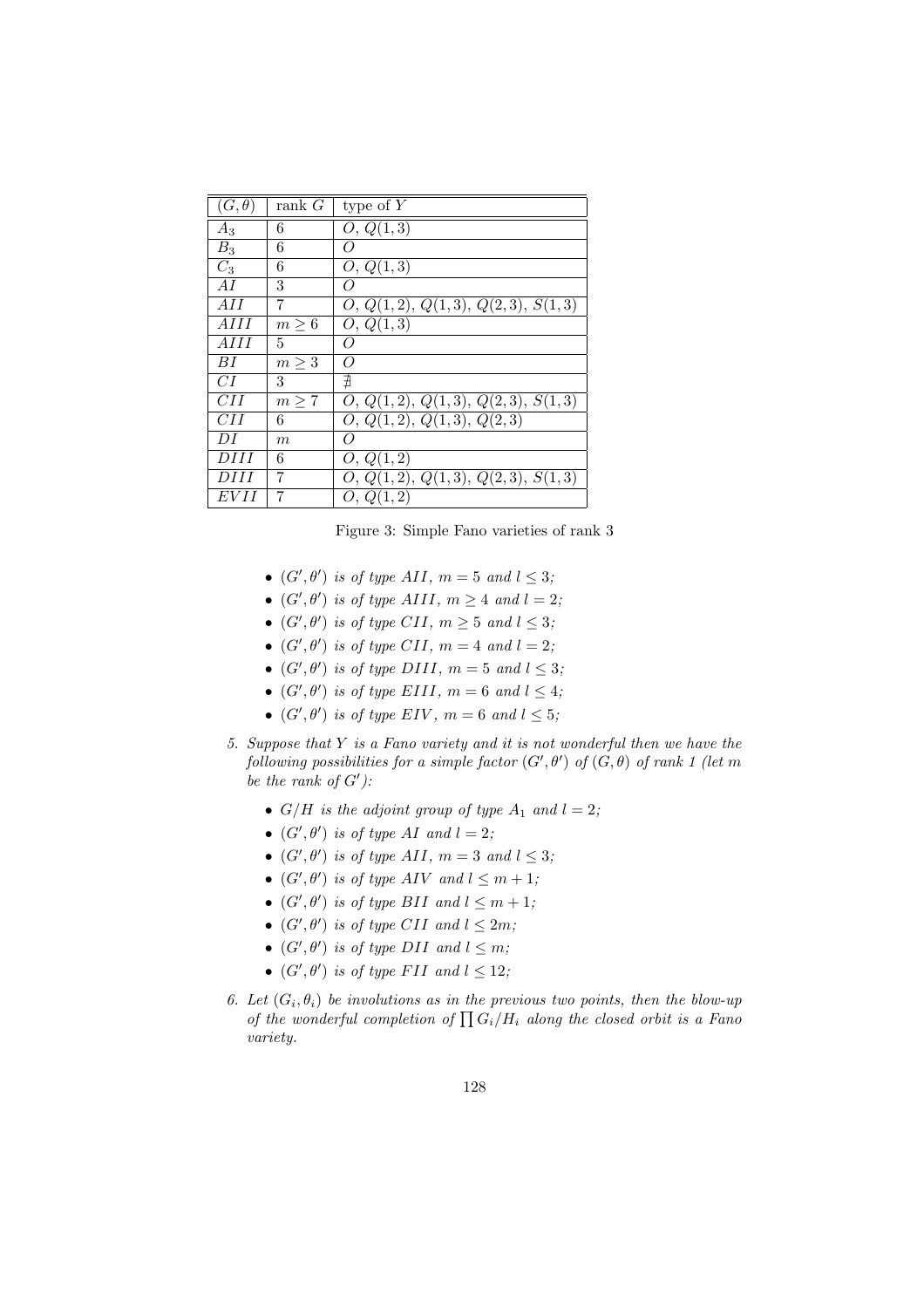| $(G, \theta)$ | rank $G$ | type of $Y$ |
|---|---|---|
| $A_3$ | 6 | $O$, $Q(1,3)$ |
| $B_3$ | 6 | $O$ |
| $C_3$ | 6 | $O$, $Q(1,3)$ |
| $AI$ | 3 | $O$ |
| $AII$ | 7 | $O$, $Q(1,2)$, $Q(1,3)$, $Q(2,3)$, $S(1,3)$ |
| $AIII$ | $m \geq 6$ | $O$, $Q(1,3)$ |
| $AIII$ | 5 | $O$ |
| $BI$ | $m \geq 3$ | $O$ |
| $CI$ | 3 | $\nexists$ |
| $CII$ | $m \geq 7$ | $O$, $Q(1,2)$, $Q(1,3)$, $Q(2,3)$, $S(1,3)$ |
| $CII$ | 6 | $O$, $Q(1,2)$, $Q(1,3)$, $Q(2,3)$ |
| $DI$ | $m$ | $O$ |
| $DIII$ | 6 | $O$, $Q(1,2)$ |
| $DIII$ | 7 | $O$, $Q(1,2)$, $Q(1,3)$, $Q(2,3)$, $S(1,3)$ |
| $EVII$ | 7 | $O$, $Q(1,2)$ |

Figure 3: Simple Fano varieties of rank 3

- *$(G', \theta')$ is of type $AII$, $m = 5$ and $l \leq 3$;*
- *$(G', \theta')$ is of type $AIII$, $m \geq 4$ and $l = 2$;*
- *$(G', \theta')$ is of type $CII$, $m \geq 5$ and $l \leq 3$;*
- *$(G', \theta')$ is of type $CII$, $m = 4$ and $l = 2$;*
- *$(G', \theta')$ is of type $DIII$, $m = 5$ and $l \leq 3$;*
- *$(G', \theta')$ is of type $EIII$, $m = 6$ and $l \leq 4$;*
- *$(G', \theta')$ is of type $EIV$, $m = 6$ and $l \leq 5$;*

5. *Suppose that $Y$ is a Fano variety and it is not wonderful then we have the following possibilities for a simple factor $(G', \theta')$ of $(G, \theta)$ of rank 1 (let $m$ be the rank of $G'$):*
   - *$G/H$ is the adjoint group of type $A_1$ and $l = 2$;*
   - *$(G', \theta')$ is of type $AI$ and $l = 2$;*
   - *$(G', \theta')$ is of type $AII$, $m = 3$ and $l \leq 3$;*
   - *$(G', \theta')$ is of type $AIV$ and $l \leq m + 1$;*
   - *$(G', \theta')$ is of type $BII$ and $l \leq m + 1$;*
   - *$(G', \theta')$ is of type $CII$ and $l \leq 2m$;*
   - *$(G', \theta')$ is of type $DII$ and $l \leq m$;*
   - *$(G', \theta')$ is of type $FII$ and $l \leq 12$;*

6. *Let $(G_i, \theta_i)$ be involutions as in the previous two points, then the blow-up of the wonderful completion of $\prod G_i/H_i$ along the closed orbit is a Fano variety.*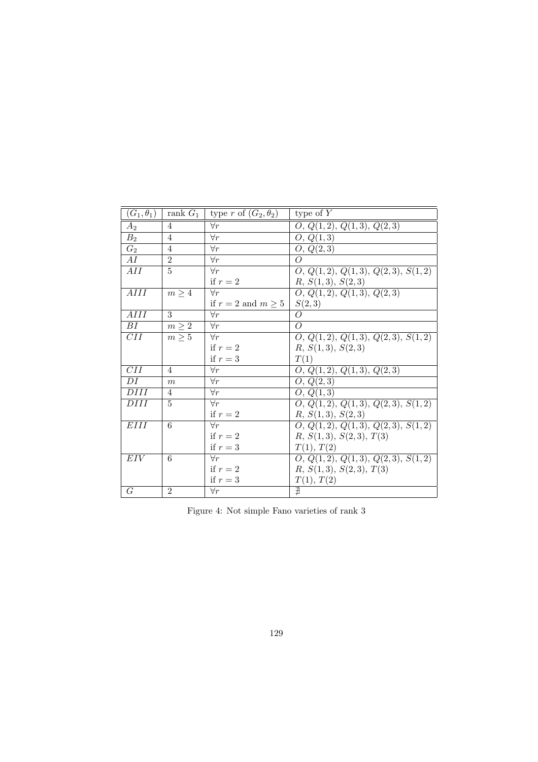| $(G_1, \theta_1)$ | rank $G_1$ | type $r$ of $(G_2, \theta_2)$ | type of $Y$ |
|---|---|---|---|
| $A_2$ | 4 | $\forall r$ | $O$, $Q(1,2)$, $Q(1,3)$, $Q(2,3)$ |
| $B_2$ | 4 | $\forall r$ | $O$, $Q(1,3)$ |
| $G_2$ | 4 | $\forall r$ | $O$, $Q(2,3)$ |
| $AI$ | 2 | $\forall r$ | $O$ |
| $AII$ | 5 | $\forall r$ | $O$, $Q(1,2)$, $Q(1,3)$, $Q(2,3)$, $S(1,2)$ |
| | | if $r = 2$ | $R$, $S(1,3)$, $S(2,3)$ |
| $AIII$ | $m \geq 4$ | $\forall r$ | $O$, $Q(1,2)$, $Q(1,3)$, $Q(2,3)$ |
| | | if $r = 2$ and $m \geq 5$ | $S(2,3)$ |
| $AIII$ | 3 | $\forall r$ | $O$ |
| $BI$ | $m \geq 2$ | $\forall r$ | $O$ |
| $CII$ | $m \geq 5$ | $\forall r$ | $O$, $Q(1,2)$, $Q(1,3)$, $Q(2,3)$, $S(1,2)$ |
| | | if $r = 2$ | $R$, $S(1,3)$, $S(2,3)$ |
| | | if $r = 3$ | $T(1)$ |
| $CII$ | 4 | $\forall r$ | $O$, $Q(1,2)$, $Q(1,3)$, $Q(2,3)$ |
| $DI$ | $m$ | $\forall r$ | $O$, $Q(2,3)$ |
| $DIII$ | 4 | $\forall r$ | $O$, $Q(1,3)$ |
| $DIII$ | 5 | $\forall r$ | $O$, $Q(1,2)$, $Q(1,3)$, $Q(2,3)$, $S(1,2)$ |
| | | if $r = 2$ | $R$, $S(1,3)$, $S(2,3)$ |
| $EIII$ | 6 | $\forall r$ | $O$, $Q(1,2)$, $Q(1,3)$, $Q(2,3)$, $S(1,2)$ |
| | | if $r = 2$ | $R$, $S(1,3)$, $S(2,3)$, $T(3)$ |
| | | if $r = 3$ | $T(1)$, $T(2)$ |
| $EIV$ | 6 | $\forall r$ | $O$, $Q(1,2)$, $Q(1,3)$, $Q(2,3)$, $S(1,2)$ |
| | | if $r = 2$ | $R$, $S(1,3)$, $S(2,3)$, $T(3)$ |
| | | if $r = 3$ | $T(1)$, $T(2)$ |
| $G$ | 2 | $\forall r$ | $\nexists$ |

Figure 4: Not simple Fano varieties of rank 3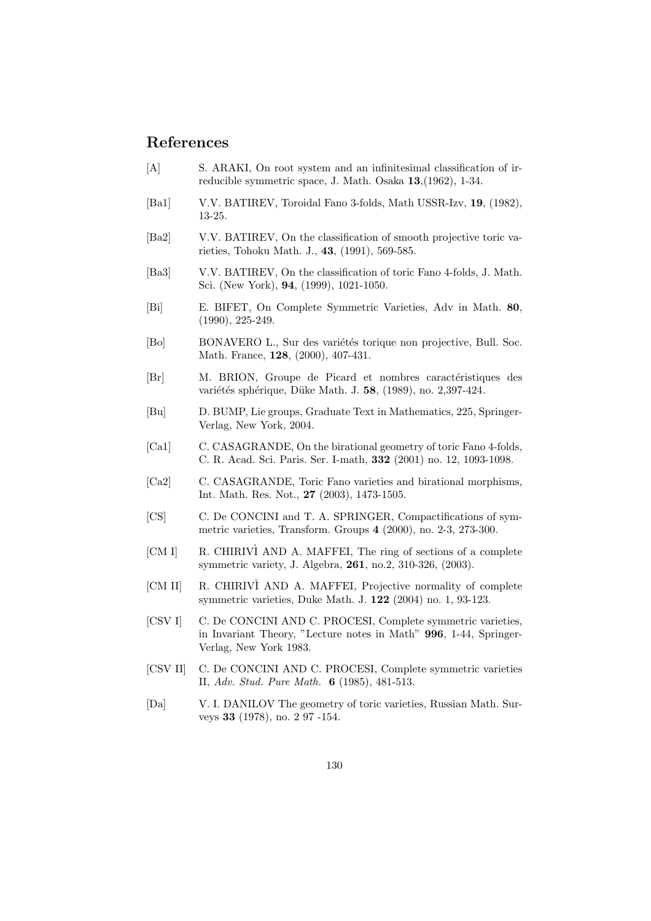## References

[A] S. ARAKI, On root system and an infinitesimal classification of irreducible symmetric space, J. Math. Osaka **13**,(1962), 1-34.

[Ba1] V.V. BATIREV, Toroidal Fano 3-folds, Math USSR-Izv, **19**, (1982), 13-25.

[Ba2] V.V. BATIREV, On the classification of smooth projective toric varieties, Tohoku Math. J., **43**, (1991), 569-585.

[Ba3] V.V. BATIREV, On the classification of toric Fano 4-folds, J. Math. Sci. (New York), **94**, (1999), 1021-1050.

[Bi] E. BIFET, On Complete Symmetric Varieties, Adv in Math. **80**, (1990), 225-249.

[Bo] BONAVERO L., Sur des variétés torique non projective, Bull. Soc. Math. France, **128**, (2000), 407-431.

[Br] M. BRION, Groupe de Picard et nombres caractéristiques des variétés sphérique, Düke Math. J. **58**, (1989), no. 2,397-424.

[Bu] D. BUMP, Lie groups, Graduate Text in Mathematics, 225, Springer-Verlag, New York, 2004.

[Ca1] C. CASAGRANDE, On the birational geometry of toric Fano 4-folds, C. R. Acad. Sci. Paris. Ser. I-math, **332** (2001) no. 12, 1093-1098.

[Ca2] C. CASAGRANDE, Toric Fano varieties and birational morphisms, Int. Math. Res. Not., **27** (2003), 1473-1505.

[CS] C. De CONCINI and T. A. SPRINGER, Compactifications of symmetric varieties, Transform. Groups **4** (2000), no. 2-3, 273-300.

[CM I] R. CHIRIVÌ AND A. MAFFEI, The ring of sections of a complete symmetric variety, J. Algebra, **261**, no.2, 310-326, (2003).

[CM II] R. CHIRIVÌ AND A. MAFFEI, Projective normality of complete symmetric varieties, Duke Math. J. **122** (2004) no. 1, 93-123.

[CSV I] C. De CONCINI AND C. PROCESI, Complete symmetric varieties, in Invariant Theory, "Lecture notes in Math" **996**, 1-44, Springer-Verlag, New York 1983.

[CSV II] C. De CONCINI AND C. PROCESI, Complete symmetric varieties II, *Adv. Stud. Pure Math.* **6** (1985), 481-513.

[Da] V. I. DANILOV The geometry of toric varieties, Russian Math. Surveys **33** (1978), no. 2 97 -154.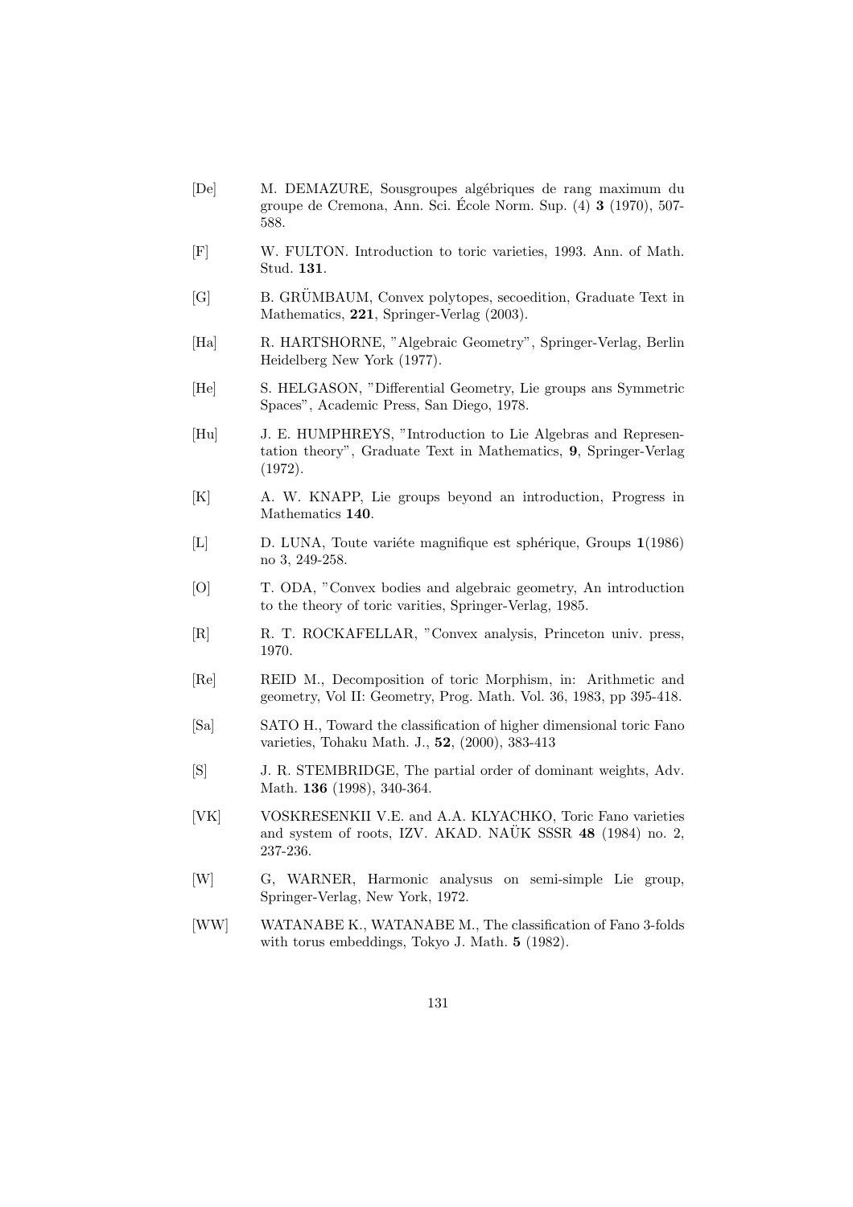[De] M. DEMAZURE, Sousgroupes algébriques de rang maximum du groupe de Cremona, Ann. Sci. École Norm. Sup. (4) **3** (1970), 507-588.

[F] W. FULTON. Introduction to toric varieties, 1993. Ann. of Math. Stud. **131**.

[G] B. GRÜMBAUM, Convex polytopes, secoedition, Graduate Text in Mathematics, **221**, Springer-Verlag (2003).

[Ha] R. HARTSHORNE, "Algebraic Geometry", Springer-Verlag, Berlin Heidelberg New York (1977).

[He] S. HELGASON, "Differential Geometry, Lie groups ans Symmetric Spaces", Academic Press, San Diego, 1978.

[Hu] J. E. HUMPHREYS, "Introduction to Lie Algebras and Representation theory", Graduate Text in Mathematics, **9**, Springer-Verlag (1972).

[K] A. W. KNAPP, Lie groups beyond an introduction, Progress in Mathematics **140**.

[L] D. LUNA, Toute variéte magnifique est sphérique, Groups **1**(1986) no 3, 249-258.

[O] T. ODA, "Convex bodies and algebraic geometry, An introduction to the theory of toric varities, Springer-Verlag, 1985.

[R] R. T. ROCKAFELLAR, "Convex analysis, Princeton univ. press, 1970.

[Re] REID M., Decomposition of toric Morphism, in: Arithmetic and geometry, Vol II: Geometry, Prog. Math. Vol. 36, 1983, pp 395-418.

[Sa] SATO H., Toward the classification of higher dimensional toric Fano varieties, Tohaku Math. J., **52**, (2000), 383-413

[S] J. R. STEMBRIDGE, The partial order of dominant weights, Adv. Math. **136** (1998), 340-364.

[VK] VOSKRESENKII V.E. and A.A. KLYACHKO, Toric Fano varieties and system of roots, IZV. AKAD. NAÜK SSSR **48** (1984) no. 2, 237-236.

[W] G, WARNER, Harmonic analysus on semi-simple Lie group, Springer-Verlag, New York, 1972.

[WW] WATANABE K., WATANABE M., The classification of Fano 3-folds with torus embeddings, Tokyo J. Math. **5** (1982).